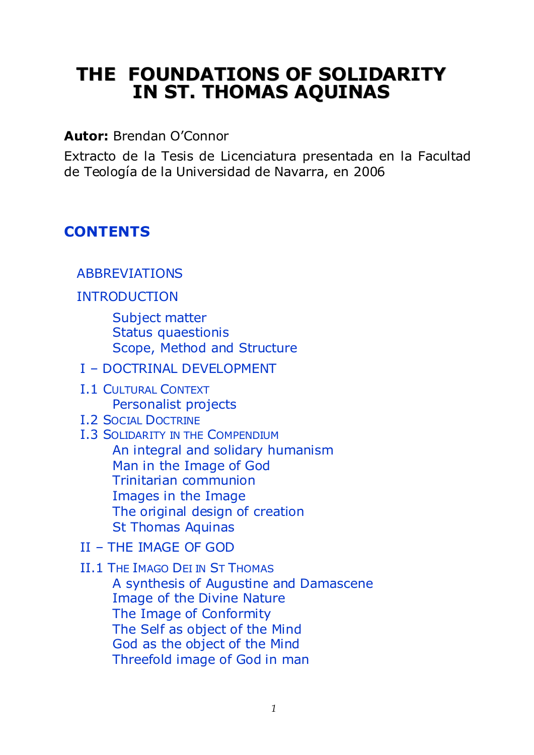# THE FOUNDATIONS OF SOLIDARITY IN ST. THOMAS AQUINAS

**Autor:** Brendan O'Connor

Extracto de la Tesis de Licenciatura presentada en la Facultad de Teología de la Universidad de Navarra, en 2006

## CONTENTS

- ABBREVIATIONS
- INTRODUCTION
  - Subject matter
  - Status quaestionis
  - Scope, Method and Structure
- I – DOCTRINAL DEVELOPMENT
- I.1 Cultural Context
  - Personalist projects
- I.2 Social Doctrine
- I.3 Solidarity in the Compendium
  - An integral and solidary humanism
  - Man in the Image of God
  - Trinitarian communion
  - Images in the Image
  - The original design of creation
  - St Thomas Aquinas
- II – THE IMAGE OF GOD
- II.1 The Imago Dei in St Thomas
  - A synthesis of Augustine and Damascene
  - Image of the Divine Nature
  - The Image of Conformity
  - The Self as object of the Mind
  - God as the object of the Mind
  - Threefold image of God in man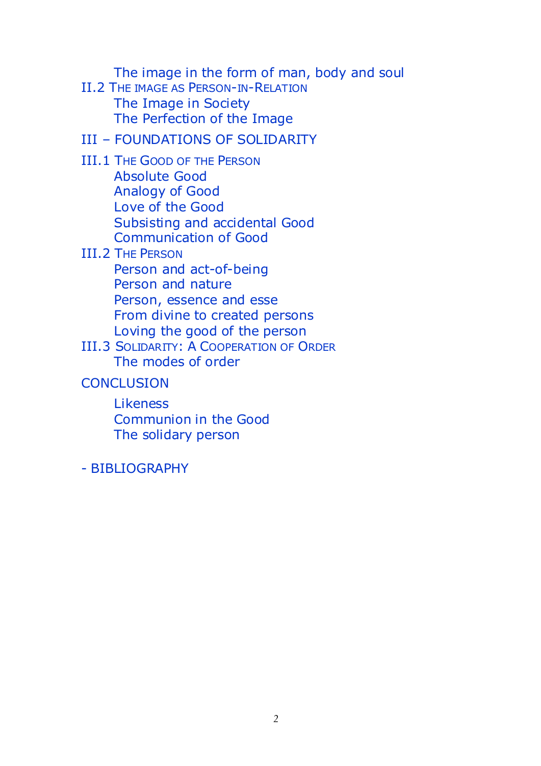The image in the form of man, body and soul

II.2 THE IMAGE AS PERSON-IN-RELATION

The Image in Society

The Perfection of the Image

III – FOUNDATIONS OF SOLIDARITY

III.1 THE GOOD OF THE PERSON

Absolute Good

Analogy of Good

Love of the Good

Subsisting and accidental Good

Communication of Good

III.2 THE PERSON

Person and act-of-being

Person and nature

Person, essence and esse

From divine to created persons

Loving the good of the person

III.3 SOLIDARITY: A COOPERATION OF ORDER

The modes of order

CONCLUSION

Likeness

Communion in the Good

The solidary person

- BIBLIOGRAPHY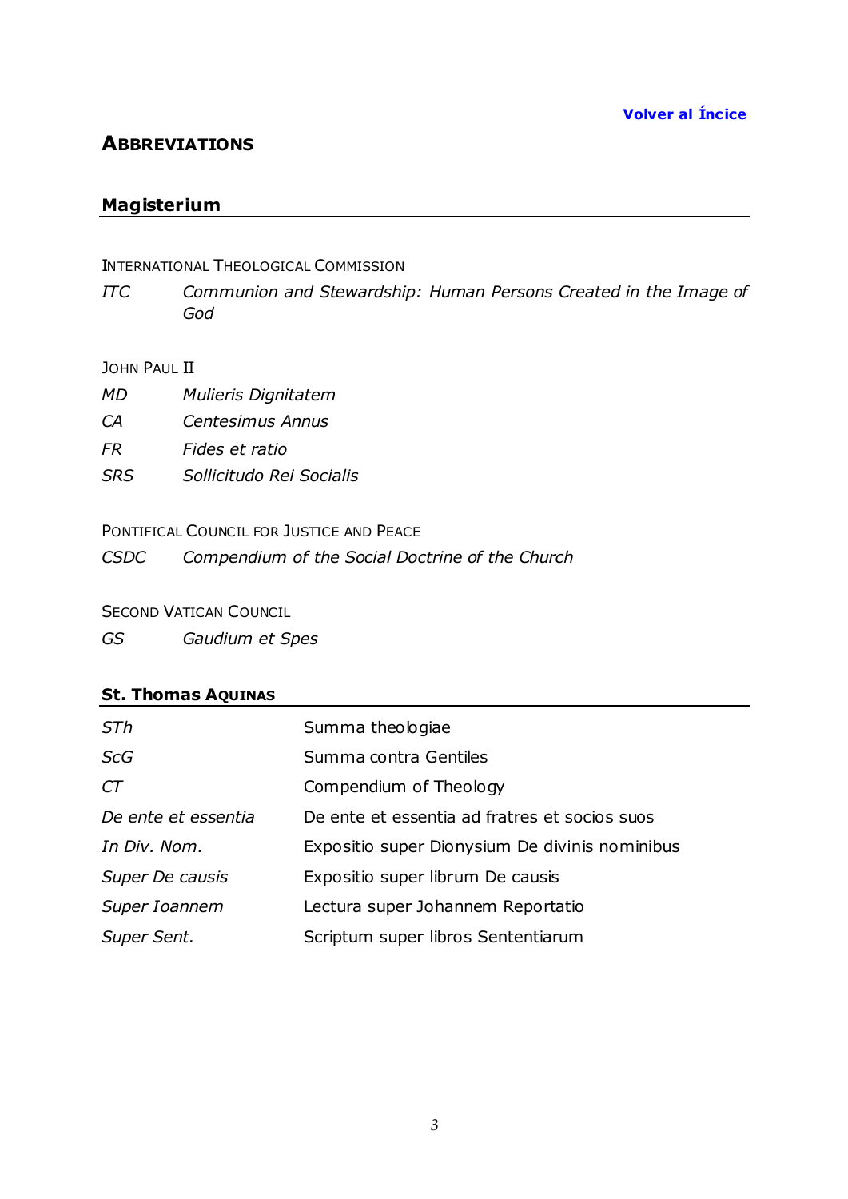[Volver al Íncice]

# ABBREVIATIONS

## Magisterium

INTERNATIONAL THEOLOGICAL COMMISSION

| | |
|---|---|
| *ITC* | *Communion and Stewardship: Human Persons Created in the Image of God* |

JOHN PAUL II

| | |
|---|---|
| *MD* | *Mulieris Dignitatem* |
| *CA* | *Centesimus Annus* |
| *FR* | *Fides et ratio* |
| *SRS* | *Sollicitudo Rei Socialis* |

PONTIFICAL COUNCIL FOR JUSTICE AND PEACE

| | |
|---|---|
| *CSDC* | *Compendium of the Social Doctrine of the Church* |

SECOND VATICAN COUNCIL

| | |
|---|---|
| *GS* | *Gaudium et Spes* |

## St. Thomas AQUINAS

| | |
|---|---|
| *STh* | Summa theologiae |
| *ScG* | Summa contra Gentiles |
| *CT* | Compendium of Theology |
| *De ente et essentia* | De ente et essentia ad fratres et socios suos |
| *In Div. Nom.* | Expositio super Dionysium De divinis nominibus |
| *Super De causis* | Expositio super librum De causis |
| *Super Ioannem* | Lectura super Johannem Reportatio |
| *Super Sent.* | Scriptum super libros Sententiarum |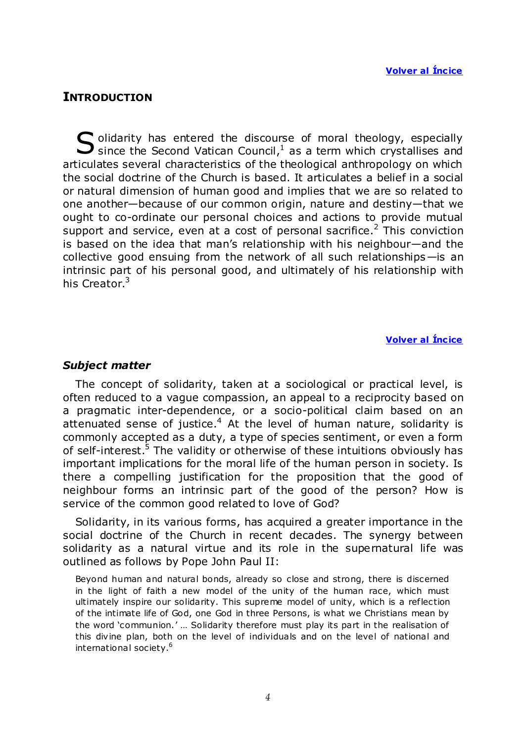[Volver al Íncice](#)

## INTRODUCTION

Solidarity has entered the discourse of moral theology, especially since the Second Vatican Council,[1] as a term which crystallises and articulates several characteristics of the theological anthropology on which the social doctrine of the Church is based. It articulates a belief in a social or natural dimension of human good and implies that we are so related to one another—because of our common origin, nature and destiny—that we ought to co-ordinate our personal choices and actions to provide mutual support and service, even at a cost of personal sacrifice.[2] This conviction is based on the idea that man's relationship with his neighbour—and the collective good ensuing from the network of all such relationships—is an intrinsic part of his personal good, and ultimately of his relationship with his Creator.[3]

[Volver al Íncice](#)

### *Subject matter*

The concept of solidarity, taken at a sociological or practical level, is often reduced to a vague compassion, an appeal to a reciprocity based on a pragmatic inter-dependence, or a socio-political claim based on an attenuated sense of justice.[4] At the level of human nature, solidarity is commonly accepted as a duty, a type of species sentiment, or even a form of self-interest.[5] The validity or otherwise of these intuitions obviously has important implications for the moral life of the human person in society. Is there a compelling justification for the proposition that the good of neighbour forms an intrinsic part of the good of the person? How is service of the common good related to love of God?

Solidarity, in its various forms, has acquired a greater importance in the social doctrine of the Church in recent decades. The synergy between solidarity as a natural virtue and its role in the supernatural life was outlined as follows by Pope John Paul II:

> Beyond human and natural bonds, already so close and strong, there is discerned in the light of faith a new model of the unity of the human race, which must ultimately inspire our solidarity. This supreme model of unity, which is a reflection of the intimate life of God, one God in three Persons, is what we Christians mean by the word 'communion.' … Solidarity therefore must play its part in the realisation of this divine plan, both on the level of individuals and on the level of national and international society.[6]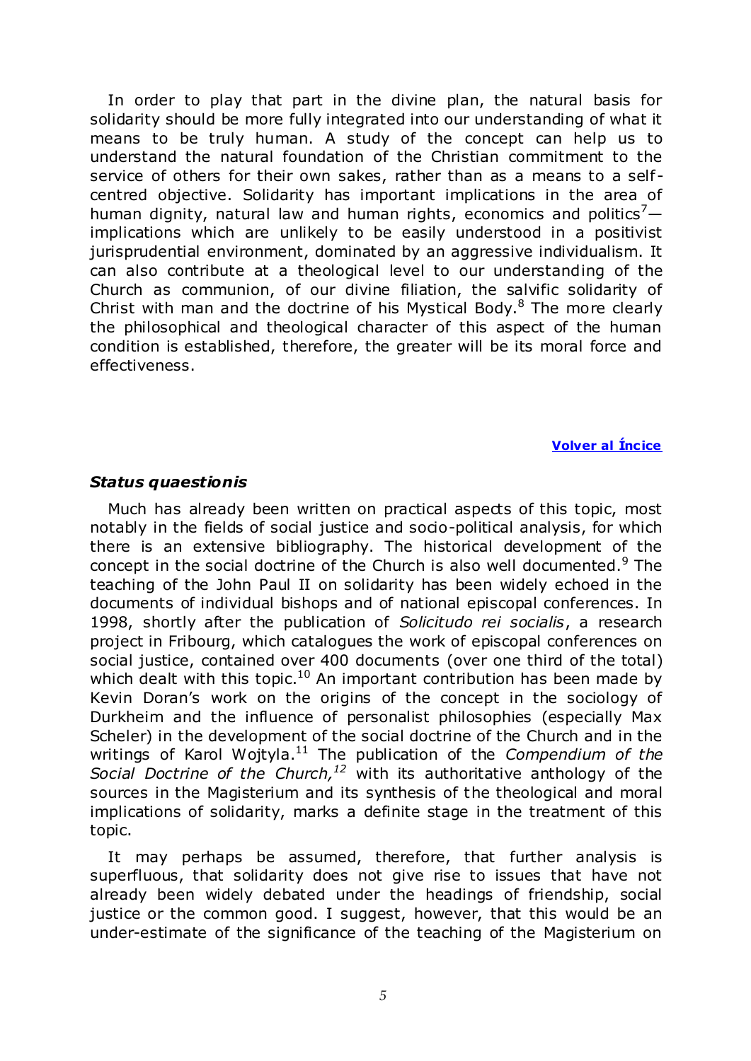In order to play that part in the divine plan, the natural basis for solidarity should be more fully integrated into our understanding of what it means to be truly human. A study of the concept can help us to understand the natural foundation of the Christian commitment to the service of others for their own sakes, rather than as a means to a self-centred objective. Solidarity has important implications in the area of human dignity, natural law and human rights, economics and politics[7]—implications which are unlikely to be easily understood in a positivist jurisprudential environment, dominated by an aggressive individualism. It can also contribute at a theological level to our understanding of the Church as communion, of our divine filiation, the salvific solidarity of Christ with man and the doctrine of his Mystical Body.[8] The more clearly the philosophical and theological character of this aspect of the human condition is established, therefore, the greater will be its moral force and effectiveness.

**Volver al Íncice**

### *Status quaestionis*

Much has already been written on practical aspects of this topic, most notably in the fields of social justice and socio-political analysis, for which there is an extensive bibliography. The historical development of the concept in the social doctrine of the Church is also well documented.[9] The teaching of the John Paul II on solidarity has been widely echoed in the documents of individual bishops and of national episcopal conferences. In 1998, shortly after the publication of *Solicitudo rei socialis*, a research project in Fribourg, which catalogues the work of episcopal conferences on social justice, contained over 400 documents (over one third of the total) which dealt with this topic.[10] An important contribution has been made by Kevin Doran's work on the origins of the concept in the sociology of Durkheim and the influence of personalist philosophies (especially Max Scheler) in the development of the social doctrine of the Church and in the writings of Karol Wojtyla.[11] The publication of the *Compendium of the Social Doctrine of the Church,*[12] with its authoritative anthology of the sources in the Magisterium and its synthesis of the theological and moral implications of solidarity, marks a definite stage in the treatment of this topic.

It may perhaps be assumed, therefore, that further analysis is superfluous, that solidarity does not give rise to issues that have not already been widely debated under the headings of friendship, social justice or the common good. I suggest, however, that this would be an under-estimate of the significance of the teaching of the Magisterium on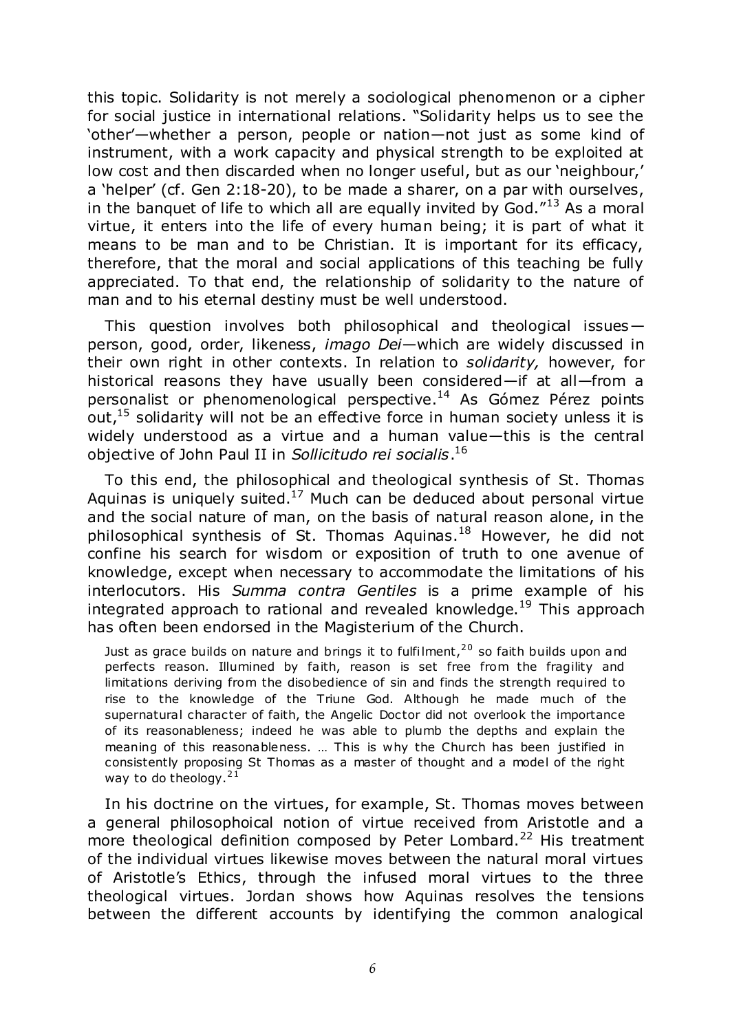this topic. Solidarity is not merely a sociological phenomenon or a cipher for social justice in international relations. "Solidarity helps us to see the 'other'—whether a person, people or nation—not just as some kind of instrument, with a work capacity and physical strength to be exploited at low cost and then discarded when no longer useful, but as our 'neighbour,' a 'helper' (cf. Gen 2:18-20), to be made a sharer, on a par with ourselves, in the banquet of life to which all are equally invited by God."[13] As a moral virtue, it enters into the life of every human being; it is part of what it means to be man and to be Christian. It is important for its efficacy, therefore, that the moral and social applications of this teaching be fully appreciated. To that end, the relationship of solidarity to the nature of man and to his eternal destiny must be well understood.

This question involves both philosophical and theological issues—person, good, order, likeness, *imago Dei*—which are widely discussed in their own right in other contexts. In relation to *solidarity,* however, for historical reasons they have usually been considered—if at all—from a personalist or phenomenological perspective.[14] As Gómez Pérez points out,[15] solidarity will not be an effective force in human society unless it is widely understood as a virtue and a human value—this is the central objective of John Paul II in *Sollicitudo rei socialis*.[16]

To this end, the philosophical and theological synthesis of St. Thomas Aquinas is uniquely suited.[17] Much can be deduced about personal virtue and the social nature of man, on the basis of natural reason alone, in the philosophical synthesis of St. Thomas Aquinas.[18] However, he did not confine his search for wisdom or exposition of truth to one avenue of knowledge, except when necessary to accommodate the limitations of his interlocutors. His *Summa contra Gentiles* is a prime example of his integrated approach to rational and revealed knowledge.[19] This approach has often been endorsed in the Magisterium of the Church.

> Just as grace builds on nature and brings it to fulfilment,[20] so faith builds upon and perfects reason. Illumined by faith, reason is set free from the fragility and limitations deriving from the disobedience of sin and finds the strength required to rise to the knowledge of the Triune God. Although he made much of the supernatural character of faith, the Angelic Doctor did not overlook the importance of its reasonableness; indeed he was able to plumb the depths and explain the meaning of this reasonableness. … This is why the Church has been justified in consistently proposing St Thomas as a master of thought and a model of the right way to do theology.[21]

In his doctrine on the virtues, for example, St. Thomas moves between a general philosophoical notion of virtue received from Aristotle and a more theological definition composed by Peter Lombard.[22] His treatment of the individual virtues likewise moves between the natural moral virtues of Aristotle's Ethics, through the infused moral virtues to the three theological virtues. Jordan shows how Aquinas resolves the tensions between the different accounts by identifying the common analogical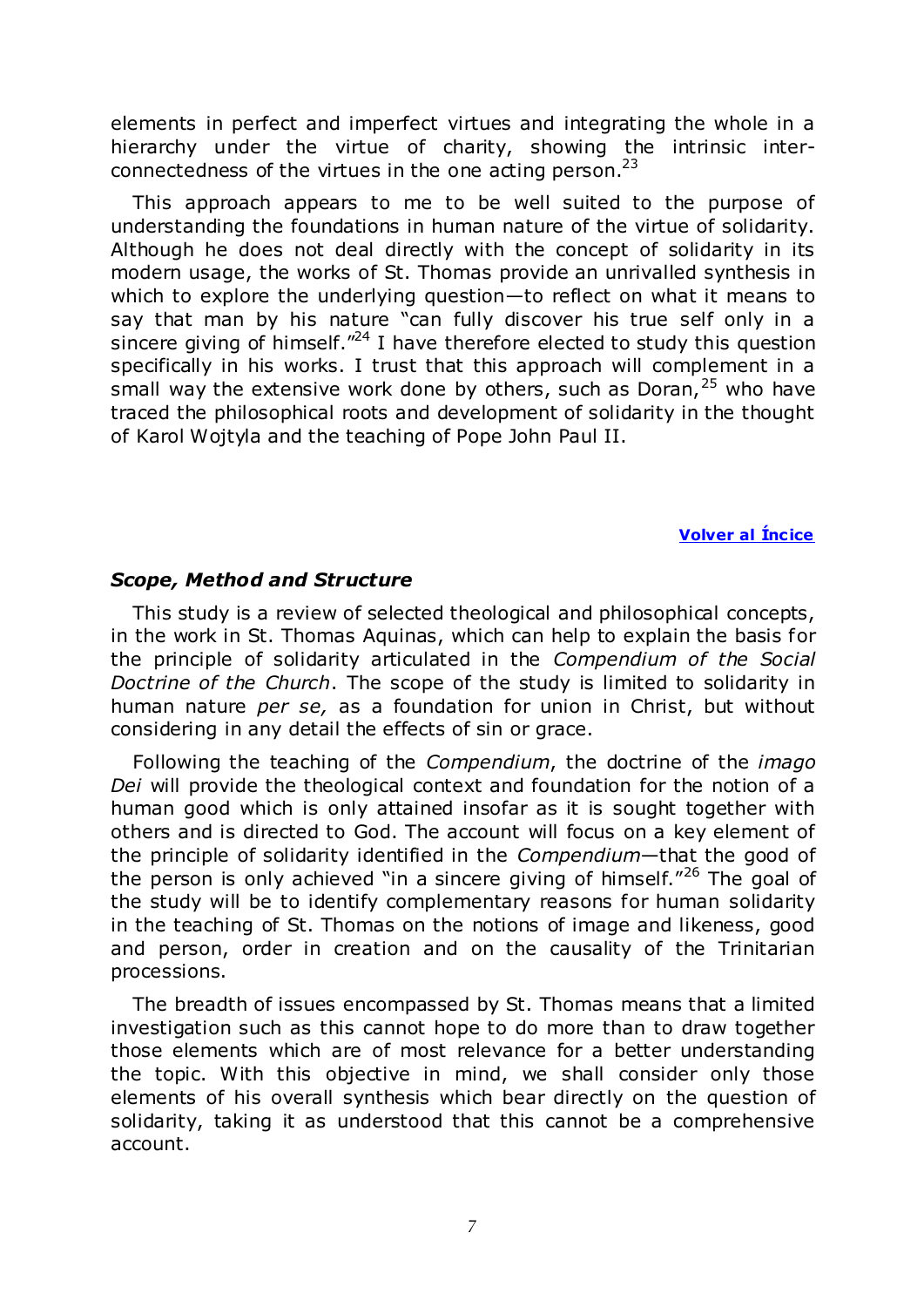elements in perfect and imperfect virtues and integrating the whole in a hierarchy under the virtue of charity, showing the intrinsic inter-connectedness of the virtues in the one acting person.[23]

This approach appears to me to be well suited to the purpose of understanding the foundations in human nature of the virtue of solidarity. Although he does not deal directly with the concept of solidarity in its modern usage, the works of St. Thomas provide an unrivalled synthesis in which to explore the underlying question—to reflect on what it means to say that man by his nature "can fully discover his true self only in a sincere giving of himself."[24] I have therefore elected to study this question specifically in his works. I trust that this approach will complement in a small way the extensive work done by others, such as Doran,[25] who have traced the philosophical roots and development of solidarity in the thought of Karol Wojtyla and the teaching of Pope John Paul II.

**Volver al Íncice**

### *Scope, Method and Structure*

This study is a review of selected theological and philosophical concepts, in the work in St. Thomas Aquinas, which can help to explain the basis for the principle of solidarity articulated in the *Compendium of the Social Doctrine of the Church*. The scope of the study is limited to solidarity in human nature *per se,* as a foundation for union in Christ, but without considering in any detail the effects of sin or grace.

Following the teaching of the *Compendium*, the doctrine of the *imago Dei* will provide the theological context and foundation for the notion of a human good which is only attained insofar as it is sought together with others and is directed to God. The account will focus on a key element of the principle of solidarity identified in the *Compendium*—that the good of the person is only achieved "in a sincere giving of himself."[26] The goal of the study will be to identify complementary reasons for human solidarity in the teaching of St. Thomas on the notions of image and likeness, good and person, order in creation and on the causality of the Trinitarian processions.

The breadth of issues encompassed by St. Thomas means that a limited investigation such as this cannot hope to do more than to draw together those elements which are of most relevance for a better understanding the topic. With this objective in mind, we shall consider only those elements of his overall synthesis which bear directly on the question of solidarity, taking it as understood that this cannot be a comprehensive account.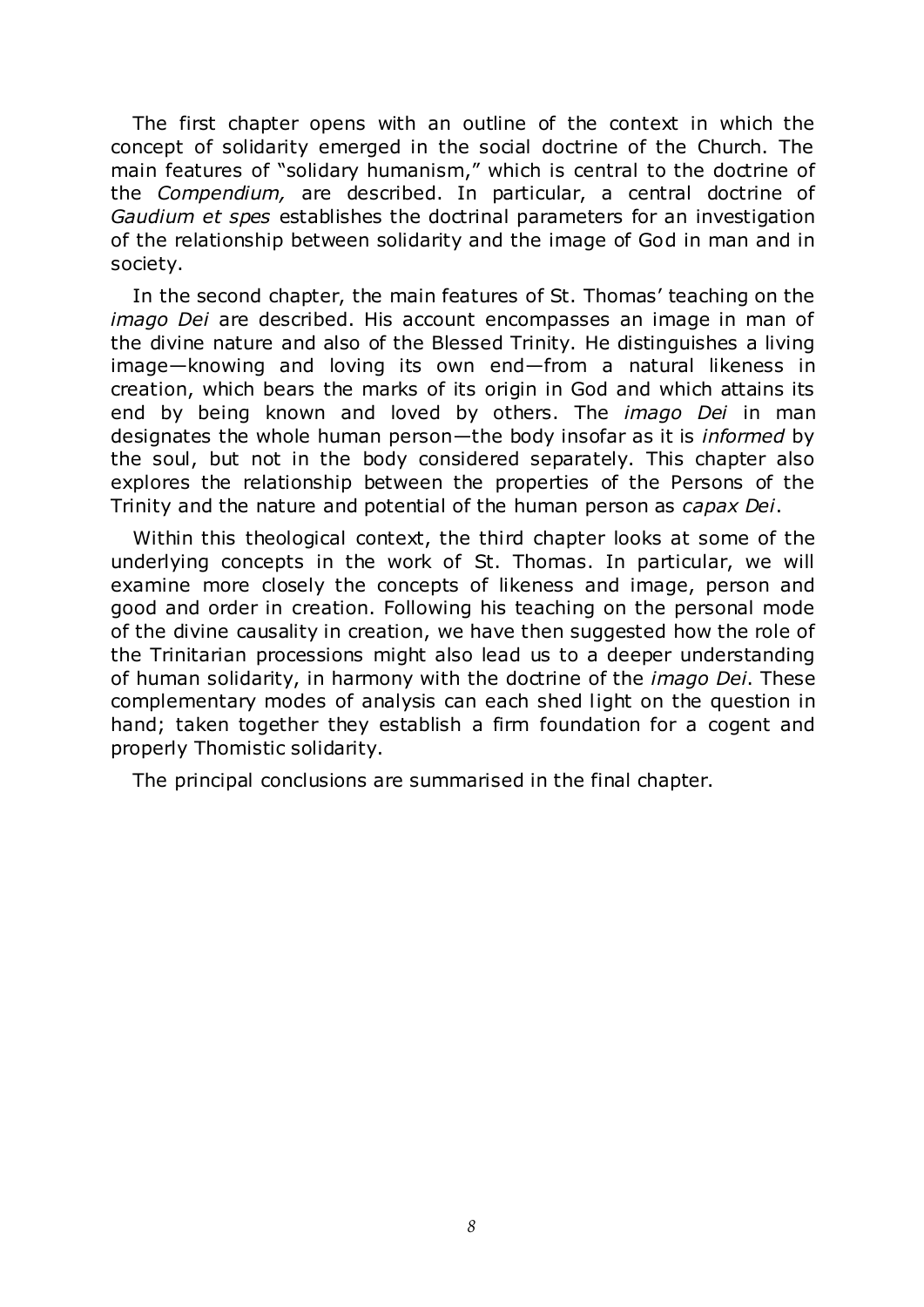The first chapter opens with an outline of the context in which the concept of solidarity emerged in the social doctrine of the Church. The main features of "solidary humanism," which is central to the doctrine of the *Compendium,* are described. In particular, a central doctrine of *Gaudium et spes* establishes the doctrinal parameters for an investigation of the relationship between solidarity and the image of God in man and in society.

In the second chapter, the main features of St. Thomas' teaching on the *imago Dei* are described. His account encompasses an image in man of the divine nature and also of the Blessed Trinity. He distinguishes a living image—knowing and loving its own end—from a natural likeness in creation, which bears the marks of its origin in God and which attains its end by being known and loved by others. The *imago Dei* in man designates the whole human person—the body insofar as it is *informed* by the soul, but not in the body considered separately. This chapter also explores the relationship between the properties of the Persons of the Trinity and the nature and potential of the human person as *capax Dei*.

Within this theological context, the third chapter looks at some of the underlying concepts in the work of St. Thomas. In particular, we will examine more closely the concepts of likeness and image, person and good and order in creation. Following his teaching on the personal mode of the divine causality in creation, we have then suggested how the role of the Trinitarian processions might also lead us to a deeper understanding of human solidarity, in harmony with the doctrine of the *imago Dei*. These complementary modes of analysis can each shed light on the question in hand; taken together they establish a firm foundation for a cogent and properly Thomistic solidarity.

The principal conclusions are summarised in the final chapter.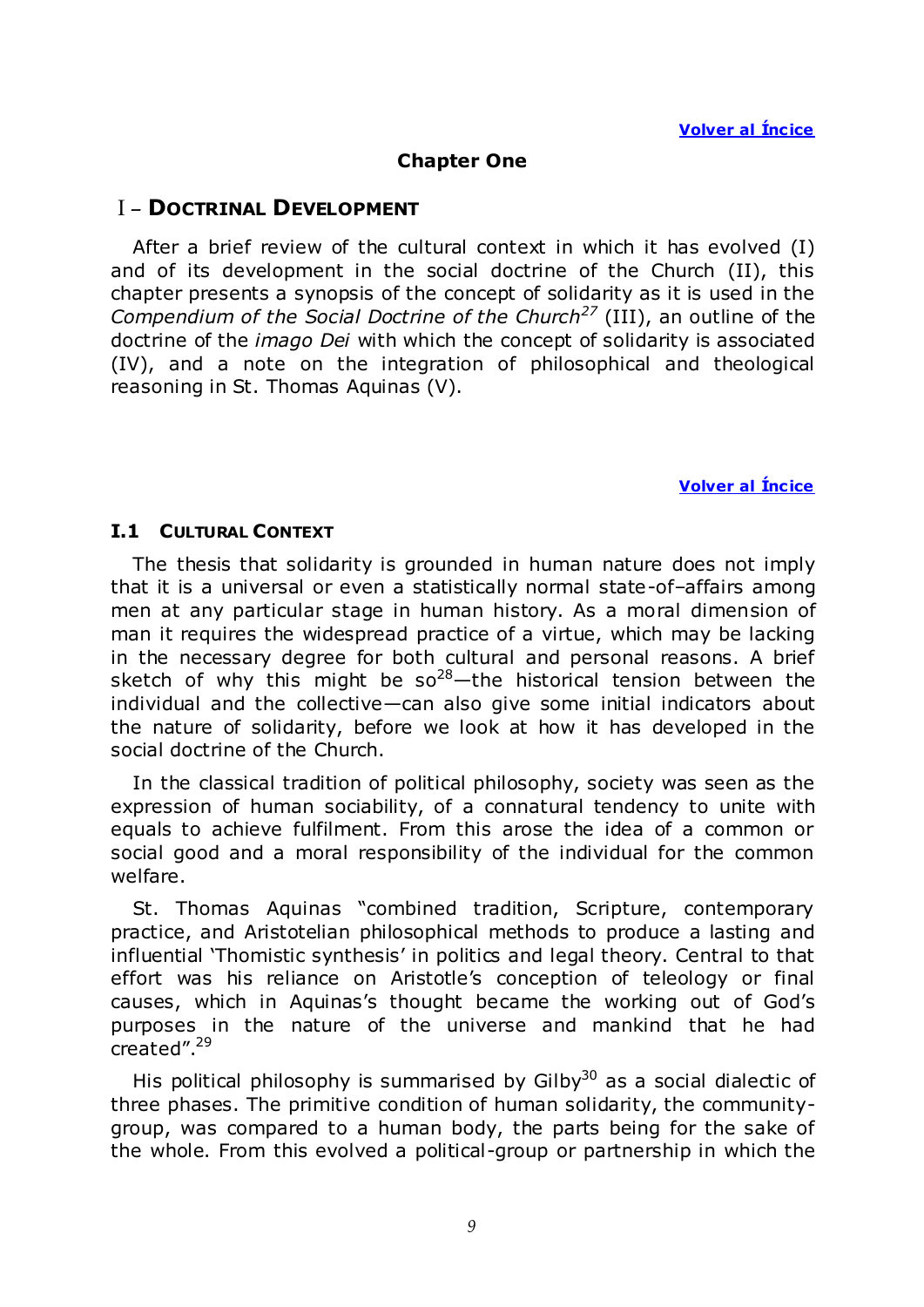[Volver al Íncice]

## Chapter One

# I – DOCTRINAL DEVELOPMENT

After a brief review of the cultural context in which it has evolved (I) and of its development in the social doctrine of the Church (II), this chapter presents a synopsis of the concept of solidarity as it is used in the *Compendium of the Social Doctrine of the Church*[27] (III), an outline of the doctrine of the *imago Dei* with which the concept of solidarity is associated (IV), and a note on the integration of philosophical and theological reasoning in St. Thomas Aquinas (V).

[Volver al Íncice]

## I.1 CULTURAL CONTEXT

The thesis that solidarity is grounded in human nature does not imply that it is a universal or even a statistically normal state-of–affairs among men at any particular stage in human history. As a moral dimension of man it requires the widespread practice of a virtue, which may be lacking in the necessary degree for both cultural and personal reasons. A brief sketch of why this might be so[28]—the historical tension between the individual and the collective—can also give some initial indicators about the nature of solidarity, before we look at how it has developed in the social doctrine of the Church.

In the classical tradition of political philosophy, society was seen as the expression of human sociability, of a connatural tendency to unite with equals to achieve fulfilment. From this arose the idea of a common or social good and a moral responsibility of the individual for the common welfare.

St. Thomas Aquinas "combined tradition, Scripture, contemporary practice, and Aristotelian philosophical methods to produce a lasting and influential 'Thomistic synthesis' in politics and legal theory. Central to that effort was his reliance on Aristotle's conception of teleology or final causes, which in Aquinas's thought became the working out of God's purposes in the nature of the universe and mankind that he had created".[29]

His political philosophy is summarised by Gilby[30] as a social dialectic of three phases. The primitive condition of human solidarity, the community-group, was compared to a human body, the parts being for the sake of the whole. From this evolved a political-group or partnership in which the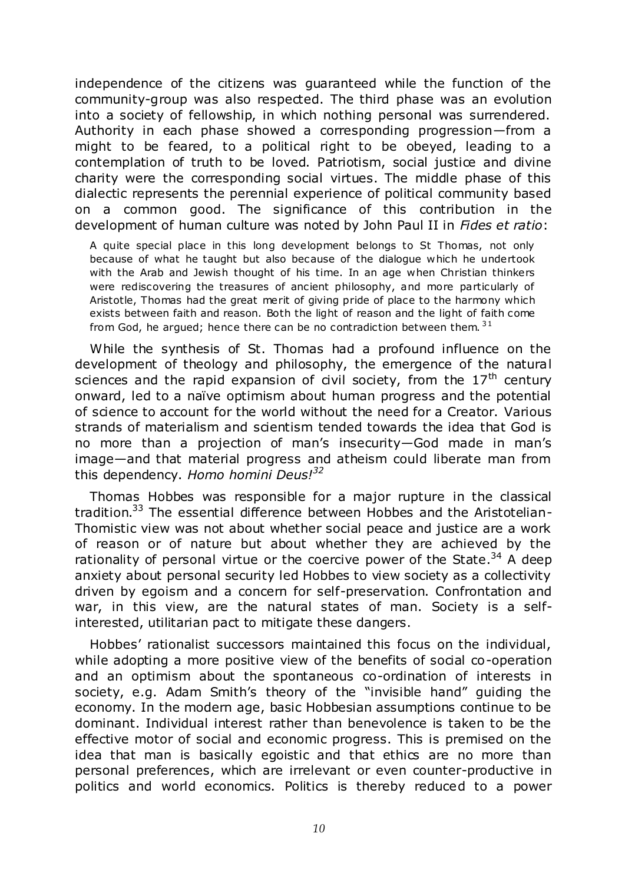independence of the citizens was guaranteed while the function of the community-group was also respected. The third phase was an evolution into a society of fellowship, in which nothing personal was surrendered. Authority in each phase showed a corresponding progression—from a might to be feared, to a political right to be obeyed, leading to a contemplation of truth to be loved. Patriotism, social justice and divine charity were the corresponding social virtues. The middle phase of this dialectic represents the perennial experience of political community based on a common good. The significance of this contribution in the development of human culture was noted by John Paul II in *Fides et ratio*:

> A quite special place in this long development belongs to St Thomas, not only because of what he taught but also because of the dialogue which he undertook with the Arab and Jewish thought of his time. In an age when Christian thinkers were rediscovering the treasures of ancient philosophy, and more particularly of Aristotle, Thomas had the great merit of giving pride of place to the harmony which exists between faith and reason. Both the light of reason and the light of faith come from God, he argued; hence there can be no contradiction between them.[31]

While the synthesis of St. Thomas had a profound influence on the development of theology and philosophy, the emergence of the natural sciences and the rapid expansion of civil society, from the 17th century onward, led to a naïve optimism about human progress and the potential of science to account for the world without the need for a Creator. Various strands of materialism and scientism tended towards the idea that God is no more than a projection of man's insecurity—God made in man's image—and that material progress and atheism could liberate man from this dependency. *Homo homini Deus!*[32]

Thomas Hobbes was responsible for a major rupture in the classical tradition.[33] The essential difference between Hobbes and the Aristotelian-Thomistic view was not about whether social peace and justice are a work of reason or of nature but about whether they are achieved by the rationality of personal virtue or the coercive power of the State.[34] A deep anxiety about personal security led Hobbes to view society as a collectivity driven by egoism and a concern for self-preservation. Confrontation and war, in this view, are the natural states of man. Society is a self-interested, utilitarian pact to mitigate these dangers.

Hobbes' rationalist successors maintained this focus on the individual, while adopting a more positive view of the benefits of social co-operation and an optimism about the spontaneous co-ordination of interests in society, e.g. Adam Smith's theory of the "invisible hand" guiding the economy. In the modern age, basic Hobbesian assumptions continue to be dominant. Individual interest rather than benevolence is taken to be the effective motor of social and economic progress. This is premised on the idea that man is basically egoistic and that ethics are no more than personal preferences, which are irrelevant or even counter-productive in politics and world economics. Politics is thereby reduced to a power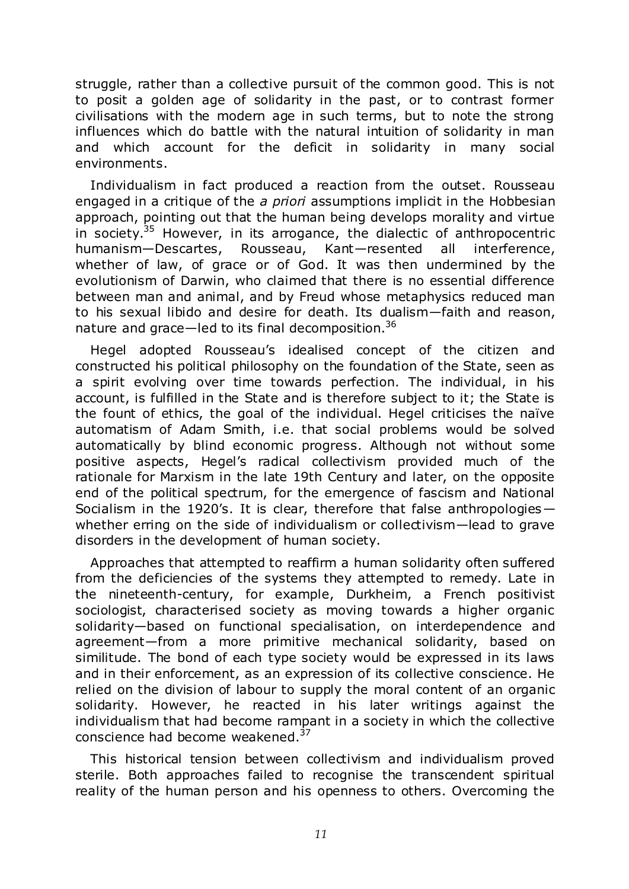struggle, rather than a collective pursuit of the common good. This is not to posit a golden age of solidarity in the past, or to contrast former civilisations with the modern age in such terms, but to note the strong influences which do battle with the natural intuition of solidarity in man and which account for the deficit in solidarity in many social environments.

Individualism in fact produced a reaction from the outset. Rousseau engaged in a critique of the *a priori* assumptions implicit in the Hobbesian approach, pointing out that the human being develops morality and virtue in society.[35] However, in its arrogance, the dialectic of anthropocentric humanism—Descartes, Rousseau, Kant—resented all interference, whether of law, of grace or of God. It was then undermined by the evolutionism of Darwin, who claimed that there is no essential difference between man and animal, and by Freud whose metaphysics reduced man to his sexual libido and desire for death. Its dualism—faith and reason, nature and grace—led to its final decomposition.[36]

Hegel adopted Rousseau's idealised concept of the citizen and constructed his political philosophy on the foundation of the State, seen as a spirit evolving over time towards perfection. The individual, in his account, is fulfilled in the State and is therefore subject to it; the State is the fount of ethics, the goal of the individual. Hegel criticises the naïve automatism of Adam Smith, i.e. that social problems would be solved automatically by blind economic progress. Although not without some positive aspects, Hegel's radical collectivism provided much of the rationale for Marxism in the late 19th Century and later, on the opposite end of the political spectrum, for the emergence of fascism and National Socialism in the 1920's. It is clear, therefore that false anthropologies—whether erring on the side of individualism or collectivism—lead to grave disorders in the development of human society.

Approaches that attempted to reaffirm a human solidarity often suffered from the deficiencies of the systems they attempted to remedy. Late in the nineteenth-century, for example, Durkheim, a French positivist sociologist, characterised society as moving towards a higher organic solidarity—based on functional specialisation, on interdependence and agreement—from a more primitive mechanical solidarity, based on similitude. The bond of each type society would be expressed in its laws and in their enforcement, as an expression of its collective conscience. He relied on the division of labour to supply the moral content of an organic solidarity. However, he reacted in his later writings against the individualism that had become rampant in a society in which the collective conscience had become weakened.[37]

This historical tension between collectivism and individualism proved sterile. Both approaches failed to recognise the transcendent spiritual reality of the human person and his openness to others. Overcoming the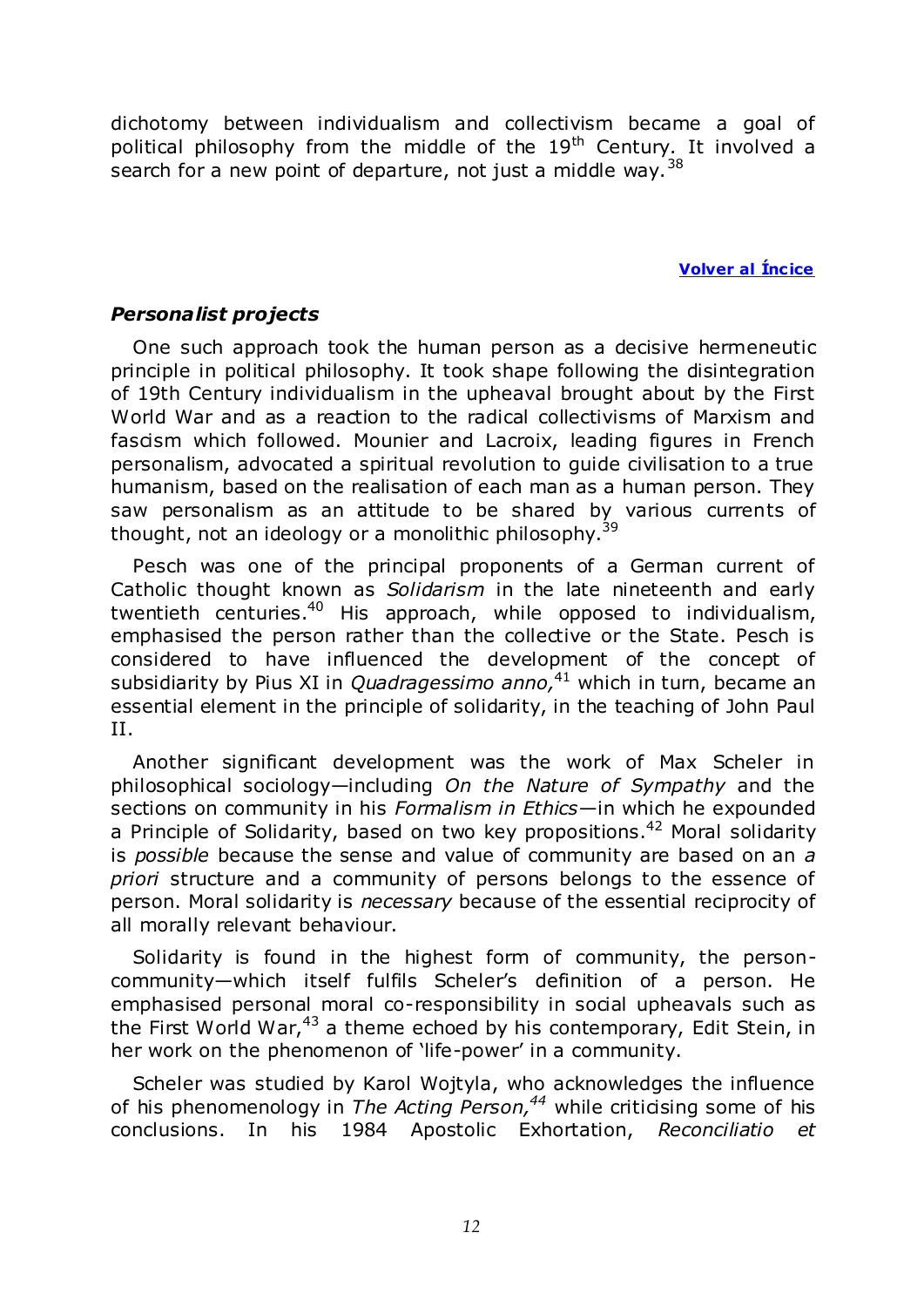dichotomy between individualism and collectivism became a goal of political philosophy from the middle of the 19$^{th}$ Century. It involved a search for a new point of departure, not just a middle way.[38]

**Volver al Íncice**

### *Personalist projects*

One such approach took the human person as a decisive hermeneutic principle in political philosophy. It took shape following the disintegration of 19th Century individualism in the upheaval brought about by the First World War and as a reaction to the radical collectivisms of Marxism and fascism which followed. Mounier and Lacroix, leading figures in French personalism, advocated a spiritual revolution to guide civilisation to a true humanism, based on the realisation of each man as a human person. They saw personalism as an attitude to be shared by various currents of thought, not an ideology or a monolithic philosophy.[39]

Pesch was one of the principal proponents of a German current of Catholic thought known as *Solidarism* in the late nineteenth and early twentieth centuries.[40] His approach, while opposed to individualism, emphasised the person rather than the collective or the State. Pesch is considered to have influenced the development of the concept of subsidiarity by Pius XI in *Quadragessimo anno,*[41] which in turn, became an essential element in the principle of solidarity, in the teaching of John Paul II.

Another significant development was the work of Max Scheler in philosophical sociology—including *On the Nature of Sympathy* and the sections on community in his *Formalism in Ethics*—in which he expounded a Principle of Solidarity, based on two key propositions.[42] Moral solidarity is *possible* because the sense and value of community are based on an *a priori* structure and a community of persons belongs to the essence of person. Moral solidarity is *necessary* because of the essential reciprocity of all morally relevant behaviour.

Solidarity is found in the highest form of community, the person-community—which itself fulfils Scheler's definition of a person. He emphasised personal moral co-responsibility in social upheavals such as the First World War,[43] a theme echoed by his contemporary, Edit Stein, in her work on the phenomenon of 'life-power' in a community.

Scheler was studied by Karol Wojtyla, who acknowledges the influence of his phenomenology in *The Acting Person,*[44] while criticising some of his conclusions. In his 1984 Apostolic Exhortation, *Reconciliatio et*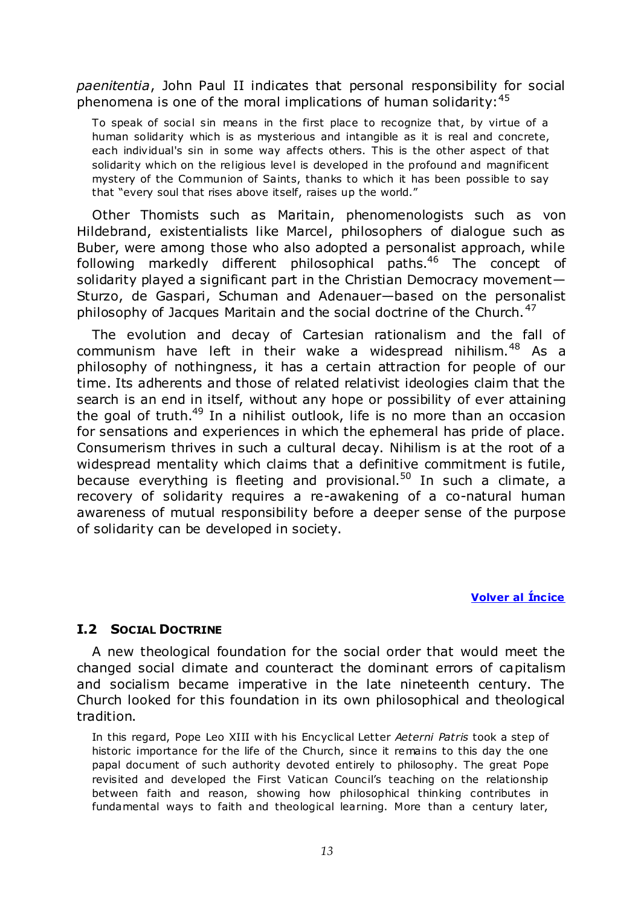*paenitentia*, John Paul II indicates that personal responsibility for social phenomena is one of the moral implications of human solidarity:[45]

> To speak of social sin means in the first place to recognize that, by virtue of a human solidarity which is as mysterious and intangible as it is real and concrete, each individual's sin in some way affects others. This is the other aspect of that solidarity which on the religious level is developed in the profound and magnificent mystery of the Communion of Saints, thanks to which it has been possible to say that "every soul that rises above itself, raises up the world."

Other Thomists such as Maritain, phenomenologists such as von Hildebrand, existentialists like Marcel, philosophers of dialogue such as Buber, were among those who also adopted a personalist approach, while following markedly different philosophical paths.[46] The concept of solidarity played a significant part in the Christian Democracy movement—Sturzo, de Gaspari, Schuman and Adenauer—based on the personalist philosophy of Jacques Maritain and the social doctrine of the Church.[47]

The evolution and decay of Cartesian rationalism and the fall of communism have left in their wake a widespread nihilism.[48] As a philosophy of nothingness, it has a certain attraction for people of our time. Its adherents and those of related relativist ideologies claim that the search is an end in itself, without any hope or possibility of ever attaining the goal of truth.[49] In a nihilist outlook, life is no more than an occasion for sensations and experiences in which the ephemeral has pride of place. Consumerism thrives in such a cultural decay. Nihilism is at the root of a widespread mentality which claims that a definitive commitment is futile, because everything is fleeting and provisional.[50] In such a climate, a recovery of solidarity requires a re-awakening of a co-natural human awareness of mutual responsibility before a deeper sense of the purpose of solidarity can be developed in society.

**Volver al Íncice**

## I.2 SOCIAL DOCTRINE

A new theological foundation for the social order that would meet the changed social climate and counteract the dominant errors of capitalism and socialism became imperative in the late nineteenth century. The Church looked for this foundation in its own philosophical and theological tradition.

> In this regard, Pope Leo XIII with his Encyclical Letter *Aeterni Patris* took a step of historic importance for the life of the Church, since it remains to this day the one papal document of such authority devoted entirely to philosophy. The great Pope revisited and developed the First Vatican Council's teaching on the relationship between faith and reason, showing how philosophical thinking contributes in fundamental ways to faith and theological learning. More than a century later,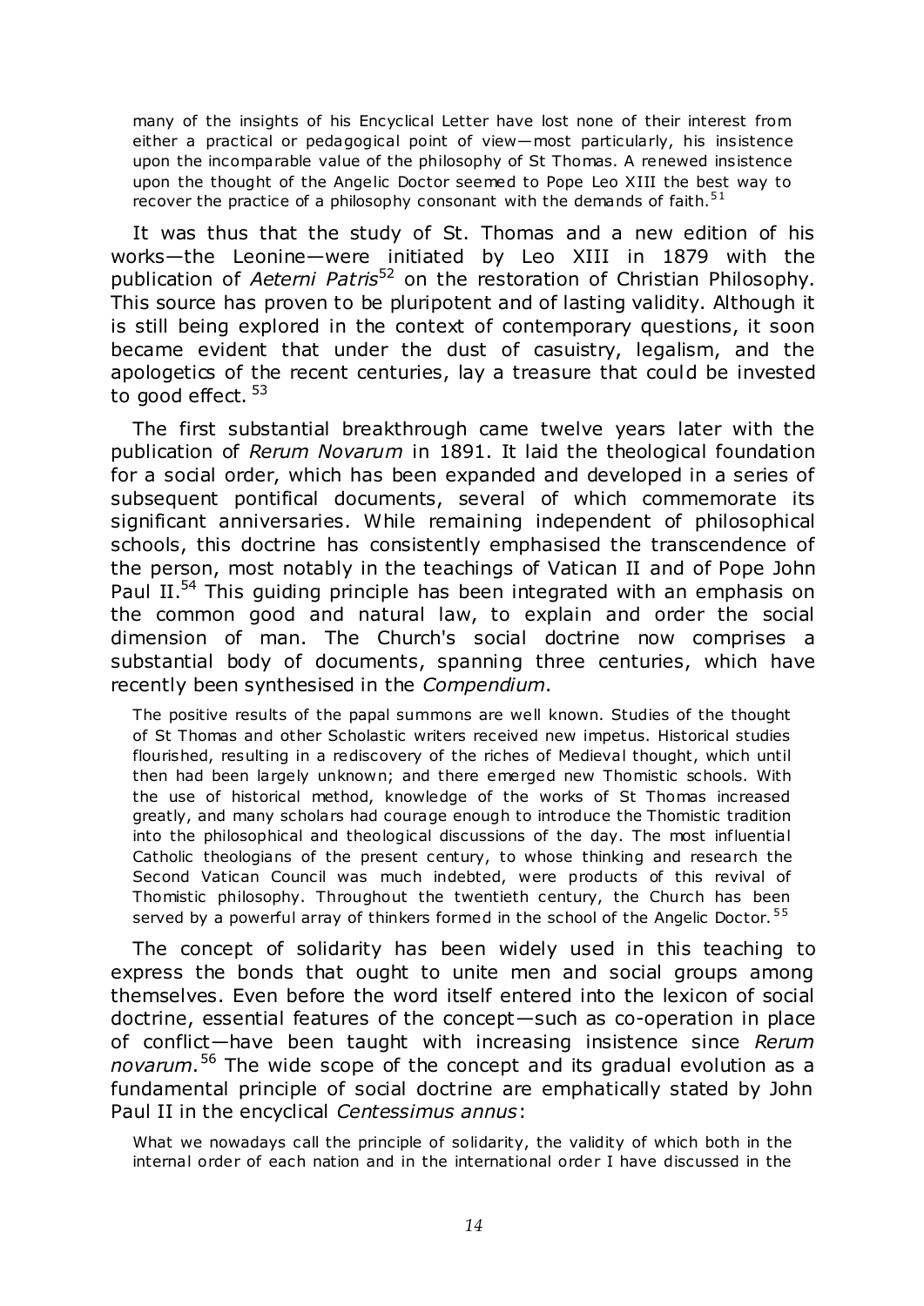> many of the insights of his Encyclical Letter have lost none of their interest from either a practical or pedagogical point of view—most particularly, his insistence upon the incomparable value of the philosophy of St Thomas. A renewed insistence upon the thought of the Angelic Doctor seemed to Pope Leo XIII the best way to recover the practice of a philosophy consonant with the demands of faith.[51]

It was thus that the study of St. Thomas and a new edition of his works—the Leonine—were initiated by Leo XIII in 1879 with the publication of *Aeterni Patris*[52] on the restoration of Christian Philosophy. This source has proven to be pluripotent and of lasting validity. Although it is still being explored in the context of contemporary questions, it soon became evident that under the dust of casuistry, legalism, and the apologetics of the recent centuries, lay a treasure that could be invested to good effect. [53]

The first substantial breakthrough came twelve years later with the publication of *Rerum Novarum* in 1891. It laid the theological foundation for a social order, which has been expanded and developed in a series of subsequent pontifical documents, several of which commemorate its significant anniversaries. While remaining independent of philosophical schools, this doctrine has consistently emphasised the transcendence of the person, most notably in the teachings of Vatican II and of Pope John Paul II.[54] This guiding principle has been integrated with an emphasis on the common good and natural law, to explain and order the social dimension of man. The Church's social doctrine now comprises a substantial body of documents, spanning three centuries, which have recently been synthesised in the *Compendium*.

> The positive results of the papal summons are well known. Studies of the thought of St Thomas and other Scholastic writers received new impetus. Historical studies flourished, resulting in a rediscovery of the riches of Medieval thought, which until then had been largely unknown; and there emerged new Thomistic schools. With the use of historical method, knowledge of the works of St Thomas increased greatly, and many scholars had courage enough to introduce the Thomistic tradition into the philosophical and theological discussions of the day. The most influential Catholic theologians of the present century, to whose thinking and research the Second Vatican Council was much indebted, were products of this revival of Thomistic philosophy. Throughout the twentieth century, the Church has been served by a powerful array of thinkers formed in the school of the Angelic Doctor.[55]

The concept of solidarity has been widely used in this teaching to express the bonds that ought to unite men and social groups among themselves. Even before the word itself entered into the lexicon of social doctrine, essential features of the concept—such as co-operation in place of conflict—have been taught with increasing insistence since *Rerum novarum*.[56] The wide scope of the concept and its gradual evolution as a fundamental principle of social doctrine are emphatically stated by John Paul II in the encyclical *Centessimus annus*:

> What we nowadays call the principle of solidarity, the validity of which both in the internal order of each nation and in the international order I have discussed in the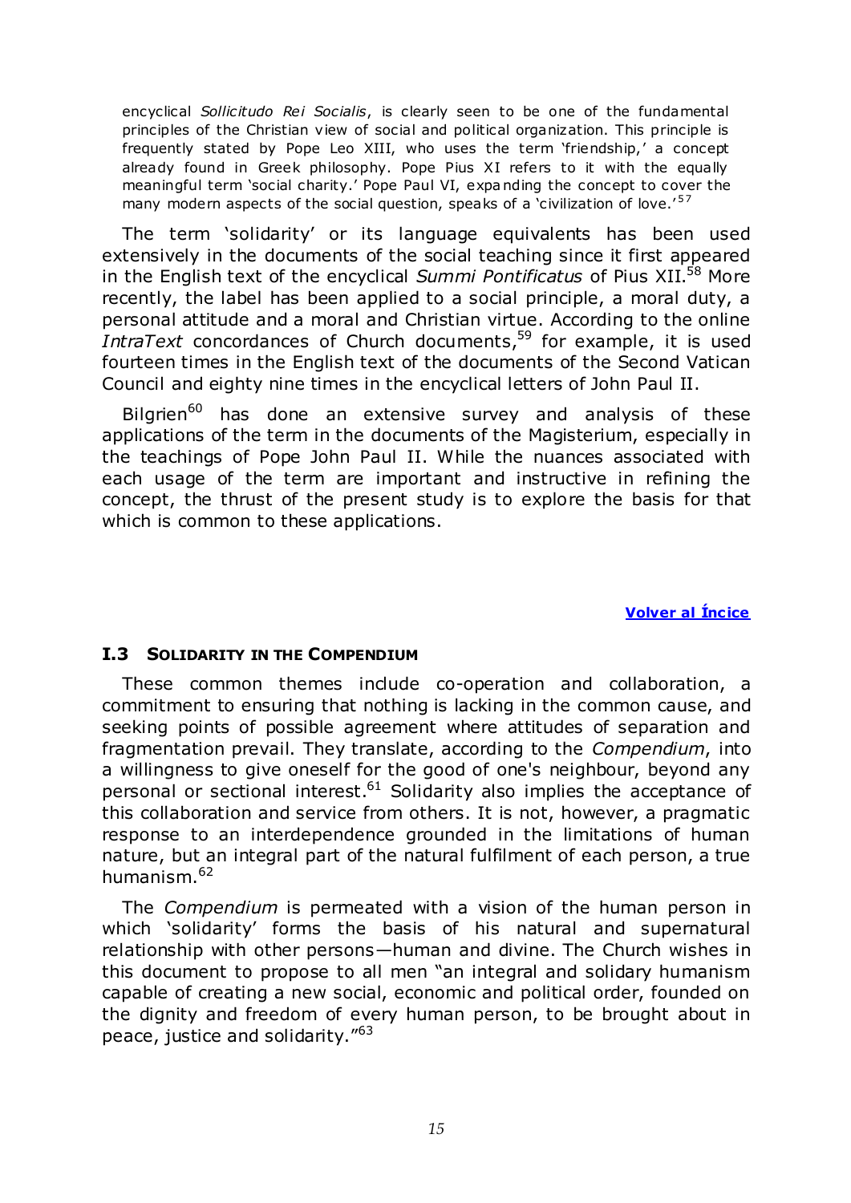encyclical *Sollicitudo Rei Socialis*, is clearly seen to be one of the fundamental principles of the Christian view of social and political organization. This principle is frequently stated by Pope Leo XIII, who uses the term 'friendship,' a concept already found in Greek philosophy. Pope Pius XI refers to it with the equally meaningful term 'social charity.' Pope Paul VI, expanding the concept to cover the many modern aspects of the social question, speaks of a 'civilization of love.'[57]

The term 'solidarity' or its language equivalents has been used extensively in the documents of the social teaching since it first appeared in the English text of the encyclical *Summi Pontificatus* of Pius XII.[58] More recently, the label has been applied to a social principle, a moral duty, a personal attitude and a moral and Christian virtue. According to the online *IntraText* concordances of Church documents,[59] for example, it is used fourteen times in the English text of the documents of the Second Vatican Council and eighty nine times in the encyclical letters of John Paul II.

Bilgrien[60] has done an extensive survey and analysis of these applications of the term in the documents of the Magisterium, especially in the teachings of Pope John Paul II. While the nuances associated with each usage of the term are important and instructive in refining the concept, the thrust of the present study is to explore the basis for that which is common to these applications.

**Volver al Íncice**

### I.3 SOLIDARITY IN THE COMPENDIUM

These common themes include co-operation and collaboration, a commitment to ensuring that nothing is lacking in the common cause, and seeking points of possible agreement where attitudes of separation and fragmentation prevail. They translate, according to the *Compendium*, into a willingness to give oneself for the good of one's neighbour, beyond any personal or sectional interest.[61] Solidarity also implies the acceptance of this collaboration and service from others. It is not, however, a pragmatic response to an interdependence grounded in the limitations of human nature, but an integral part of the natural fulfilment of each person, a true humanism.[62]

The *Compendium* is permeated with a vision of the human person in which 'solidarity' forms the basis of his natural and supernatural relationship with other persons—human and divine. The Church wishes in this document to propose to all men "an integral and solidary humanism capable of creating a new social, economic and political order, founded on the dignity and freedom of every human person, to be brought about in peace, justice and solidarity."[63]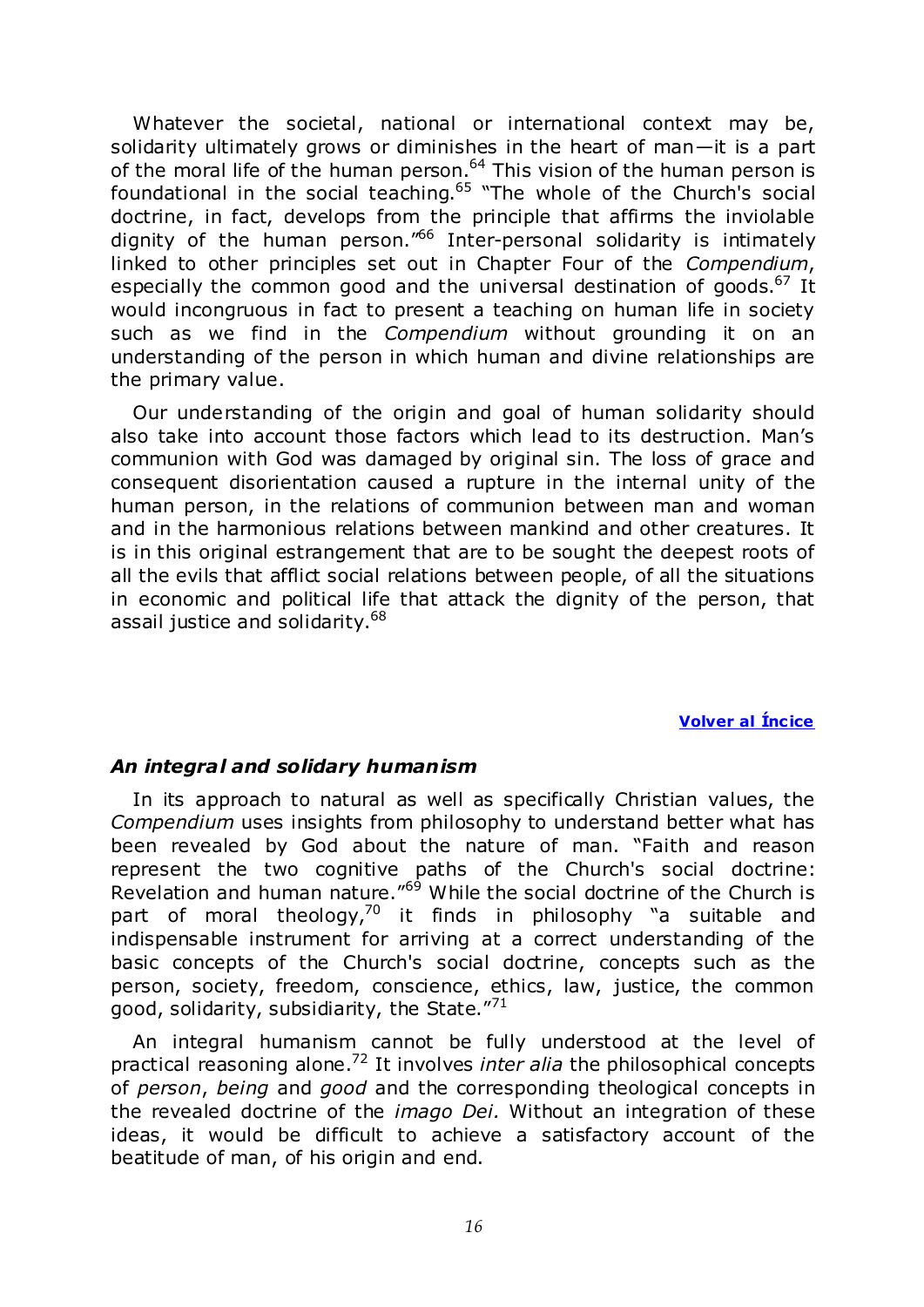Whatever the societal, national or international context may be, solidarity ultimately grows or diminishes in the heart of man—it is a part of the moral life of the human person.[64] This vision of the human person is foundational in the social teaching.[65] "The whole of the Church's social doctrine, in fact, develops from the principle that affirms the inviolable dignity of the human person."[66] Inter-personal solidarity is intimately linked to other principles set out in Chapter Four of the *Compendium*, especially the common good and the universal destination of goods.[67] It would incongruous in fact to present a teaching on human life in society such as we find in the *Compendium* without grounding it on an understanding of the person in which human and divine relationships are the primary value.

Our understanding of the origin and goal of human solidarity should also take into account those factors which lead to its destruction. Man's communion with God was damaged by original sin. The loss of grace and consequent disorientation caused a rupture in the internal unity of the human person, in the relations of communion between man and woman and in the harmonious relations between mankind and other creatures. It is in this original estrangement that are to be sought the deepest roots of all the evils that afflict social relations between people, of all the situations in economic and political life that attack the dignity of the person, that assail justice and solidarity.[68]

**Volver al Íncice**

### *An integral and solidary humanism*

In its approach to natural as well as specifically Christian values, the *Compendium* uses insights from philosophy to understand better what has been revealed by God about the nature of man. "Faith and reason represent the two cognitive paths of the Church's social doctrine: Revelation and human nature."[69] While the social doctrine of the Church is part of moral theology,[70] it finds in philosophy "a suitable and indispensable instrument for arriving at a correct understanding of the basic concepts of the Church's social doctrine, concepts such as the person, society, freedom, conscience, ethics, law, justice, the common good, solidarity, subsidiarity, the State."[71]

An integral humanism cannot be fully understood at the level of practical reasoning alone.[72] It involves *inter alia* the philosophical concepts of *person*, *being* and *good* and the corresponding theological concepts in the revealed doctrine of the *imago Dei.* Without an integration of these ideas, it would be difficult to achieve a satisfactory account of the beatitude of man, of his origin and end.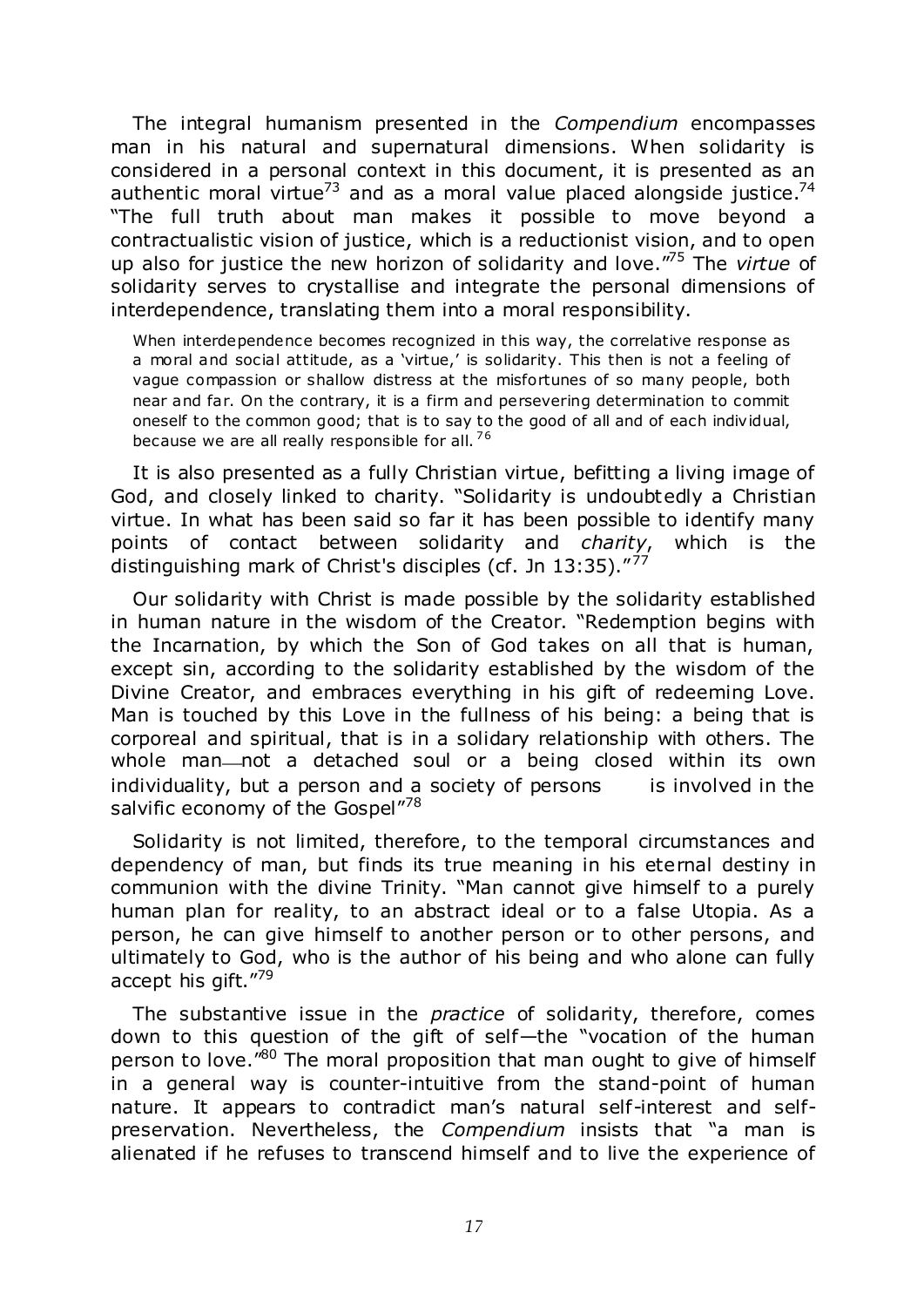The integral humanism presented in the *Compendium* encompasses man in his natural and supernatural dimensions. When solidarity is considered in a personal context in this document, it is presented as an authentic moral virtue[73] and as a moral value placed alongside justice.[74] "The full truth about man makes it possible to move beyond a contractualistic vision of justice, which is a reductionist vision, and to open up also for justice the new horizon of solidarity and love."[75] The *virtue* of solidarity serves to crystallise and integrate the personal dimensions of interdependence, translating them into a moral responsibility.

> When interdependence becomes recognized in this way, the correlative response as a moral and social attitude, as a 'virtue,' is solidarity. This then is not a feeling of vague compassion or shallow distress at the misfortunes of so many people, both near and far. On the contrary, it is a firm and persevering determination to commit oneself to the common good; that is to say to the good of all and of each individual, because we are all really responsible for all.[76]

It is also presented as a fully Christian virtue, befitting a living image of God, and closely linked to charity. "Solidarity is undoubtedly a Christian virtue. In what has been said so far it has been possible to identify many points of contact between solidarity and *charity*, which is the distinguishing mark of Christ's disciples (cf. Jn 13:35)."[77]

Our solidarity with Christ is made possible by the solidarity established in human nature in the wisdom of the Creator. "Redemption begins with the Incarnation, by which the Son of God takes on all that is human, except sin, according to the solidarity established by the wisdom of the Divine Creator, and embraces everything in his gift of redeeming Love. Man is touched by this Love in the fullness of his being: a being that is corporeal and spiritual, that is in a solidary relationship with others. The whole man—not a detached soul or a being closed within its own individuality, but a person and a society of persons — is involved in the salvific economy of the Gospel"[78]

Solidarity is not limited, therefore, to the temporal circumstances and dependency of man, but finds its true meaning in his eternal destiny in communion with the divine Trinity. "Man cannot give himself to a purely human plan for reality, to an abstract ideal or to a false Utopia. As a person, he can give himself to another person or to other persons, and ultimately to God, who is the author of his being and who alone can fully accept his gift."[79]

The substantive issue in the *practice* of solidarity, therefore, comes down to this question of the gift of self—the "vocation of the human person to love."[80] The moral proposition that man ought to give of himself in a general way is counter-intuitive from the stand-point of human nature. It appears to contradict man's natural self-interest and self-preservation. Nevertheless, the *Compendium* insists that "a man is alienated if he refuses to transcend himself and to live the experience of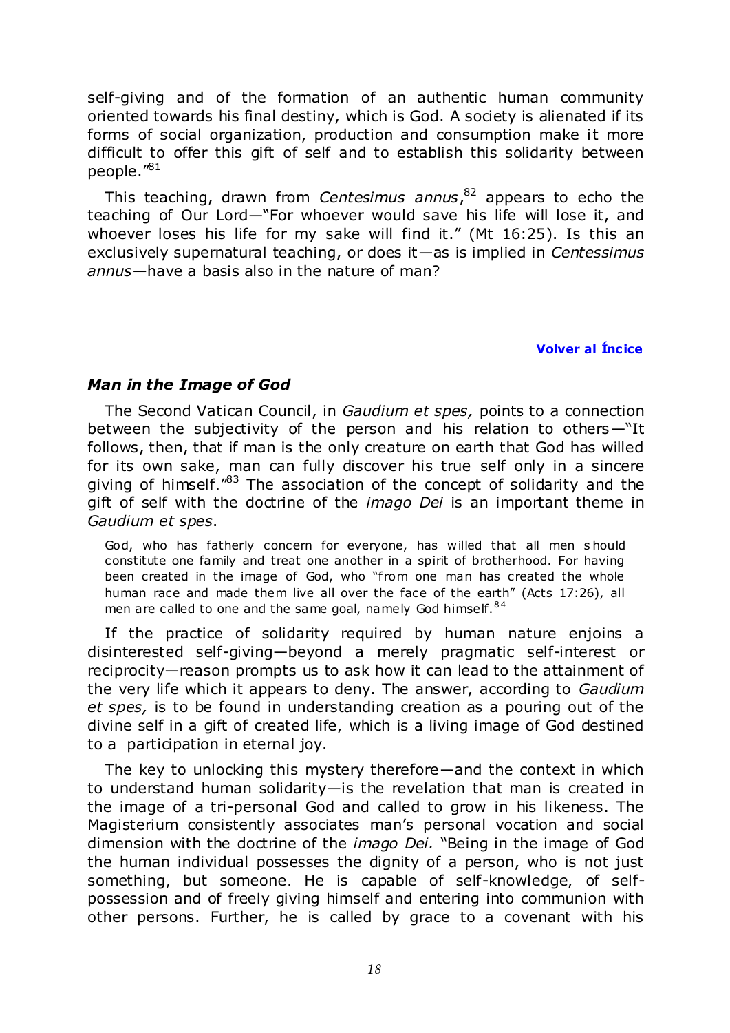self-giving and of the formation of an authentic human community oriented towards his final destiny, which is God. A society is alienated if its forms of social organization, production and consumption make it more difficult to offer this gift of self and to establish this solidarity between people."[81]

This teaching, drawn from *Centesimus annus*,[82] appears to echo the teaching of Our Lord—"For whoever would save his life will lose it, and whoever loses his life for my sake will find it." (Mt 16:25). Is this an exclusively supernatural teaching, or does it—as is implied in *Centessimus annus*—have a basis also in the nature of man?

**Volver al Íncice**

### *Man in the Image of God*

The Second Vatican Council, in *Gaudium et spes,* points to a connection between the subjectivity of the person and his relation to others—"It follows, then, that if man is the only creature on earth that God has willed for its own sake, man can fully discover his true self only in a sincere giving of himself."[83] The association of the concept of solidarity and the gift of self with the doctrine of the *imago Dei* is an important theme in *Gaudium et spes*.

> God, who has fatherly concern for everyone, has willed that all men should constitute one family and treat one another in a spirit of brotherhood. For having been created in the image of God, who "from one man has created the whole human race and made them live all over the face of the earth" (Acts 17:26), all men are called to one and the same goal, namely God himself.[84]

If the practice of solidarity required by human nature enjoins a disinterested self-giving—beyond a merely pragmatic self-interest or reciprocity—reason prompts us to ask how it can lead to the attainment of the very life which it appears to deny. The answer, according to *Gaudium et spes,* is to be found in understanding creation as a pouring out of the divine self in a gift of created life, which is a living image of God destined to a participation in eternal joy.

The key to unlocking this mystery therefore—and the context in which to understand human solidarity—is the revelation that man is created in the image of a tri-personal God and called to grow in his likeness. The Magisterium consistently associates man's personal vocation and social dimension with the doctrine of the *imago Dei.* "Being in the image of God the human individual possesses the dignity of a person, who is not just something, but someone. He is capable of self-knowledge, of self-possession and of freely giving himself and entering into communion with other persons. Further, he is called by grace to a covenant with his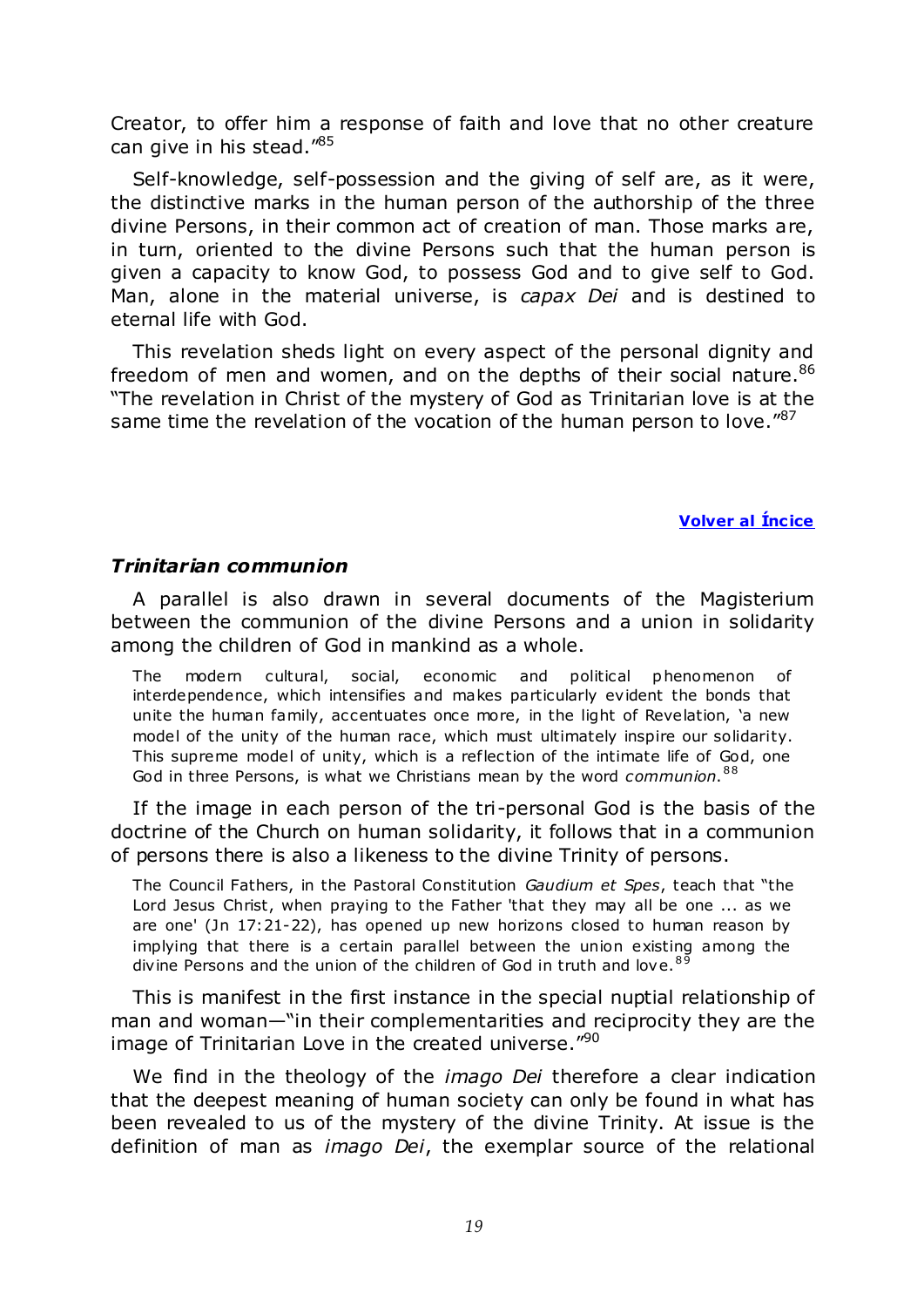Creator, to offer him a response of faith and love that no other creature can give in his stead."[85]

Self-knowledge, self-possession and the giving of self are, as it were, the distinctive marks in the human person of the authorship of the three divine Persons, in their common act of creation of man. Those marks are, in turn, oriented to the divine Persons such that the human person is given a capacity to know God, to possess God and to give self to God. Man, alone in the material universe, is *capax Dei* and is destined to eternal life with God.

This revelation sheds light on every aspect of the personal dignity and freedom of men and women, and on the depths of their social nature.[86] "The revelation in Christ of the mystery of God as Trinitarian love is at the same time the revelation of the vocation of the human person to love."[87]

**Volver al Íncice**

### *Trinitarian communion*

A parallel is also drawn in several documents of the Magisterium between the communion of the divine Persons and a union in solidarity among the children of God in mankind as a whole.

> The modern cultural, social, economic and political phenomenon of interdependence, which intensifies and makes particularly evident the bonds that unite the human family, accentuates once more, in the light of Revelation, 'a new model of the unity of the human race, which must ultimately inspire our solidarity. This supreme model of unity, which is a reflection of the intimate life of God, one God in three Persons, is what we Christians mean by the word *communion*.[88]

If the image in each person of the tri-personal God is the basis of the doctrine of the Church on human solidarity, it follows that in a communion of persons there is also a likeness to the divine Trinity of persons.

> The Council Fathers, in the Pastoral Constitution *Gaudium et Spes*, teach that "the Lord Jesus Christ, when praying to the Father 'that they may all be one ... as we are one' (Jn 17:21-22), has opened up new horizons closed to human reason by implying that there is a certain parallel between the union existing among the divine Persons and the union of the children of God in truth and love.[89]

This is manifest in the first instance in the special nuptial relationship of man and woman—"in their complementarities and reciprocity they are the image of Trinitarian Love in the created universe."[90]

We find in the theology of the *imago Dei* therefore a clear indication that the deepest meaning of human society can only be found in what has been revealed to us of the mystery of the divine Trinity. At issue is the definition of man as *imago Dei*, the exemplar source of the relational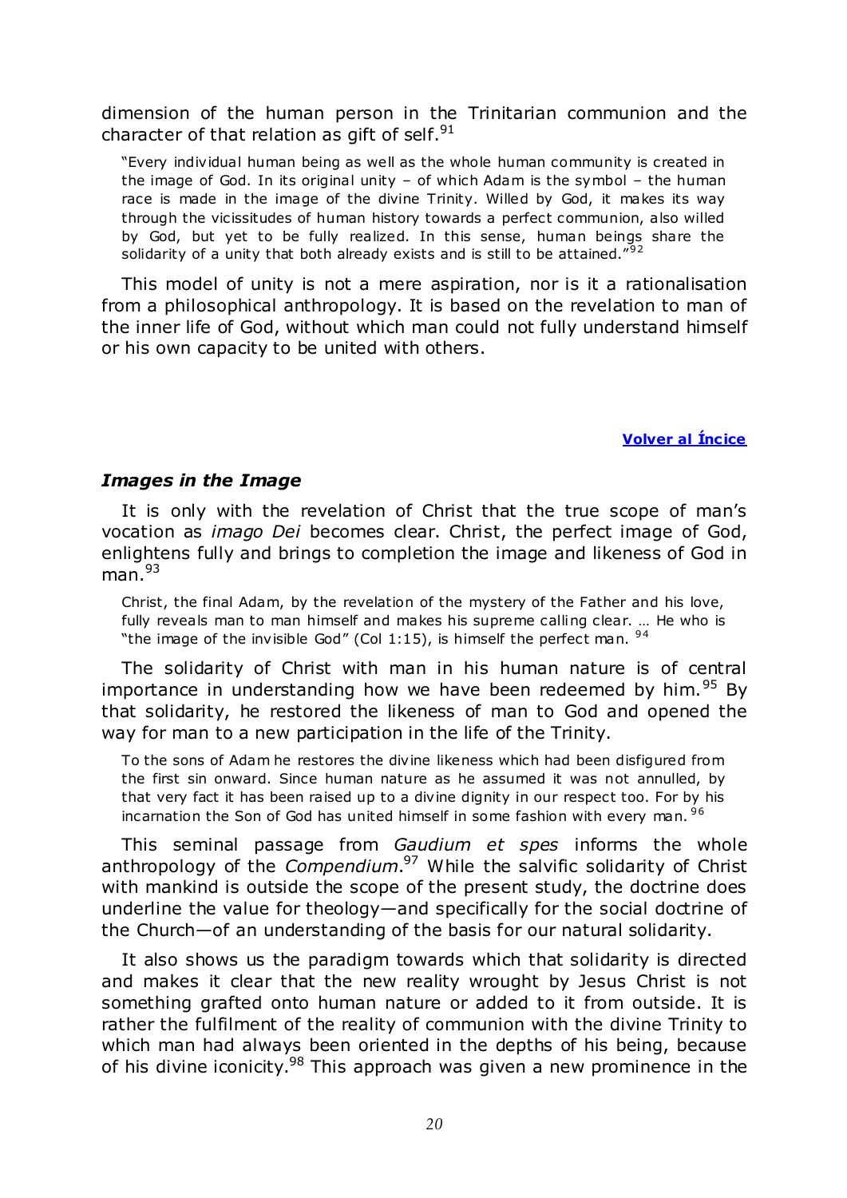dimension of the human person in the Trinitarian communion and the character of that relation as gift of self.[91]

> "Every individual human being as well as the whole human community is created in the image of God. In its original unity – of which Adam is the symbol – the human race is made in the image of the divine Trinity. Willed by God, it makes its way through the vicissitudes of human history towards a perfect communion, also willed by God, but yet to be fully realized. In this sense, human beings share the solidarity of a unity that both already exists and is still to be attained."[92]

This model of unity is not a mere aspiration, nor is it a rationalisation from a philosophical anthropology. It is based on the revelation to man of the inner life of God, without which man could not fully understand himself or his own capacity to be united with others.

**Volver al Íncice**

### *Images in the Image*

It is only with the revelation of Christ that the true scope of man's vocation as *imago Dei* becomes clear. Christ, the perfect image of God, enlightens fully and brings to completion the image and likeness of God in man.[93]

> Christ, the final Adam, by the revelation of the mystery of the Father and his love, fully reveals man to man himself and makes his supreme calling clear. … He who is "the image of the invisible God" (Col 1:15), is himself the perfect man. [94]

The solidarity of Christ with man in his human nature is of central importance in understanding how we have been redeemed by him.[95] By that solidarity, he restored the likeness of man to God and opened the way for man to a new participation in the life of the Trinity.

> To the sons of Adam he restores the divine likeness which had been disfigured from the first sin onward. Since human nature as he assumed it was not annulled, by that very fact it has been raised up to a divine dignity in our respect too. For by his incarnation the Son of God has united himself in some fashion with every man. [96]

This seminal passage from *Gaudium et spes* informs the whole anthropology of the *Compendium*.[97] While the salvific solidarity of Christ with mankind is outside the scope of the present study, the doctrine does underline the value for theology—and specifically for the social doctrine of the Church—of an understanding of the basis for our natural solidarity.

It also shows us the paradigm towards which that solidarity is directed and makes it clear that the new reality wrought by Jesus Christ is not something grafted onto human nature or added to it from outside. It is rather the fulfilment of the reality of communion with the divine Trinity to which man had always been oriented in the depths of his being, because of his divine iconicity.[98] This approach was given a new prominence in the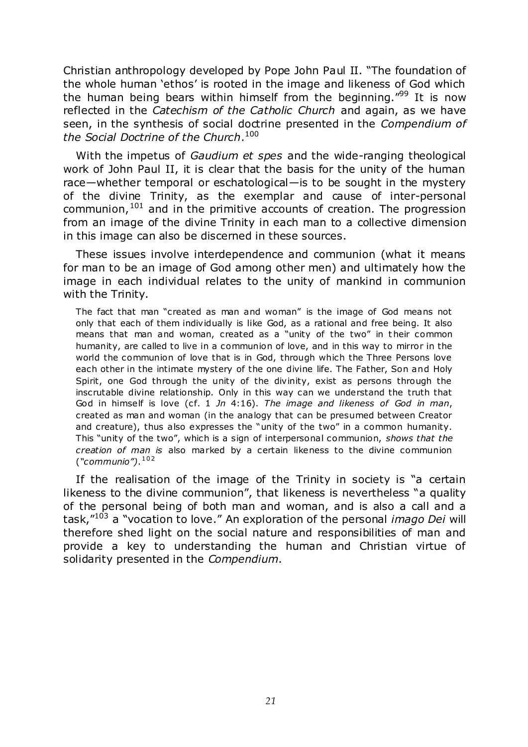Christian anthropology developed by Pope John Paul II. "The foundation of the whole human 'ethos' is rooted in the image and likeness of God which the human being bears within himself from the beginning."[99] It is now reflected in the *Catechism of the Catholic Church* and again, as we have seen, in the synthesis of social doctrine presented in the *Compendium of the Social Doctrine of the Church*.[100]

With the impetus of *Gaudium et spes* and the wide-ranging theological work of John Paul II, it is clear that the basis for the unity of the human race—whether temporal or eschatological—is to be sought in the mystery of the divine Trinity, as the exemplar and cause of inter-personal communion,[101] and in the primitive accounts of creation. The progression from an image of the divine Trinity in each man to a collective dimension in this image can also be discerned in these sources.

These issues involve interdependence and communion (what it means for man to be an image of God among other men) and ultimately how the image in each individual relates to the unity of mankind in communion with the Trinity.

> The fact that man "created as man and woman" is the image of God means not only that each of them individually is like God, as a rational and free being. It also means that man and woman, created as a "unity of the two" in their common humanity, are called to live in a communion of love, and in this way to mirror in the world the communion of love that is in God, through which the Three Persons love each other in the intimate mystery of the one divine life. The Father, Son and Holy Spirit, one God through the unity of the divinity, exist as persons through the inscrutable divine relationship. Only in this way can we understand the truth that God in himself is love (cf. 1 *Jn* 4:16). *The image and likeness of God in man*, created as man and woman (in the analogy that can be presumed between Creator and creature), thus also expresses the "unity of the two" in a common humanity. This "unity of the two", which is a sign of interpersonal communion, *shows that the creation of man is* also marked by a certain likeness to the divine communion (*"communio")*.[102]

If the realisation of the image of the Trinity in society is "a certain likeness to the divine communion", that likeness is nevertheless "a quality of the personal being of both man and woman, and is also a call and a task,"[103] a "vocation to love." An exploration of the personal *imago Dei* will therefore shed light on the social nature and responsibilities of man and provide a key to understanding the human and Christian virtue of solidarity presented in the *Compendium*.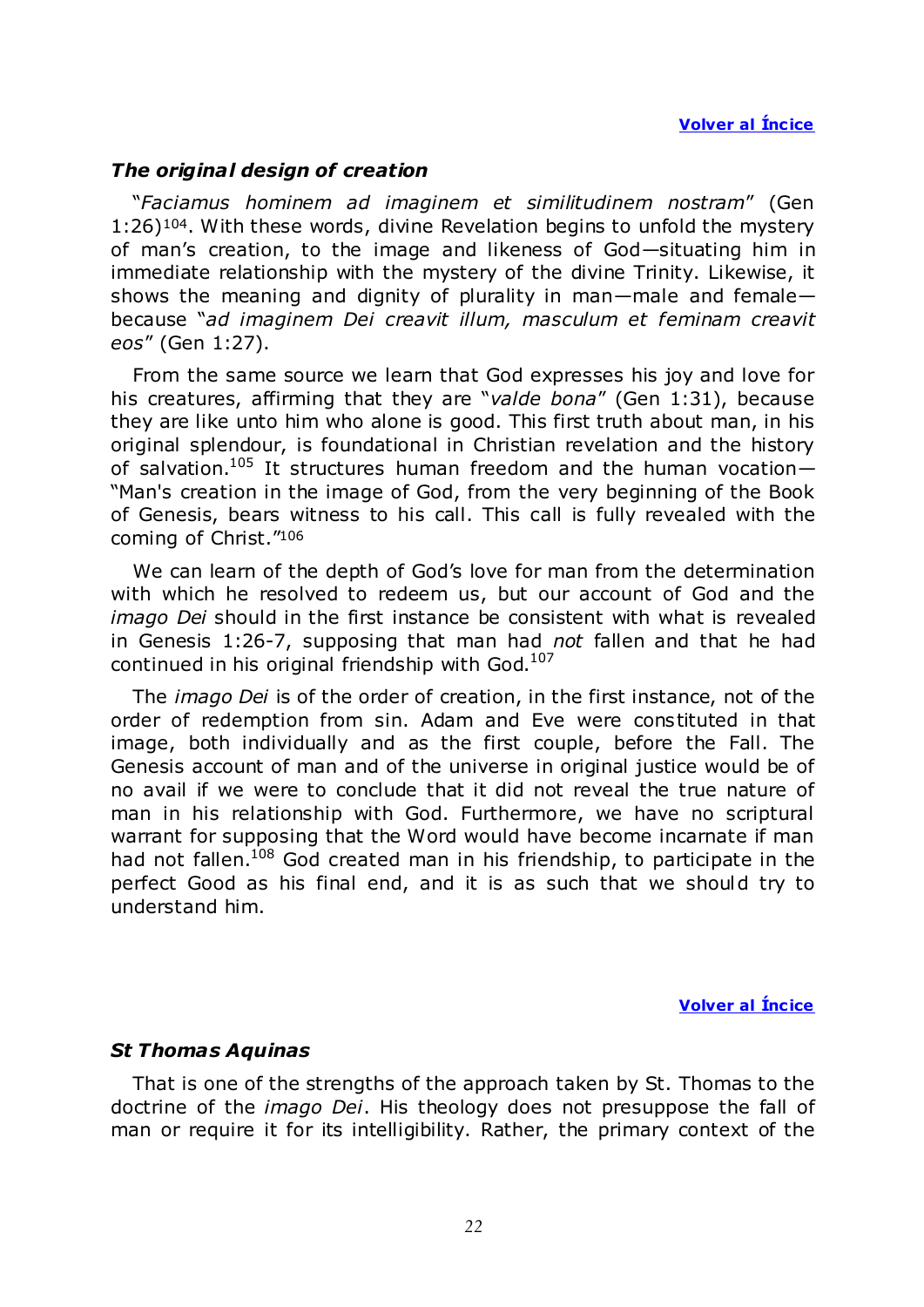[Volver al Íncice]

### *The original design of creation*

"*Faciamus hominem ad imaginem et similitudinem nostram*" (Gen 1:26)[104]. With these words, divine Revelation begins to unfold the mystery of man's creation, to the image and likeness of God—situating him in immediate relationship with the mystery of the divine Trinity. Likewise, it shows the meaning and dignity of plurality in man—male and female—because "*ad imaginem Dei creavit illum, masculum et feminam creavit eos*" (Gen 1:27).

From the same source we learn that God expresses his joy and love for his creatures, affirming that they are "*valde bona*" (Gen 1:31), because they are like unto him who alone is good. This first truth about man, in his original splendour, is foundational in Christian revelation and the history of salvation.[105] It structures human freedom and the human vocation—"Man's creation in the image of God, from the very beginning of the Book of Genesis, bears witness to his call. This call is fully revealed with the coming of Christ."[106]

We can learn of the depth of God's love for man from the determination with which he resolved to redeem us, but our account of God and the *imago Dei* should in the first instance be consistent with what is revealed in Genesis 1:26-7, supposing that man had *not* fallen and that he had continued in his original friendship with God.[107]

The *imago Dei* is of the order of creation, in the first instance, not of the order of redemption from sin. Adam and Eve were constituted in that image, both individually and as the first couple, before the Fall. The Genesis account of man and of the universe in original justice would be of no avail if we were to conclude that it did not reveal the true nature of man in his relationship with God. Furthermore, we have no scriptural warrant for supposing that the Word would have become incarnate if man had not fallen.[108] God created man in his friendship, to participate in the perfect Good as his final end, and it is as such that we should try to understand him.

[Volver al Íncice]

### *St Thomas Aquinas*

That is one of the strengths of the approach taken by St. Thomas to the doctrine of the *imago Dei*. His theology does not presuppose the fall of man or require it for its intelligibility. Rather, the primary context of the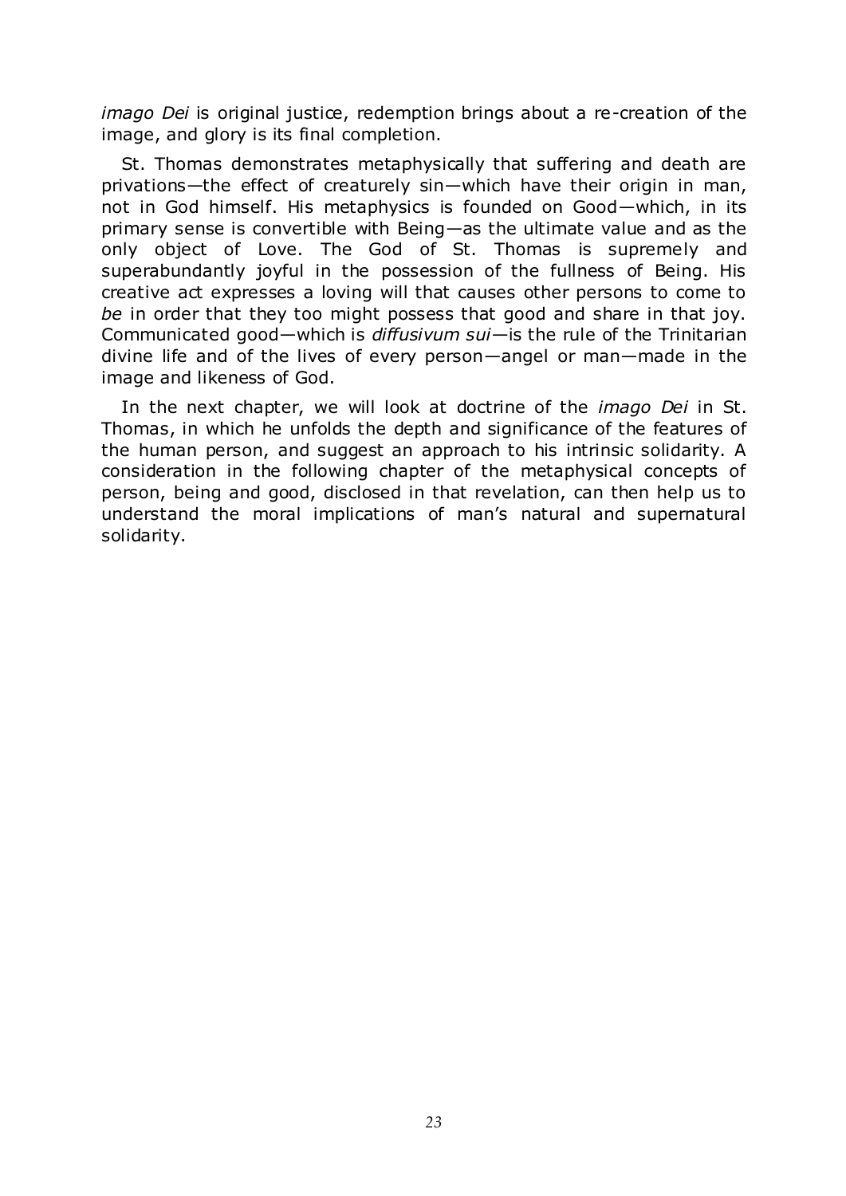*imago Dei* is original justice, redemption brings about a re-creation of the image, and glory is its final completion.

St. Thomas demonstrates metaphysically that suffering and death are privations—the effect of creaturely sin—which have their origin in man, not in God himself. His metaphysics is founded on Good—which, in its primary sense is convertible with Being—as the ultimate value and as the only object of Love. The God of St. Thomas is supremely and superabundantly joyful in the possession of the fullness of Being. His creative act expresses a loving will that causes other persons to come to *be* in order that they too might possess that good and share in that joy. Communicated good—which is *diffusivum sui*—is the rule of the Trinitarian divine life and of the lives of every person—angel or man—made in the image and likeness of God.

In the next chapter, we will look at doctrine of the *imago Dei* in St. Thomas, in which he unfolds the depth and significance of the features of the human person, and suggest an approach to his intrinsic solidarity. A consideration in the following chapter of the metaphysical concepts of person, being and good, disclosed in that revelation, can then help us to understand the moral implications of man's natural and supernatural solidarity.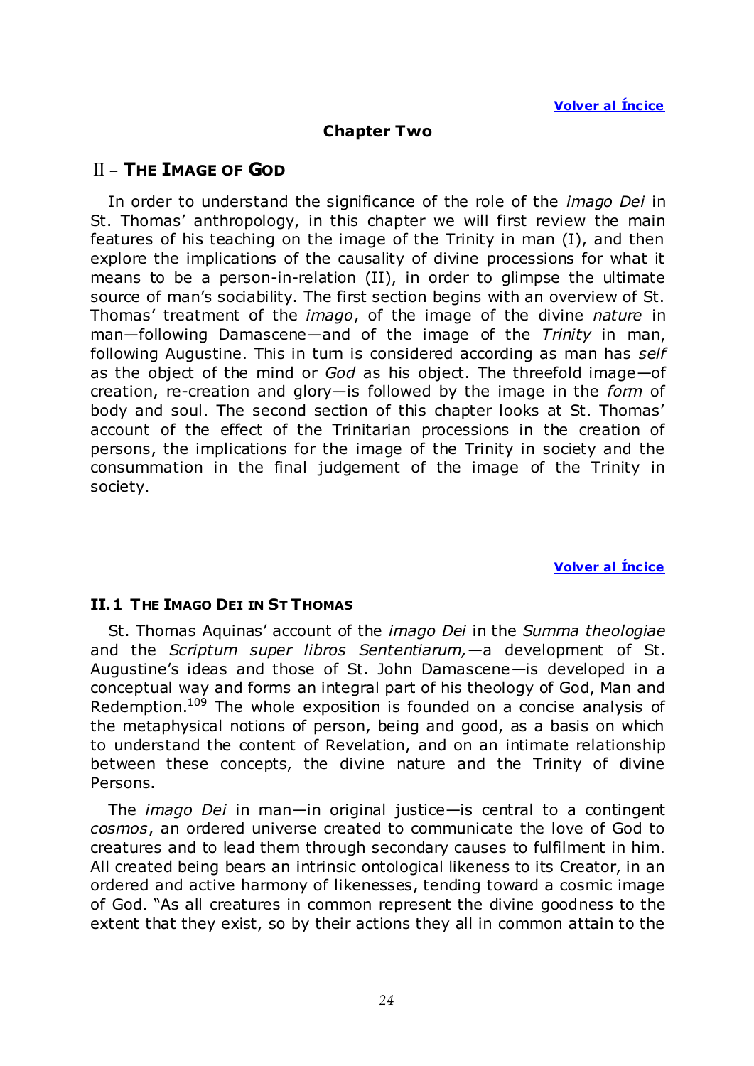[Volver al Íncice]

## Chapter Two

# II – THE IMAGE OF GOD

In order to understand the significance of the role of the *imago Dei* in St. Thomas' anthropology, in this chapter we will first review the main features of his teaching on the image of the Trinity in man (I), and then explore the implications of the causality of divine processions for what it means to be a person-in-relation (II), in order to glimpse the ultimate source of man's sociability. The first section begins with an overview of St. Thomas' treatment of the *imago*, of the image of the divine *nature* in man—following Damascene—and of the image of the *Trinity* in man, following Augustine. This in turn is considered according as man has *self* as the object of the mind or *God* as his object. The threefold image—of creation, re-creation and glory—is followed by the image in the *form* of body and soul. The second section of this chapter looks at St. Thomas' account of the effect of the Trinitarian processions in the creation of persons, the implications for the image of the Trinity in society and the consummation in the final judgement of the image of the Trinity in society.

[Volver al Íncice]

## II.1 THE IMAGO DEI IN ST THOMAS

St. Thomas Aquinas' account of the *imago Dei* in the *Summa theologiae* and the *Scriptum super libros Sententiarum,*—a development of St. Augustine's ideas and those of St. John Damascene—is developed in a conceptual way and forms an integral part of his theology of God, Man and Redemption.[109] The whole exposition is founded on a concise analysis of the metaphysical notions of person, being and good, as a basis on which to understand the content of Revelation, and on an intimate relationship between these concepts, the divine nature and the Trinity of divine Persons.

The *imago Dei* in man—in original justice—is central to a contingent *cosmos*, an ordered universe created to communicate the love of God to creatures and to lead them through secondary causes to fulfilment in him. All created being bears an intrinsic ontological likeness to its Creator, in an ordered and active harmony of likenesses, tending toward a cosmic image of God. "As all creatures in common represent the divine goodness to the extent that they exist, so by their actions they all in common attain to the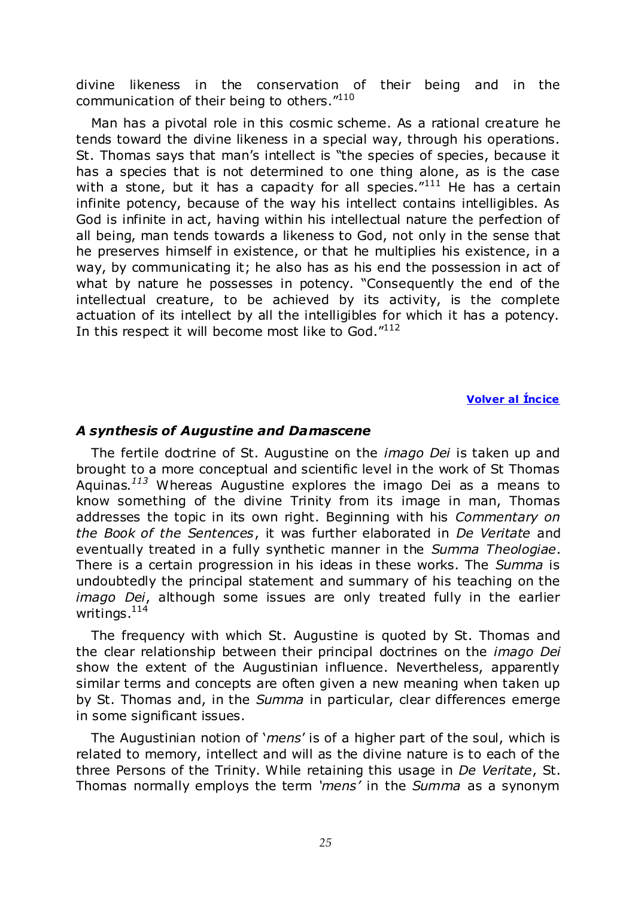divine likeness in the conservation of their being and in the communication of their being to others."[110]

Man has a pivotal role in this cosmic scheme. As a rational creature he tends toward the divine likeness in a special way, through his operations. St. Thomas says that man's intellect is "the species of species, because it has a species that is not determined to one thing alone, as is the case with a stone, but it has a capacity for all species."[111] He has a certain infinite potency, because of the way his intellect contains intelligibles. As God is infinite in act, having within his intellectual nature the perfection of all being, man tends towards a likeness to God, not only in the sense that he preserves himself in existence, or that he multiplies his existence, in a way, by communicating it; he also has as his end the possession in act of what by nature he possesses in potency. "Consequently the end of the intellectual creature, to be achieved by its activity, is the complete actuation of its intellect by all the intelligibles for which it has a potency. In this respect it will become most like to God."[112]

**Volver al Íncice**

### *A synthesis of Augustine and Damascene*

The fertile doctrine of St. Augustine on the *imago Dei* is taken up and brought to a more conceptual and scientific level in the work of St Thomas Aquinas.[113] Whereas Augustine explores the imago Dei as a means to know something of the divine Trinity from its image in man, Thomas addresses the topic in its own right. Beginning with his *Commentary on the Book of the Sentences*, it was further elaborated in *De Veritate* and eventually treated in a fully synthetic manner in the *Summa Theologiae*. There is a certain progression in his ideas in these works. The *Summa* is undoubtedly the principal statement and summary of his teaching on the *imago Dei*, although some issues are only treated fully in the earlier writings.[114]

The frequency with which St. Augustine is quoted by St. Thomas and the clear relationship between their principal doctrines on the *imago Dei* show the extent of the Augustinian influence. Nevertheless, apparently similar terms and concepts are often given a new meaning when taken up by St. Thomas and, in the *Summa* in particular, clear differences emerge in some significant issues.

The Augustinian notion of '*mens*' is of a higher part of the soul, which is related to memory, intellect and will as the divine nature is to each of the three Persons of the Trinity. While retaining this usage in *De Veritate*, St. Thomas normally employs the term *'mens'* in the *Summa* as a synonym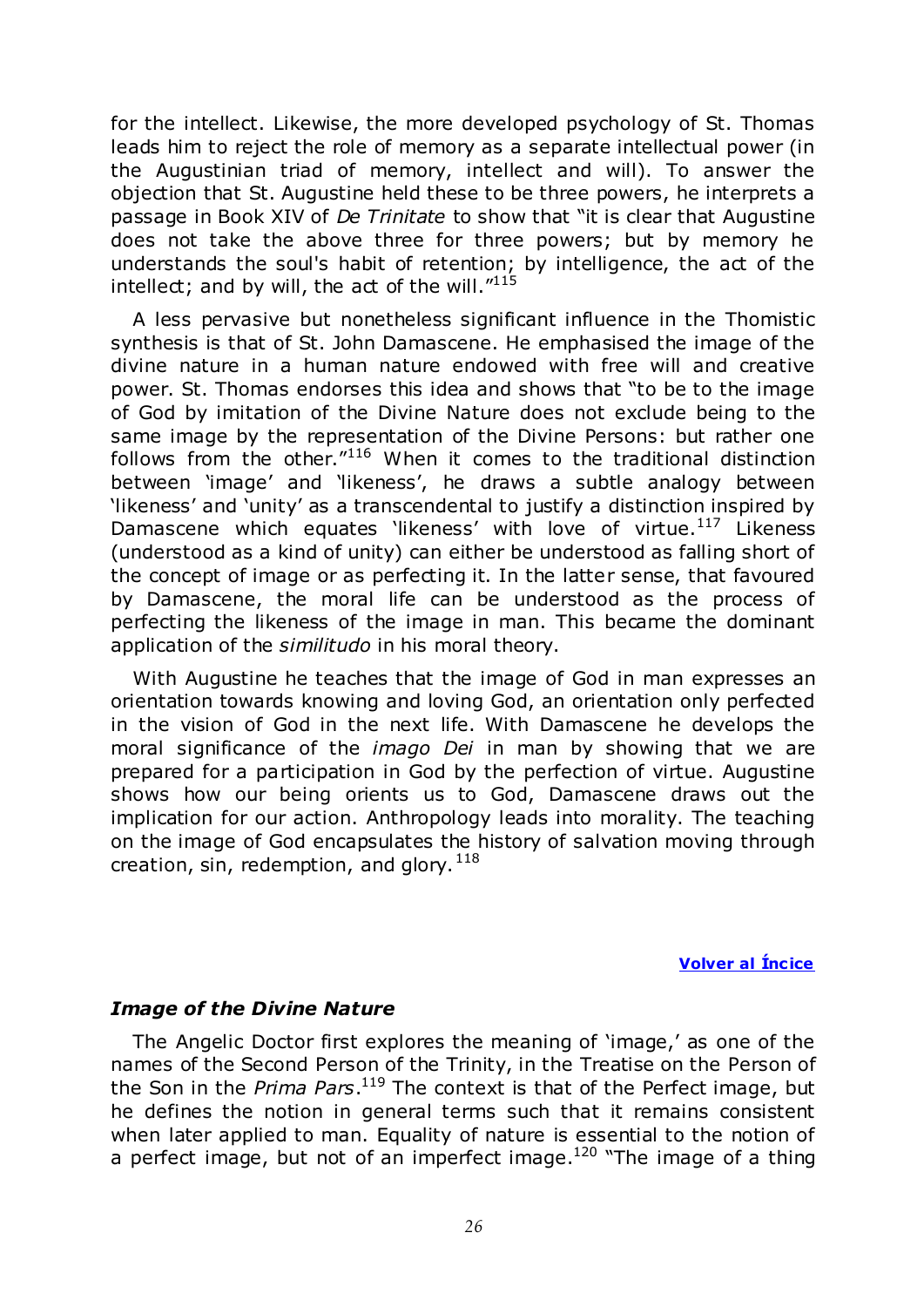for the intellect. Likewise, the more developed psychology of St. Thomas leads him to reject the role of memory as a separate intellectual power (in the Augustinian triad of memory, intellect and will). To answer the objection that St. Augustine held these to be three powers, he interprets a passage in Book XIV of *De Trinitate* to show that "it is clear that Augustine does not take the above three for three powers; but by memory he understands the soul's habit of retention; by intelligence, the act of the intellect; and by will, the act of the will."[115]

A less pervasive but nonetheless significant influence in the Thomistic synthesis is that of St. John Damascene. He emphasised the image of the divine nature in a human nature endowed with free will and creative power. St. Thomas endorses this idea and shows that "to be to the image of God by imitation of the Divine Nature does not exclude being to the same image by the representation of the Divine Persons: but rather one follows from the other."[116] When it comes to the traditional distinction between 'image' and 'likeness', he draws a subtle analogy between 'likeness' and 'unity' as a transcendental to justify a distinction inspired by Damascene which equates 'likeness' with love of virtue.[117] Likeness (understood as a kind of unity) can either be understood as falling short of the concept of image or as perfecting it. In the latter sense, that favoured by Damascene, the moral life can be understood as the process of perfecting the likeness of the image in man. This became the dominant application of the *similitudo* in his moral theory.

With Augustine he teaches that the image of God in man expresses an orientation towards knowing and loving God, an orientation only perfected in the vision of God in the next life. With Damascene he develops the moral significance of the *imago Dei* in man by showing that we are prepared for a participation in God by the perfection of virtue. Augustine shows how our being orients us to God, Damascene draws out the implication for our action. Anthropology leads into morality. The teaching on the image of God encapsulates the history of salvation moving through creation, sin, redemption, and glory.[118]

**Volver al Íncice**

### *Image of the Divine Nature*

The Angelic Doctor first explores the meaning of 'image,' as one of the names of the Second Person of the Trinity, in the Treatise on the Person of the Son in the *Prima Pars*.[119] The context is that of the Perfect image, but he defines the notion in general terms such that it remains consistent when later applied to man. Equality of nature is essential to the notion of a perfect image, but not of an imperfect image.[120] "The image of a thing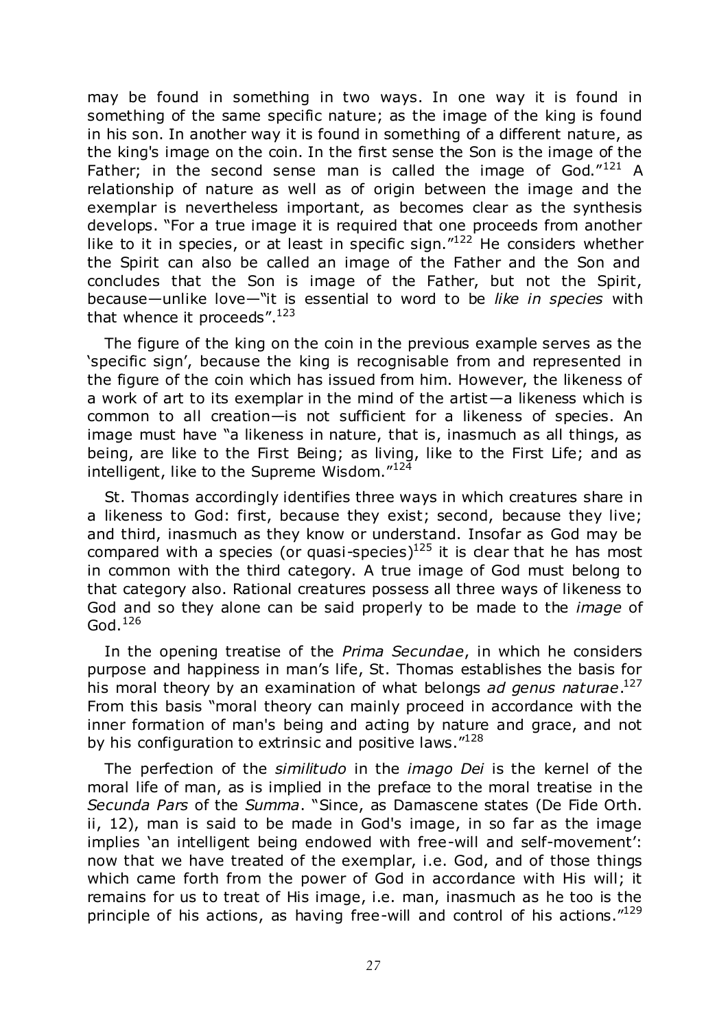may be found in something in two ways. In one way it is found in something of the same specific nature; as the image of the king is found in his son. In another way it is found in something of a different nature, as the king's image on the coin. In the first sense the Son is the image of the Father; in the second sense man is called the image of God."[121] A relationship of nature as well as of origin between the image and the exemplar is nevertheless important, as becomes clear as the synthesis develops. "For a true image it is required that one proceeds from another like to it in species, or at least in specific sign."[122] He considers whether the Spirit can also be called an image of the Father and the Son and concludes that the Son is image of the Father, but not the Spirit, because—unlike love—"it is essential to word to be *like in species* with that whence it proceeds".[123]

The figure of the king on the coin in the previous example serves as the 'specific sign', because the king is recognisable from and represented in the figure of the coin which has issued from him. However, the likeness of a work of art to its exemplar in the mind of the artist—a likeness which is common to all creation—is not sufficient for a likeness of species. An image must have "a likeness in nature, that is, inasmuch as all things, as being, are like to the First Being; as living, like to the First Life; and as intelligent, like to the Supreme Wisdom."[124]

St. Thomas accordingly identifies three ways in which creatures share in a likeness to God: first, because they exist; second, because they live; and third, inasmuch as they know or understand. Insofar as God may be compared with a species (or quasi-species)[125] it is clear that he has most in common with the third category. A true image of God must belong to that category also. Rational creatures possess all three ways of likeness to God and so they alone can be said properly to be made to the *image* of God.[126]

In the opening treatise of the *Prima Secundae*, in which he considers purpose and happiness in man's life, St. Thomas establishes the basis for his moral theory by an examination of what belongs *ad genus naturae*.[127] From this basis "moral theory can mainly proceed in accordance with the inner formation of man's being and acting by nature and grace, and not by his configuration to extrinsic and positive laws."[128]

The perfection of the *similitudo* in the *imago Dei* is the kernel of the moral life of man, as is implied in the preface to the moral treatise in the *Secunda Pars* of the *Summa*. "Since, as Damascene states (De Fide Orth. ii, 12), man is said to be made in God's image, in so far as the image implies 'an intelligent being endowed with free-will and self-movement': now that we have treated of the exemplar, i.e. God, and of those things which came forth from the power of God in accordance with His will; it remains for us to treat of His image, i.e. man, inasmuch as he too is the principle of his actions, as having free-will and control of his actions."[129]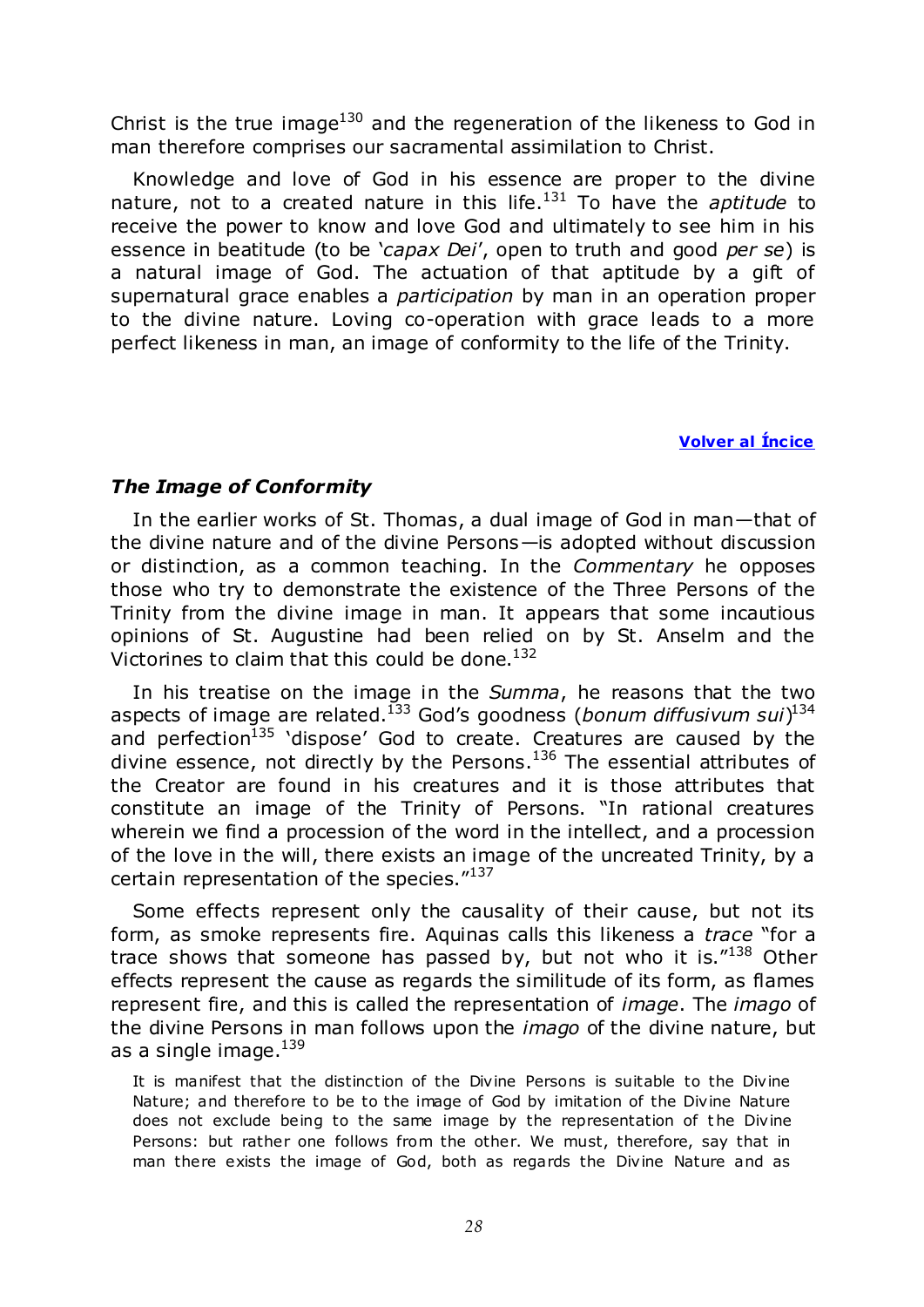Christ is the true image[130] and the regeneration of the likeness to God in man therefore comprises our sacramental assimilation to Christ.

Knowledge and love of God in his essence are proper to the divine nature, not to a created nature in this life.[131] To have the *aptitude* to receive the power to know and love God and ultimately to see him in his essence in beatitude (to be '*capax Dei*', open to truth and good *per se*) is a natural image of God. The actuation of that aptitude by a gift of supernatural grace enables a *participation* by man in an operation proper to the divine nature. Loving co-operation with grace leads to a more perfect likeness in man, an image of conformity to the life of the Trinity.

**Volver al Íncice**

### *The Image of Conformity*

In the earlier works of St. Thomas, a dual image of God in man—that of the divine nature and of the divine Persons—is adopted without discussion or distinction, as a common teaching. In the *Commentary* he opposes those who try to demonstrate the existence of the Three Persons of the Trinity from the divine image in man. It appears that some incautious opinions of St. Augustine had been relied on by St. Anselm and the Victorines to claim that this could be done.[132]

In his treatise on the image in the *Summa*, he reasons that the two aspects of image are related.[133] God's goodness (*bonum diffusivum sui*)[134] and perfection[135] 'dispose' God to create. Creatures are caused by the divine essence, not directly by the Persons.[136] The essential attributes of the Creator are found in his creatures and it is those attributes that constitute an image of the Trinity of Persons. "In rational creatures wherein we find a procession of the word in the intellect, and a procession of the love in the will, there exists an image of the uncreated Trinity, by a certain representation of the species."[137]

Some effects represent only the causality of their cause, but not its form, as smoke represents fire. Aquinas calls this likeness a *trace* "for a trace shows that someone has passed by, but not who it is."[138] Other effects represent the cause as regards the similitude of its form, as flames represent fire, and this is called the representation of *image*. The *imago* of the divine Persons in man follows upon the *imago* of the divine nature, but as a single image.[139]

> It is manifest that the distinction of the Divine Persons is suitable to the Divine Nature; and therefore to be to the image of God by imitation of the Divine Nature does not exclude being to the same image by the representation of the Divine Persons: but rather one follows from the other. We must, therefore, say that in man there exists the image of God, both as regards the Divine Nature and as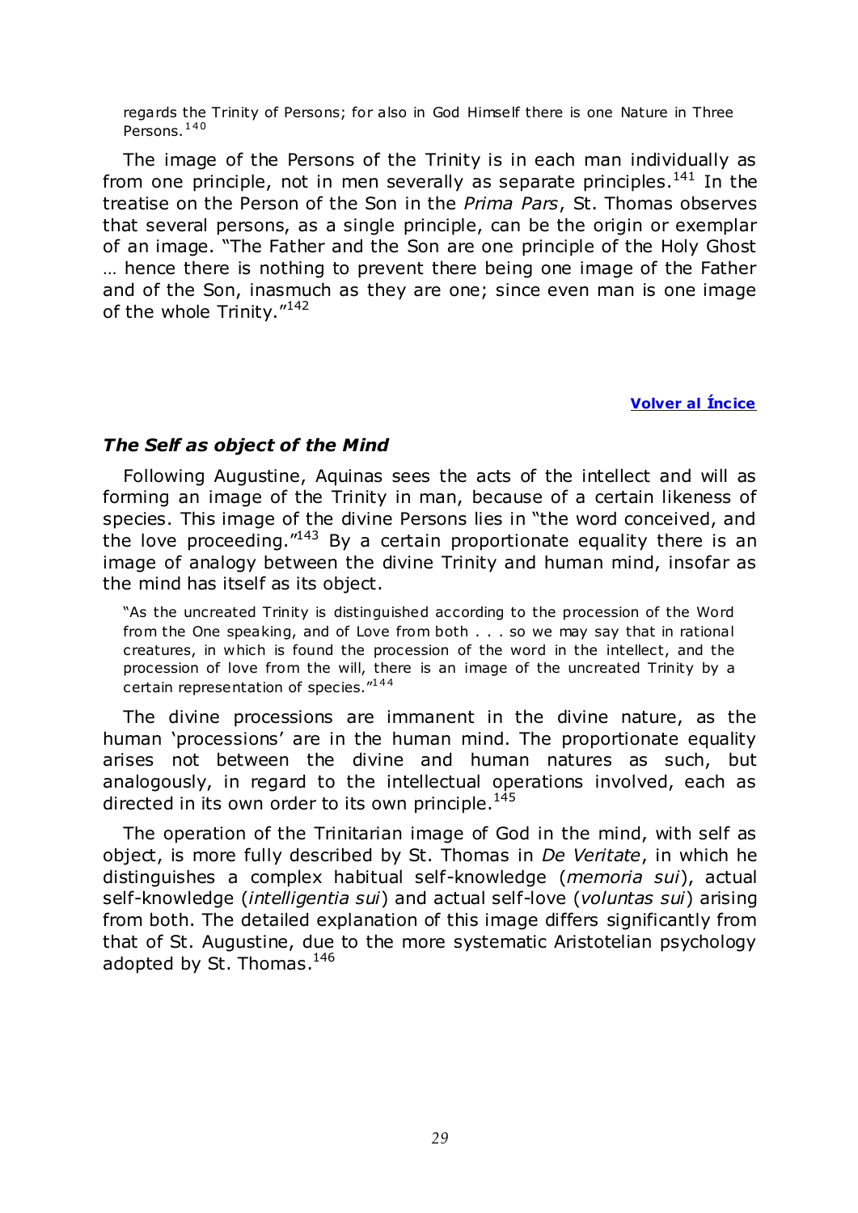regards the Trinity of Persons; for also in God Himself there is one Nature in Three Persons.[140]

The image of the Persons of the Trinity is in each man individually as from one principle, not in men severally as separate principles.[141] In the treatise on the Person of the Son in the *Prima Pars*, St. Thomas observes that several persons, as a single principle, can be the origin or exemplar of an image. "The Father and the Son are one principle of the Holy Ghost … hence there is nothing to prevent there being one image of the Father and of the Son, inasmuch as they are one; since even man is one image of the whole Trinity."[142]

**Volver al Íncice**

### *The Self as object of the Mind*

Following Augustine, Aquinas sees the acts of the intellect and will as forming an image of the Trinity in man, because of a certain likeness of species. This image of the divine Persons lies in "the word conceived, and the love proceeding."[143] By a certain proportionate equality there is an image of analogy between the divine Trinity and human mind, insofar as the mind has itself as its object.

> "As the uncreated Trinity is distinguished according to the procession of the Word from the One speaking, and of Love from both . . . so we may say that in rational creatures, in which is found the procession of the word in the intellect, and the procession of love from the will, there is an image of the uncreated Trinity by a certain representation of species."[144]

The divine processions are immanent in the divine nature, as the human 'processions' are in the human mind. The proportionate equality arises not between the divine and human natures as such, but analogously, in regard to the intellectual operations involved, each as directed in its own order to its own principle.[145]

The operation of the Trinitarian image of God in the mind, with self as object, is more fully described by St. Thomas in *De Veritate*, in which he distinguishes a complex habitual self-knowledge (*memoria sui*), actual self-knowledge (*intelligentia sui*) and actual self-love (*voluntas sui*) arising from both. The detailed explanation of this image differs significantly from that of St. Augustine, due to the more systematic Aristotelian psychology adopted by St. Thomas.[146]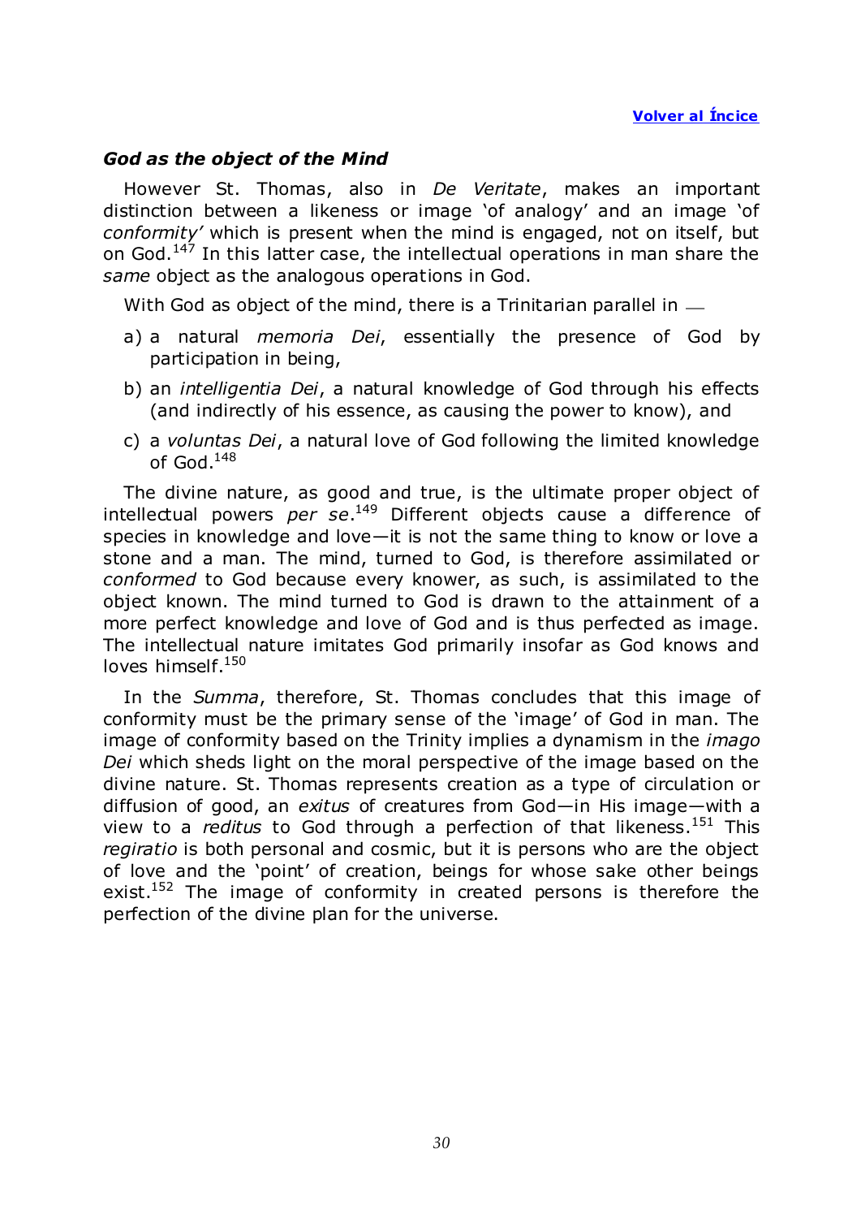[Volver al Íncice]

### *God as the object of the Mind*

However St. Thomas, also in *De Veritate*, makes an important distinction between a likeness or image 'of analogy' and an image 'of *conformity'* which is present when the mind is engaged, not on itself, but on God.[147] In this latter case, the intellectual operations in man share the *same* object as the analogous operations in God.

With God as object of the mind, there is a Trinitarian parallel in —

a) a natural *memoria Dei*, essentially the presence of God by participation in being,

b) an *intelligentia Dei*, a natural knowledge of God through his effects (and indirectly of his essence, as causing the power to know), and

c) a *voluntas Dei*, a natural love of God following the limited knowledge of God.[148]

The divine nature, as good and true, is the ultimate proper object of intellectual powers *per se*.[149] Different objects cause a difference of species in knowledge and love—it is not the same thing to know or love a stone and a man. The mind, turned to God, is therefore assimilated or *conformed* to God because every knower, as such, is assimilated to the object known. The mind turned to God is drawn to the attainment of a more perfect knowledge and love of God and is thus perfected as image. The intellectual nature imitates God primarily insofar as God knows and loves himself.[150]

In the *Summa*, therefore, St. Thomas concludes that this image of conformity must be the primary sense of the 'image' of God in man. The image of conformity based on the Trinity implies a dynamism in the *imago Dei* which sheds light on the moral perspective of the image based on the divine nature. St. Thomas represents creation as a type of circulation or diffusion of good, an *exitus* of creatures from God—in His image—with a view to a *reditus* to God through a perfection of that likeness.[151] This *regiratio* is both personal and cosmic, but it is persons who are the object of love and the 'point' of creation, beings for whose sake other beings exist.[152] The image of conformity in created persons is therefore the perfection of the divine plan for the universe.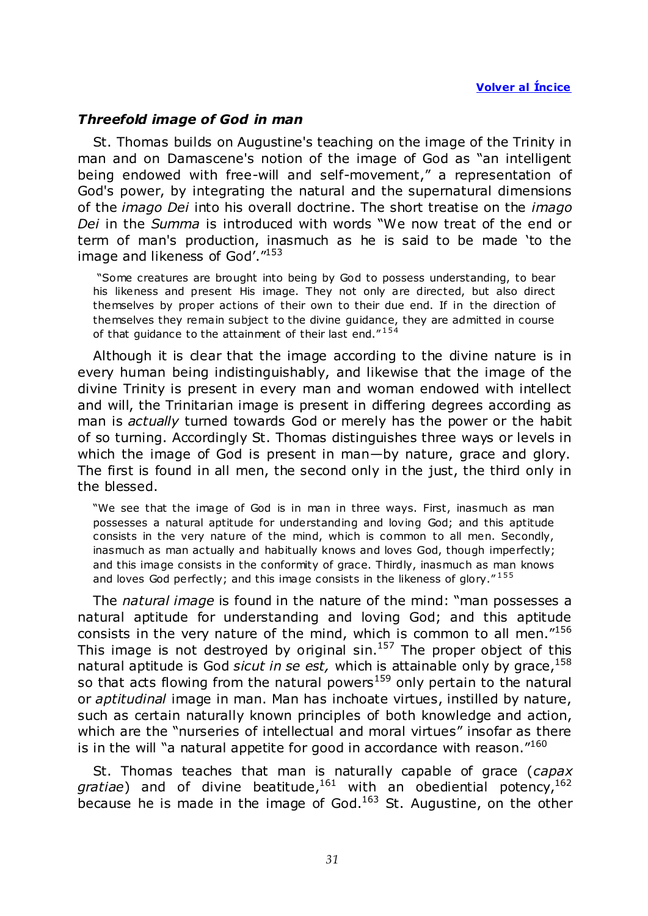[Volver al Íncice](#)

### *Threefold image of God in man*

St. Thomas builds on Augustine's teaching on the image of the Trinity in man and on Damascene's notion of the image of God as "an intelligent being endowed with free-will and self-movement," a representation of God's power, by integrating the natural and the supernatural dimensions of the *imago Dei* into his overall doctrine. The short treatise on the *imago Dei* in the *Summa* is introduced with words "We now treat of the end or term of man's production, inasmuch as he is said to be made 'to the image and likeness of God'."[153]

> "Some creatures are brought into being by God to possess understanding, to bear his likeness and present His image. They not only are directed, but also direct themselves by proper actions of their own to their due end. If in the direction of themselves they remain subject to the divine guidance, they are admitted in course of that guidance to the attainment of their last end."[154]

Although it is clear that the image according to the divine nature is in every human being indistinguishably, and likewise that the image of the divine Trinity is present in every man and woman endowed with intellect and will, the Trinitarian image is present in differing degrees according as man is *actually* turned towards God or merely has the power or the habit of so turning. Accordingly St. Thomas distinguishes three ways or levels in which the image of God is present in man—by nature, grace and glory. The first is found in all men, the second only in the just, the third only in the blessed.

> "We see that the image of God is in man in three ways. First, inasmuch as man possesses a natural aptitude for understanding and loving God; and this aptitude consists in the very nature of the mind, which is common to all men. Secondly, inasmuch as man actually and habitually knows and loves God, though imperfectly; and this image consists in the conformity of grace. Thirdly, inasmuch as man knows and loves God perfectly; and this image consists in the likeness of glory."[155]

The *natural image* is found in the nature of the mind: "man possesses a natural aptitude for understanding and loving God; and this aptitude consists in the very nature of the mind, which is common to all men."[156] This image is not destroyed by original sin.[157] The proper object of this natural aptitude is God *sicut in se est,* which is attainable only by grace,[158] so that acts flowing from the natural powers[159] only pertain to the natural or *aptitudinal* image in man. Man has inchoate virtues, instilled by nature, such as certain naturally known principles of both knowledge and action, which are the "nurseries of intellectual and moral virtues" insofar as there is in the will "a natural appetite for good in accordance with reason."[160]

St. Thomas teaches that man is naturally capable of grace (*capax gratiae*) and of divine beatitude,[161] with an obediential potency,[162] because he is made in the image of God.[163] St. Augustine, on the other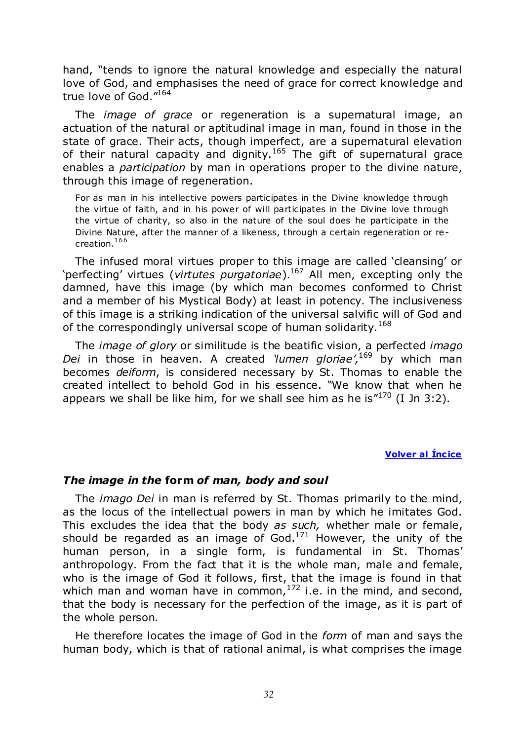hand, "tends to ignore the natural knowledge and especially the natural love of God, and emphasises the need of grace for correct knowledge and true love of God."[164]

The *image of grace* or regeneration is a supernatural image, an actuation of the natural or aptitudinal image in man, found in those in the state of grace. Their acts, though imperfect, are a supernatural elevation of their natural capacity and dignity.[165] The gift of supernatural grace enables a *participation* by man in operations proper to the divine nature, through this image of regeneration.

> For as man in his intellective powers participates in the Divine knowledge through the virtue of faith, and in his power of will participates in the Divine love through the virtue of charity, so also in the nature of the soul does he participate in the Divine Nature, after the manner of a likeness, through a certain regeneration or re-creation.[166]

The infused moral virtues proper to this image are called 'cleansing' or 'perfecting' virtues (*virtutes purgatoriae*).[167] All men, excepting only the damned, have this image (by which man becomes conformed to Christ and a member of his Mystical Body) at least in potency. The inclusiveness of this image is a striking indication of the universal salvific will of God and of the correspondingly universal scope of human solidarity.[168]

The *image of glory* or similitude is the beatific vision, a perfected *imago Dei* in those in heaven. A created *'lumen gloriae',*[169] by which man becomes *deiform*, is considered necessary by St. Thomas to enable the created intellect to behold God in his essence. "We know that when he appears we shall be like him, for we shall see him as he is"[170] (I Jn 3:2).

**Volver al Íncice**

### *The image in the* **form** *of man, body and soul*

The *imago Dei* in man is referred by St. Thomas primarily to the mind, as the locus of the intellectual powers in man by which he imitates God. This excludes the idea that the body *as such,* whether male or female, should be regarded as an image of God.[171] However, the unity of the human person, in a single form, is fundamental in St. Thomas' anthropology. From the fact that it is the whole man, male and female, who is the image of God it follows, first, that the image is found in that which man and woman have in common,[172] i.e. in the mind, and second, that the body is necessary for the perfection of the image, as it is part of the whole person.

He therefore locates the image of God in the *form* of man and says the human body, which is that of rational animal, is what comprises the image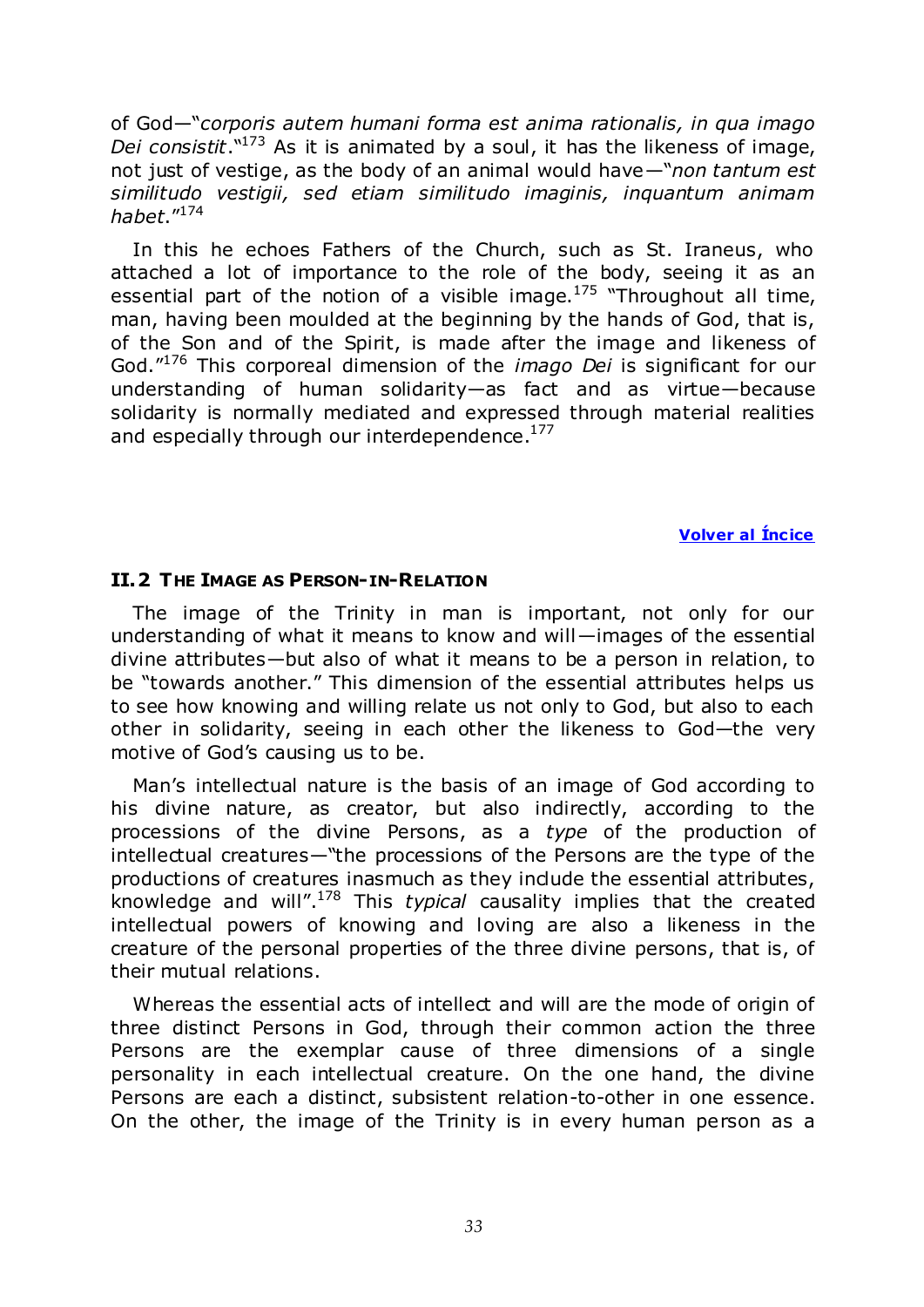of God—"*corporis autem humani forma est anima rationalis, in qua imago Dei consistit*."[173] As it is animated by a soul, it has the likeness of image, not just of vestige, as the body of an animal would have—"*non tantum est similitudo vestigii, sed etiam similitudo imaginis, inquantum animam habet*."[174]

In this he echoes Fathers of the Church, such as St. Iraneus, who attached a lot of importance to the role of the body, seeing it as an essential part of the notion of a visible image.[175] "Throughout all time, man, having been moulded at the beginning by the hands of God, that is, of the Son and of the Spirit, is made after the image and likeness of God."[176] This corporeal dimension of the *imago Dei* is significant for our understanding of human solidarity—as fact and as virtue—because solidarity is normally mediated and expressed through material realities and especially through our interdependence.[177]

**Volver al Íncice**

## II.2 THE IMAGE AS PERSON-IN-RELATION

The image of the Trinity in man is important, not only for our understanding of what it means to know and will—images of the essential divine attributes—but also of what it means to be a person in relation, to be "towards another." This dimension of the essential attributes helps us to see how knowing and willing relate us not only to God, but also to each other in solidarity, seeing in each other the likeness to God—the very motive of God's causing us to be.

Man's intellectual nature is the basis of an image of God according to his divine nature, as creator, but also indirectly, according to the processions of the divine Persons, as a *type* of the production of intellectual creatures—"the processions of the Persons are the type of the productions of creatures inasmuch as they include the essential attributes, knowledge and will".[178] This *typical* causality implies that the created intellectual powers of knowing and loving are also a likeness in the creature of the personal properties of the three divine persons, that is, of their mutual relations.

Whereas the essential acts of intellect and will are the mode of origin of three distinct Persons in God, through their common action the three Persons are the exemplar cause of three dimensions of a single personality in each intellectual creature. On the one hand, the divine Persons are each a distinct, subsistent relation-to-other in one essence. On the other, the image of the Trinity is in every human person as a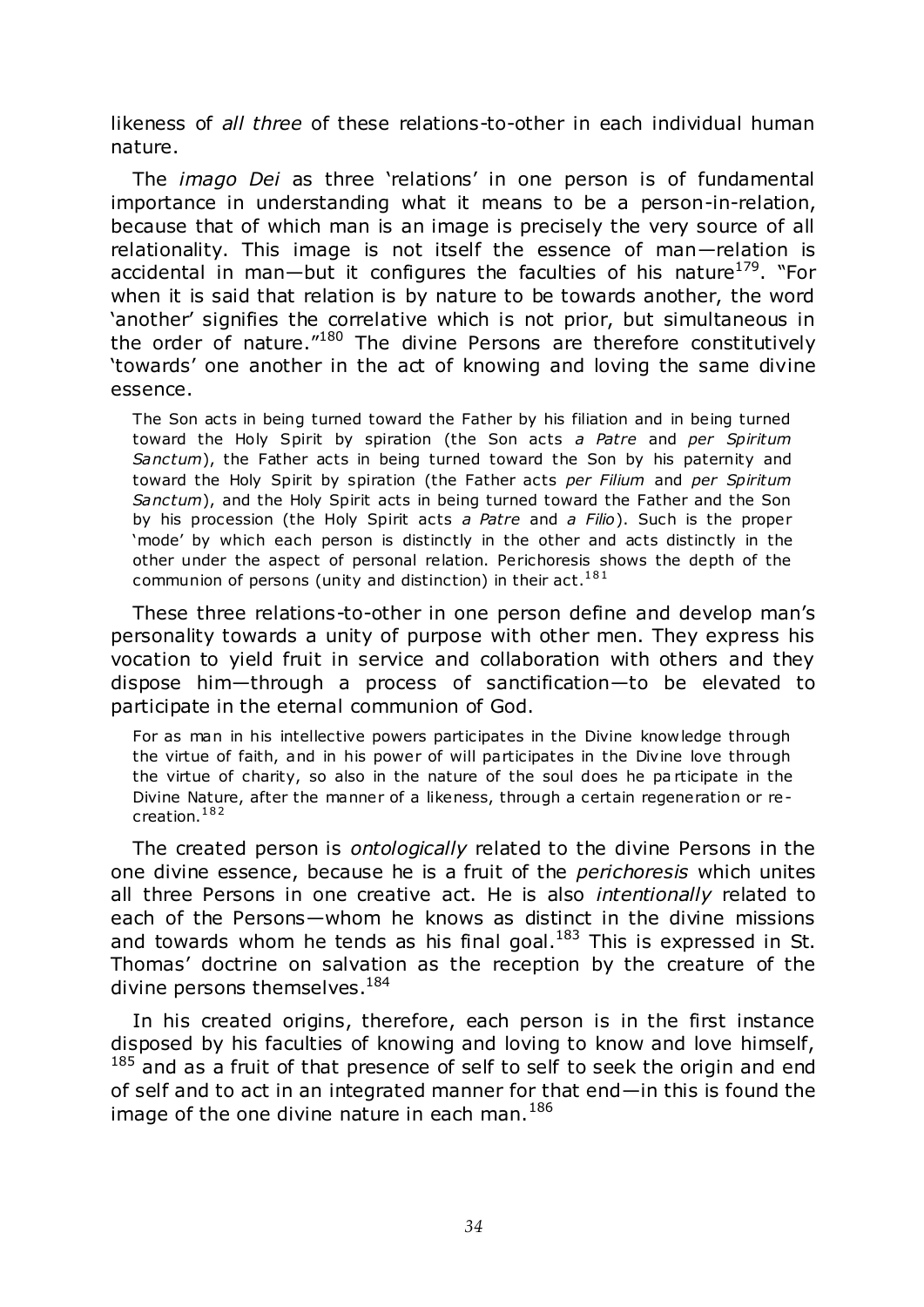likeness of *all three* of these relations-to-other in each individual human nature.

The *imago Dei* as three 'relations' in one person is of fundamental importance in understanding what it means to be a person-in-relation, because that of which man is an image is precisely the very source of all relationality. This image is not itself the essence of man—relation is accidental in man—but it configures the faculties of his nature[179]. "For when it is said that relation is by nature to be towards another, the word 'another' signifies the correlative which is not prior, but simultaneous in the order of nature."[180] The divine Persons are therefore constitutively 'towards' one another in the act of knowing and loving the same divine essence.

> The Son acts in being turned toward the Father by his filiation and in being turned toward the Holy Spirit by spiration (the Son acts *a Patre* and *per Spiritum Sanctum*), the Father acts in being turned toward the Son by his paternity and toward the Holy Spirit by spiration (the Father acts *per Filium* and *per Spiritum Sanctum*), and the Holy Spirit acts in being turned toward the Father and the Son by his procession (the Holy Spirit acts *a Patre* and *a Filio*). Such is the proper 'mode' by which each person is distinctly in the other and acts distinctly in the other under the aspect of personal relation. Perichoresis shows the depth of the communion of persons (unity and distinction) in their act.[181]

These three relations-to-other in one person define and develop man's personality towards a unity of purpose with other men. They express his vocation to yield fruit in service and collaboration with others and they dispose him—through a process of sanctification—to be elevated to participate in the eternal communion of God.

> For as man in his intellective powers participates in the Divine knowledge through the virtue of faith, and in his power of will participates in the Divine love through the virtue of charity, so also in the nature of the soul does he participate in the Divine Nature, after the manner of a likeness, through a certain regeneration or re-creation.[182]

The created person is *ontologically* related to the divine Persons in the one divine essence, because he is a fruit of the *perichoresis* which unites all three Persons in one creative act. He is also *intentionally* related to each of the Persons—whom he knows as distinct in the divine missions and towards whom he tends as his final goal.[183] This is expressed in St. Thomas' doctrine on salvation as the reception by the creature of the divine persons themselves.[184]

In his created origins, therefore, each person is in the first instance disposed by his faculties of knowing and loving to know and love himself, [185] and as a fruit of that presence of self to self to seek the origin and end of self and to act in an integrated manner for that end—in this is found the image of the one divine nature in each man.[186]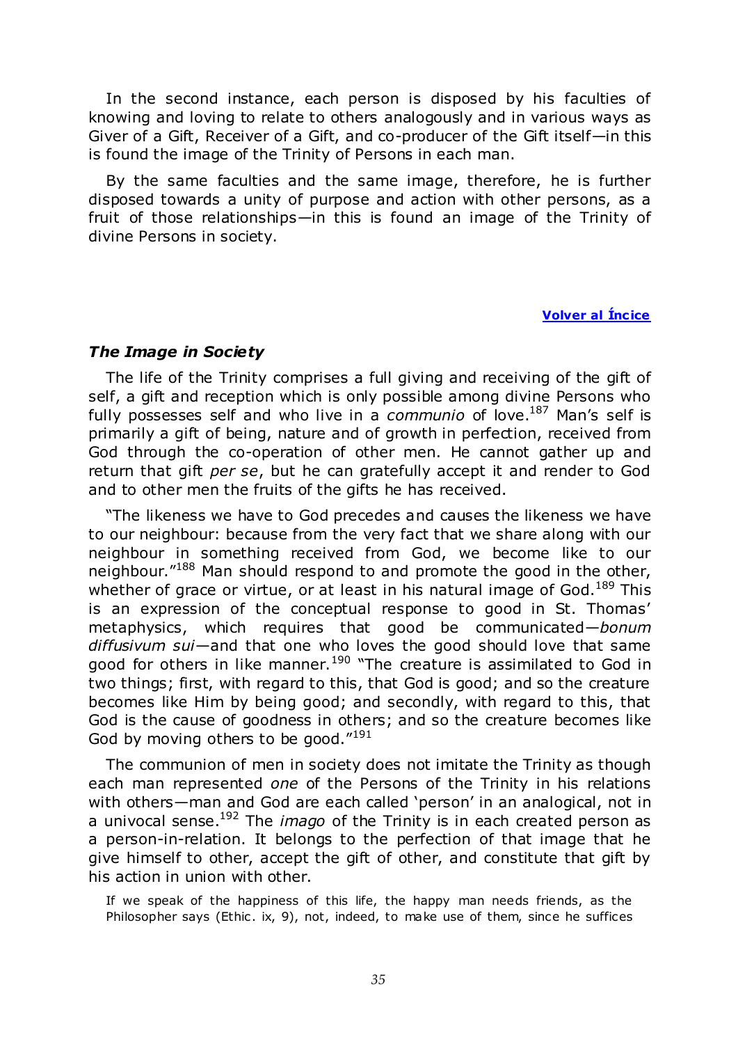In the second instance, each person is disposed by his faculties of knowing and loving to relate to others analogously and in various ways as Giver of a Gift, Receiver of a Gift, and co-producer of the Gift itself—in this is found the image of the Trinity of Persons in each man.

By the same faculties and the same image, therefore, he is further disposed towards a unity of purpose and action with other persons, as a fruit of those relationships—in this is found an image of the Trinity of divine Persons in society.

**Volver al Íncice**

### *The Image in Society*

The life of the Trinity comprises a full giving and receiving of the gift of self, a gift and reception which is only possible among divine Persons who fully possesses self and who live in a *communio* of love.[187] Man's self is primarily a gift of being, nature and of growth in perfection, received from God through the co-operation of other men. He cannot gather up and return that gift *per se*, but he can gratefully accept it and render to God and to other men the fruits of the gifts he has received.

"The likeness we have to God precedes and causes the likeness we have to our neighbour: because from the very fact that we share along with our neighbour in something received from God, we become like to our neighbour."[188] Man should respond to and promote the good in the other, whether of grace or virtue, or at least in his natural image of God.[189] This is an expression of the conceptual response to good in St. Thomas' metaphysics, which requires that good be communicated—*bonum diffusivum sui*—and that one who loves the good should love that same good for others in like manner.[190] "The creature is assimilated to God in two things; first, with regard to this, that God is good; and so the creature becomes like Him by being good; and secondly, with regard to this, that God is the cause of goodness in others; and so the creature becomes like God by moving others to be good."[191]

The communion of men in society does not imitate the Trinity as though each man represented *one* of the Persons of the Trinity in his relations with others—man and God are each called 'person' in an analogical, not in a univocal sense.[192] The *imago* of the Trinity is in each created person as a person-in-relation. It belongs to the perfection of that image that he give himself to other, accept the gift of other, and constitute that gift by his action in union with other.

> If we speak of the happiness of this life, the happy man needs friends, as the Philosopher says (Ethic. ix, 9), not, indeed, to make use of them, since he suffices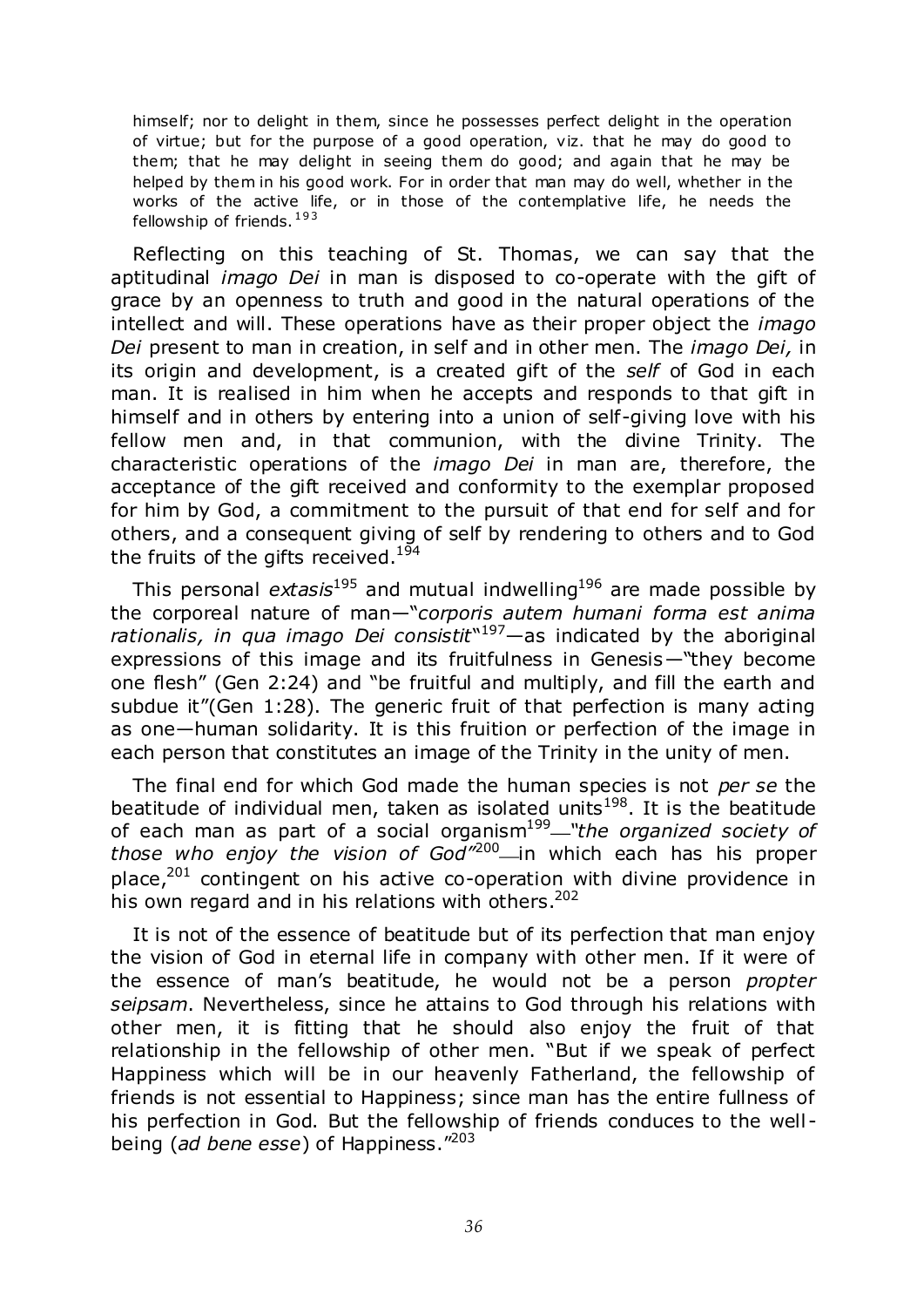> himself; nor to delight in them, since he possesses perfect delight in the operation of virtue; but for the purpose of a good operation, viz. that he may do good to them; that he may delight in seeing them do good; and again that he may be helped by them in his good work. For in order that man may do well, whether in the works of the active life, or in those of the contemplative life, he needs the fellowship of friends.[193]

Reflecting on this teaching of St. Thomas, we can say that the aptitudinal *imago Dei* in man is disposed to co-operate with the gift of grace by an openness to truth and good in the natural operations of the intellect and will. These operations have as their proper object the *imago Dei* present to man in creation, in self and in other men. The *imago Dei,* in its origin and development, is a created gift of the *self* of God in each man. It is realised in him when he accepts and responds to that gift in himself and in others by entering into a union of self-giving love with his fellow men and, in that communion, with the divine Trinity. The characteristic operations of the *imago Dei* in man are, therefore, the acceptance of the gift received and conformity to the exemplar proposed for him by God, a commitment to the pursuit of that end for self and for others, and a consequent giving of self by rendering to others and to God the fruits of the gifts received.[194]

This personal *extasis*[195] and mutual indwelling[196] are made possible by the corporeal nature of man—"*corporis autem humani forma est anima rationalis, in qua imago Dei consistit*"[197]—as indicated by the aboriginal expressions of this image and its fruitfulness in Genesis—"they become one flesh" (Gen 2:24) and "be fruitful and multiply, and fill the earth and subdue it"(Gen 1:28). The generic fruit of that perfection is many acting as one—human solidarity. It is this fruition or perfection of the image in each person that constitutes an image of the Trinity in the unity of men.

The final end for which God made the human species is not *per se* the beatitude of individual men, taken as isolated units[198]. It is the beatitude of each man as part of a social organism[199]—"*the organized society of those who enjoy the vision of God*"[200]—in which each has his proper place,[201] contingent on his active co-operation with divine providence in his own regard and in his relations with others.[202]

It is not of the essence of beatitude but of its perfection that man enjoy the vision of God in eternal life in company with other men. If it were of the essence of man's beatitude, he would not be a person *propter seipsam*. Nevertheless, since he attains to God through his relations with other men, it is fitting that he should also enjoy the fruit of that relationship in the fellowship of other men. "But if we speak of perfect Happiness which will be in our heavenly Fatherland, the fellowship of friends is not essential to Happiness; since man has the entire fullness of his perfection in God. But the fellowship of friends conduces to the well-being (*ad bene esse*) of Happiness."[203]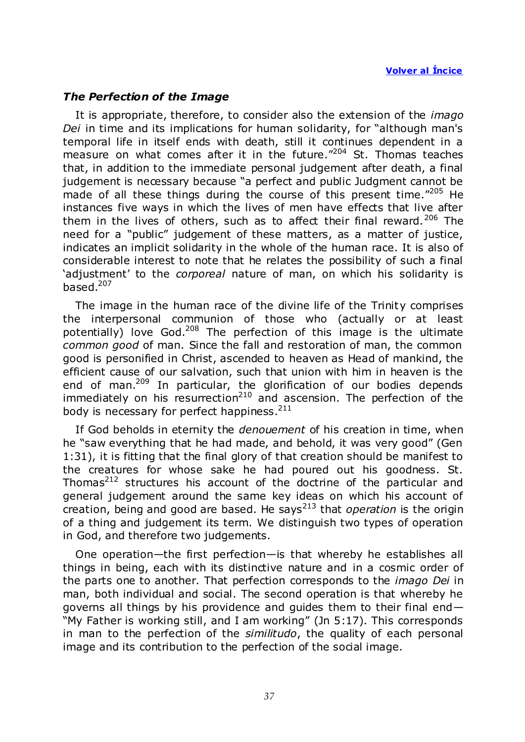### *The Perfection of the Image*

It is appropriate, therefore, to consider also the extension of the *imago Dei* in time and its implications for human solidarity, for "although man's temporal life in itself ends with death, still it continues dependent in a measure on what comes after it in the future."[204] St. Thomas teaches that, in addition to the immediate personal judgement after death, a final judgement is necessary because "a perfect and public Judgment cannot be made of all these things during the course of this present time."[205] He instances five ways in which the lives of men have effects that live after them in the lives of others, such as to affect their final reward.[206] The need for a "public" judgement of these matters, as a matter of justice, indicates an implicit solidarity in the whole of the human race. It is also of considerable interest to note that he relates the possibility of such a final 'adjustment' to the *corporeal* nature of man, on which his solidarity is based.[207]

The image in the human race of the divine life of the Trinity comprises the interpersonal communion of those who (actually or at least potentially) love God.[208] The perfection of this image is the ultimate *common good* of man. Since the fall and restoration of man, the common good is personified in Christ, ascended to heaven as Head of mankind, the efficient cause of our salvation, such that union with him in heaven is the end of man.[209] In particular, the glorification of our bodies depends immediately on his resurrection[210] and ascension. The perfection of the body is necessary for perfect happiness.[211]

If God beholds in eternity the *denouement* of his creation in time, when he "saw everything that he had made, and behold, it was very good" (Gen 1:31), it is fitting that the final glory of that creation should be manifest to the creatures for whose sake he had poured out his goodness. St. Thomas[212] structures his account of the doctrine of the particular and general judgement around the same key ideas on which his account of creation, being and good are based. He says[213] that *operation* is the origin of a thing and judgement its term. We distinguish two types of operation in God, and therefore two judgements.

One operation—the first perfection—is that whereby he establishes all things in being, each with its distinctive nature and in a cosmic order of the parts one to another. That perfection corresponds to the *imago Dei* in man, both individual and social. The second operation is that whereby he governs all things by his providence and guides them to their final end—"My Father is working still, and I am working" (Jn 5:17). This corresponds in man to the perfection of the *similitudo*, the quality of each personal image and its contribution to the perfection of the social image.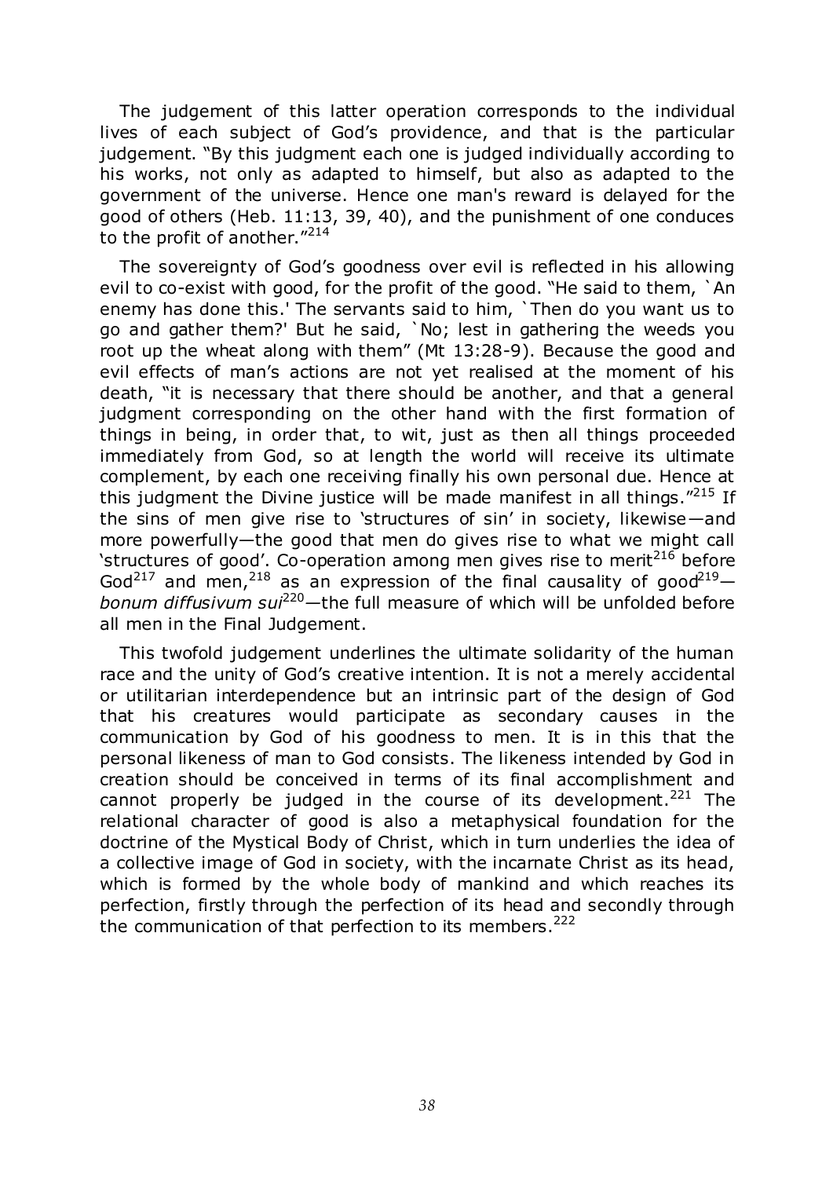The judgement of this latter operation corresponds to the individual lives of each subject of God's providence, and that is the particular judgement. "By this judgment each one is judged individually according to his works, not only as adapted to himself, but also as adapted to the government of the universe. Hence one man's reward is delayed for the good of others (Heb. 11:13, 39, 40), and the punishment of one conduces to the profit of another."[214]

The sovereignty of God's goodness over evil is reflected in his allowing evil to co-exist with good, for the profit of the good. "He said to them, `An enemy has done this.' The servants said to him, `Then do you want us to go and gather them?' But he said, `No; lest in gathering the weeds you root up the wheat along with them" (Mt 13:28-9). Because the good and evil effects of man's actions are not yet realised at the moment of his death, "it is necessary that there should be another, and that a general judgment corresponding on the other hand with the first formation of things in being, in order that, to wit, just as then all things proceeded immediately from God, so at length the world will receive its ultimate complement, by each one receiving finally his own personal due. Hence at this judgment the Divine justice will be made manifest in all things."[215] If the sins of men give rise to 'structures of sin' in society, likewise—and more powerfully—the good that men do gives rise to what we might call 'structures of good'. Co-operation among men gives rise to merit[216] before God[217] and men,[218] as an expression of the final causality of good[219]—*bonum diffusivum sui*[220]—the full measure of which will be unfolded before all men in the Final Judgement.

This twofold judgement underlines the ultimate solidarity of the human race and the unity of God's creative intention. It is not a merely accidental or utilitarian interdependence but an intrinsic part of the design of God that his creatures would participate as secondary causes in the communication by God of his goodness to men. It is in this that the personal likeness of man to God consists. The likeness intended by God in creation should be conceived in terms of its final accomplishment and cannot properly be judged in the course of its development.[221] The relational character of good is also a metaphysical foundation for the doctrine of the Mystical Body of Christ, which in turn underlies the idea of a collective image of God in society, with the incarnate Christ as its head, which is formed by the whole body of mankind and which reaches its perfection, firstly through the perfection of its head and secondly through the communication of that perfection to its members.[222]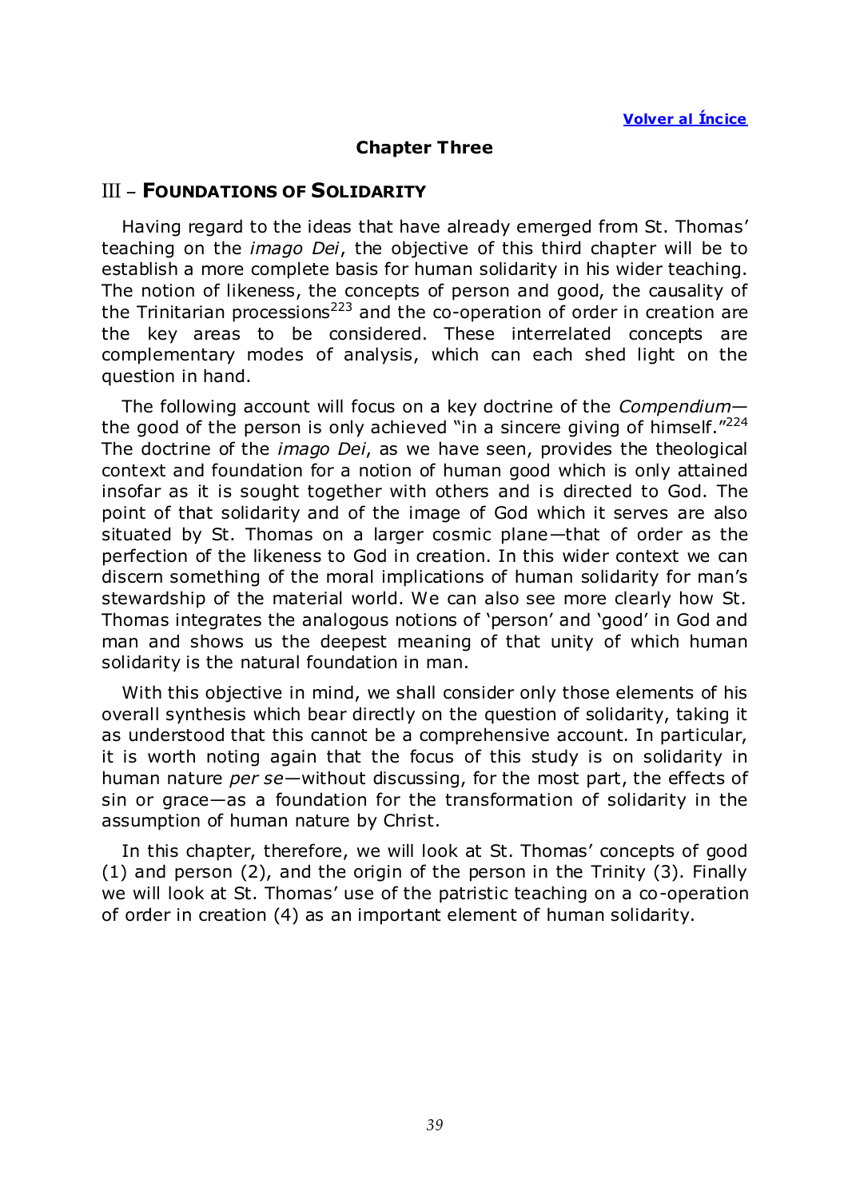[Volver al Índice](#)

# Chapter Three

## III – FOUNDATIONS OF SOLIDARITY

Having regard to the ideas that have already emerged from St. Thomas' teaching on the *imago Dei*, the objective of this third chapter will be to establish a more complete basis for human solidarity in his wider teaching. The notion of likeness, the concepts of person and good, the causality of the Trinitarian processions[223] and the co-operation of order in creation are the key areas to be considered. These interrelated concepts are complementary modes of analysis, which can each shed light on the question in hand.

The following account will focus on a key doctrine of the *Compendium*—the good of the person is only achieved "in a sincere giving of himself."[224] The doctrine of the *imago Dei*, as we have seen, provides the theological context and foundation for a notion of human good which is only attained insofar as it is sought together with others and is directed to God. The point of that solidarity and of the image of God which it serves are also situated by St. Thomas on a larger cosmic plane—that of order as the perfection of the likeness to God in creation. In this wider context we can discern something of the moral implications of human solidarity for man's stewardship of the material world. We can also see more clearly how St. Thomas integrates the analogous notions of 'person' and 'good' in God and man and shows us the deepest meaning of that unity of which human solidarity is the natural foundation in man.

With this objective in mind, we shall consider only those elements of his overall synthesis which bear directly on the question of solidarity, taking it as understood that this cannot be a comprehensive account. In particular, it is worth noting again that the focus of this study is on solidarity in human nature *per se*—without discussing, for the most part, the effects of sin or grace—as a foundation for the transformation of solidarity in the assumption of human nature by Christ.

In this chapter, therefore, we will look at St. Thomas' concepts of good (1) and person (2), and the origin of the person in the Trinity (3). Finally we will look at St. Thomas' use of the patristic teaching on a co-operation of order in creation (4) as an important element of human solidarity.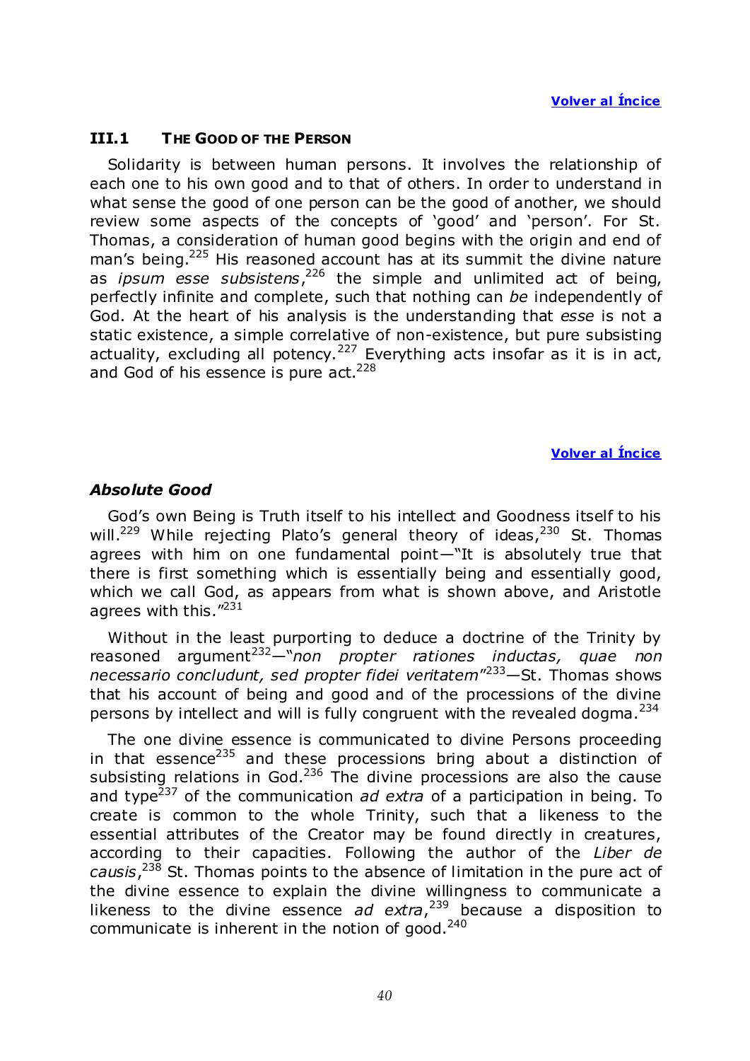Volver al Íncice

### III.1 THE GOOD OF THE PERSON

Solidarity is between human persons. It involves the relationship of each one to his own good and to that of others. In order to understand in what sense the good of one person can be the good of another, we should review some aspects of the concepts of 'good' and 'person'. For St. Thomas, a consideration of human good begins with the origin and end of man's being.[225] His reasoned account has at its summit the divine nature as *ipsum esse subsistens*,[226] the simple and unlimited act of being, perfectly infinite and complete, such that nothing can *be* independently of God. At the heart of his analysis is the understanding that *esse* is not a static existence, a simple correlative of non-existence, but pure subsisting actuality, excluding all potency.[227] Everything acts insofar as it is in act, and God of his essence is pure act.[228]

Volver al Íncice

#### *Absolute Good*

God's own Being is Truth itself to his intellect and Goodness itself to his will.[229] While rejecting Plato's general theory of ideas,[230] St. Thomas agrees with him on one fundamental point—"It is absolutely true that there is first something which is essentially being and essentially good, which we call God, as appears from what is shown above, and Aristotle agrees with this."[231]

Without in the least purporting to deduce a doctrine of the Trinity by reasoned argument[232]—"*non propter rationes inductas, quae non necessario concludunt, sed propter fidei veritatem*"[233]—St. Thomas shows that his account of being and good and of the processions of the divine persons by intellect and will is fully congruent with the revealed dogma.[234]

The one divine essence is communicated to divine Persons proceeding in that essence[235] and these processions bring about a distinction of subsisting relations in God.[236] The divine processions are also the cause and type[237] of the communication *ad extra* of a participation in being. To create is common to the whole Trinity, such that a likeness to the essential attributes of the Creator may be found directly in creatures, according to their capacities. Following the author of the *Liber de causis*,[238] St. Thomas points to the absence of limitation in the pure act of the divine essence to explain the divine willingness to communicate a likeness to the divine essence *ad extra*,[239] because a disposition to communicate is inherent in the notion of good.[240]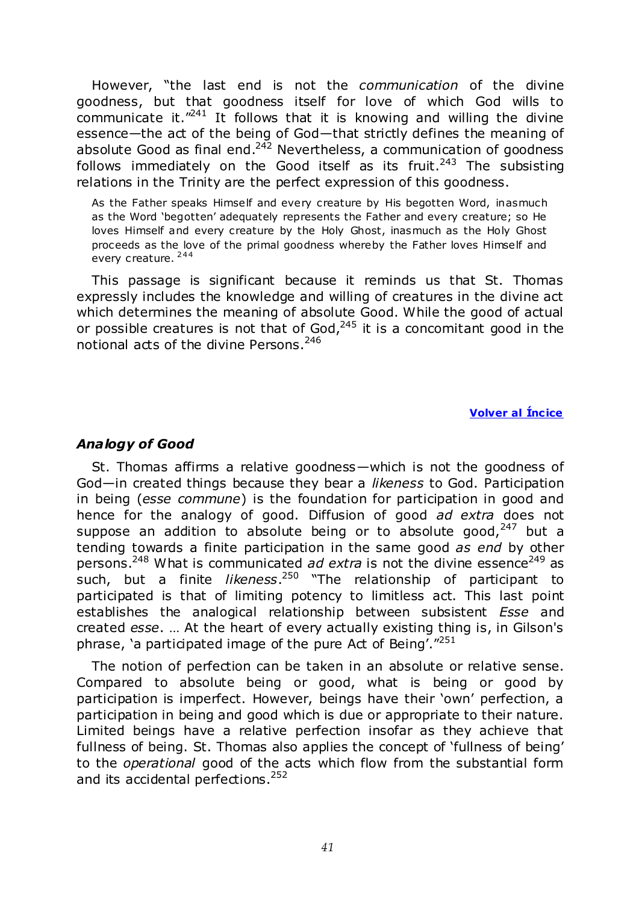However, "the last end is not the *communication* of the divine goodness, but that goodness itself for love of which God wills to communicate it."[241] It follows that it is knowing and willing the divine essence—the act of the being of God—that strictly defines the meaning of absolute Good as final end.[242] Nevertheless, a communication of goodness follows immediately on the Good itself as its fruit.[243] The subsisting relations in the Trinity are the perfect expression of this goodness.

> As the Father speaks Himself and every creature by His begotten Word, inasmuch as the Word 'begotten' adequately represents the Father and every creature; so He loves Himself and every creature by the Holy Ghost, inasmuch as the Holy Ghost proceeds as the love of the primal goodness whereby the Father loves Himself and every creature.[244]

This passage is significant because it reminds us that St. Thomas expressly includes the knowledge and willing of creatures in the divine act which determines the meaning of absolute Good. While the good of actual or possible creatures is not that of God,[245] it is a concomitant good in the notional acts of the divine Persons.[246]

**Volver al Íncice**

## *Analogy of Good*

St. Thomas affirms a relative goodness—which is not the goodness of God—in created things because they bear a *likeness* to God. Participation in being (*esse commune*) is the foundation for participation in good and hence for the analogy of good. Diffusion of good *ad extra* does not suppose an addition to absolute being or to absolute good,[247] but a tending towards a finite participation in the same good *as end* by other persons.[248] What is communicated *ad extra* is not the divine essence[249] as such, but a finite *likeness*.[250] "The relationship of participant to participated is that of limiting potency to limitless act. This last point establishes the analogical relationship between subsistent *Esse* and created *esse*. … At the heart of every actually existing thing is, in Gilson's phrase, 'a participated image of the pure Act of Being'."[251]

The notion of perfection can be taken in an absolute or relative sense. Compared to absolute being or good, what is being or good by participation is imperfect. However, beings have their 'own' perfection, a participation in being and good which is due or appropriate to their nature. Limited beings have a relative perfection insofar as they achieve that fullness of being. St. Thomas also applies the concept of 'fullness of being' to the *operational* good of the acts which flow from the substantial form and its accidental perfections.[252]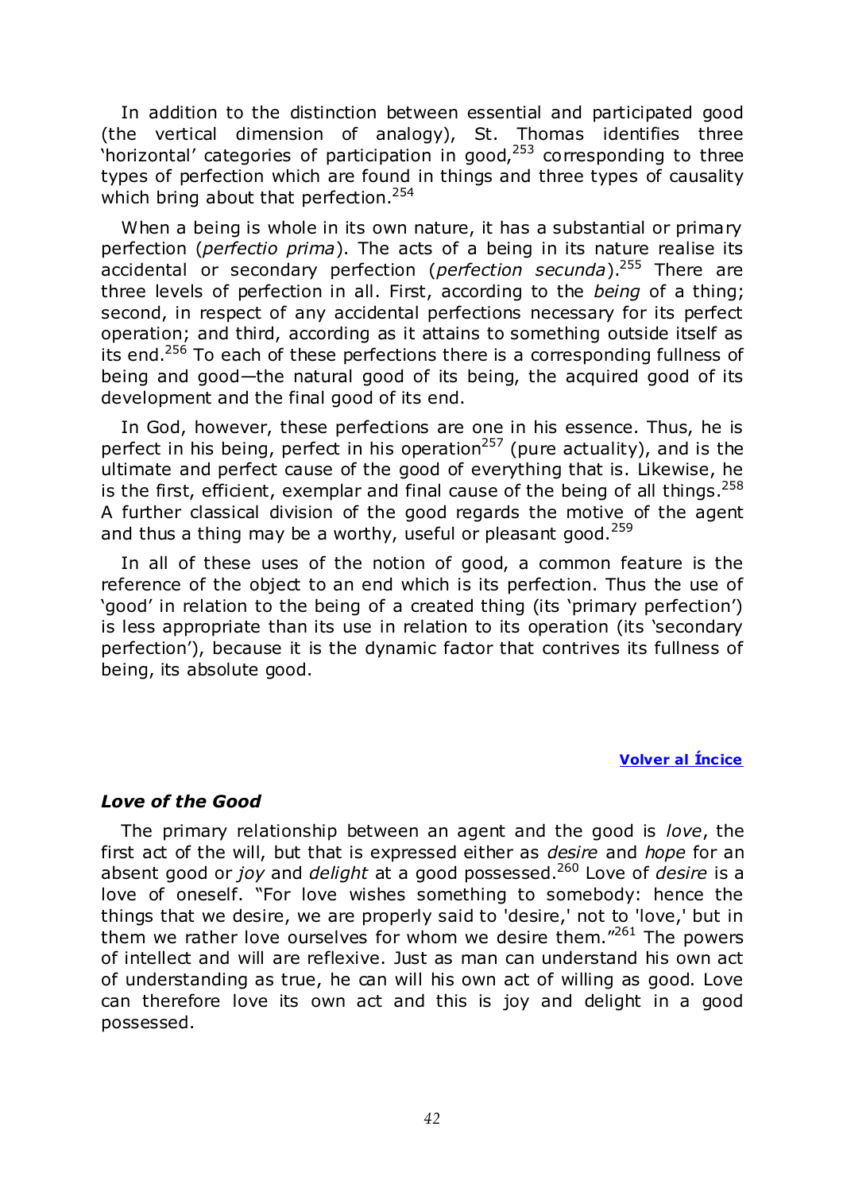In addition to the distinction between essential and participated good (the vertical dimension of analogy), St. Thomas identifies three 'horizontal' categories of participation in good,[253] corresponding to three types of perfection which are found in things and three types of causality which bring about that perfection.[254]

When a being is whole in its own nature, it has a substantial or primary perfection (*perfectio prima*). The acts of a being in its nature realise its accidental or secondary perfection (*perfection secunda*).[255] There are three levels of perfection in all. First, according to the *being* of a thing; second, in respect of any accidental perfections necessary for its perfect operation; and third, according as it attains to something outside itself as its end.[256] To each of these perfections there is a corresponding fullness of being and good—the natural good of its being, the acquired good of its development and the final good of its end.

In God, however, these perfections are one in his essence. Thus, he is perfect in his being, perfect in his operation[257] (pure actuality), and is the ultimate and perfect cause of the good of everything that is. Likewise, he is the first, efficient, exemplar and final cause of the being of all things.[258] A further classical division of the good regards the motive of the agent and thus a thing may be a worthy, useful or pleasant good.[259]

In all of these uses of the notion of good, a common feature is the reference of the object to an end which is its perfection. Thus the use of 'good' in relation to the being of a created thing (its 'primary perfection') is less appropriate than its use in relation to its operation (its 'secondary perfection'), because it is the dynamic factor that contrives its fullness of being, its absolute good.

**Volver al Íncice**

### *Love of the Good*

The primary relationship between an agent and the good is *love*, the first act of the will, but that is expressed either as *desire* and *hope* for an absent good or *joy* and *delight* at a good possessed.[260] Love of *desire* is a love of oneself. "For love wishes something to somebody: hence the things that we desire, we are properly said to 'desire,' not to 'love,' but in them we rather love ourselves for whom we desire them."[261] The powers of intellect and will are reflexive. Just as man can understand his own act of understanding as true, he can will his own act of willing as good. Love can therefore love its own act and this is joy and delight in a good possessed.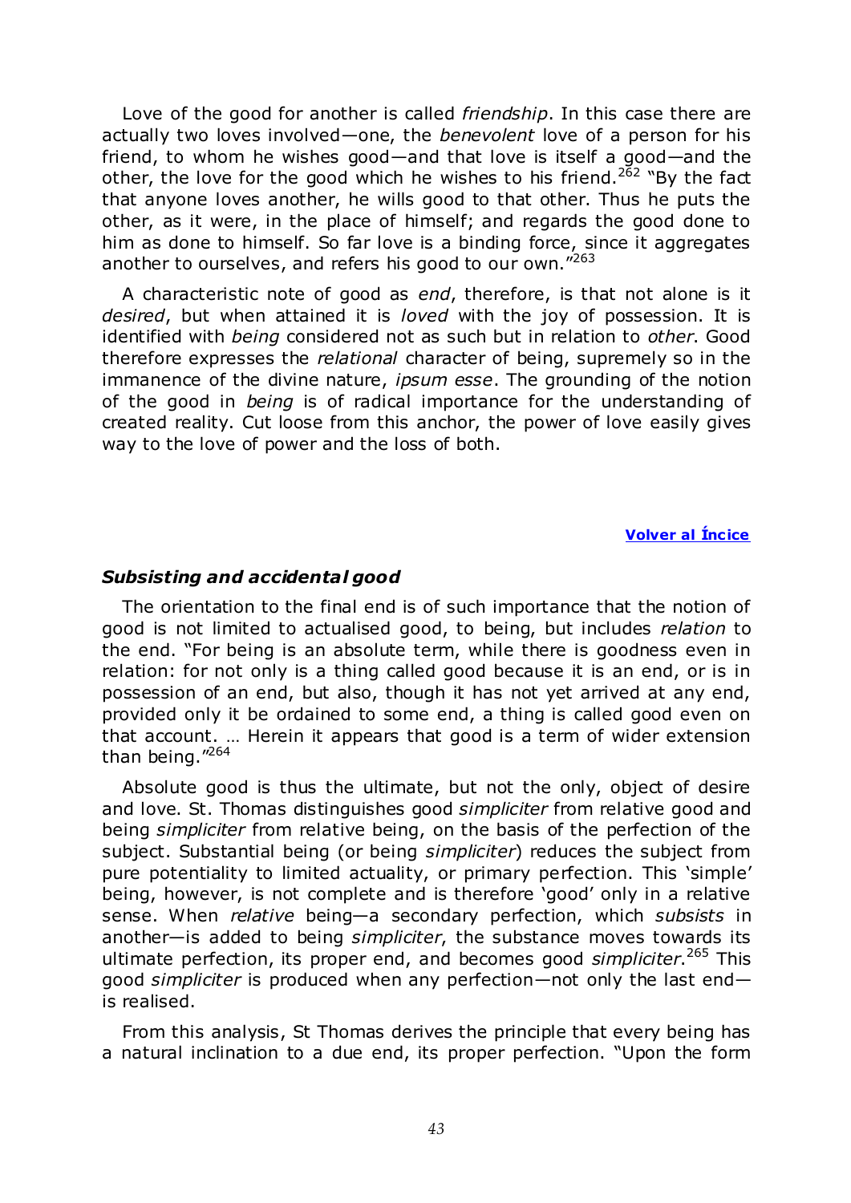Love of the good for another is called *friendship*. In this case there are actually two loves involved—one, the *benevolent* love of a person for his friend, to whom he wishes good—and that love is itself a good—and the other, the love for the good which he wishes to his friend.[262] "By the fact that anyone loves another, he wills good to that other. Thus he puts the other, as it were, in the place of himself; and regards the good done to him as done to himself. So far love is a binding force, since it aggregates another to ourselves, and refers his good to our own."[263]

A characteristic note of good as *end*, therefore, is that not alone is it *desired*, but when attained it is *loved* with the joy of possession. It is identified with *being* considered not as such but in relation to *other*. Good therefore expresses the *relational* character of being, supremely so in the immanence of the divine nature, *ipsum esse*. The grounding of the notion of the good in *being* is of radical importance for the understanding of created reality. Cut loose from this anchor, the power of love easily gives way to the love of power and the loss of both.

**Volver al Íncice**

### *Subsisting and accidental good*

The orientation to the final end is of such importance that the notion of good is not limited to actualised good, to being, but includes *relation* to the end. "For being is an absolute term, while there is goodness even in relation: for not only is a thing called good because it is an end, or is in possession of an end, but also, though it has not yet arrived at any end, provided only it be ordained to some end, a thing is called good even on that account. … Herein it appears that good is a term of wider extension than being."[264]

Absolute good is thus the ultimate, but not the only, object of desire and love. St. Thomas distinguishes good *simpliciter* from relative good and being *simpliciter* from relative being, on the basis of the perfection of the subject. Substantial being (or being *simpliciter*) reduces the subject from pure potentiality to limited actuality, or primary perfection. This 'simple' being, however, is not complete and is therefore 'good' only in a relative sense. When *relative* being—a secondary perfection, which *subsists* in another—is added to being *simpliciter*, the substance moves towards its ultimate perfection, its proper end, and becomes good *simpliciter*.[265] This good *simpliciter* is produced when any perfection—not only the last end—is realised.

From this analysis, St Thomas derives the principle that every being has a natural inclination to a due end, its proper perfection. "Upon the form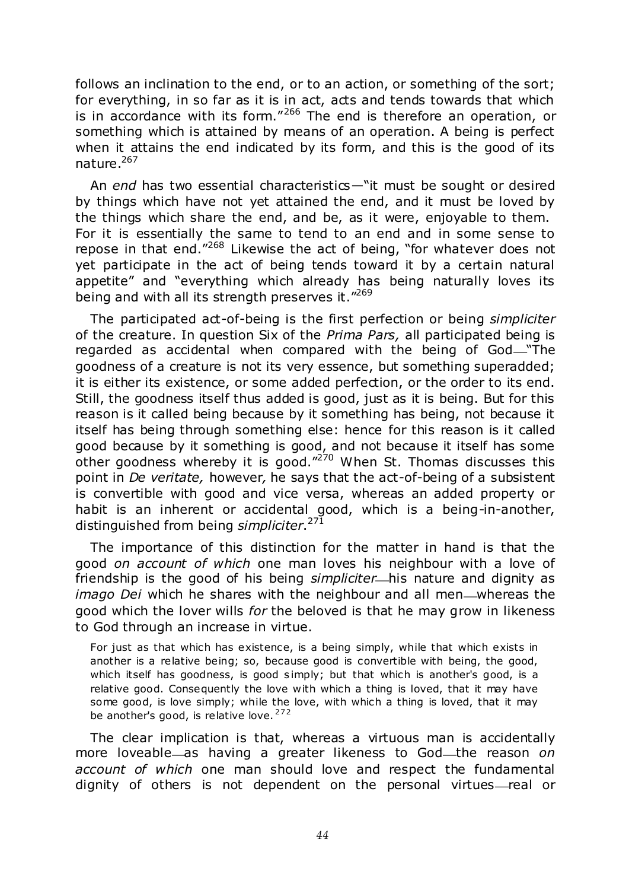follows an inclination to the end, or to an action, or something of the sort; for everything, in so far as it is in act, acts and tends towards that which is in accordance with its form."[266] The end is therefore an operation, or something which is attained by means of an operation. A being is perfect when it attains the end indicated by its form, and this is the good of its nature.[267]

An *end* has two essential characteristics—"it must be sought or desired by things which have not yet attained the end, and it must be loved by the things which share the end, and be, as it were, enjoyable to them. For it is essentially the same to tend to an end and in some sense to repose in that end."[268] Likewise the act of being, "for whatever does not yet participate in the act of being tends toward it by a certain natural appetite" and "everything which already has being naturally loves its being and with all its strength preserves it."[269]

The participated act-of-being is the first perfection or being *simpliciter* of the creature. In question Six of the *Prima Pars,* all participated being is regarded as accidental when compared with the being of God—"The goodness of a creature is not its very essence, but something superadded; it is either its existence, or some added perfection, or the order to its end. Still, the goodness itself thus added is good, just as it is being. But for this reason is it called being because by it something has being, not because it itself has being through something else: hence for this reason is it called good because by it something is good, and not because it itself has some other goodness whereby it is good."[270] When St. Thomas discusses this point in *De veritate,* however*,* he says that the act-of-being of a subsistent is convertible with good and vice versa, whereas an added property or habit is an inherent or accidental good, which is a being-in-another, distinguished from being *simpliciter*.[271]

The importance of this distinction for the matter in hand is that the good *on account of which* one man loves his neighbour with a love of friendship is the good of his being *simpliciter*—his nature and dignity as *imago Dei* which he shares with the neighbour and all men—whereas the good which the lover wills *for* the beloved is that he may grow in likeness to God through an increase in virtue.

> For just as that which has existence, is a being simply, while that which exists in another is a relative being; so, because good is convertible with being, the good, which itself has goodness, is good simply; but that which is another's good, is a relative good. Consequently the love with which a thing is loved, that it may have some good, is love simply; while the love, with which a thing is loved, that it may be another's good, is relative love.[272]

The clear implication is that, whereas a virtuous man is accidentally more loveable—as having a greater likeness to God—the reason *on account of which* one man should love and respect the fundamental dignity of others is not dependent on the personal virtues—real or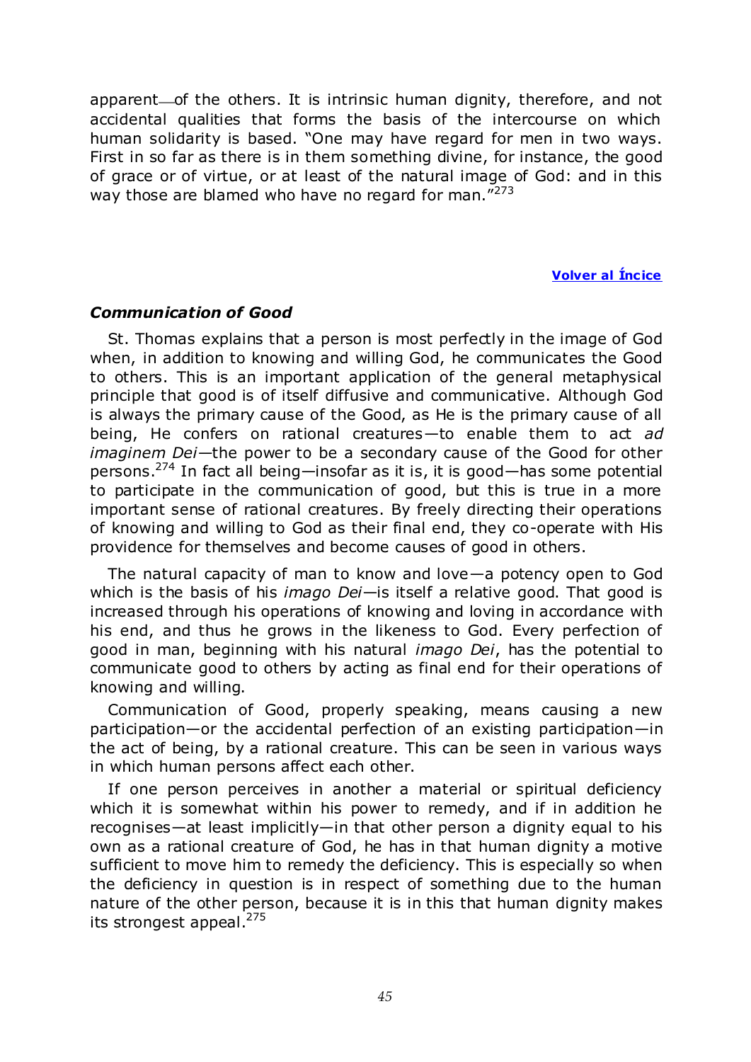apparent—of the others. It is intrinsic human dignity, therefore, and not accidental qualities that forms the basis of the intercourse on which human solidarity is based. "One may have regard for men in two ways. First in so far as there is in them something divine, for instance, the good of grace or of virtue, or at least of the natural image of God: and in this way those are blamed who have no regard for man."[273]

**Volver al Íncice**

### *Communication of Good*

St. Thomas explains that a person is most perfectly in the image of God when, in addition to knowing and willing God, he communicates the Good to others. This is an important application of the general metaphysical principle that good is of itself diffusive and communicative. Although God is always the primary cause of the Good, as He is the primary cause of all being, He confers on rational creatures—to enable them to act *ad imaginem Dei*—the power to be a secondary cause of the Good for other persons.[274] In fact all being—insofar as it is, it is good—has some potential to participate in the communication of good, but this is true in a more important sense of rational creatures. By freely directing their operations of knowing and willing to God as their final end, they co-operate with His providence for themselves and become causes of good in others.

The natural capacity of man to know and love—a potency open to God which is the basis of his *imago Dei*—is itself a relative good. That good is increased through his operations of knowing and loving in accordance with his end, and thus he grows in the likeness to God. Every perfection of good in man, beginning with his natural *imago Dei*, has the potential to communicate good to others by acting as final end for their operations of knowing and willing.

Communication of Good, properly speaking, means causing a new participation—or the accidental perfection of an existing participation—in the act of being, by a rational creature. This can be seen in various ways in which human persons affect each other.

If one person perceives in another a material or spiritual deficiency which it is somewhat within his power to remedy, and if in addition he recognises—at least implicitly—in that other person a dignity equal to his own as a rational creature of God, he has in that human dignity a motive sufficient to move him to remedy the deficiency. This is especially so when the deficiency in question is in respect of something due to the human nature of the other person, because it is in this that human dignity makes its strongest appeal.[275]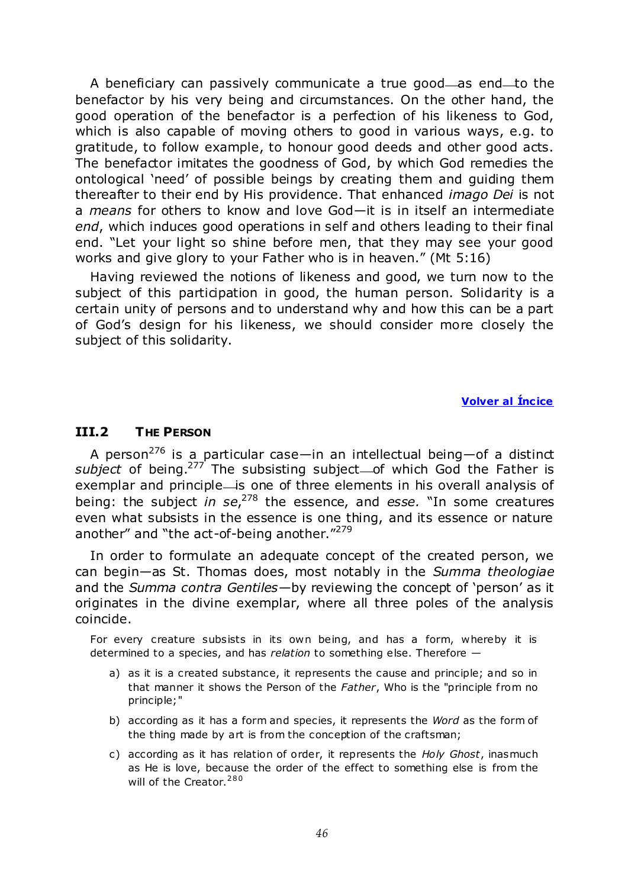A beneficiary can passively communicate a true good—as end—to the benefactor by his very being and circumstances. On the other hand, the good operation of the benefactor is a perfection of his likeness to God, which is also capable of moving others to good in various ways, e.g. to gratitude, to follow example, to honour good deeds and other good acts. The benefactor imitates the goodness of God, by which God remedies the ontological 'need' of possible beings by creating them and guiding them thereafter to their end by His providence. That enhanced *imago Dei* is not a *means* for others to know and love God—it is in itself an intermediate *end*, which induces good operations in self and others leading to their final end. "Let your light so shine before men, that they may see your good works and give glory to your Father who is in heaven." (Mt 5:16)

Having reviewed the notions of likeness and good, we turn now to the subject of this participation in good, the human person. Solidarity is a certain unity of persons and to understand why and how this can be a part of God's design for his likeness, we should consider more closely the subject of this solidarity.

**Volver al Íncice**

## III.2 The Person

A person[276] is a particular case—in an intellectual being—of a distinct *subject* of being.[277] The subsisting subject—of which God the Father is exemplar and principle—is one of three elements in his overall analysis of being: the subject *in se*,[278] the essence, and *esse.* "In some creatures even what subsists in the essence is one thing, and its essence or nature another" and "the act-of-being another."[279]

In order to formulate an adequate concept of the created person, we can begin—as St. Thomas does, most notably in the *Summa theologiae* and the *Summa contra Gentiles*—by reviewing the concept of 'person' as it originates in the divine exemplar, where all three poles of the analysis coincide.

> For every creature subsists in its own being, and has a form, whereby it is determined to a species, and has *relation* to something else. Therefore —
>
> a) as it is a created substance, it represents the cause and principle; and so in that manner it shows the Person of the *Father*, Who is the "principle from no principle;"
>
> b) according as it has a form and species, it represents the *Word* as the form of the thing made by art is from the conception of the craftsman;
>
> c) according as it has relation of order, it represents the *Holy Ghost*, inasmuch as He is love, because the order of the effect to something else is from the will of the Creator.[280]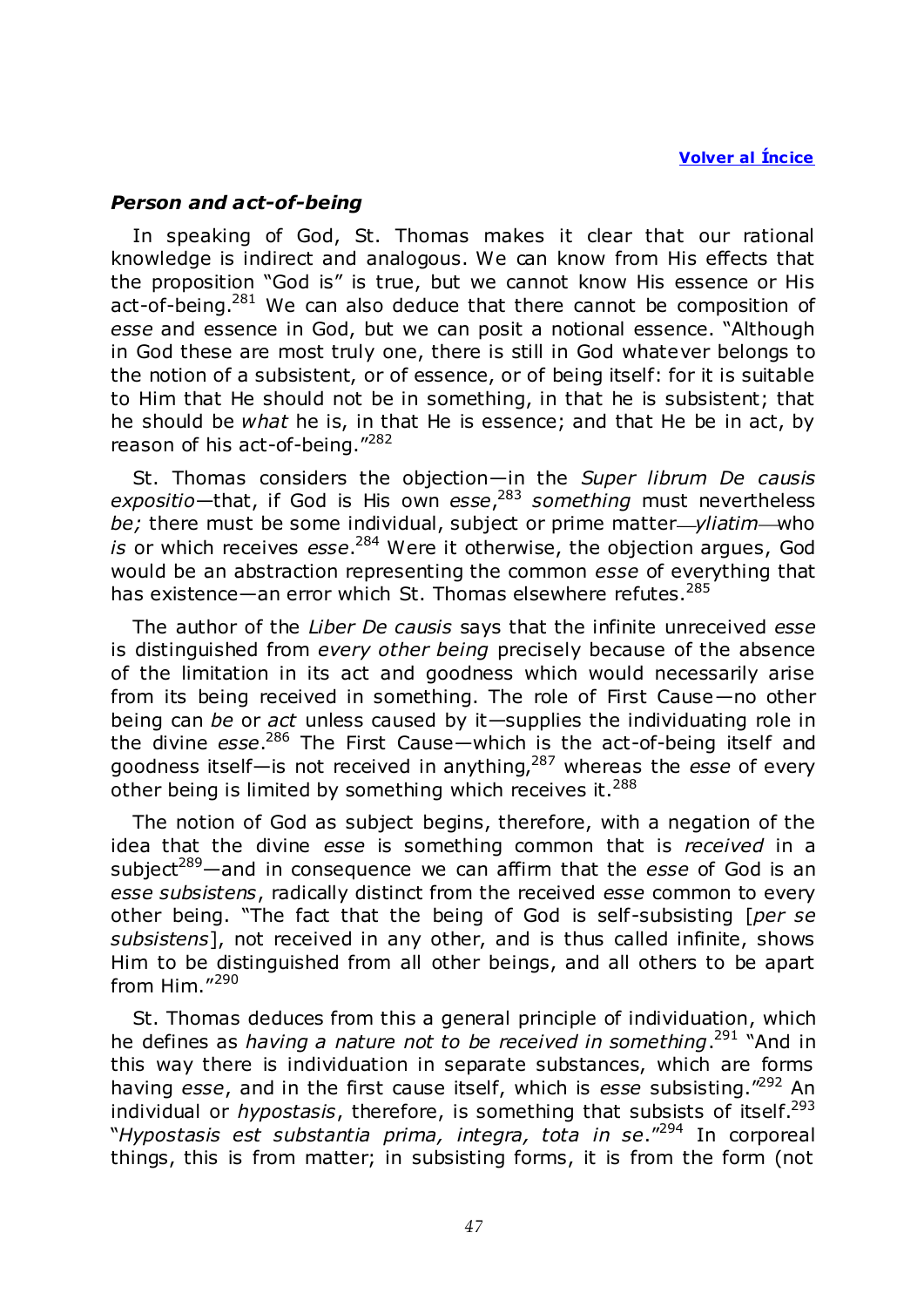[Volver al Íncice](#)

### *Person and act-of-being*

In speaking of God, St. Thomas makes it clear that our rational knowledge is indirect and analogous. We can know from His effects that the proposition "God is" is true, but we cannot know His essence or His act-of-being.[281] We can also deduce that there cannot be composition of *esse* and essence in God, but we can posit a notional essence. "Although in God these are most truly one, there is still in God whatever belongs to the notion of a subsistent, or of essence, or of being itself: for it is suitable to Him that He should not be in something, in that he is subsistent; that he should be *what* he is, in that He is essence; and that He be in act, by reason of his act-of-being."[282]

St. Thomas considers the objection—in the *Super librum De causis expositio*—that, if God is His own *esse*,[283] *something* must nevertheless *be;* there must be some individual, subject or prime matter—*yliatim*—who *is* or which receives *esse*.[284] Were it otherwise, the objection argues, God would be an abstraction representing the common *esse* of everything that has existence—an error which St. Thomas elsewhere refutes.[285]

The author of the *Liber De causis* says that the infinite unreceived *esse* is distinguished from *every other being* precisely because of the absence of the limitation in its act and goodness which would necessarily arise from its being received in something. The role of First Cause—no other being can *be* or *act* unless caused by it—supplies the individuating role in the divine *esse*.[286] The First Cause—which is the act-of-being itself and goodness itself—is not received in anything,[287] whereas the *esse* of every other being is limited by something which receives it.[288]

The notion of God as subject begins, therefore, with a negation of the idea that the divine *esse* is something common that is *received* in a subject[289]—and in consequence we can affirm that the *esse* of God is an *esse subsistens*, radically distinct from the received *esse* common to every other being. "The fact that the being of God is self-subsisting [*per se subsistens*], not received in any other, and is thus called infinite, shows Him to be distinguished from all other beings, and all others to be apart from Him."[290]

St. Thomas deduces from this a general principle of individuation, which he defines as *having a nature not to be received in something*.[291] "And in this way there is individuation in separate substances, which are forms having *esse*, and in the first cause itself, which is *esse* subsisting."[292] An individual or *hypostasis*, therefore, is something that subsists of itself.[293] "*Hypostasis est substantia prima, integra, tota in se*."[294] In corporeal things, this is from matter; in subsisting forms, it is from the form (not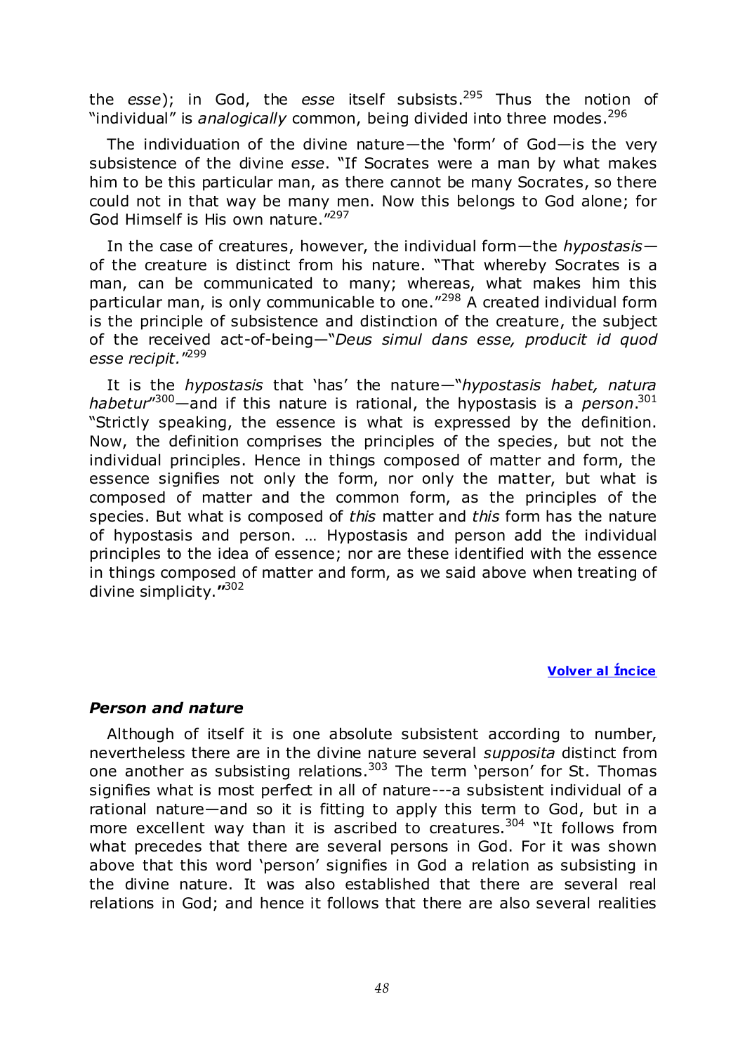the *esse*); in God, the *esse* itself subsists.[295] Thus the notion of "individual" is *analogically* common, being divided into three modes.[296]

The individuation of the divine nature—the 'form' of God—is the very subsistence of the divine *esse*. "If Socrates were a man by what makes him to be this particular man, as there cannot be many Socrates, so there could not in that way be many men. Now this belongs to God alone; for God Himself is His own nature."[297]

In the case of creatures, however, the individual form—the *hypostasis*—of the creature is distinct from his nature. "That whereby Socrates is a man, can be communicated to many; whereas, what makes him this particular man, is only communicable to one."[298] A created individual form is the principle of subsistence and distinction of the creature, the subject of the received act-of-being—"*Deus simul dans esse, producit id quod esse recipit.*"[299]

It is the *hypostasis* that 'has' the nature—"*hypostasis habet, natura habetur*"[300]—and if this nature is rational, the hypostasis is a *person*.[301] "Strictly speaking, the essence is what is expressed by the definition. Now, the definition comprises the principles of the species, but not the individual principles. Hence in things composed of matter and form, the essence signifies not only the form, nor only the matter, but what is composed of matter and the common form, as the principles of the species. But what is composed of *this* matter and *this* form has the nature of hypostasis and person. … Hypostasis and person add the individual principles to the idea of essence; nor are these identified with the essence in things composed of matter and form, as we said above when treating of divine simplicity."[302]

**Volver al Íncice**

### *Person and nature*

Although of itself it is one absolute subsistent according to number, nevertheless there are in the divine nature several *supposita* distinct from one another as subsisting relations.[303] The term 'person' for St. Thomas signifies what is most perfect in all of nature---a subsistent individual of a rational nature—and so it is fitting to apply this term to God, but in a more excellent way than it is ascribed to creatures.[304] "It follows from what precedes that there are several persons in God. For it was shown above that this word 'person' signifies in God a relation as subsisting in the divine nature. It was also established that there are several real relations in God; and hence it follows that there are also several realities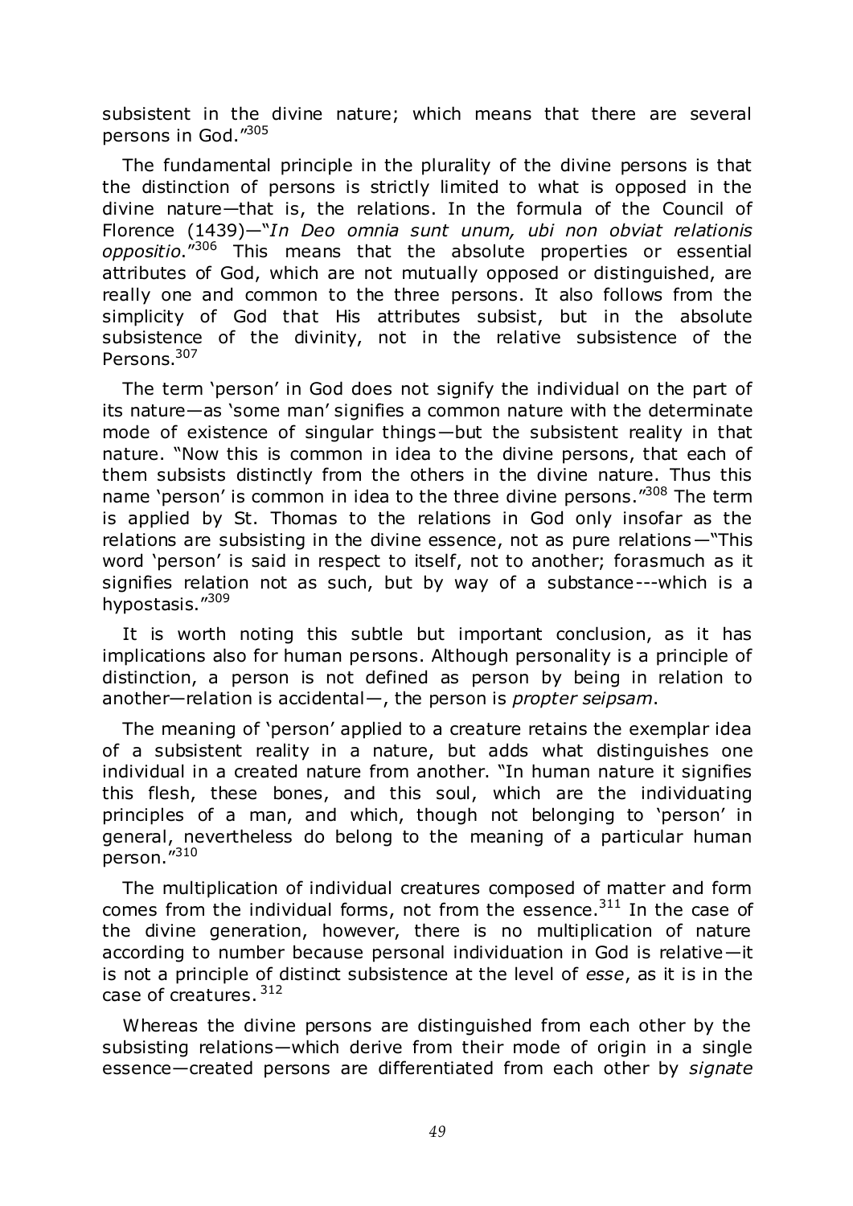subsistent in the divine nature; which means that there are several persons in God."[305]

The fundamental principle in the plurality of the divine persons is that the distinction of persons is strictly limited to what is opposed in the divine nature—that is, the relations. In the formula of the Council of Florence (1439)—"*In Deo omnia sunt unum, ubi non obviat relationis oppositio*."[306] This means that the absolute properties or essential attributes of God, which are not mutually opposed or distinguished, are really one and common to the three persons. It also follows from the simplicity of God that His attributes subsist, but in the absolute subsistence of the divinity, not in the relative subsistence of the Persons.[307]

The term 'person' in God does not signify the individual on the part of its nature—as 'some man' signifies a common nature with the determinate mode of existence of singular things—but the subsistent reality in that nature. "Now this is common in idea to the divine persons, that each of them subsists distinctly from the others in the divine nature. Thus this name 'person' is common in idea to the three divine persons."[308] The term is applied by St. Thomas to the relations in God only insofar as the relations are subsisting in the divine essence, not as pure relations—"This word 'person' is said in respect to itself, not to another; forasmuch as it signifies relation not as such, but by way of a substance---which is a hypostasis."[309]

It is worth noting this subtle but important conclusion, as it has implications also for human persons. Although personality is a principle of distinction, a person is not defined as person by being in relation to another—relation is accidental—, the person is *propter seipsam*.

The meaning of 'person' applied to a creature retains the exemplar idea of a subsistent reality in a nature, but adds what distinguishes one individual in a created nature from another. "In human nature it signifies this flesh, these bones, and this soul, which are the individuating principles of a man, and which, though not belonging to 'person' in general, nevertheless do belong to the meaning of a particular human person."[310]

The multiplication of individual creatures composed of matter and form comes from the individual forms, not from the essence.[311] In the case of the divine generation, however, there is no multiplication of nature according to number because personal individuation in God is relative—it is not a principle of distinct subsistence at the level of *esse*, as it is in the case of creatures.[312]

Whereas the divine persons are distinguished from each other by the subsisting relations—which derive from their mode of origin in a single essence—created persons are differentiated from each other by *signate*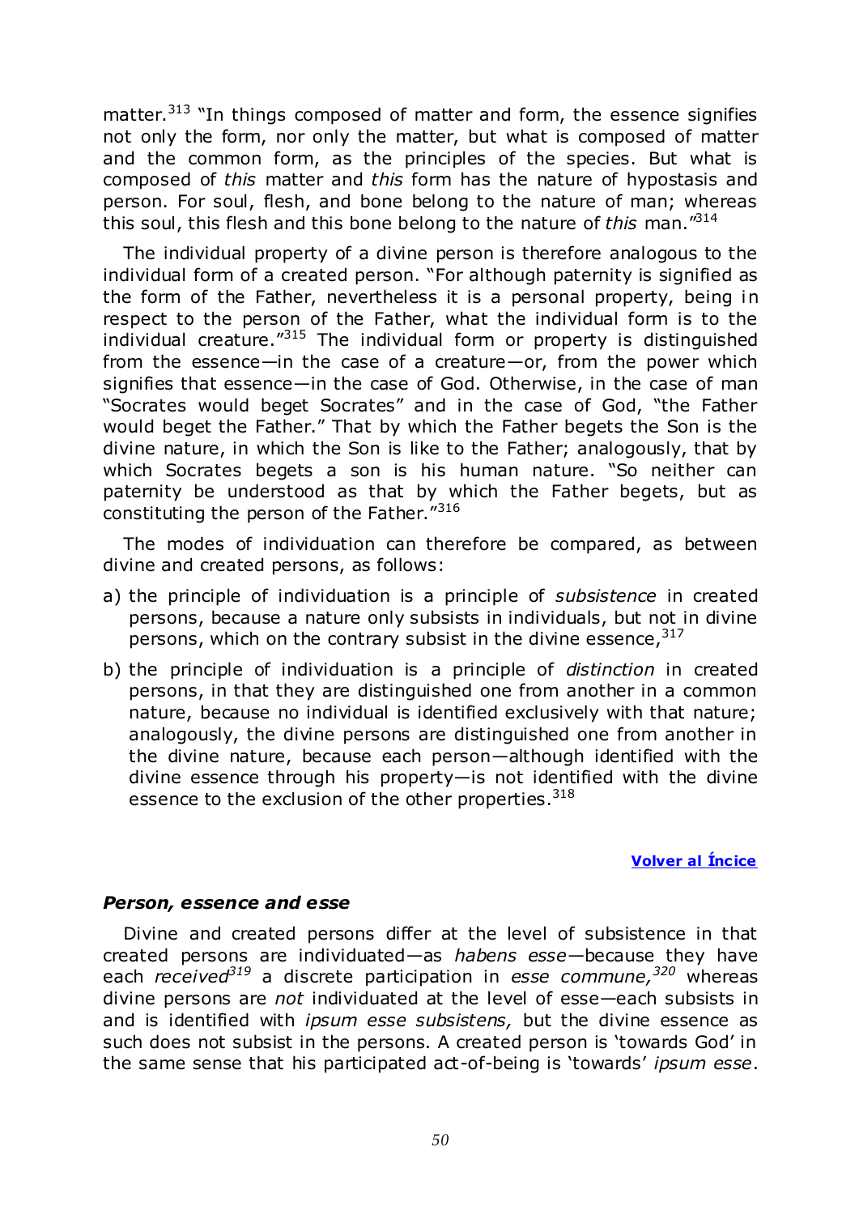matter.[313] "In things composed of matter and form, the essence signifies not only the form, nor only the matter, but what is composed of matter and the common form, as the principles of the species. But what is composed of *this* matter and *this* form has the nature of hypostasis and person. For soul, flesh, and bone belong to the nature of man; whereas this soul, this flesh and this bone belong to the nature of *this* man."[314]

The individual property of a divine person is therefore analogous to the individual form of a created person. "For although paternity is signified as the form of the Father, nevertheless it is a personal property, being in respect to the person of the Father, what the individual form is to the individual creature."[315] The individual form or property is distinguished from the essence—in the case of a creature—or, from the power which signifies that essence—in the case of God. Otherwise, in the case of man "Socrates would beget Socrates" and in the case of God, "the Father would beget the Father." That by which the Father begets the Son is the divine nature, in which the Son is like to the Father; analogously, that by which Socrates begets a son is his human nature. "So neither can paternity be understood as that by which the Father begets, but as constituting the person of the Father."[316]

The modes of individuation can therefore be compared, as between divine and created persons, as follows:

a) the principle of individuation is a principle of *subsistence* in created persons, because a nature only subsists in individuals, but not in divine persons, which on the contrary subsist in the divine essence,[317]

b) the principle of individuation is a principle of *distinction* in created persons, in that they are distinguished one from another in a common nature, because no individual is identified exclusively with that nature; analogously, the divine persons are distinguished one from another in the divine nature, because each person—although identified with the divine essence through his property—is not identified with the divine essence to the exclusion of the other properties.[318]

**Volver al Índice**

### *Person, essence and esse*

Divine and created persons differ at the level of subsistence in that created persons are individuated—as *habens esse*—because they have each *received*[319] a discrete participation in *esse commune*,[320] whereas divine persons are *not* individuated at the level of esse—each subsists in and is identified with *ipsum esse subsistens,* but the divine essence as such does not subsist in the persons. A created person is 'towards God' in the same sense that his participated act-of-being is 'towards' *ipsum esse*.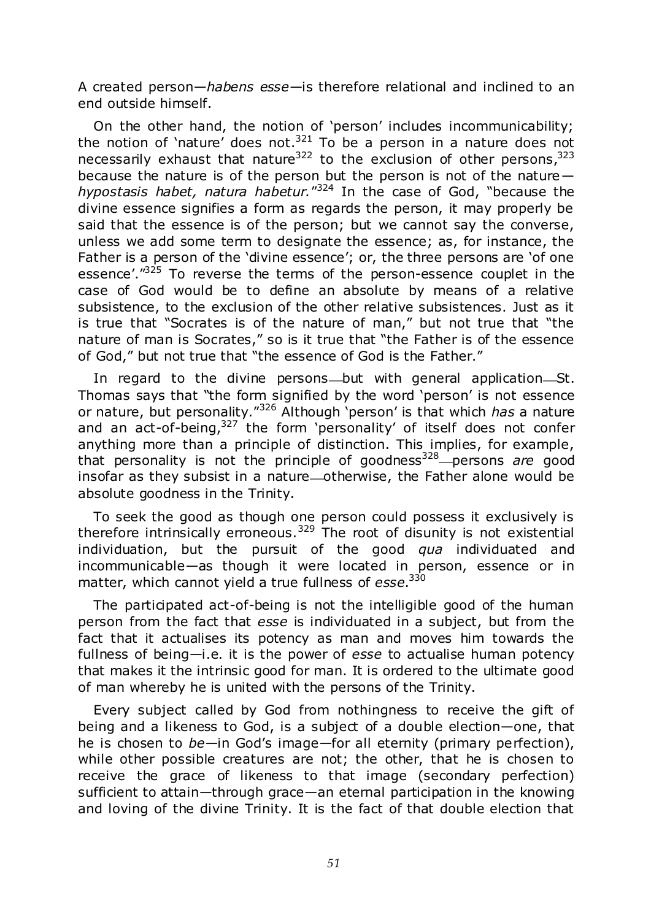A created person—*habens esse*—is therefore relational and inclined to an end outside himself.

On the other hand, the notion of 'person' includes incommunicability; the notion of 'nature' does not.[321] To be a person in a nature does not necessarily exhaust that nature[322] to the exclusion of other persons,[323] because the nature is of the person but the person is not of the nature—*hypostasis habet, natura habetur.*"[324] In the case of God, "because the divine essence signifies a form as regards the person, it may properly be said that the essence is of the person; but we cannot say the converse, unless we add some term to designate the essence; as, for instance, the Father is a person of the 'divine essence'; or, the three persons are 'of one essence'."[325] To reverse the terms of the person-essence couplet in the case of God would be to define an absolute by means of a relative subsistence, to the exclusion of the other relative subsistences. Just as it is true that "Socrates is of the nature of man," but not true that "the nature of man is Socrates," so is it true that "the Father is of the essence of God," but not true that "the essence of God is the Father."

In regard to the divine persons—but with general application—St. Thomas says that "the form signified by the word 'person' is not essence or nature, but personality."[326] Although 'person' is that which *has* a nature and an act-of-being,[327] the form 'personality' of itself does not confer anything more than a principle of distinction. This implies, for example, that personality is not the principle of goodness[328]—persons *are* good insofar as they subsist in a nature—otherwise, the Father alone would be absolute goodness in the Trinity.

To seek the good as though one person could possess it exclusively is therefore intrinsically erroneous.[329] The root of disunity is not existential individuation, but the pursuit of the good *qua* individuated and incommunicable—as though it were located in person, essence or in matter, which cannot yield a true fullness of *esse*.[330]

The participated act-of-being is not the intelligible good of the human person from the fact that *esse* is individuated in a subject, but from the fact that it actualises its potency as man and moves him towards the fullness of being—i.e. it is the power of *esse* to actualise human potency that makes it the intrinsic good for man. It is ordered to the ultimate good of man whereby he is united with the persons of the Trinity.

Every subject called by God from nothingness to receive the gift of being and a likeness to God, is a subject of a double election—one, that he is chosen to *be*—in God's image—for all eternity (primary perfection), while other possible creatures are not; the other, that he is chosen to receive the grace of likeness to that image (secondary perfection) sufficient to attain—through grace—an eternal participation in the knowing and loving of the divine Trinity. It is the fact of that double election that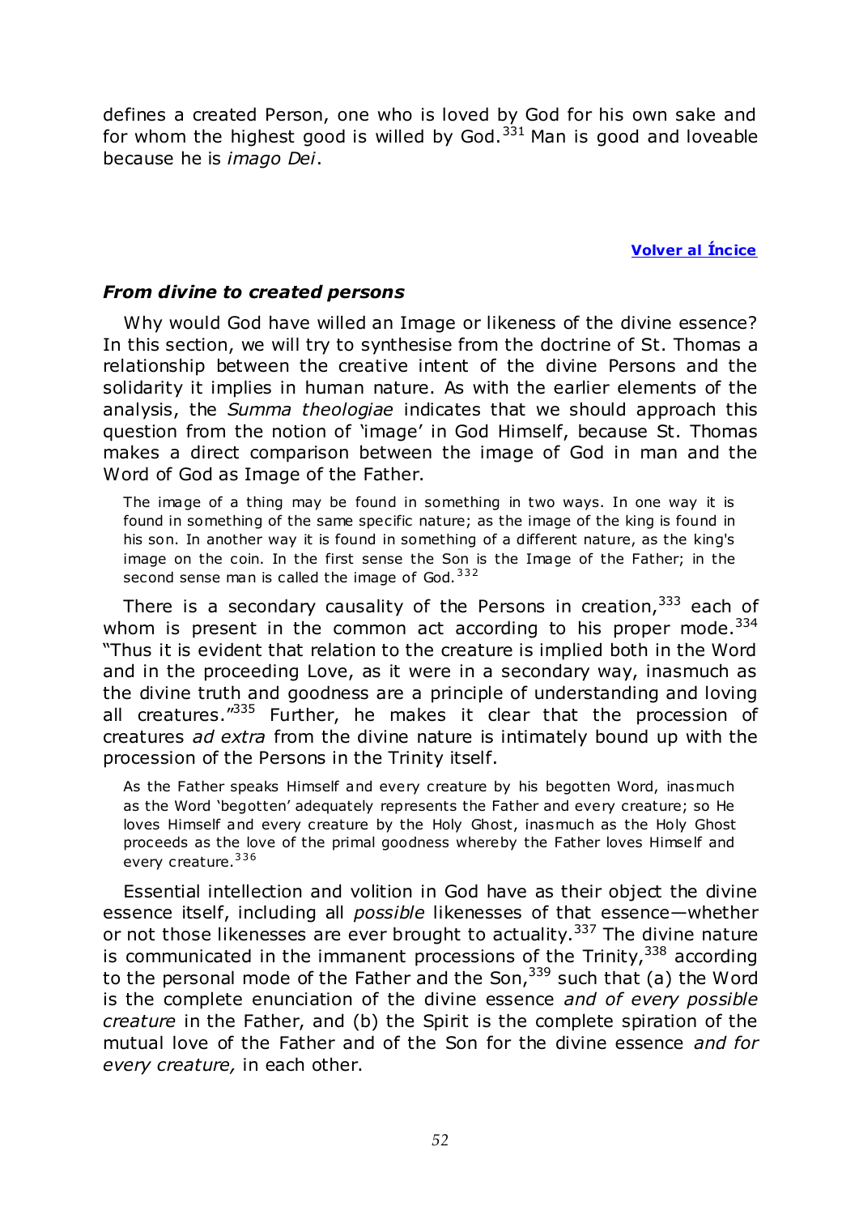defines a created Person, one who is loved by God for his own sake and for whom the highest good is willed by God.[331] Man is good and loveable because he is *imago Dei*.

**Volver al Íncice**

### *From divine to created persons*

Why would God have willed an Image or likeness of the divine essence? In this section, we will try to synthesise from the doctrine of St. Thomas a relationship between the creative intent of the divine Persons and the solidarity it implies in human nature. As with the earlier elements of the analysis, the *Summa theologiae* indicates that we should approach this question from the notion of 'image' in God Himself, because St. Thomas makes a direct comparison between the image of God in man and the Word of God as Image of the Father.

> The image of a thing may be found in something in two ways. In one way it is found in something of the same specific nature; as the image of the king is found in his son. In another way it is found in something of a different nature, as the king's image on the coin. In the first sense the Son is the Image of the Father; in the second sense man is called the image of God.[332]

There is a secondary causality of the Persons in creation,[333] each of whom is present in the common act according to his proper mode.[334] "Thus it is evident that relation to the creature is implied both in the Word and in the proceeding Love, as it were in a secondary way, inasmuch as the divine truth and goodness are a principle of understanding and loving all creatures."[335] Further, he makes it clear that the procession of creatures *ad extra* from the divine nature is intimately bound up with the procession of the Persons in the Trinity itself.

> As the Father speaks Himself and every creature by his begotten Word, inasmuch as the Word 'begotten' adequately represents the Father and every creature; so He loves Himself and every creature by the Holy Ghost, inasmuch as the Holy Ghost proceeds as the love of the primal goodness whereby the Father loves Himself and every creature.[336]

Essential intellection and volition in God have as their object the divine essence itself, including all *possible* likenesses of that essence—whether or not those likenesses are ever brought to actuality.[337] The divine nature is communicated in the immanent processions of the Trinity,[338] according to the personal mode of the Father and the Son,[339] such that (a) the Word is the complete enunciation of the divine essence *and of every possible creature* in the Father, and (b) the Spirit is the complete spiration of the mutual love of the Father and of the Son for the divine essence *and for every creature,* in each other.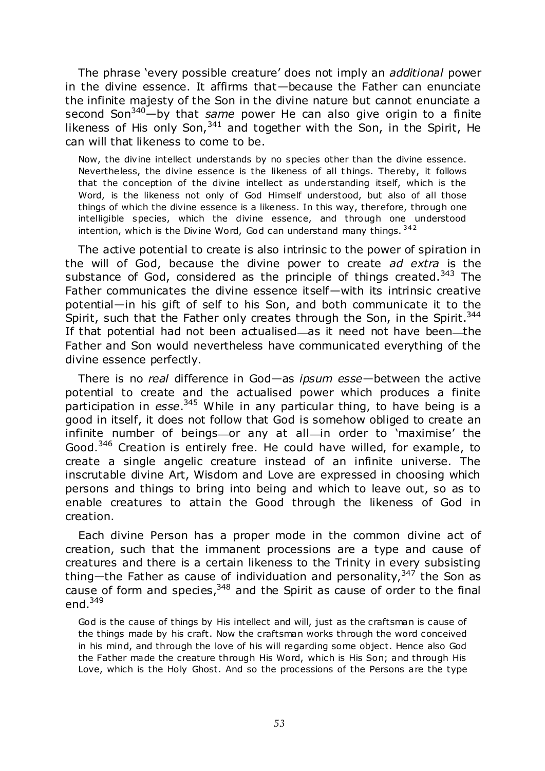The phrase 'every possible creature' does not imply an *additional* power in the divine essence. It affirms that—because the Father can enunciate the infinite majesty of the Son in the divine nature but cannot enunciate a second Son[340]—by that *same* power He can also give origin to a finite likeness of His only Son,[341] and together with the Son, in the Spirit, He can will that likeness to come to be.

> Now, the divine intellect understands by no species other than the divine essence. Nevertheless, the divine essence is the likeness of all things. Thereby, it follows that the conception of the divine intellect as understanding itself, which is the Word, is the likeness not only of God Himself understood, but also of all those things of which the divine essence is a likeness. In this way, therefore, through one intelligible species, which the divine essence, and through one understood intention, which is the Divine Word, God can understand many things.[342]

The active potential to create is also intrinsic to the power of spiration in the will of God, because the divine power to create *ad extra* is the substance of God, considered as the principle of things created.[343] The Father communicates the divine essence itself—with its intrinsic creative potential—in his gift of self to his Son, and both communicate it to the Spirit, such that the Father only creates through the Son, in the Spirit.[344] If that potential had not been actualised—as it need not have been—the Father and Son would nevertheless have communicated everything of the divine essence perfectly.

There is no *real* difference in God—as *ipsum esse*—between the active potential to create and the actualised power which produces a finite participation in *esse*.[345] While in any particular thing, to have being is a good in itself, it does not follow that God is somehow obliged to create an infinite number of beings—or any at all—in order to 'maximise' the Good.[346] Creation is entirely free. He could have willed, for example, to create a single angelic creature instead of an infinite universe. The inscrutable divine Art, Wisdom and Love are expressed in choosing which persons and things to bring into being and which to leave out, so as to enable creatures to attain the Good through the likeness of God in creation.

Each divine Person has a proper mode in the common divine act of creation, such that the immanent processions are a type and cause of creatures and there is a certain likeness to the Trinity in every subsisting thing—the Father as cause of individuation and personality,[347] the Son as cause of form and species,[348] and the Spirit as cause of order to the final end.[349]

> God is the cause of things by His intellect and will, just as the craftsman is cause of the things made by his craft. Now the craftsman works through the word conceived in his mind, and through the love of his will regarding some object. Hence also God the Father made the creature through His Word, which is His Son; and through His Love, which is the Holy Ghost. And so the processions of the Persons are the type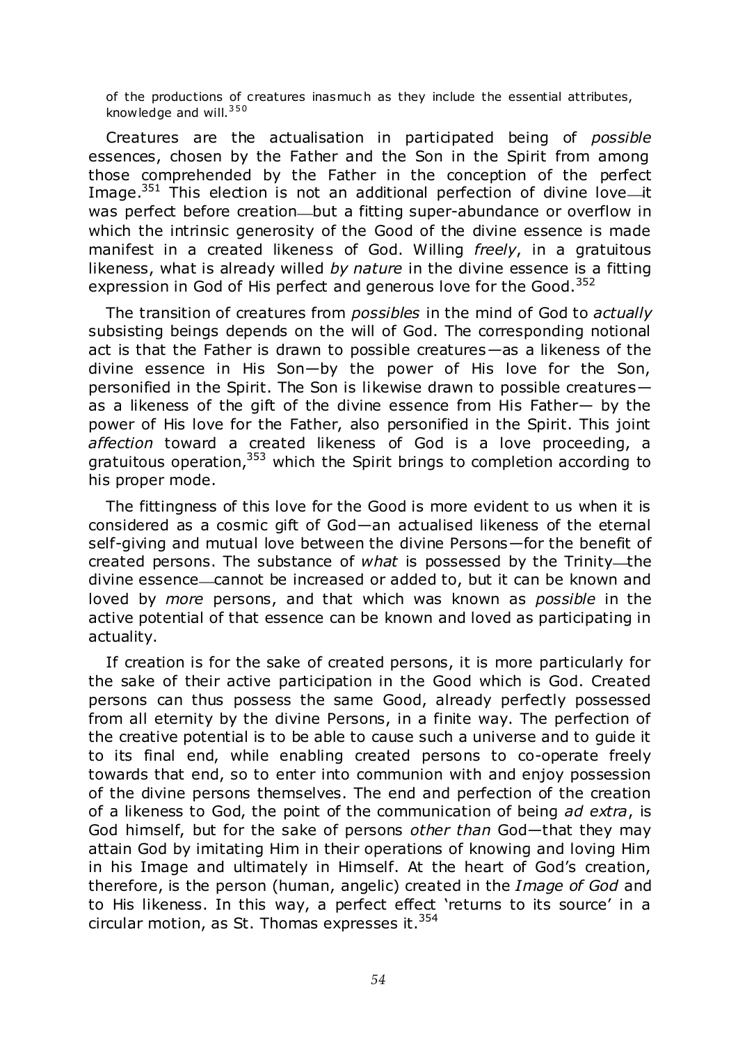of the productions of creatures inasmuch as they include the essential attributes, knowledge and will.[350]

Creatures are the actualisation in participated being of *possible* essences, chosen by the Father and the Son in the Spirit from among those comprehended by the Father in the conception of the perfect Image.[351] This election is not an additional perfection of divine love—it was perfect before creation—but a fitting super-abundance or overflow in which the intrinsic generosity of the Good of the divine essence is made manifest in a created likeness of God. Willing *freely*, in a gratuitous likeness, what is already willed *by nature* in the divine essence is a fitting expression in God of His perfect and generous love for the Good.[352]

The transition of creatures from *possibles* in the mind of God to *actually* subsisting beings depends on the will of God. The corresponding notional act is that the Father is drawn to possible creatures—as a likeness of the divine essence in His Son—by the power of His love for the Son, personified in the Spirit. The Son is likewise drawn to possible creatures—as a likeness of the gift of the divine essence from His Father— by the power of His love for the Father, also personified in the Spirit. This joint *affection* toward a created likeness of God is a love proceeding, a gratuitous operation,[353] which the Spirit brings to completion according to his proper mode.

The fittingness of this love for the Good is more evident to us when it is considered as a cosmic gift of God—an actualised likeness of the eternal self-giving and mutual love between the divine Persons—for the benefit of created persons. The substance of *what* is possessed by the Trinity—the divine essence—cannot be increased or added to, but it can be known and loved by *more* persons, and that which was known as *possible* in the active potential of that essence can be known and loved as participating in actuality.

If creation is for the sake of created persons, it is more particularly for the sake of their active participation in the Good which is God. Created persons can thus possess the same Good, already perfectly possessed from all eternity by the divine Persons, in a finite way. The perfection of the creative potential is to be able to cause such a universe and to guide it to its final end, while enabling created persons to co-operate freely towards that end, so to enter into communion with and enjoy possession of the divine persons themselves. The end and perfection of the creation of a likeness to God, the point of the communication of being *ad extra*, is God himself, but for the sake of persons *other than* God—that they may attain God by imitating Him in their operations of knowing and loving Him in his Image and ultimately in Himself. At the heart of God's creation, therefore, is the person (human, angelic) created in the *Image of God* and to His likeness. In this way, a perfect effect 'returns to its source' in a circular motion, as St. Thomas expresses it.[354]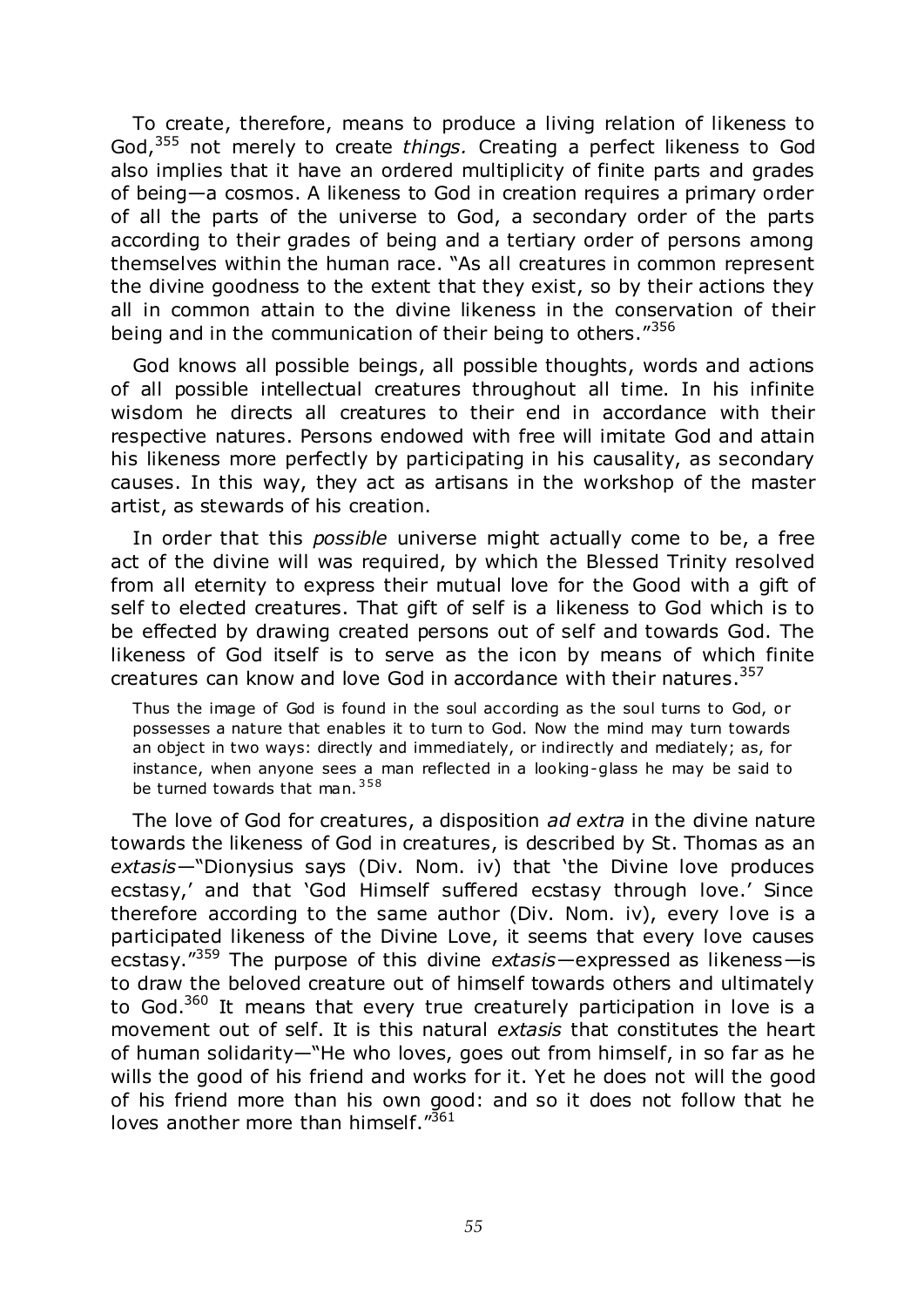To create, therefore, means to produce a living relation of likeness to God,[355] not merely to create *things.* Creating a perfect likeness to God also implies that it have an ordered multiplicity of finite parts and grades of being—a cosmos. A likeness to God in creation requires a primary order of all the parts of the universe to God, a secondary order of the parts according to their grades of being and a tertiary order of persons among themselves within the human race. "As all creatures in common represent the divine goodness to the extent that they exist, so by their actions they all in common attain to the divine likeness in the conservation of their being and in the communication of their being to others."[356]

God knows all possible beings, all possible thoughts, words and actions of all possible intellectual creatures throughout all time. In his infinite wisdom he directs all creatures to their end in accordance with their respective natures. Persons endowed with free will imitate God and attain his likeness more perfectly by participating in his causality, as secondary causes. In this way, they act as artisans in the workshop of the master artist, as stewards of his creation.

In order that this *possible* universe might actually come to be, a free act of the divine will was required, by which the Blessed Trinity resolved from all eternity to express their mutual love for the Good with a gift of self to elected creatures. That gift of self is a likeness to God which is to be effected by drawing created persons out of self and towards God. The likeness of God itself is to serve as the icon by means of which finite creatures can know and love God in accordance with their natures.[357]

> Thus the image of God is found in the soul according as the soul turns to God, or possesses a nature that enables it to turn to God. Now the mind may turn towards an object in two ways: directly and immediately, or indirectly and mediately; as, for instance, when anyone sees a man reflected in a looking-glass he may be said to be turned towards that man.[358]

The love of God for creatures, a disposition *ad extra* in the divine nature towards the likeness of God in creatures, is described by St. Thomas as an *extasis*—"Dionysius says (Div. Nom. iv) that 'the Divine love produces ecstasy,' and that 'God Himself suffered ecstasy through love.' Since therefore according to the same author (Div. Nom. iv), every love is a participated likeness of the Divine Love, it seems that every love causes ecstasy."[359] The purpose of this divine *extasis*—expressed as likeness—is to draw the beloved creature out of himself towards others and ultimately to God.[360] It means that every true creaturely participation in love is a movement out of self. It is this natural *extasis* that constitutes the heart of human solidarity—"He who loves, goes out from himself, in so far as he wills the good of his friend and works for it. Yet he does not will the good of his friend more than his own good: and so it does not follow that he loves another more than himself."[361]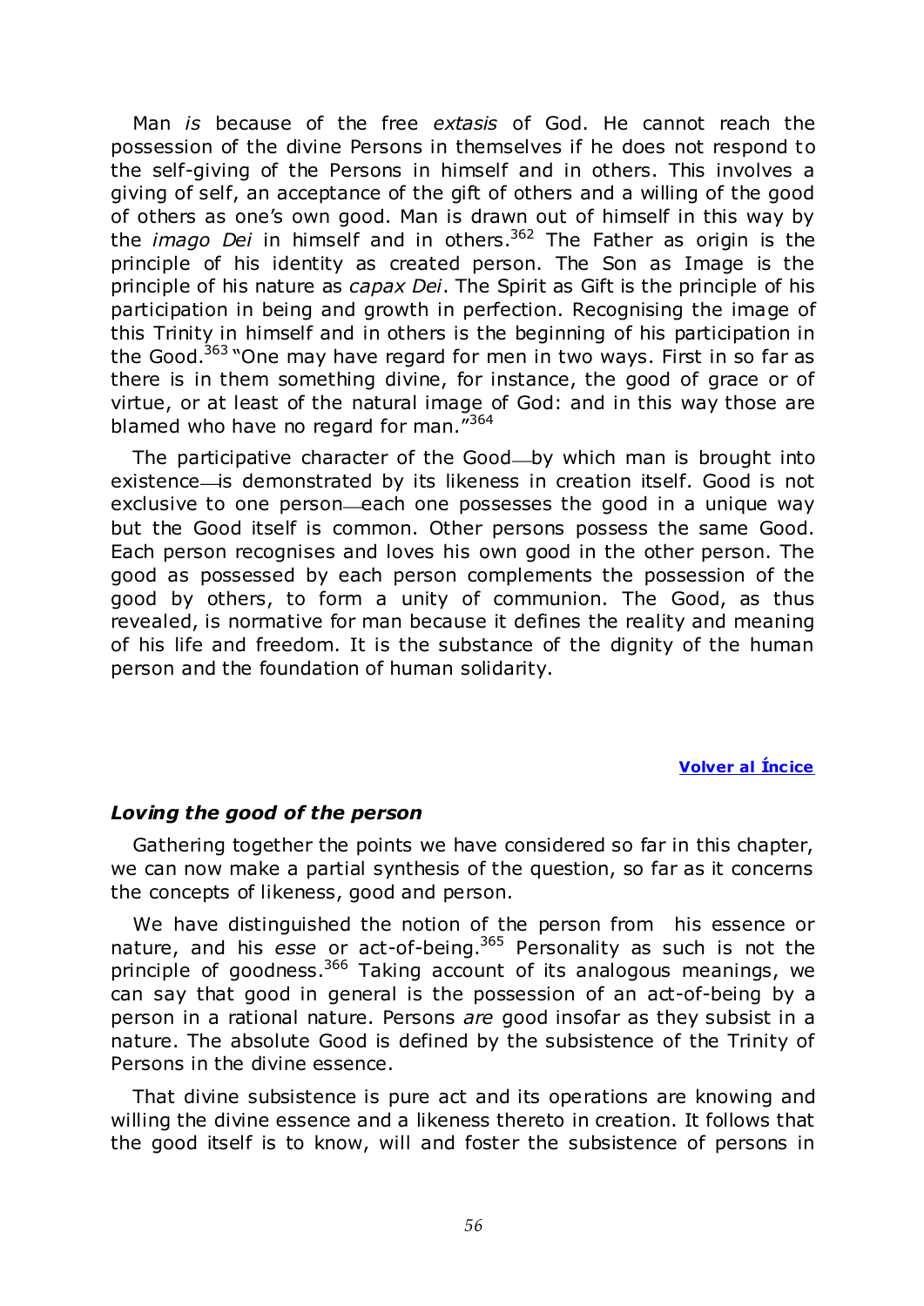Man *is* because of the free *extasis* of God. He cannot reach the possession of the divine Persons in themselves if he does not respond to the self-giving of the Persons in himself and in others. This involves a giving of self, an acceptance of the gift of others and a willing of the good of others as one's own good. Man is drawn out of himself in this way by the *imago Dei* in himself and in others.[362] The Father as origin is the principle of his identity as created person. The Son as Image is the principle of his nature as *capax Dei*. The Spirit as Gift is the principle of his participation in being and growth in perfection. Recognising the image of this Trinity in himself and in others is the beginning of his participation in the Good.[363] "One may have regard for men in two ways. First in so far as there is in them something divine, for instance, the good of grace or of virtue, or at least of the natural image of God: and in this way those are blamed who have no regard for man."[364]

The participative character of the Good—by which man is brought into existence—is demonstrated by its likeness in creation itself. Good is not exclusive to one person—each one possesses the good in a unique way but the Good itself is common. Other persons possess the same Good. Each person recognises and loves his own good in the other person. The good as possessed by each person complements the possession of the good by others, to form a unity of communion. The Good, as thus revealed, is normative for man because it defines the reality and meaning of his life and freedom. It is the substance of the dignity of the human person and the foundation of human solidarity.

[Volver al Íncice]

### *Loving the good of the person*

Gathering together the points we have considered so far in this chapter, we can now make a partial synthesis of the question, so far as it concerns the concepts of likeness, good and person.

We have distinguished the notion of the person from his essence or nature, and his *esse* or act-of-being.[365] Personality as such is not the principle of goodness.[366] Taking account of its analogous meanings, we can say that good in general is the possession of an act-of-being by a person in a rational nature. Persons *are* good insofar as they subsist in a nature. The absolute Good is defined by the subsistence of the Trinity of Persons in the divine essence.

That divine subsistence is pure act and its operations are knowing and willing the divine essence and a likeness thereto in creation. It follows that the good itself is to know, will and foster the subsistence of persons in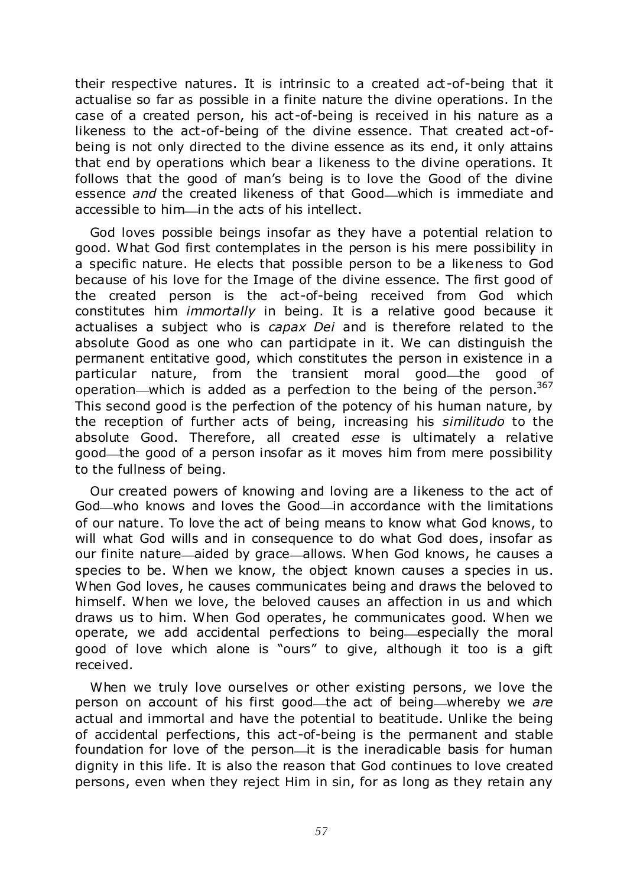their respective natures. It is intrinsic to a created act-of-being that it actualise so far as possible in a finite nature the divine operations. In the case of a created person, his act-of-being is received in his nature as a likeness to the act-of-being of the divine essence. That created act-of-being is not only directed to the divine essence as its end, it only attains that end by operations which bear a likeness to the divine operations. It follows that the good of man's being is to love the Good of the divine essence *and* the created likeness of that Good—which is immediate and accessible to him—in the acts of his intellect.

God loves possible beings insofar as they have a potential relation to good. What God first contemplates in the person is his mere possibility in a specific nature. He elects that possible person to be a likeness to God because of his love for the Image of the divine essence. The first good of the created person is the act-of-being received from God which constitutes him *immortally* in being. It is a relative good because it actualises a subject who is *capax Dei* and is therefore related to the absolute Good as one who can participate in it. We can distinguish the permanent entitative good, which constitutes the person in existence in a particular nature, from the transient moral good—the good of operation—which is added as a perfection to the being of the person.[367] This second good is the perfection of the potency of his human nature, by the reception of further acts of being, increasing his *similitudo* to the absolute Good. Therefore, all created *esse* is ultimately a relative good—the good of a person insofar as it moves him from mere possibility to the fullness of being.

Our created powers of knowing and loving are a likeness to the act of God—who knows and loves the Good—in accordance with the limitations of our nature. To love the act of being means to know what God knows, to will what God wills and in consequence to do what God does, insofar as our finite nature—aided by grace—allows. When God knows, he causes a species to be. When we know, the object known causes a species in us. When God loves, he causes communicates being and draws the beloved to himself. When we love, the beloved causes an affection in us and which draws us to him. When God operates, he communicates good. When we operate, we add accidental perfections to being—especially the moral good of love which alone is "ours" to give, although it too is a gift received.

When we truly love ourselves or other existing persons, we love the person on account of his first good—the act of being—whereby we *are* actual and immortal and have the potential to beatitude. Unlike the being of accidental perfections, this act-of-being is the permanent and stable foundation for love of the person—it is the ineradicable basis for human dignity in this life. It is also the reason that God continues to love created persons, even when they reject Him in sin, for as long as they retain any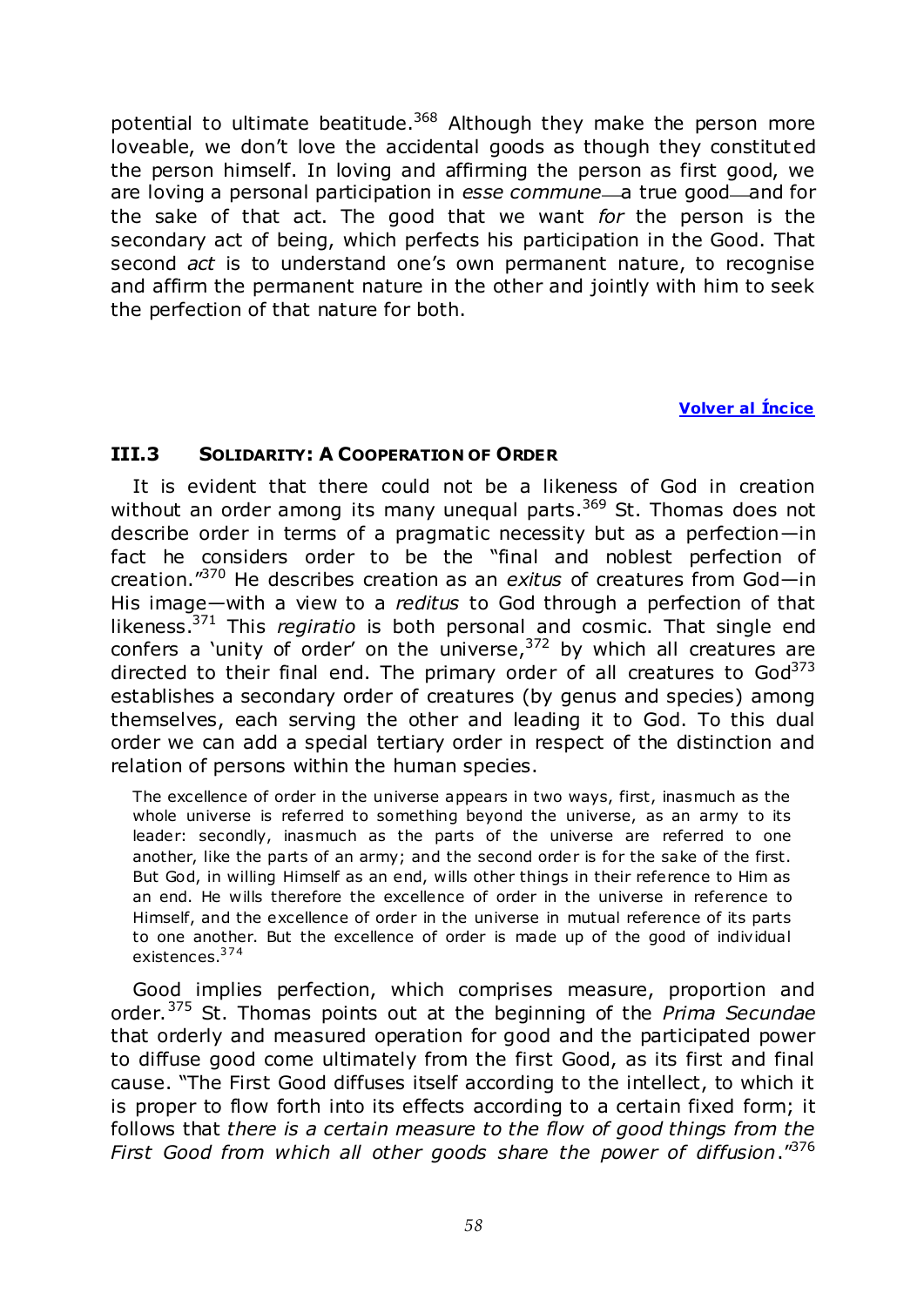potential to ultimate beatitude.[368] Although they make the person more loveable, we don't love the accidental goods as though they constituted the person himself. In loving and affirming the person as first good, we are loving a personal participation in *esse commune*—a true good—and for the sake of that act. The good that we want *for* the person is the secondary act of being, which perfects his participation in the Good. That second *act* is to understand one's own permanent nature, to recognise and affirm the permanent nature in the other and jointly with him to seek the perfection of that nature for both.

**Volver al Íncice**

### III.3 SOLIDARITY: A COOPERATION OF ORDER

It is evident that there could not be a likeness of God in creation without an order among its many unequal parts.[369] St. Thomas does not describe order in terms of a pragmatic necessity but as a perfection—in fact he considers order to be the "final and noblest perfection of creation."[370] He describes creation as an *exitus* of creatures from God—in His image—with a view to a *reditus* to God through a perfection of that likeness.[371] This *regiratio* is both personal and cosmic. That single end confers a 'unity of order' on the universe,[372] by which all creatures are directed to their final end. The primary order of all creatures to God[373] establishes a secondary order of creatures (by genus and species) among themselves, each serving the other and leading it to God. To this dual order we can add a special tertiary order in respect of the distinction and relation of persons within the human species.

> The excellence of order in the universe appears in two ways, first, inasmuch as the whole universe is referred to something beyond the universe, as an army to its leader: secondly, inasmuch as the parts of the universe are referred to one another, like the parts of an army; and the second order is for the sake of the first. But God, in willing Himself as an end, wills other things in their reference to Him as an end. He wills therefore the excellence of order in the universe in reference to Himself, and the excellence of order in the universe in mutual reference of its parts to one another. But the excellence of order is made up of the good of individual existences.[374]

Good implies perfection, which comprises measure, proportion and order.[375] St. Thomas points out at the beginning of the *Prima Secundae* that orderly and measured operation for good and the participated power to diffuse good come ultimately from the first Good, as its first and final cause. "The First Good diffuses itself according to the intellect, to which it is proper to flow forth into its effects according to a certain fixed form; it follows that *there is a certain measure to the flow of good things from the First Good from which all other goods share the power of diffusion*."[376]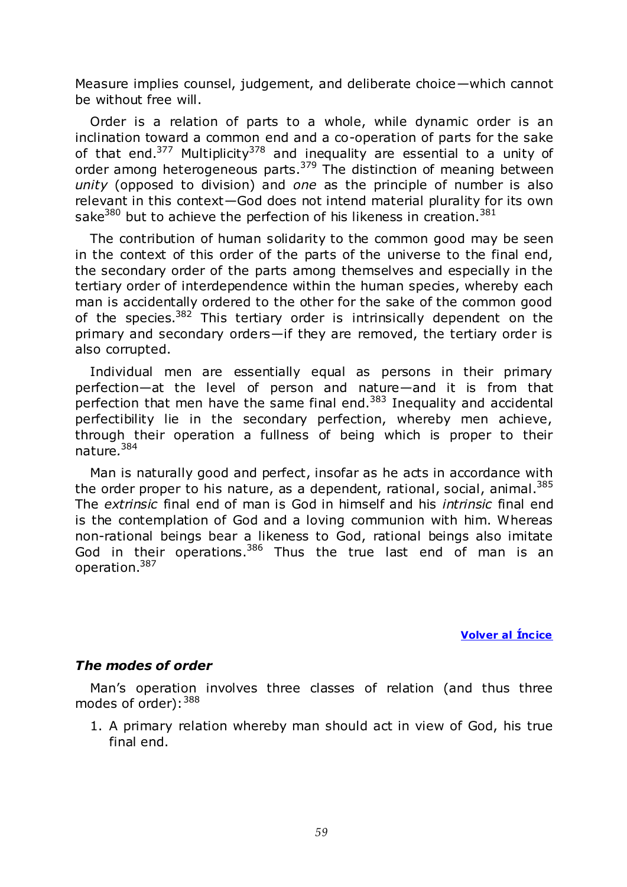Measure implies counsel, judgement, and deliberate choice—which cannot be without free will.

Order is a relation of parts to a whole, while dynamic order is an inclination toward a common end and a co-operation of parts for the sake of that end.[377] Multiplicity[378] and inequality are essential to a unity of order among heterogeneous parts.[379] The distinction of meaning between *unity* (opposed to division) and *one* as the principle of number is also relevant in this context—God does not intend material plurality for its own sake[380] but to achieve the perfection of his likeness in creation.[381]

The contribution of human solidarity to the common good may be seen in the context of this order of the parts of the universe to the final end, the secondary order of the parts among themselves and especially in the tertiary order of interdependence within the human species, whereby each man is accidentally ordered to the other for the sake of the common good of the species.[382] This tertiary order is intrinsically dependent on the primary and secondary orders—if they are removed, the tertiary order is also corrupted.

Individual men are essentially equal as persons in their primary perfection—at the level of person and nature—and it is from that perfection that men have the same final end.[383] Inequality and accidental perfectibility lie in the secondary perfection, whereby men achieve, through their operation a fullness of being which is proper to their nature.[384]

Man is naturally good and perfect, insofar as he acts in accordance with the order proper to his nature, as a dependent, rational, social, animal.[385] The *extrinsic* final end of man is God in himself and his *intrinsic* final end is the contemplation of God and a loving communion with him. Whereas non-rational beings bear a likeness to God, rational beings also imitate God in their operations.[386] Thus the true last end of man is an operation.[387]

**Volver al Íncice**

### *The modes of order*

Man's operation involves three classes of relation (and thus three modes of order):[388]

1. A primary relation whereby man should act in view of God, his true final end.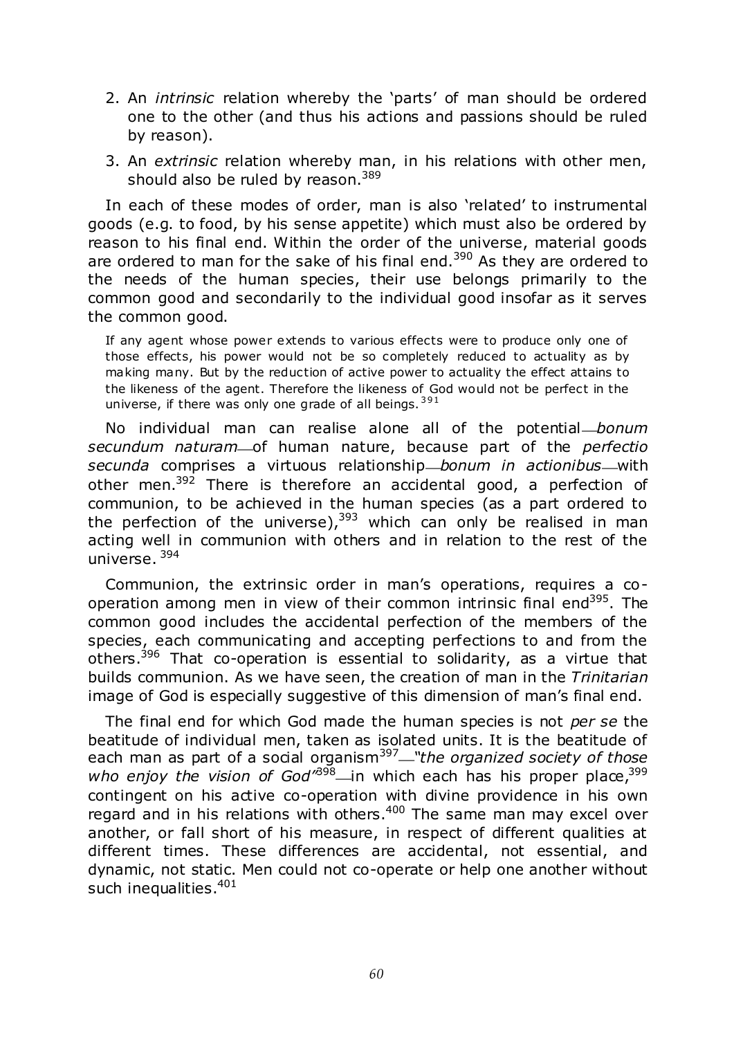2. An *intrinsic* relation whereby the 'parts' of man should be ordered one to the other (and thus his actions and passions should be ruled by reason).
3. An *extrinsic* relation whereby man, in his relations with other men, should also be ruled by reason.[389]

In each of these modes of order, man is also 'related' to instrumental goods (e.g. to food, by his sense appetite) which must also be ordered by reason to his final end. Within the order of the universe, material goods are ordered to man for the sake of his final end.[390] As they are ordered to the needs of the human species, their use belongs primarily to the common good and secondarily to the individual good insofar as it serves the common good.

> If any agent whose power extends to various effects were to produce only one of those effects, his power would not be so completely reduced to actuality as by making many. But by the reduction of active power to actuality the effect attains to the likeness of the agent. Therefore the likeness of God would not be perfect in the universe, if there was only one grade of all beings.[391]

No individual man can realise alone all of the potential—*bonum secundum naturam*—of human nature, because part of the *perfectio secunda* comprises a virtuous relationship—*bonum in actionibus*—with other men.[392] There is therefore an accidental good, a perfection of communion, to be achieved in the human species (as a part ordered to the perfection of the universe),[393] which can only be realised in man acting well in communion with others and in relation to the rest of the universe.[394]

Communion, the extrinsic order in man's operations, requires a co-operation among men in view of their common intrinsic final end[395]. The common good includes the accidental perfection of the members of the species, each communicating and accepting perfections to and from the others.[396] That co-operation is essential to solidarity, as a virtue that builds communion. As we have seen, the creation of man in the *Trinitarian* image of God is especially suggestive of this dimension of man's final end.

The final end for which God made the human species is not *per se* the beatitude of individual men, taken as isolated units. It is the beatitude of each man as part of a social organism[397]—*"the organized society of those who enjoy the vision of God"*[398]—in which each has his proper place,[399] contingent on his active co-operation with divine providence in his own regard and in his relations with others.[400] The same man may excel over another, or fall short of his measure, in respect of different qualities at different times. These differences are accidental, not essential, and dynamic, not static. Men could not co-operate or help one another without such inequalities.[401]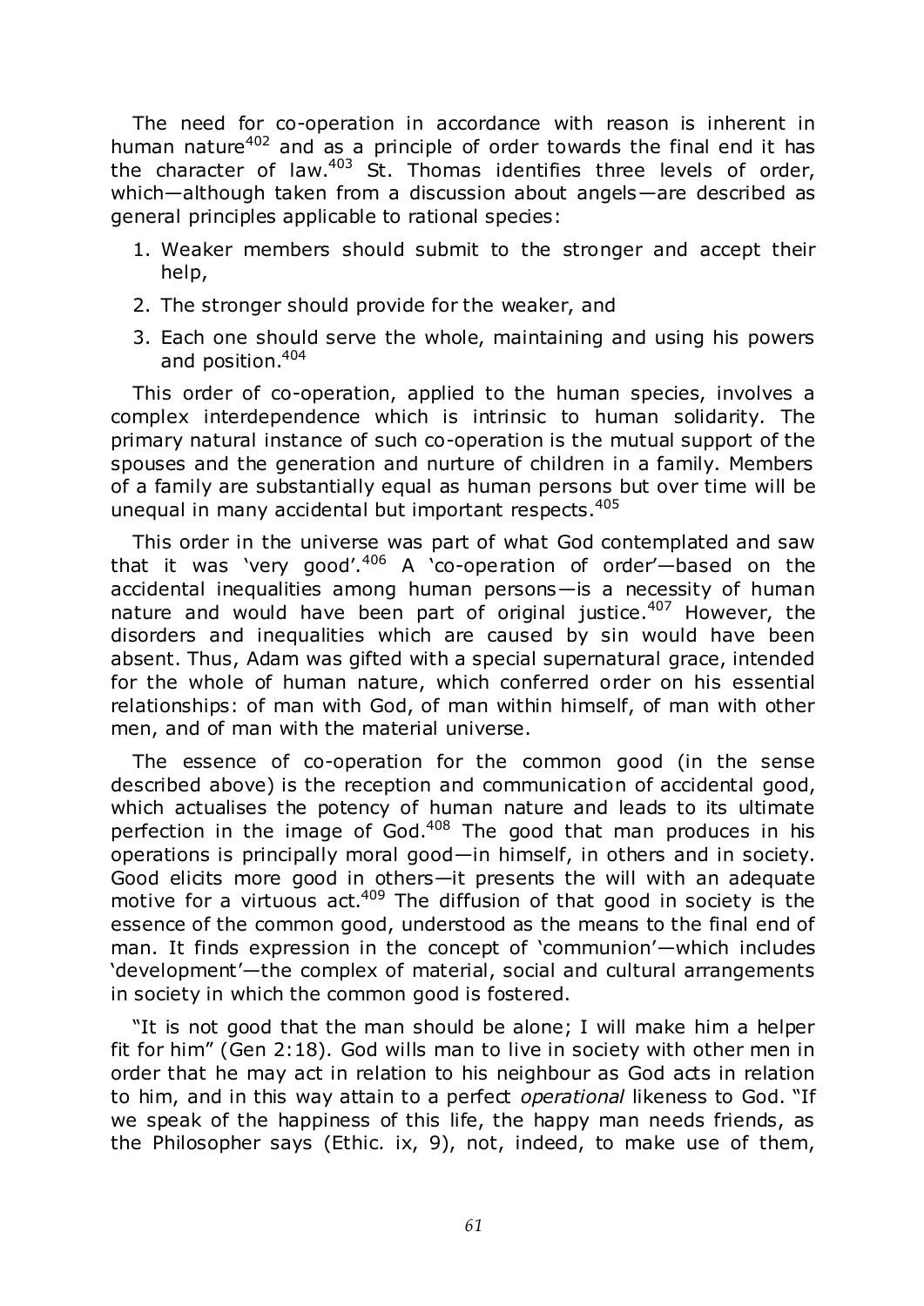The need for co-operation in accordance with reason is inherent in human nature[402] and as a principle of order towards the final end it has the character of law.[403] St. Thomas identifies three levels of order, which—although taken from a discussion about angels—are described as general principles applicable to rational species:

1. Weaker members should submit to the stronger and accept their help,
2. The stronger should provide for the weaker, and
3. Each one should serve the whole, maintaining and using his powers and position.[404]

This order of co-operation, applied to the human species, involves a complex interdependence which is intrinsic to human solidarity. The primary natural instance of such co-operation is the mutual support of the spouses and the generation and nurture of children in a family. Members of a family are substantially equal as human persons but over time will be unequal in many accidental but important respects.[405]

This order in the universe was part of what God contemplated and saw that it was 'very good'.[406] A 'co-operation of order'—based on the accidental inequalities among human persons—is a necessity of human nature and would have been part of original justice.[407] However, the disorders and inequalities which are caused by sin would have been absent. Thus, Adam was gifted with a special supernatural grace, intended for the whole of human nature, which conferred order on his essential relationships: of man with God, of man within himself, of man with other men, and of man with the material universe.

The essence of co-operation for the common good (in the sense described above) is the reception and communication of accidental good, which actualises the potency of human nature and leads to its ultimate perfection in the image of God.[408] The good that man produces in his operations is principally moral good—in himself, in others and in society. Good elicits more good in others—it presents the will with an adequate motive for a virtuous act.[409] The diffusion of that good in society is the essence of the common good, understood as the means to the final end of man. It finds expression in the concept of 'communion'—which includes 'development'—the complex of material, social and cultural arrangements in society in which the common good is fostered.

"It is not good that the man should be alone; I will make him a helper fit for him" (Gen 2:18). God wills man to live in society with other men in order that he may act in relation to his neighbour as God acts in relation to him, and in this way attain to a perfect *operational* likeness to God. "If we speak of the happiness of this life, the happy man needs friends, as the Philosopher says (Ethic. ix, 9), not, indeed, to make use of them,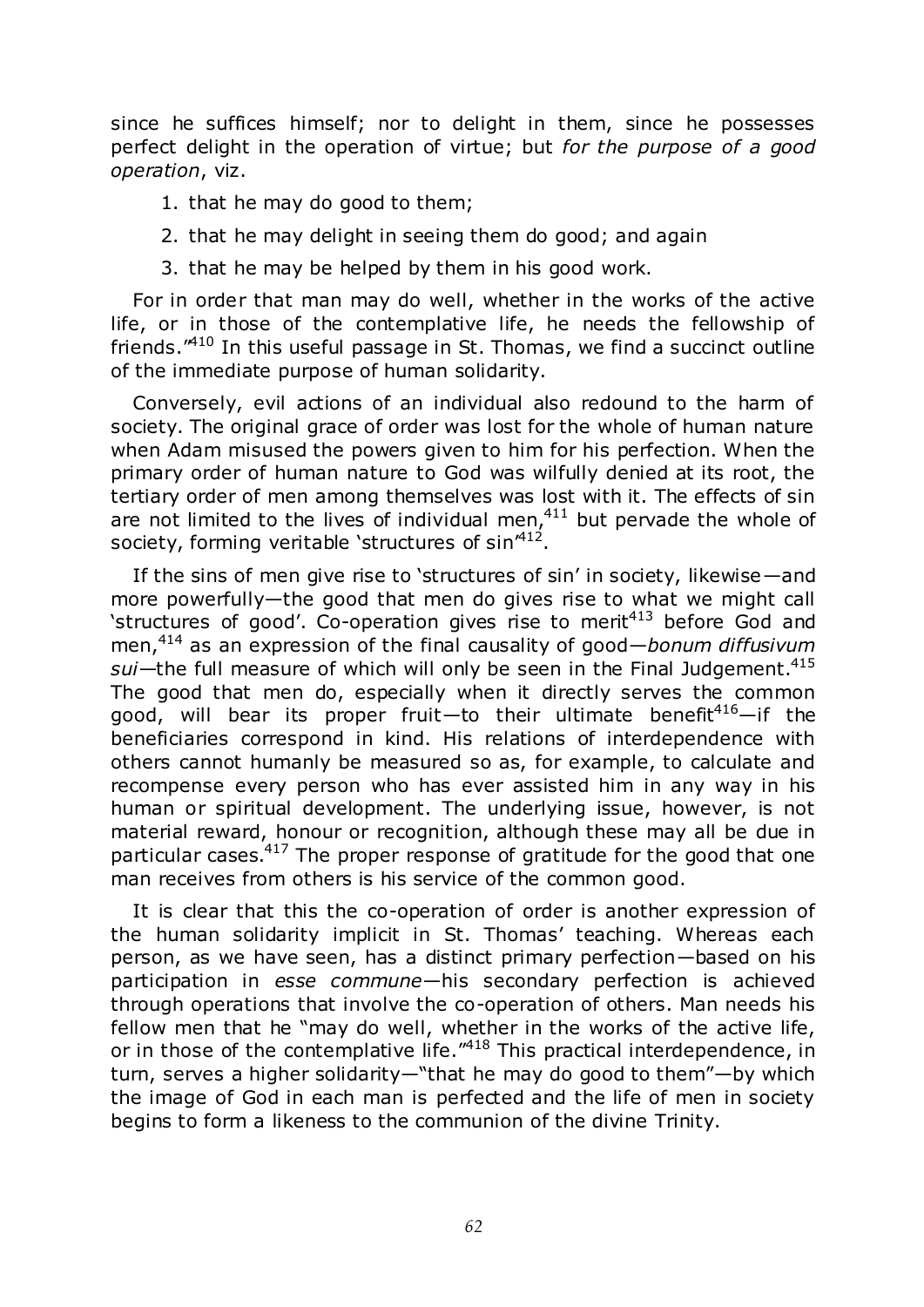since he suffices himself; nor to delight in them, since he possesses perfect delight in the operation of virtue; but *for the purpose of a good operation*, viz.

1. that he may do good to them;
2. that he may delight in seeing them do good; and again
3. that he may be helped by them in his good work.

For in order that man may do well, whether in the works of the active life, or in those of the contemplative life, he needs the fellowship of friends."[410] In this useful passage in St. Thomas, we find a succinct outline of the immediate purpose of human solidarity.

Conversely, evil actions of an individual also redound to the harm of society. The original grace of order was lost for the whole of human nature when Adam misused the powers given to him for his perfection. When the primary order of human nature to God was wilfully denied at its root, the tertiary order of men among themselves was lost with it. The effects of sin are not limited to the lives of individual men,[411] but pervade the whole of society, forming veritable 'structures of sin'[412].

If the sins of men give rise to 'structures of sin' in society, likewise—and more powerfully—the good that men do gives rise to what we might call 'structures of good'. Co-operation gives rise to merit[413] before God and men,[414] as an expression of the final causality of good—*bonum diffusivum sui*—the full measure of which will only be seen in the Final Judgement.[415] The good that men do, especially when it directly serves the common good, will bear its proper fruit—to their ultimate benefit[416]—if the beneficiaries correspond in kind. His relations of interdependence with others cannot humanly be measured so as, for example, to calculate and recompense every person who has ever assisted him in any way in his human or spiritual development. The underlying issue, however, is not material reward, honour or recognition, although these may all be due in particular cases.[417] The proper response of gratitude for the good that one man receives from others is his service of the common good.

It is clear that this the co-operation of order is another expression of the human solidarity implicit in St. Thomas' teaching. Whereas each person, as we have seen, has a distinct primary perfection—based on his participation in *esse commune*—his secondary perfection is achieved through operations that involve the co-operation of others. Man needs his fellow men that he "may do well, whether in the works of the active life, or in those of the contemplative life."[418] This practical interdependence, in turn, serves a higher solidarity—"that he may do good to them"—by which the image of God in each man is perfected and the life of men in society begins to form a likeness to the communion of the divine Trinity.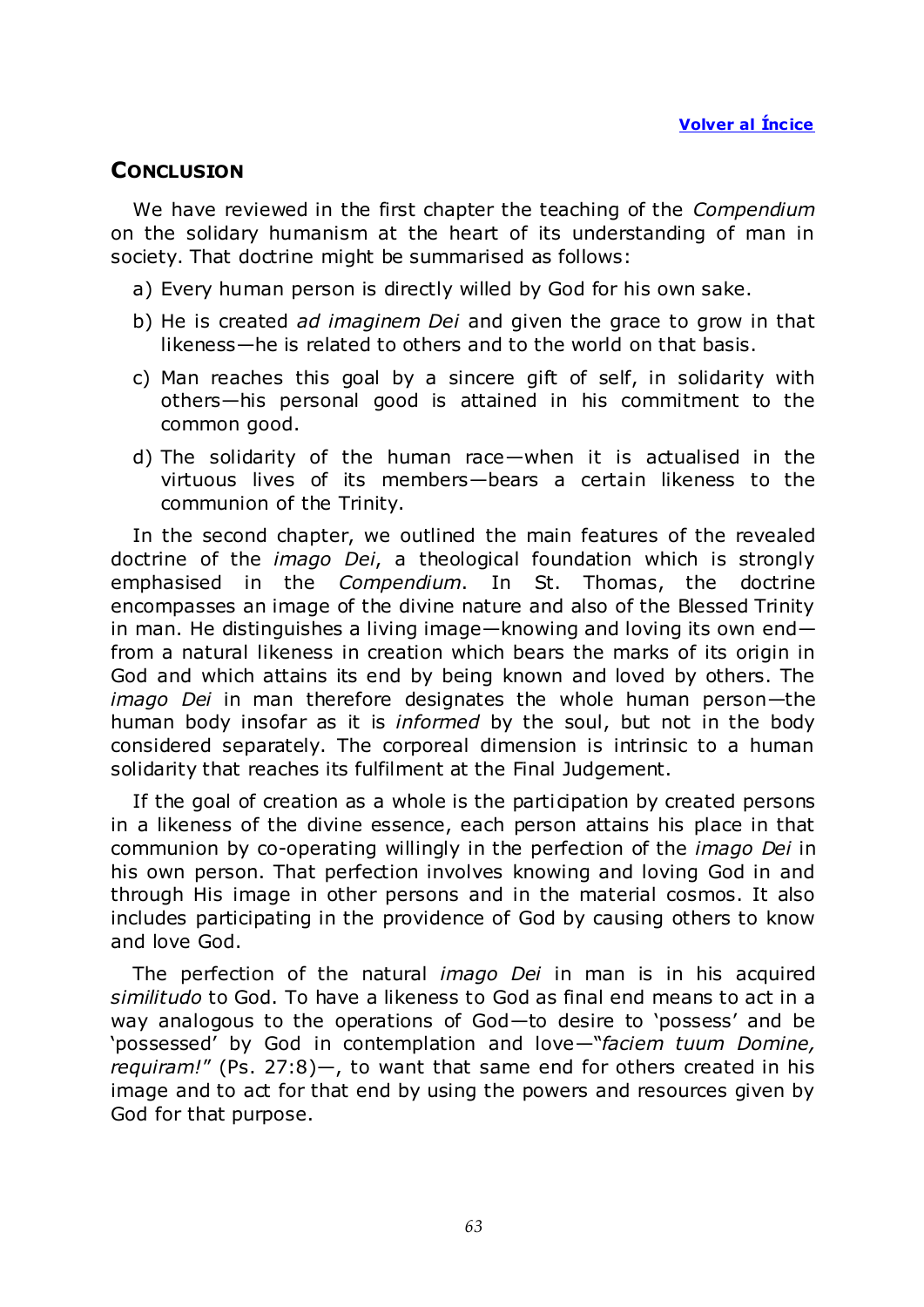[Volver al Íncice](#)

## Conclusion

We have reviewed in the first chapter the teaching of the *Compendium* on the solidary humanism at the heart of its understanding of man in society. That doctrine might be summarised as follows:

a) Every human person is directly willed by God for his own sake.

b) He is created *ad imaginem Dei* and given the grace to grow in that likeness—he is related to others and to the world on that basis.

c) Man reaches this goal by a sincere gift of self, in solidarity with others—his personal good is attained in his commitment to the common good.

d) The solidarity of the human race—when it is actualised in the virtuous lives of its members—bears a certain likeness to the communion of the Trinity.

In the second chapter, we outlined the main features of the revealed doctrine of the *imago Dei*, a theological foundation which is strongly emphasised in the *Compendium*. In St. Thomas, the doctrine encompasses an image of the divine nature and also of the Blessed Trinity in man. He distinguishes a living image—knowing and loving its own end—from a natural likeness in creation which bears the marks of its origin in God and which attains its end by being known and loved by others. The *imago Dei* in man therefore designates the whole human person—the human body insofar as it is *informed* by the soul, but not in the body considered separately. The corporeal dimension is intrinsic to a human solidarity that reaches its fulfilment at the Final Judgement.

If the goal of creation as a whole is the participation by created persons in a likeness of the divine essence, each person attains his place in that communion by co-operating willingly in the perfection of the *imago Dei* in his own person. That perfection involves knowing and loving God in and through His image in other persons and in the material cosmos. It also includes participating in the providence of God by causing others to know and love God.

The perfection of the natural *imago Dei* in man is in his acquired *similitudo* to God. To have a likeness to God as final end means to act in a way analogous to the operations of God—to desire to 'possess' and be 'possessed' by God in contemplation and love—"*faciem tuum Domine, requiram!*" (Ps. 27:8)—, to want that same end for others created in his image and to act for that end by using the powers and resources given by God for that purpose.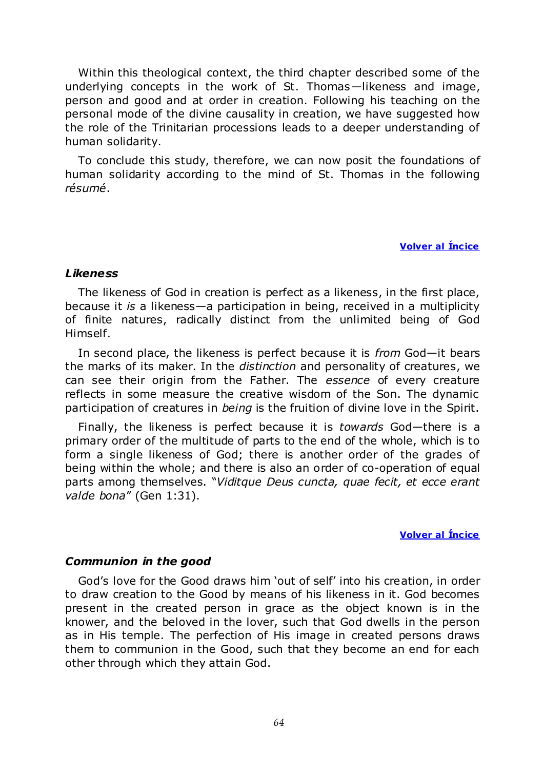Within this theological context, the third chapter described some of the underlying concepts in the work of St. Thomas—likeness and image, person and good and at order in creation. Following his teaching on the personal mode of the divine causality in creation, we have suggested how the role of the Trinitarian processions leads to a deeper understanding of human solidarity.

To conclude this study, therefore, we can now posit the foundations of human solidarity according to the mind of St. Thomas in the following *résumé*.

**Volver al Íncice**

### *Likeness*

The likeness of God in creation is perfect as a likeness, in the first place, because it *is* a likeness—a participation in being, received in a multiplicity of finite natures, radically distinct from the unlimited being of God Himself.

In second place, the likeness is perfect because it is *from* God—it bears the marks of its maker. In the *distinction* and personality of creatures, we can see their origin from the Father. The *essence* of every creature reflects in some measure the creative wisdom of the Son. The dynamic participation of creatures in *being* is the fruition of divine love in the Spirit.

Finally, the likeness is perfect because it is *towards* God—there is a primary order of the multitude of parts to the end of the whole, which is to form a single likeness of God; there is another order of the grades of being within the whole; and there is also an order of co-operation of equal parts among themselves. "*Viditque Deus cuncta, quae fecit, et ecce erant valde bona*" (Gen 1:31).

**Volver al Íncice**

### *Communion in the good*

God's love for the Good draws him 'out of self' into his creation, in order to draw creation to the Good by means of his likeness in it. God becomes present in the created person in grace as the object known is in the knower, and the beloved in the lover, such that God dwells in the person as in His temple. The perfection of His image in created persons draws them to communion in the Good, such that they become an end for each other through which they attain God.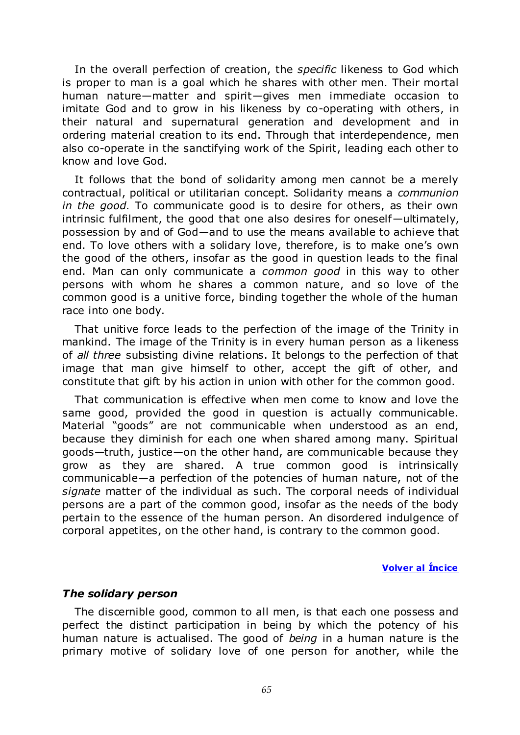In the overall perfection of creation, the *specific* likeness to God which is proper to man is a goal which he shares with other men. Their mortal human nature—matter and spirit—gives men immediate occasion to imitate God and to grow in his likeness by co-operating with others, in their natural and supernatural generation and development and in ordering material creation to its end. Through that interdependence, men also co-operate in the sanctifying work of the Spirit, leading each other to know and love God.

It follows that the bond of solidarity among men cannot be a merely contractual, political or utilitarian concept. Solidarity means a *communion in the good*. To communicate good is to desire for others, as their own intrinsic fulfilment, the good that one also desires for oneself—ultimately, possession by and of God—and to use the means available to achieve that end. To love others with a solidary love, therefore, is to make one's own the good of the others, insofar as the good in question leads to the final end. Man can only communicate a *common good* in this way to other persons with whom he shares a common nature, and so love of the common good is a unitive force, binding together the whole of the human race into one body.

That unitive force leads to the perfection of the image of the Trinity in mankind. The image of the Trinity is in every human person as a likeness of *all three* subsisting divine relations. It belongs to the perfection of that image that man give himself to other, accept the gift of other, and constitute that gift by his action in union with other for the common good.

That communication is effective when men come to know and love the same good, provided the good in question is actually communicable. Material "goods" are not communicable when understood as an end, because they diminish for each one when shared among many. Spiritual goods—truth, justice—on the other hand, are communicable because they grow as they are shared. A true common good is intrinsically communicable—a perfection of the potencies of human nature, not of the *signate* matter of the individual as such. The corporal needs of individual persons are a part of the common good, insofar as the needs of the body pertain to the essence of the human person. An disordered indulgence of corporal appetites, on the other hand, is contrary to the common good.

**Volver al Íncice**

### *The solidary person*

The discernible good, common to all men, is that each one possess and perfect the distinct participation in being by which the potency of his human nature is actualised. The good of *being* in a human nature is the primary motive of solidary love of one person for another, while the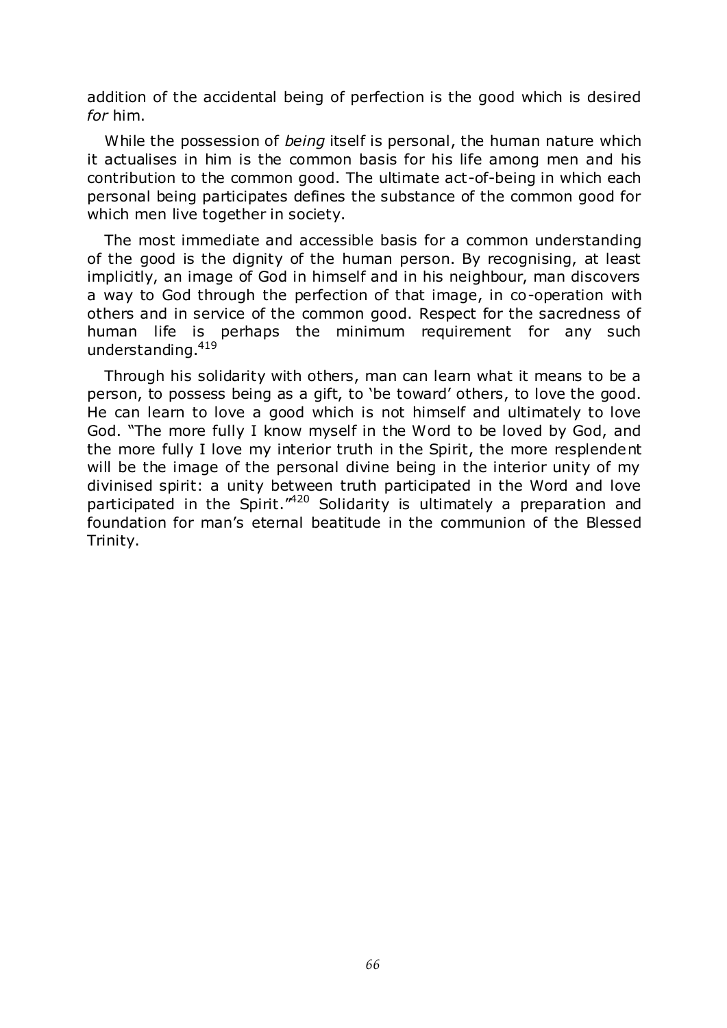addition of the accidental being of perfection is the good which is desired *for* him.

While the possession of *being* itself is personal, the human nature which it actualises in him is the common basis for his life among men and his contribution to the common good. The ultimate act-of-being in which each personal being participates defines the substance of the common good for which men live together in society.

The most immediate and accessible basis for a common understanding of the good is the dignity of the human person. By recognising, at least implicitly, an image of God in himself and in his neighbour, man discovers a way to God through the perfection of that image, in co-operation with others and in service of the common good. Respect for the sacredness of human life is perhaps the minimum requirement for any such understanding.[419]

Through his solidarity with others, man can learn what it means to be a person, to possess being as a gift, to 'be toward' others, to love the good. He can learn to love a good which is not himself and ultimately to love God. "The more fully I know myself in the Word to be loved by God, and the more fully I love my interior truth in the Spirit, the more resplendent will be the image of the personal divine being in the interior unity of my divinised spirit: a unity between truth participated in the Word and love participated in the Spirit."[420] Solidarity is ultimately a preparation and foundation for man's eternal beatitude in the communion of the Blessed Trinity.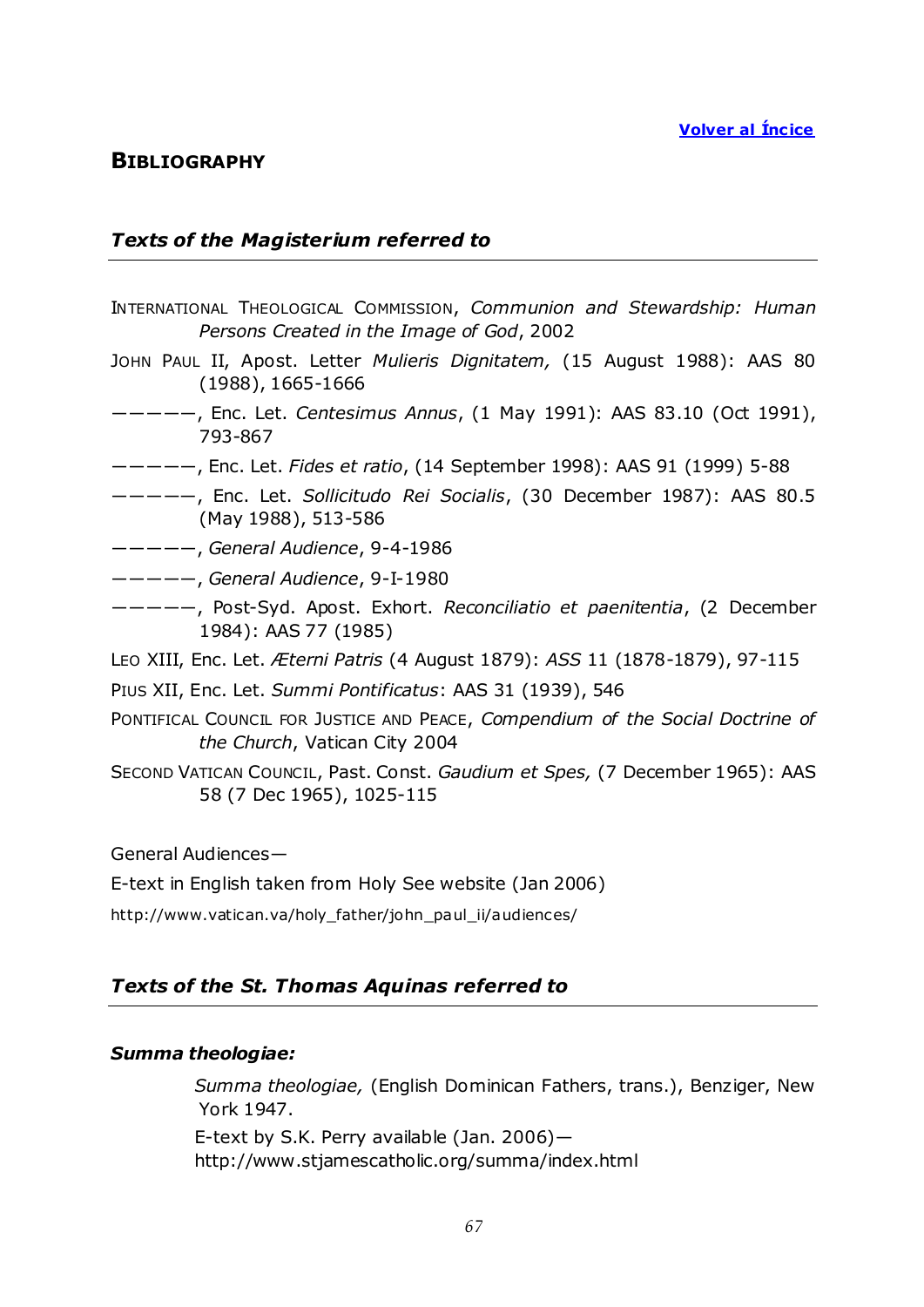[Volver al Íncice]

## BIBLIOGRAPHY

### *Texts of the Magisterium referred to*

INTERNATIONAL THEOLOGICAL COMMISSION, *Communion and Stewardship: Human Persons Created in the Image of God*, 2002

JOHN PAUL II, Apost. Letter *Mulieris Dignitatem,* (15 August 1988): AAS 80 (1988), 1665-1666

—————, Enc. Let. *Centesimus Annus*, (1 May 1991): AAS 83.10 (Oct 1991), 793-867

—————, Enc. Let. *Fides et ratio*, (14 September 1998): AAS 91 (1999) 5-88

—————, Enc. Let. *Sollicitudo Rei Socialis*, (30 December 1987): AAS 80.5 (May 1988), 513-586

—————, *General Audience*, 9-4-1986

—————, *General Audience*, 9-I-1980

—————, Post-Syd. Apost. Exhort. *Reconciliatio et paenitentia*, (2 December 1984): AAS 77 (1985)

LEO XIII, Enc. Let. *Æterni Patris* (4 August 1879): *ASS* 11 (1878-1879), 97-115

PIUS XII, Enc. Let. *Summi Pontificatus*: AAS 31 (1939), 546

PONTIFICAL COUNCIL FOR JUSTICE AND PEACE, *Compendium of the Social Doctrine of the Church*, Vatican City 2004

SECOND VATICAN COUNCIL, Past. Const. *Gaudium et Spes,* (7 December 1965): AAS 58 (7 Dec 1965), 1025-115

General Audiences—

E-text in English taken from Holy See website (Jan 2006)

http://www.vatican.va/holy_father/john_paul_ii/audiences/

### *Texts of the St. Thomas Aquinas referred to*

***Summa theologiae:***

*Summa theologiae,* (English Dominican Fathers, trans.), Benziger, New York 1947.

E-text by S.K. Perry available (Jan. 2006)—
http://www.stjamescatholic.org/summa/index.html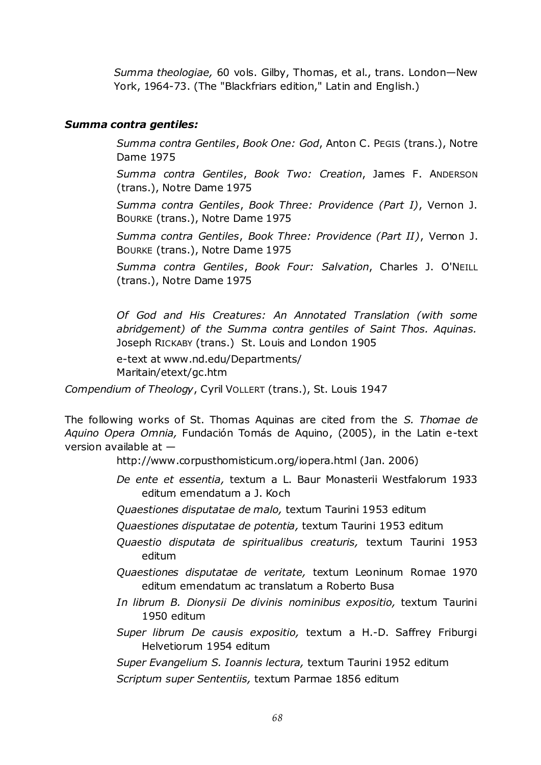*Summa theologiae,* 60 vols. Gilby, Thomas, et al., trans. London—New York, 1964-73. (The "Blackfriars edition," Latin and English.)

***Summa contra gentiles:***

*Summa contra Gentiles*, *Book One: God*, Anton C. PEGIS (trans.), Notre Dame 1975

*Summa contra Gentiles*, *Book Two: Creation*, James F. ANDERSON (trans.), Notre Dame 1975

*Summa contra Gentiles*, *Book Three: Providence (Part I)*, Vernon J. BOURKE (trans.), Notre Dame 1975

*Summa contra Gentiles*, *Book Three: Providence (Part II)*, Vernon J. BOURKE (trans.), Notre Dame 1975

*Summa contra Gentiles*, *Book Four: Salvation*, Charles J. O'NEILL (trans.), Notre Dame 1975

*Of God and His Creatures: An Annotated Translation (with some abridgement) of the Summa contra gentiles of Saint Thos. Aquinas.* Joseph RICKABY (trans.) St. Louis and London 1905

e-text at www.nd.edu/Departments/Maritain/etext/gc.htm

*Compendium of Theology*, Cyril VOLLERT (trans.), St. Louis 1947

The following works of St. Thomas Aquinas are cited from the *S. Thomae de Aquino Opera Omnia,* Fundación Tomás de Aquino, (2005), in the Latin e-text version available at —

http://www.corpusthomisticum.org/iopera.html (Jan. 2006)

*De ente et essentia,* textum a L. Baur Monasterii Westfalorum 1933 editum emendatum a J. Koch

*Quaestiones disputatae de malo,* textum Taurini 1953 editum

*Quaestiones disputatae de potentia,* textum Taurini 1953 editum

*Quaestio disputata de spiritualibus creaturis,* textum Taurini 1953 editum

*Quaestiones disputatae de veritate,* textum Leoninum Romae 1970 editum emendatum ac translatum a Roberto Busa

*In librum B. Dionysii De divinis nominibus expositio,* textum Taurini 1950 editum

*Super librum De causis expositio,* textum a H.-D. Saffrey Friburgi Helvetiorum 1954 editum

*Super Evangelium S. Ioannis lectura,* textum Taurini 1952 editum

*Scriptum super Sententiis,* textum Parmae 1856 editum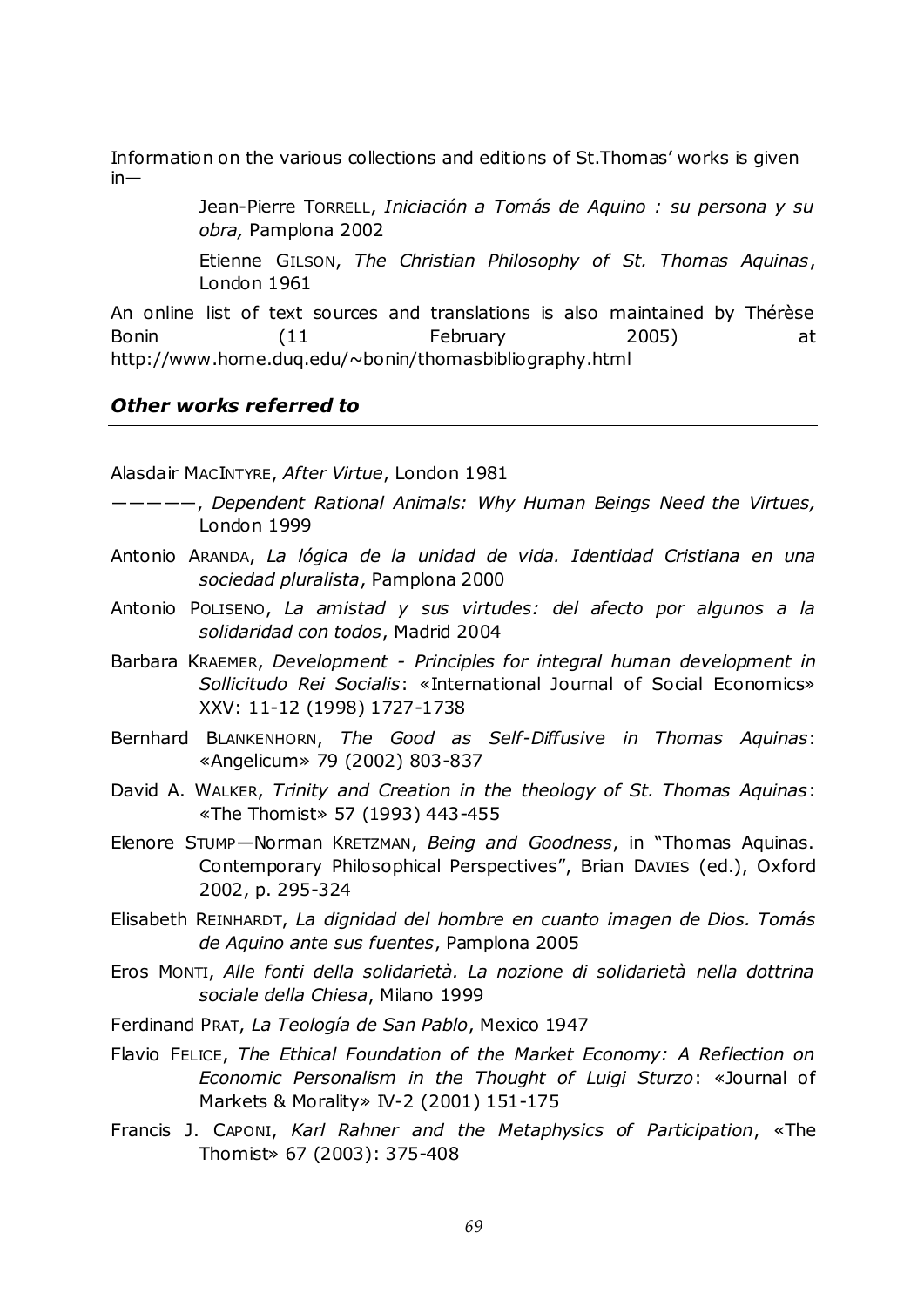Information on the various collections and editions of St.Thomas' works is given in—

> Jean-Pierre TORRELL, *Iniciación a Tomás de Aquino : su persona y su obra,* Pamplona 2002
>
> Etienne GILSON, *The Christian Philosophy of St. Thomas Aquinas*, London 1961

An online list of text sources and translations is also maintained by Thérèse Bonin (11 February 2005) at http://www.home.duq.edu/~bonin/thomasbibliography.html

### *Other works referred to*

Alasdair MACINTYRE, *After Virtue*, London 1981

—————, *Dependent Rational Animals: Why Human Beings Need the Virtues,* London 1999

Antonio ARANDA, *La lógica de la unidad de vida. Identidad Cristiana en una sociedad pluralista*, Pamplona 2000

Antonio POLISENO, *La amistad y sus virtudes: del afecto por algunos a la solidaridad con todos*, Madrid 2004

Barbara KRAEMER, *Development - Principles for integral human development in Sollicitudo Rei Socialis*: «International Journal of Social Economics» XXV: 11-12 (1998) 1727-1738

Bernhard BLANKENHORN, *The Good as Self-Diffusive in Thomas Aquinas*: «Angelicum» 79 (2002) 803-837

David A. WALKER, *Trinity and Creation in the theology of St. Thomas Aquinas*: «The Thomist» 57 (1993) 443-455

Elenore STUMP—Norman KRETZMAN, *Being and Goodness*, in "Thomas Aquinas. Contemporary Philosophical Perspectives", Brian DAVIES (ed.), Oxford 2002, p. 295-324

Elisabeth REINHARDT, *La dignidad del hombre en cuanto imagen de Dios. Tomás de Aquino ante sus fuentes*, Pamplona 2005

Eros MONTI, *Alle fonti della solidarietà. La nozione di solidarietà nella dottrina sociale della Chiesa*, Milano 1999

Ferdinand PRAT, *La Teología de San Pablo*, Mexico 1947

Flavio FELICE, *The Ethical Foundation of the Market Economy: A Reflection on Economic Personalism in the Thought of Luigi Sturzo*: «Journal of Markets & Morality» IV-2 (2001) 151-175

Francis J. CAPONI, *Karl Rahner and the Metaphysics of Participation*, «The Thomist» 67 (2003): 375-408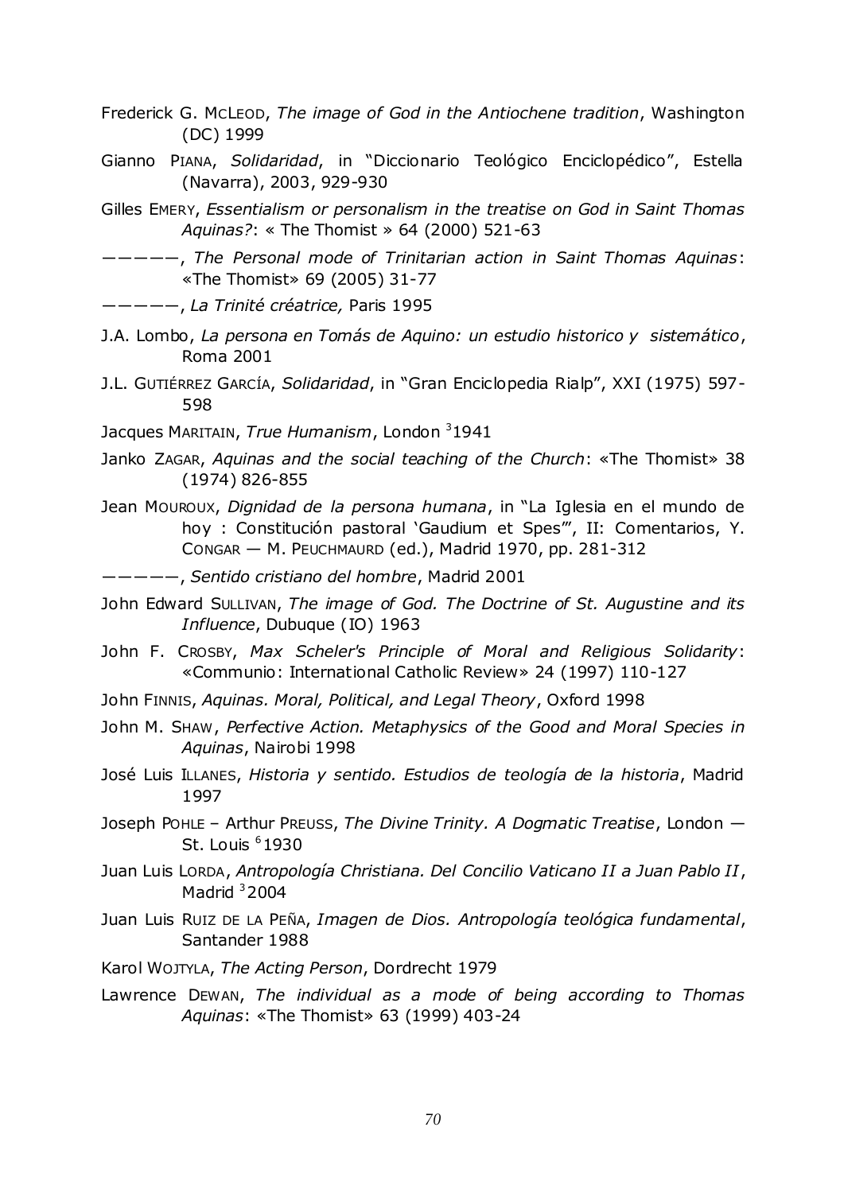Frederick G. McLeod, *The image of God in the Antiochene tradition*, Washington (DC) 1999

Gianno Piana, *Solidaridad*, in "Diccionario Teológico Enciclopédico", Estella (Navarra), 2003, 929-930

Gilles Emery, *Essentialism or personalism in the treatise on God in Saint Thomas Aquinas?*: « The Thomist » 64 (2000) 521-63

—————, *The Personal mode of Trinitarian action in Saint Thomas Aquinas*: «The Thomist» 69 (2005) 31-77

—————, *La Trinité créatrice,* Paris 1995

J.A. Lombo, *La persona en Tomás de Aquino: un estudio historico y sistemático*, Roma 2001

J.L. Gutiérrez García, *Solidaridad*, in "Gran Enciclopedia Rialp", XXI (1975) 597-598

Jacques Maritain, *True Humanism*, London [3]1941

Janko Zagar, *Aquinas and the social teaching of the Church*: «The Thomist» 38 (1974) 826-855

Jean Mouroux, *Dignidad de la persona humana*, in "La Iglesia en el mundo de hoy : Constitución pastoral 'Gaudium et Spes'", II: Comentarios, Y. Congar — M. Peuchmaurd (ed.), Madrid 1970, pp. 281-312

—————, *Sentido cristiano del hombre*, Madrid 2001

John Edward Sullivan, *The image of God. The Doctrine of St. Augustine and its Influence*, Dubuque (IO) 1963

John F. Crosby, *Max Scheler's Principle of Moral and Religious Solidarity*: «Communio: International Catholic Review» 24 (1997) 110-127

John Finnis, *Aquinas. Moral, Political, and Legal Theory*, Oxford 1998

John M. Shaw, *Perfective Action. Metaphysics of the Good and Moral Species in Aquinas*, Nairobi 1998

José Luis Illanes, *Historia y sentido. Estudios de teología de la historia*, Madrid 1997

Joseph Pohle – Arthur Preuss, *The Divine Trinity. A Dogmatic Treatise*, London — St. Louis [6]1930

Juan Luis Lorda, *Antropología Christiana. Del Concilio Vaticano II a Juan Pablo II*, Madrid [3]2004

Juan Luis Ruiz de la Peña, *Imagen de Dios. Antropología teológica fundamental*, Santander 1988

Karol Wojtyla, *The Acting Person*, Dordrecht 1979

Lawrence Dewan, *The individual as a mode of being according to Thomas Aquinas*: «The Thomist» 63 (1999) 403-24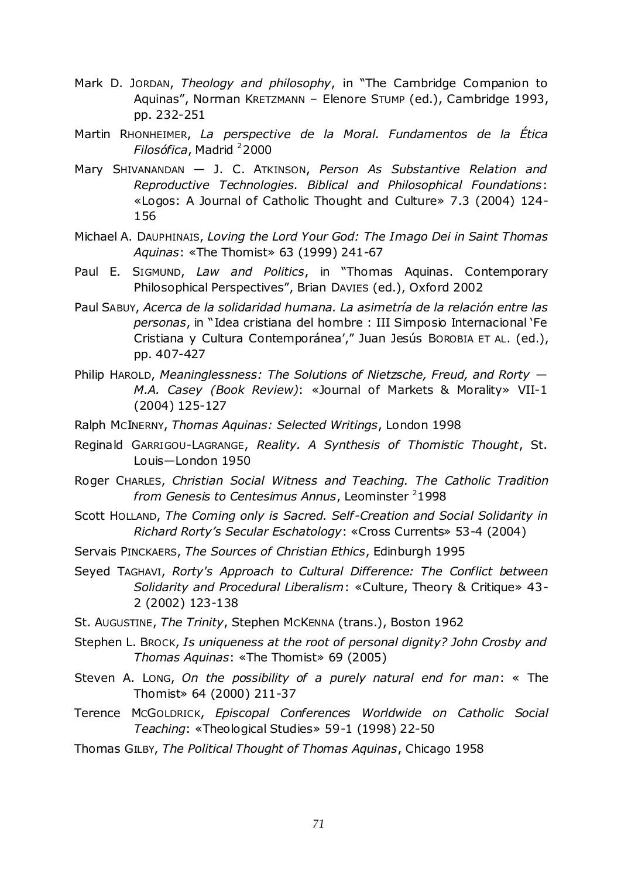Mark D. JORDAN, *Theology and philosophy*, in "The Cambridge Companion to Aquinas", Norman KRETZMANN – Elenore STUMP (ed.), Cambridge 1993, pp. 232-251

Martin RHONHEIMER, *La perspective de la Moral. Fundamentos de la Ética Filosófica*, Madrid [2]2000

Mary SHIVANANDAN — J. C. ATKINSON, *Person As Substantive Relation and Reproductive Technologies. Biblical and Philosophical Foundations*: «Logos: A Journal of Catholic Thought and Culture» 7.3 (2004) 124-156

Michael A. DAUPHINAIS, *Loving the Lord Your God: The Imago Dei in Saint Thomas Aquinas*: «The Thomist» 63 (1999) 241-67

Paul E. SIGMUND, *Law and Politics*, in "Thomas Aquinas. Contemporary Philosophical Perspectives", Brian DAVIES (ed.), Oxford 2002

Paul SABUY, *Acerca de la solidaridad humana. La asimetría de la relación entre las personas*, in "Idea cristiana del hombre : III Simposio Internacional 'Fe Cristiana y Cultura Contemporánea'," Juan Jesús BOROBIA ET AL. (ed.), pp. 407-427

Philip HAROLD, *Meaninglessness: The Solutions of Nietzsche, Freud, and Rorty — M.A. Casey (Book Review)*: «Journal of Markets & Morality» VII-1 (2004) 125-127

Ralph MCINERNY, *Thomas Aquinas: Selected Writings*, London 1998

Reginald GARRIGOU-LAGRANGE, *Reality. A Synthesis of Thomistic Thought*, St. Louis—London 1950

Roger CHARLES, *Christian Social Witness and Teaching. The Catholic Tradition from Genesis to Centesimus Annus*, Leominster [2]1998

Scott HOLLAND, *The Coming only is Sacred. Self-Creation and Social Solidarity in Richard Rorty's Secular Eschatology*: «Cross Currents» 53-4 (2004)

Servais PINCKAERS, *The Sources of Christian Ethics*, Edinburgh 1995

Seyed TAGHAVI, *Rorty's Approach to Cultural Difference: The Conflict between Solidarity and Procedural Liberalism*: «Culture, Theory & Critique» 43-2 (2002) 123-138

St. AUGUSTINE, *The Trinity*, Stephen MCKENNA (trans.), Boston 1962

Stephen L. BROCK, *Is uniqueness at the root of personal dignity? John Crosby and Thomas Aquinas*: «The Thomist» 69 (2005)

Steven A. LONG, *On the possibility of a purely natural end for man*: « The Thomist» 64 (2000) 211-37

Terence MCGOLDRICK, *Episcopal Conferences Worldwide on Catholic Social Teaching*: «Theological Studies» 59-1 (1998) 22-50

Thomas GILBY, *The Political Thought of Thomas Aquinas*, Chicago 1958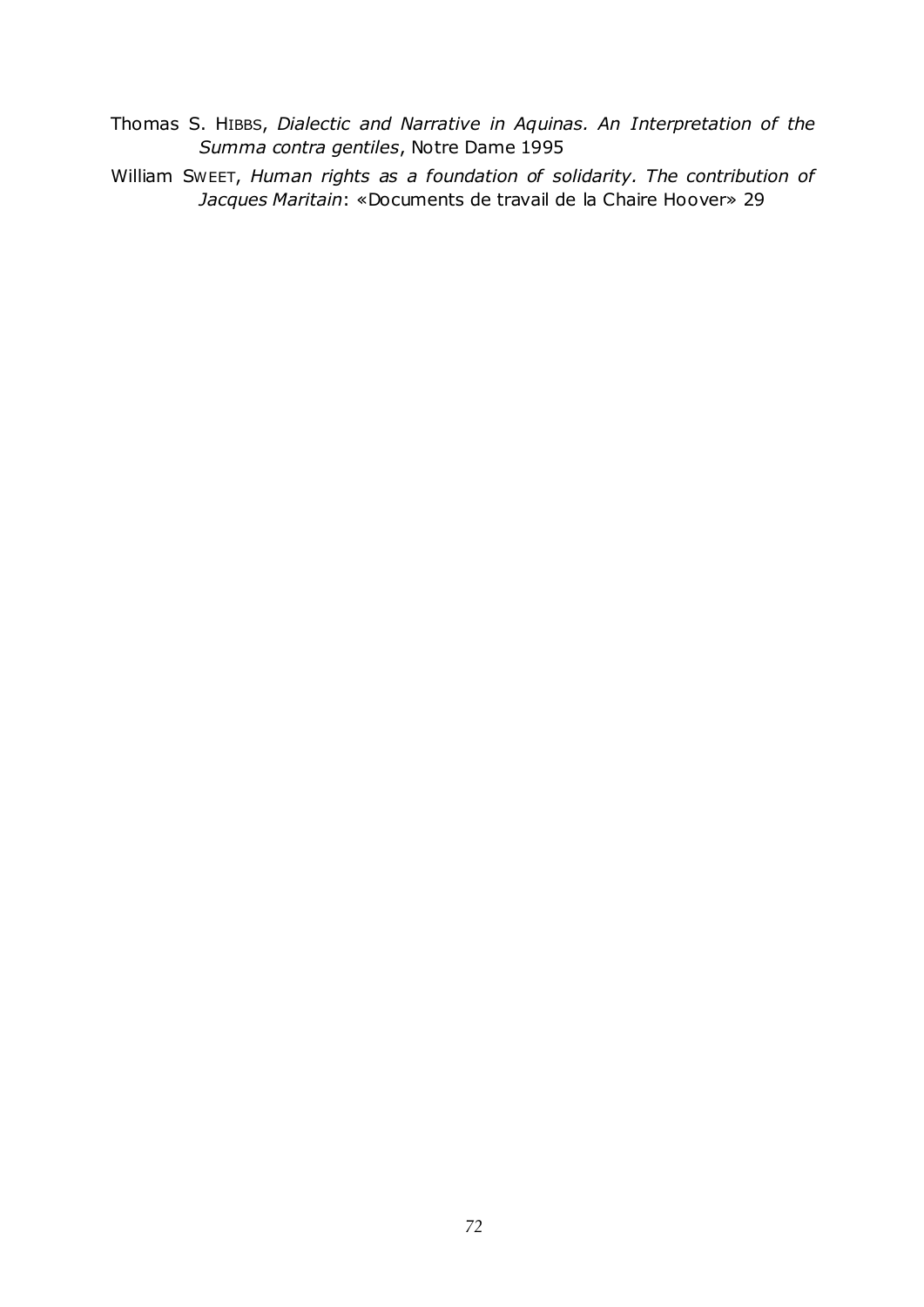Thomas S. HIBBS, *Dialectic and Narrative in Aquinas. An Interpretation of the Summa contra gentiles*, Notre Dame 1995

William SWEET, *Human rights as a foundation of solidarity. The contribution of Jacques Maritain*: «Documents de travail de la Chaire Hoover» 29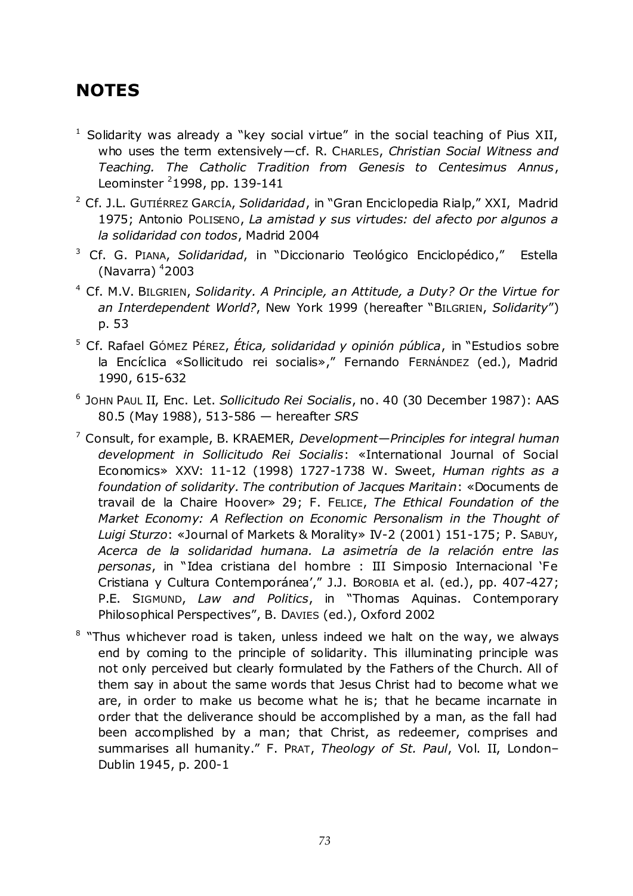## NOTES

[1] Solidarity was already a "key social virtue" in the social teaching of Pius XII, who uses the term extensively—cf. R. CHARLES, *Christian Social Witness and Teaching. The Catholic Tradition from Genesis to Centesimus Annus*, Leominster [2]1998, pp. 139-141

[2] Cf. J.L. GUTIÉRREZ GARCÍA, *Solidaridad*, in "Gran Enciclopedia Rialp," XXI, Madrid 1975; Antonio POLISENO, *La amistad y sus virtudes: del afecto por algunos a la solidaridad con todos*, Madrid 2004

[3] Cf. G. PIANA, *Solidaridad*, in "Diccionario Teológico Enciclopédico," Estella (Navarra) [4]2003

[4] Cf. M.V. BILGRIEN, *Solidarity. A Principle, an Attitude, a Duty? Or the Virtue for an Interdependent World?*, New York 1999 (hereafter "BILGRIEN, *Solidarity*") p. 53

[5] Cf. Rafael GÓMEZ PÉREZ, *Ética, solidaridad y opinión pública*, in "Estudios sobre la Encíclica «Sollicitudo rei socialis»," Fernando FERNÁNDEZ (ed.), Madrid 1990, 615-632

[6] JOHN PAUL II, Enc. Let. *Sollicitudo Rei Socialis*, no. 40 (30 December 1987): AAS 80.5 (May 1988), 513-586 — hereafter *SRS*

[7] Consult, for example, B. KRAEMER, *Development—Principles for integral human development in Sollicitudo Rei Socialis*: «International Journal of Social Economics» XXV: 11-12 (1998) 1727-1738 W. Sweet, *Human rights as a foundation of solidarity. The contribution of Jacques Maritain*: «Documents de travail de la Chaire Hoover» 29; F. FELICE, *The Ethical Foundation of the Market Economy: A Reflection on Economic Personalism in the Thought of Luigi Sturzo*: «Journal of Markets & Morality» IV-2 (2001) 151-175; P. SABUY, *Acerca de la solidaridad humana. La asimetría de la relación entre las personas*, in "Idea cristiana del hombre : III Simposio Internacional 'Fe Cristiana y Cultura Contemporánea'," J.J. BOROBIA et al. (ed.), pp. 407-427; P.E. SIGMUND, *Law and Politics*, in "Thomas Aquinas. Contemporary Philosophical Perspectives", B. DAVIES (ed.), Oxford 2002

[8] "Thus whichever road is taken, unless indeed we halt on the way, we always end by coming to the principle of solidarity. This illuminating principle was not only perceived but clearly formulated by the Fathers of the Church. All of them say in about the same words that Jesus Christ had to become what we are, in order to make us become what he is; that he became incarnate in order that the deliverance should be accomplished by a man, as the fall had been accomplished by a man; that Christ, as redeemer, comprises and summarises all humanity." F. PRAT, *Theology of St. Paul*, Vol. II, London–Dublin 1945, p. 200-1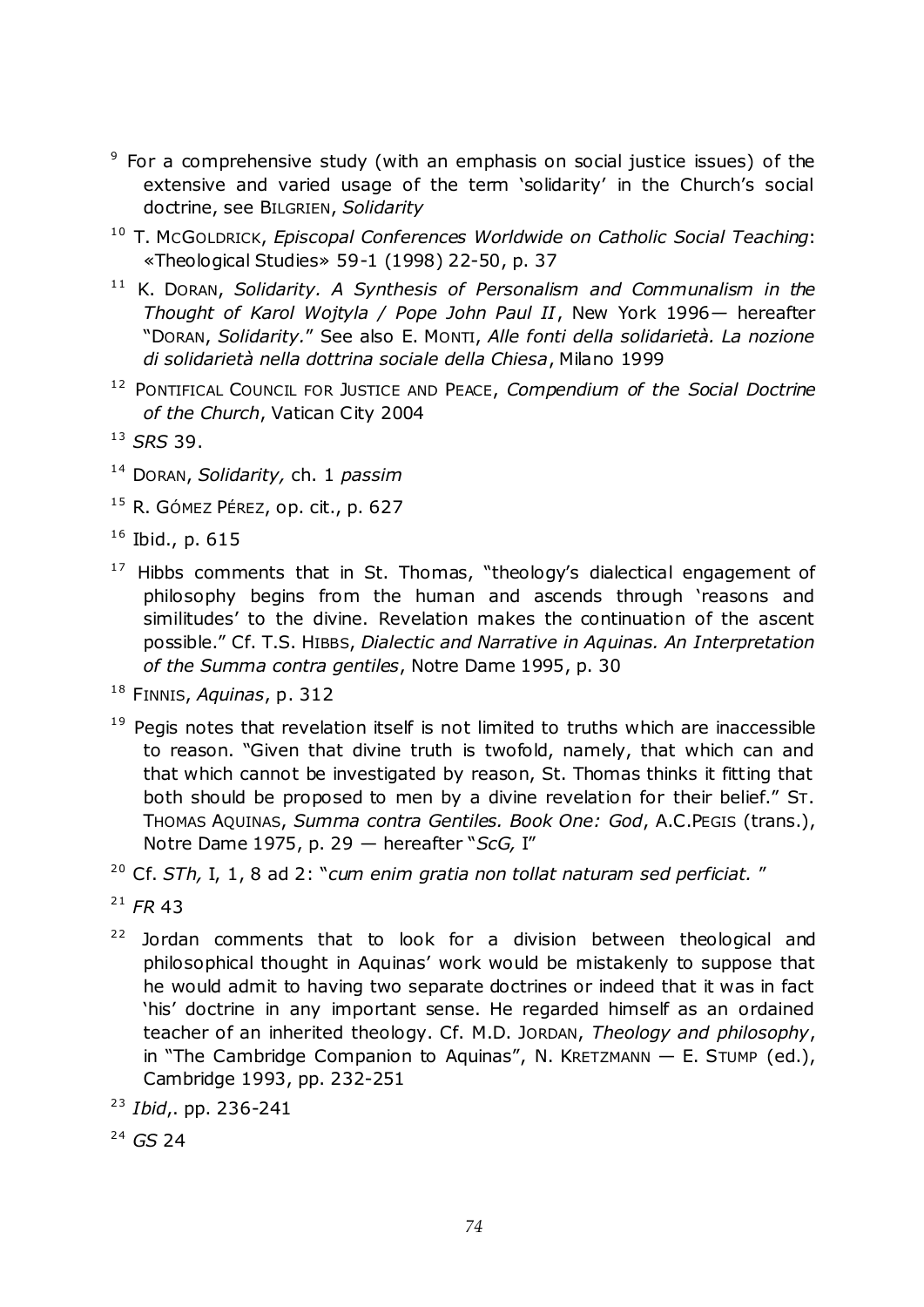[9] For a comprehensive study (with an emphasis on social justice issues) of the extensive and varied usage of the term 'solidarity' in the Church's social doctrine, see BILGRIEN, *Solidarity*

[10] T. MCGOLDRICK, *Episcopal Conferences Worldwide on Catholic Social Teaching*: «Theological Studies» 59-1 (1998) 22-50, p. 37

[11] K. DORAN, *Solidarity. A Synthesis of Personalism and Communalism in the Thought of Karol Wojtyla / Pope John Paul II*, New York 1996— hereafter "DORAN, *Solidarity*." See also E. MONTI, *Alle fonti della solidarietà. La nozione di solidarietà nella dottrina sociale della Chiesa*, Milano 1999

[12] PONTIFICAL COUNCIL FOR JUSTICE AND PEACE, *Compendium of the Social Doctrine of the Church*, Vatican City 2004

[13] *SRS* 39.

[14] DORAN, *Solidarity,* ch. 1 *passim*

[15] R. GÓMEZ PÉREZ, op. cit., p. 627

[16] Ibid., p. 615

[17] Hibbs comments that in St. Thomas, "theology's dialectical engagement of philosophy begins from the human and ascends through 'reasons and similitudes' to the divine. Revelation makes the continuation of the ascent possible." Cf. T.S. HIBBS, *Dialectic and Narrative in Aquinas. An Interpretation of the Summa contra gentiles*, Notre Dame 1995, p. 30

[18] FINNIS, *Aquinas*, p. 312

[19] Pegis notes that revelation itself is not limited to truths which are inaccessible to reason. "Given that divine truth is twofold, namely, that which can and that which cannot be investigated by reason, St. Thomas thinks it fitting that both should be proposed to men by a divine revelation for their belief." ST. THOMAS AQUINAS, *Summa contra Gentiles. Book One: God*, A.C.PEGIS (trans.), Notre Dame 1975, p. 29 — hereafter "*ScG,* I"

[20] Cf. *STh,* I, 1, 8 ad 2: "*cum enim gratia non tollat naturam sed perficiat.* "

[21] *FR* 43

[22] Jordan comments that to look for a division between theological and philosophical thought in Aquinas' work would be mistakenly to suppose that he would admit to having two separate doctrines or indeed that it was in fact 'his' doctrine in any important sense. He regarded himself as an ordained teacher of an inherited theology. Cf. M.D. JORDAN, *Theology and philosophy*, in "The Cambridge Companion to Aquinas", N. KRETZMANN — E. STUMP (ed.), Cambridge 1993, pp. 232-251

[23] *Ibid*,. pp. 236-241

[24] *GS* 24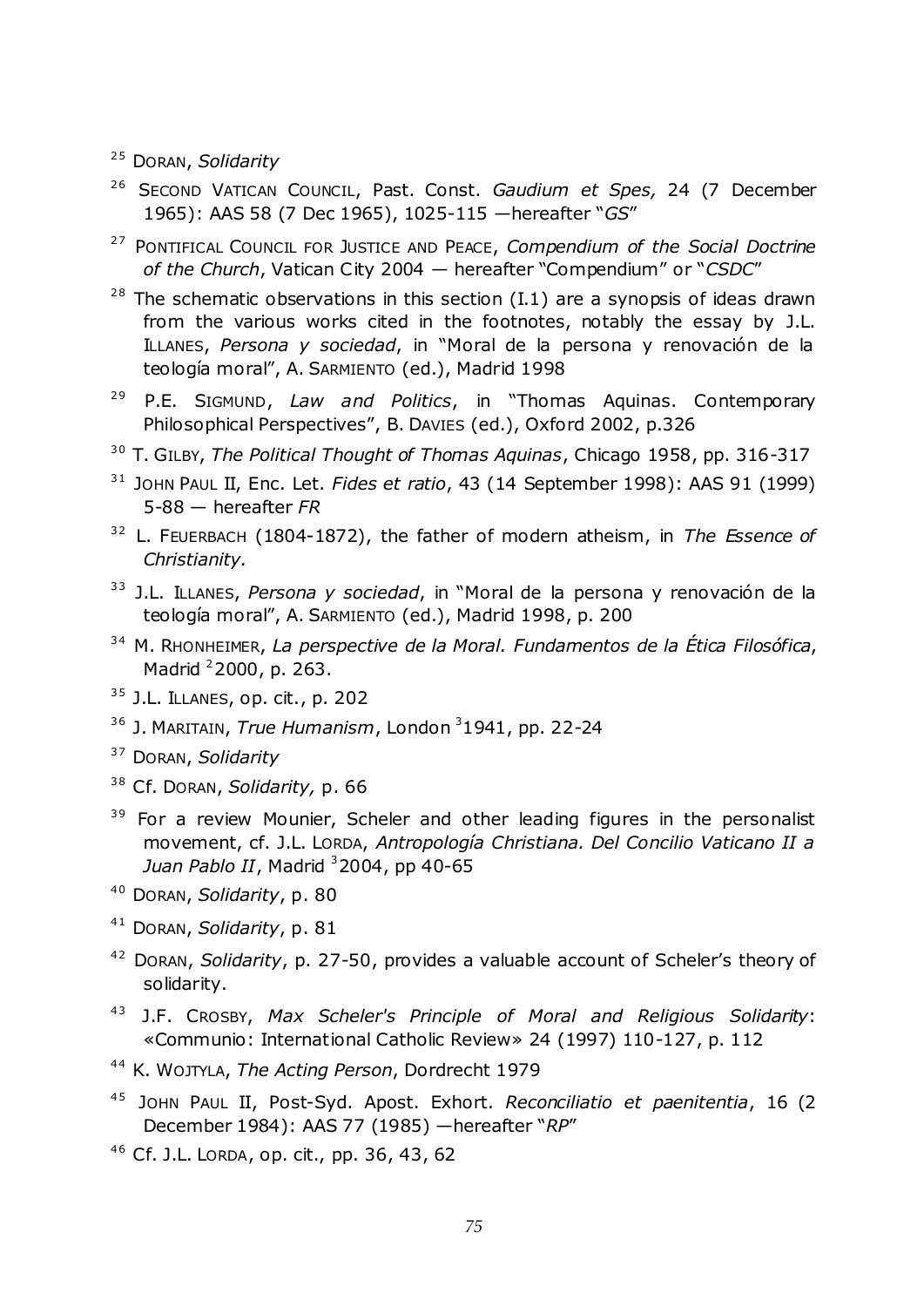[25] DORAN, *Solidarity*

[26] SECOND VATICAN COUNCIL, Past. Const. *Gaudium et Spes,* 24 (7 December 1965): AAS 58 (7 Dec 1965), 1025-115 —hereafter "*GS*"

[27] PONTIFICAL COUNCIL FOR JUSTICE AND PEACE, *Compendium of the Social Doctrine of the Church*, Vatican City 2004 — hereafter "Compendium" or "*CSDC*"

[28] The schematic observations in this section (I.1) are a synopsis of ideas drawn from the various works cited in the footnotes, notably the essay by J.L. ILLANES, *Persona y sociedad*, in "Moral de la persona y renovación de la teología moral", A. SARMIENTO (ed.), Madrid 1998

[29] P.E. SIGMUND, *Law and Politics*, in "Thomas Aquinas. Contemporary Philosophical Perspectives", B. DAVIES (ed.), Oxford 2002, p.326

[30] T. GILBY, *The Political Thought of Thomas Aquinas*, Chicago 1958, pp. 316-317

[31] JOHN PAUL II, Enc. Let. *Fides et ratio*, 43 (14 September 1998): AAS 91 (1999) 5-88 — hereafter *FR*

[32] L. FEUERBACH (1804-1872), the father of modern atheism, in *The Essence of Christianity.*

[33] J.L. ILLANES, *Persona y sociedad*, in "Moral de la persona y renovación de la teología moral", A. SARMIENTO (ed.), Madrid 1998, p. 200

[34] M. RHONHEIMER, *La perspective de la Moral. Fundamentos de la Ética Filosófica*, Madrid [2]2000, p. 263.

[35] J.L. ILLANES, op. cit., p. 202

[36] J. MARITAIN, *True Humanism*, London [3]1941, pp. 22-24

[37] DORAN, *Solidarity*

[38] Cf. DORAN, *Solidarity,* p. 66

[39] For a review Mounier, Scheler and other leading figures in the personalist movement, cf. J.L. LORDA, *Antropología Christiana. Del Concilio Vaticano II a Juan Pablo II*, Madrid [3]2004, pp 40-65

[40] DORAN, *Solidarity*, p. 80

[41] DORAN, *Solidarity*, p. 81

[42] DORAN, *Solidarity*, p. 27-50, provides a valuable account of Scheler's theory of solidarity.

[43] J.F. CROSBY, *Max Scheler's Principle of Moral and Religious Solidarity*: «Communio: International Catholic Review» 24 (1997) 110-127, p. 112

[44] K. WOJTYLA, *The Acting Person*, Dordrecht 1979

[45] JOHN PAUL II, Post-Syd. Apost. Exhort. *Reconciliatio et paenitentia*, 16 (2 December 1984): AAS 77 (1985) —hereafter "*RP*"

[46] Cf. J.L. LORDA, op. cit., pp. 36, 43, 62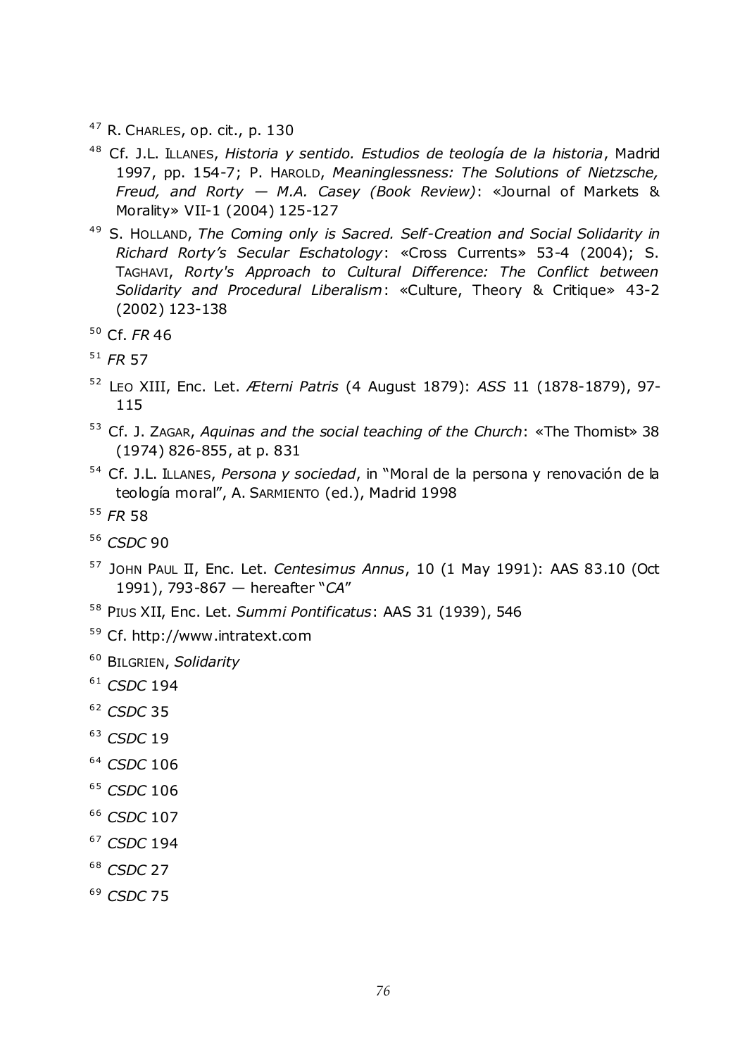[47] R. CHARLES, op. cit., p. 130

[48] Cf. J.L. ILLANES, *Historia y sentido. Estudios de teología de la historia*, Madrid 1997, pp. 154-7; P. HAROLD, *Meaninglessness: The Solutions of Nietzsche, Freud, and Rorty — M.A. Casey (Book Review)*: «Journal of Markets & Morality» VII-1 (2004) 125-127

[49] S. HOLLAND, *The Coming only is Sacred. Self-Creation and Social Solidarity in Richard Rorty's Secular Eschatology*: «Cross Currents» 53-4 (2004); S. TAGHAVI, *Rorty's Approach to Cultural Difference: The Conflict between Solidarity and Procedural Liberalism*: «Culture, Theory & Critique» 43-2 (2002) 123-138

[50] Cf. *FR* 46

[51] *FR* 57

[52] LEO XIII, Enc. Let. *Æterni Patris* (4 August 1879): *ASS* 11 (1878-1879), 97-115

[53] Cf. J. ZAGAR, *Aquinas and the social teaching of the Church*: «The Thomist» 38 (1974) 826-855, at p. 831

[54] Cf. J.L. ILLANES, *Persona y sociedad*, in "Moral de la persona y renovación de la teología moral", A. SARMIENTO (ed.), Madrid 1998

[55] *FR* 58

[56] *CSDC* 90

[57] JOHN PAUL II, Enc. Let. *Centesimus Annus*, 10 (1 May 1991): AAS 83.10 (Oct 1991), 793-867 — hereafter "*CA*"

[58] PIUS XII, Enc. Let. *Summi Pontificatus*: AAS 31 (1939), 546

[59] Cf. http://www.intratext.com

[60] BILGRIEN, *Solidarity*

[61] *CSDC* 194

[62] *CSDC* 35

[63] *CSDC* 19

[64] *CSDC* 106

[65] *CSDC* 106

[66] *CSDC* 107

[67] *CSDC* 194

[68] *CSDC* 27

[69] *CSDC* 75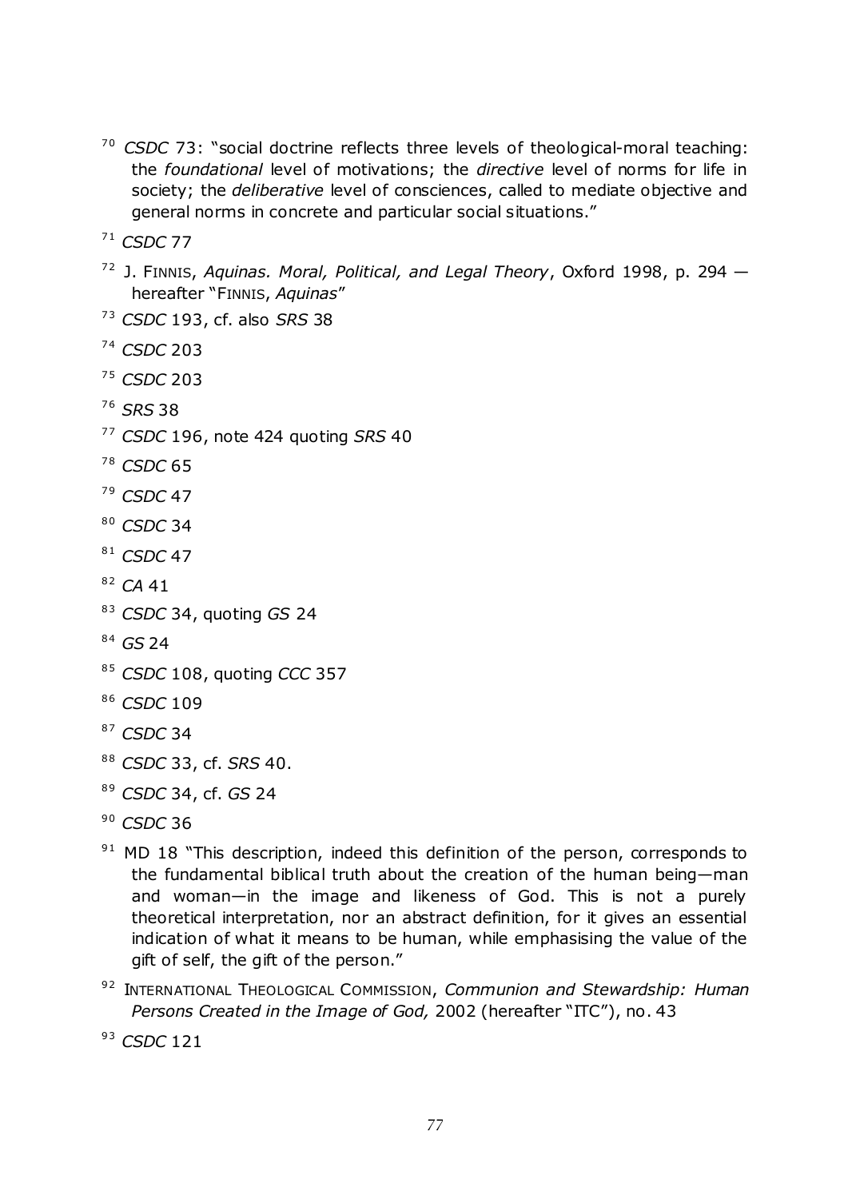[70] *CSDC* 73: "social doctrine reflects three levels of theological-moral teaching: the *foundational* level of motivations; the *directive* level of norms for life in society; the *deliberative* level of consciences, called to mediate objective and general norms in concrete and particular social situations."

[71] *CSDC* 77

[72] J. FINNIS, *Aquinas. Moral, Political, and Legal Theory*, Oxford 1998, p. 294 — hereafter "FINNIS, *Aquinas*"

[73] *CSDC* 193, cf. also *SRS* 38

[74] *CSDC* 203

[75] *CSDC* 203

[76] *SRS* 38

[77] *CSDC* 196, note 424 quoting *SRS* 40

[78] *CSDC* 65

[79] *CSDC* 47

[80] *CSDC* 34

[81] *CSDC* 47

[82] *CA* 41

[83] *CSDC* 34, quoting *GS* 24

[84] *GS* 24

[85] *CSDC* 108, quoting *CCC* 357

[86] *CSDC* 109

[87] *CSDC* 34

[88] *CSDC* 33, cf. *SRS* 40.

[89] *CSDC* 34, cf. *GS* 24

[90] *CSDC* 36

[91] MD 18 "This description, indeed this definition of the person, corresponds to the fundamental biblical truth about the creation of the human being—man and woman—in the image and likeness of God. This is not a purely theoretical interpretation, nor an abstract definition, for it gives an essential indication of what it means to be human, while emphasising the value of the gift of self, the gift of the person."

[92] INTERNATIONAL THEOLOGICAL COMMISSION, *Communion and Stewardship: Human Persons Created in the Image of God,* 2002 (hereafter "ITC"), no. 43

[93] *CSDC* 121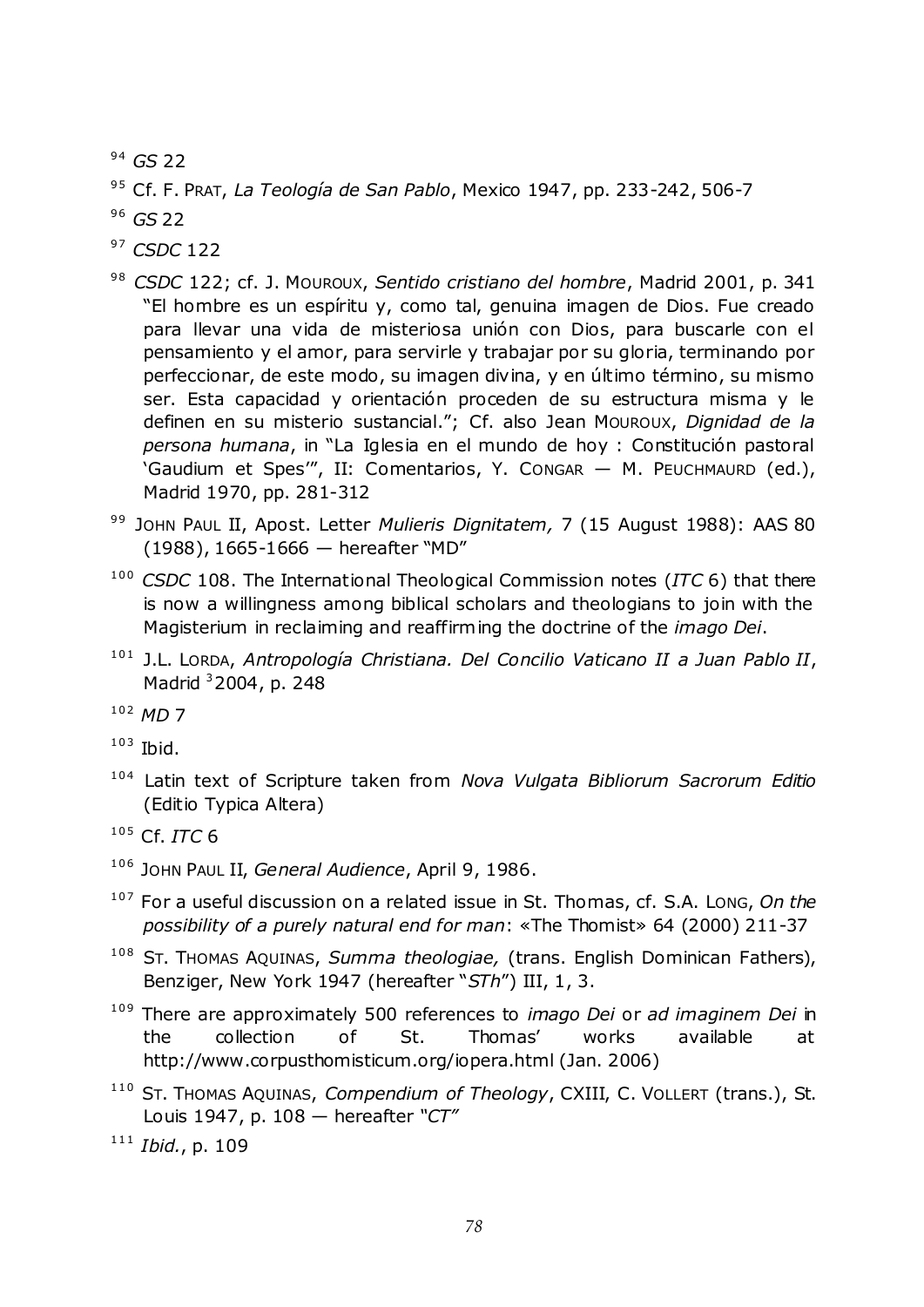[94] *GS* 22

[95] Cf. F. PRAT, *La Teología de San Pablo*, Mexico 1947, pp. 233-242, 506-7

[96] *GS* 22

[97] *CSDC* 122

[98] *CSDC* 122; cf. J. MOUROUX, *Sentido cristiano del hombre*, Madrid 2001, p. 341 "El hombre es un espíritu y, como tal, genuina imagen de Dios. Fue creado para llevar una vida de misteriosa unión con Dios, para buscarle con el pensamiento y el amor, para servirle y trabajar por su gloria, terminando por perfeccionar, de este modo, su imagen divina, y en último término, su mismo ser. Esta capacidad y orientación proceden de su estructura misma y le definen en su misterio sustancial."; Cf. also Jean MOUROUX, *Dignidad de la persona humana*, in "La Iglesia en el mundo de hoy : Constitución pastoral 'Gaudium et Spes'", II: Comentarios, Y. CONGAR — M. PEUCHMAURD (ed.), Madrid 1970, pp. 281-312

[99] JOHN PAUL II, Apost. Letter *Mulieris Dignitatem,* 7 (15 August 1988): AAS 80 (1988), 1665-1666 — hereafter "MD"

[100] *CSDC* 108. The International Theological Commission notes (*ITC* 6) that there is now a willingness among biblical scholars and theologians to join with the Magisterium in reclaiming and reaffirming the doctrine of the *imago Dei*.

[101] J.L. LORDA, *Antropología Christiana. Del Concilio Vaticano II a Juan Pablo II*, Madrid [3]2004, p. 248

[102] *MD* 7

[103] Ibid.

[104] Latin text of Scripture taken from *Nova Vulgata Bibliorum Sacrorum Editio* (Editio Typica Altera)

[105] Cf. *ITC* 6

[106] JOHN PAUL II, *General Audience*, April 9, 1986.

[107] For a useful discussion on a related issue in St. Thomas, cf. S.A. LONG, *On the possibility of a purely natural end for man*: «The Thomist» 64 (2000) 211-37

[108] ST. THOMAS AQUINAS, *Summa theologiae,* (trans. English Dominican Fathers), Benziger, New York 1947 (hereafter "*STh*") III, 1, 3.

[109] There are approximately 500 references to *imago Dei* or *ad imaginem Dei* in the collection of St. Thomas' works available at http://www.corpusthomisticum.org/iopera.html (Jan. 2006)

[110] ST. THOMAS AQUINAS, *Compendium of Theology*, CXIII, C. VOLLERT (trans.), St. Louis 1947, p. 108 — hereafter *"CT"*

[111] *Ibid.*, p. 109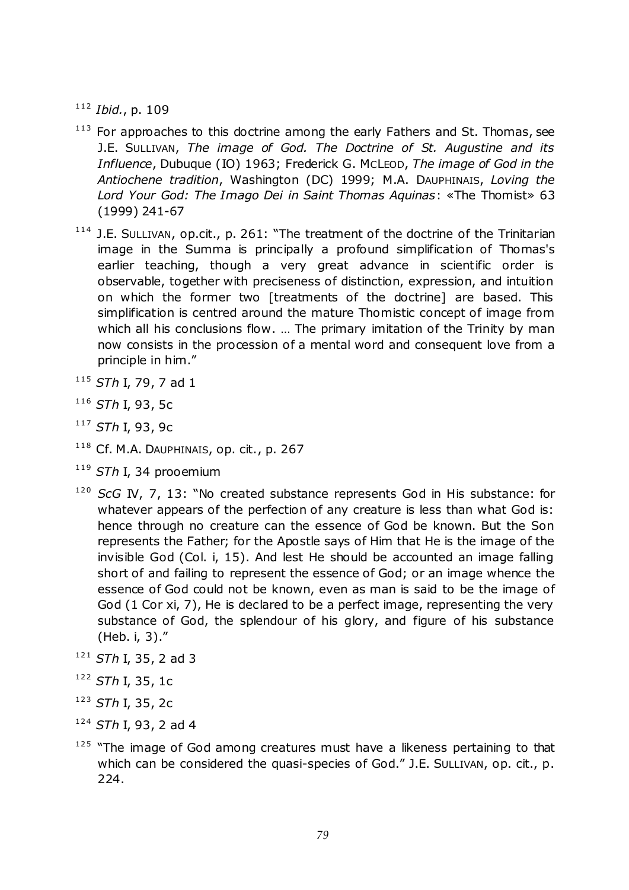[112] *Ibid.*, p. 109

[113] For approaches to this doctrine among the early Fathers and St. Thomas, see J.E. SULLIVAN, *The image of God. The Doctrine of St. Augustine and its Influence*, Dubuque (IO) 1963; Frederick G. MCLEOD, *The image of God in the Antiochene tradition*, Washington (DC) 1999; M.A. DAUPHINAIS, *Loving the Lord Your God: The Imago Dei in Saint Thomas Aquinas*: «The Thomist» 63 (1999) 241-67

[114] J.E. SULLIVAN, op.cit., p. 261: "The treatment of the doctrine of the Trinitarian image in the Summa is principally a profound simplification of Thomas's earlier teaching, though a very great advance in scientific order is observable, together with preciseness of distinction, expression, and intuition on which the former two [treatments of the doctrine] are based. This simplification is centred around the mature Thomistic concept of image from which all his conclusions flow. … The primary imitation of the Trinity by man now consists in the procession of a mental word and consequent love from a principle in him."

[115] *STh* I, 79, 7 ad 1

[116] *STh* I, 93, 5c

[117] *STh* I, 93, 9c

[118] Cf. M.A. DAUPHINAIS, op. cit., p. 267

[119] *STh* I, 34 prooemium

[120] *ScG* IV, 7, 13: "No created substance represents God in His substance: for whatever appears of the perfection of any creature is less than what God is: hence through no creature can the essence of God be known. But the Son represents the Father; for the Apostle says of Him that He is the image of the invisible God (Col. i, 15). And lest He should be accounted an image falling short of and failing to represent the essence of God; or an image whence the essence of God could not be known, even as man is said to be the image of God (1 Cor xi, 7), He is declared to be a perfect image, representing the very substance of God, the splendour of his glory, and figure of his substance (Heb. i, 3)."

[121] *STh* I, 35, 2 ad 3

[122] *STh* I, 35, 1c

[123] *STh* I, 35, 2c

[124] *STh* I, 93, 2 ad 4

[125] "The image of God among creatures must have a likeness pertaining to that which can be considered the quasi-species of God." J.E. SULLIVAN, op. cit., p. 224.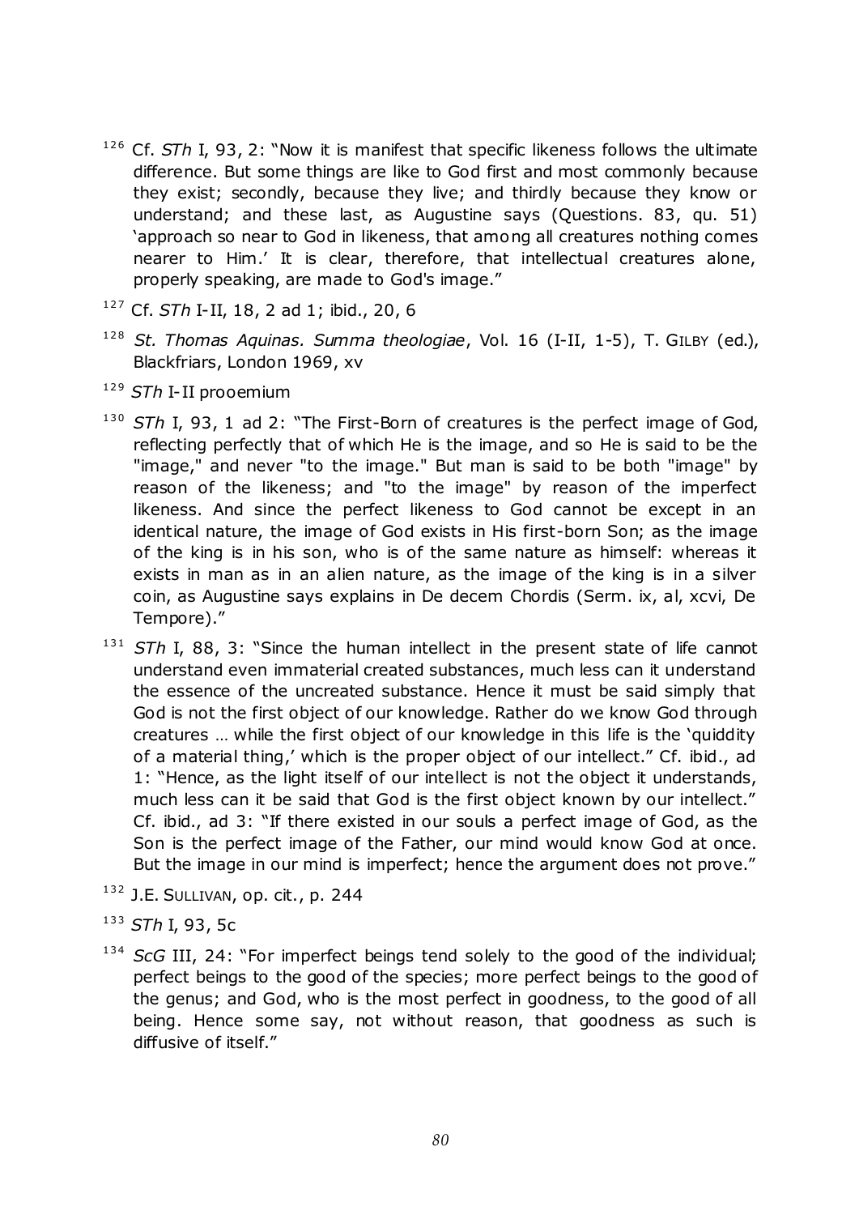[126] Cf. *STh* I, 93, 2: "Now it is manifest that specific likeness follows the ultimate difference. But some things are like to God first and most commonly because they exist; secondly, because they live; and thirdly because they know or understand; and these last, as Augustine says (Questions. 83, qu. 51) 'approach so near to God in likeness, that among all creatures nothing comes nearer to Him.' It is clear, therefore, that intellectual creatures alone, properly speaking, are made to God's image."

[127] Cf. *STh* I-II, 18, 2 ad 1; ibid., 20, 6

[128] *St. Thomas Aquinas. Summa theologiae*, Vol. 16 (I-II, 1-5), T. GILBY (ed.), Blackfriars, London 1969, xv

[129] *STh* I-II prooemium

[130] *STh* I, 93, 1 ad 2: "The First-Born of creatures is the perfect image of God, reflecting perfectly that of which He is the image, and so He is said to be the "image," and never "to the image." But man is said to be both "image" by reason of the likeness; and "to the image" by reason of the imperfect likeness. And since the perfect likeness to God cannot be except in an identical nature, the image of God exists in His first-born Son; as the image of the king is in his son, who is of the same nature as himself: whereas it exists in man as in an alien nature, as the image of the king is in a silver coin, as Augustine says explains in De decem Chordis (Serm. ix, al, xcvi, De Tempore)."

[131] *STh* I, 88, 3: "Since the human intellect in the present state of life cannot understand even immaterial created substances, much less can it understand the essence of the uncreated substance. Hence it must be said simply that God is not the first object of our knowledge. Rather do we know God through creatures … while the first object of our knowledge in this life is the 'quiddity of a material thing,' which is the proper object of our intellect." Cf. ibid., ad 1: "Hence, as the light itself of our intellect is not the object it understands, much less can it be said that God is the first object known by our intellect." Cf. ibid., ad 3: "If there existed in our souls a perfect image of God, as the Son is the perfect image of the Father, our mind would know God at once. But the image in our mind is imperfect; hence the argument does not prove."

[132] J.E. SULLIVAN, op. cit., p. 244

[133] *STh* I, 93, 5c

[134] *ScG* III, 24: "For imperfect beings tend solely to the good of the individual; perfect beings to the good of the species; more perfect beings to the good of the genus; and God, who is the most perfect in goodness, to the good of all being. Hence some say, not without reason, that goodness as such is diffusive of itself."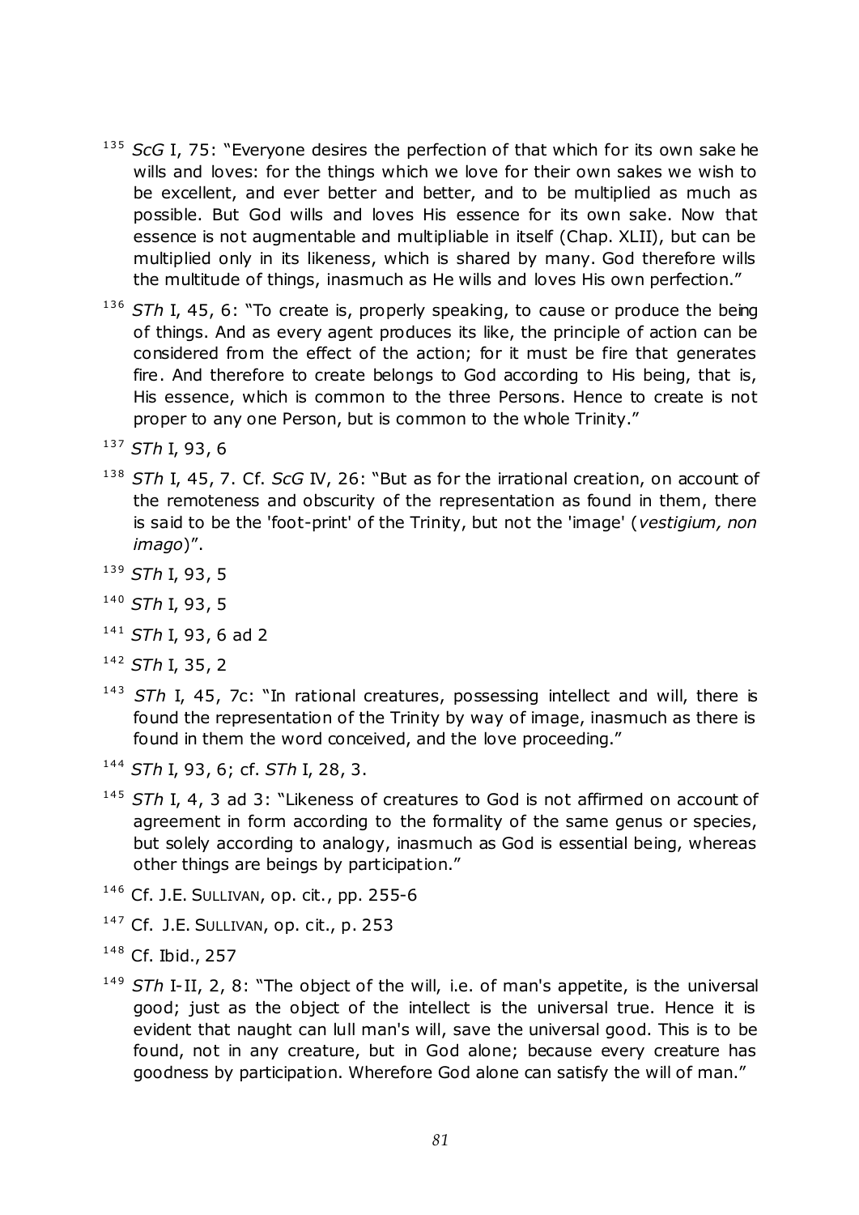[135] *ScG* I, 75: "Everyone desires the perfection of that which for its own sake he wills and loves: for the things which we love for their own sakes we wish to be excellent, and ever better and better, and to be multiplied as much as possible. But God wills and loves His essence for its own sake. Now that essence is not augmentable and multipliable in itself (Chap. XLII), but can be multiplied only in its likeness, which is shared by many. God therefore wills the multitude of things, inasmuch as He wills and loves His own perfection."

[136] *STh* I, 45, 6: "To create is, properly speaking, to cause or produce the being of things. And as every agent produces its like, the principle of action can be considered from the effect of the action; for it must be fire that generates fire. And therefore to create belongs to God according to His being, that is, His essence, which is common to the three Persons. Hence to create is not proper to any one Person, but is common to the whole Trinity."

[137] *STh* I, 93, 6

[138] *STh* I, 45, 7. Cf. *ScG* IV, 26: "But as for the irrational creation, on account of the remoteness and obscurity of the representation as found in them, there is said to be the 'foot-print' of the Trinity, but not the 'image' (*vestigium, non imago*)".

[139] *STh* I, 93, 5

[140] *STh* I, 93, 5

[141] *STh* I, 93, 6 ad 2

[142] *STh* I, 35, 2

[143] *STh* I, 45, 7c: "In rational creatures, possessing intellect and will, there is found the representation of the Trinity by way of image, inasmuch as there is found in them the word conceived, and the love proceeding."

[144] *STh* I, 93, 6; cf. *STh* I, 28, 3.

[145] *STh* I, 4, 3 ad 3: "Likeness of creatures to God is not affirmed on account of agreement in form according to the formality of the same genus or species, but solely according to analogy, inasmuch as God is essential being, whereas other things are beings by participation."

[146] Cf. J.E. SULLIVAN, op. cit., pp. 255-6

[147] Cf. J.E. SULLIVAN, op. cit., p. 253

[148] Cf. Ibid., 257

[149] *STh* I-II, 2, 8: "The object of the will, i.e. of man's appetite, is the universal good; just as the object of the intellect is the universal true. Hence it is evident that naught can lull man's will, save the universal good. This is to be found, not in any creature, but in God alone; because every creature has goodness by participation. Wherefore God alone can satisfy the will of man."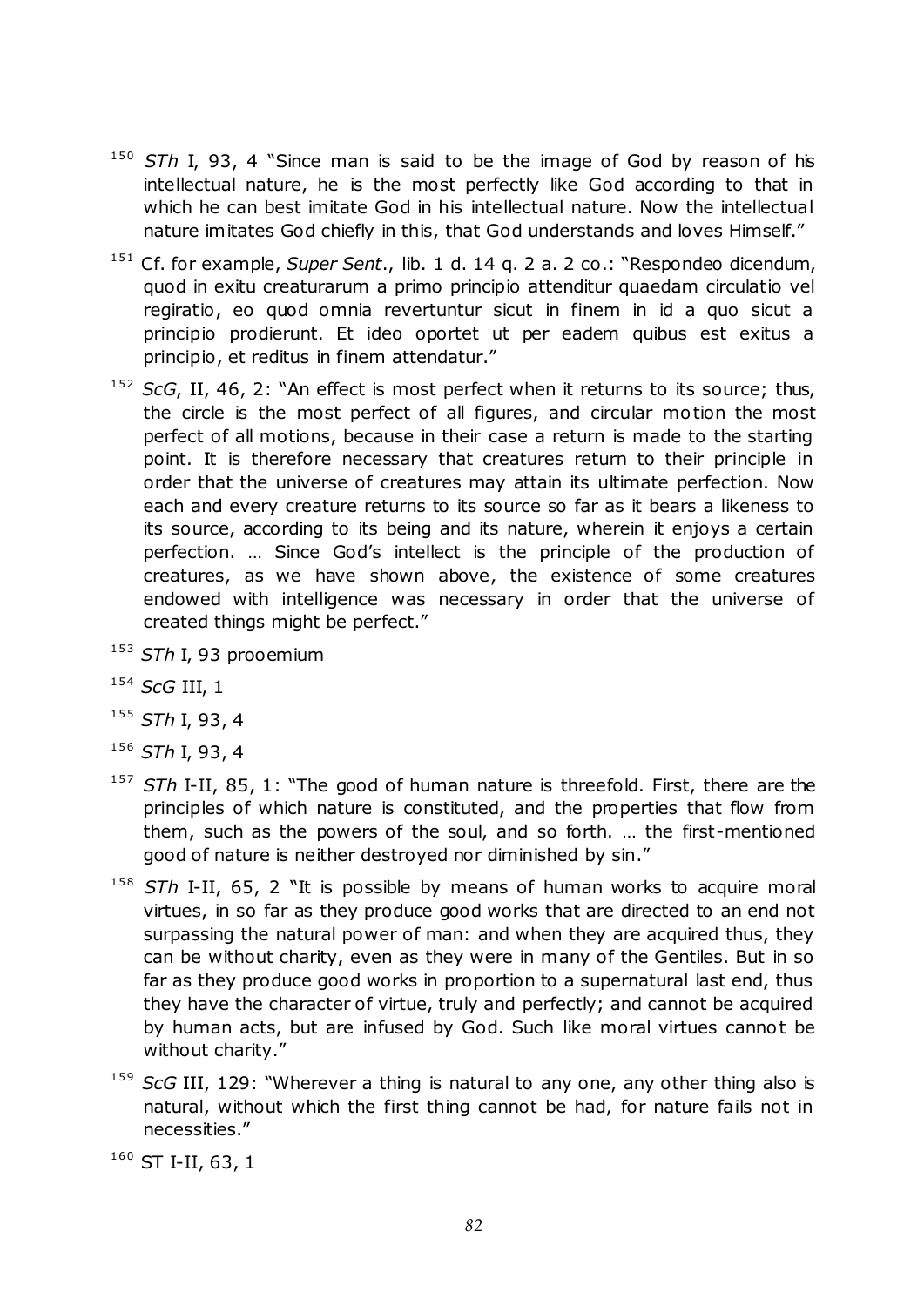[150] *STh* I, 93, 4 "Since man is said to be the image of God by reason of his intellectual nature, he is the most perfectly like God according to that in which he can best imitate God in his intellectual nature. Now the intellectual nature imitates God chiefly in this, that God understands and loves Himself."

[151] Cf. for example, *Super Sent*., lib. 1 d. 14 q. 2 a. 2 co.: "Respondeo dicendum, quod in exitu creaturarum a primo principio attenditur quaedam circulatio vel regiratio, eo quod omnia revertuntur sicut in finem in id a quo sicut a principio prodierunt. Et ideo oportet ut per eadem quibus est exitus a principio, et reditus in finem attendatur."

[152] *ScG*, II, 46, 2: "An effect is most perfect when it returns to its source; thus, the circle is the most perfect of all figures, and circular motion the most perfect of all motions, because in their case a return is made to the starting point. It is therefore necessary that creatures return to their principle in order that the universe of creatures may attain its ultimate perfection. Now each and every creature returns to its source so far as it bears a likeness to its source, according to its being and its nature, wherein it enjoys a certain perfection. … Since God's intellect is the principle of the production of creatures, as we have shown above, the existence of some creatures endowed with intelligence was necessary in order that the universe of created things might be perfect."

[153] *STh* I, 93 prooemium

[154] *ScG* III, 1

[155] *STh* I, 93, 4

[156] *STh* I, 93, 4

[157] *STh* I-II, 85, 1: "The good of human nature is threefold. First, there are the principles of which nature is constituted, and the properties that flow from them, such as the powers of the soul, and so forth. … the first-mentioned good of nature is neither destroyed nor diminished by sin."

[158] *STh* I-II, 65, 2 "It is possible by means of human works to acquire moral virtues, in so far as they produce good works that are directed to an end not surpassing the natural power of man: and when they are acquired thus, they can be without charity, even as they were in many of the Gentiles. But in so far as they produce good works in proportion to a supernatural last end, thus they have the character of virtue, truly and perfectly; and cannot be acquired by human acts, but are infused by God. Such like moral virtues cannot be without charity."

[159] *ScG* III, 129: "Wherever a thing is natural to any one, any other thing also is natural, without which the first thing cannot be had, for nature fails not in necessities."

[160] ST I-II, 63, 1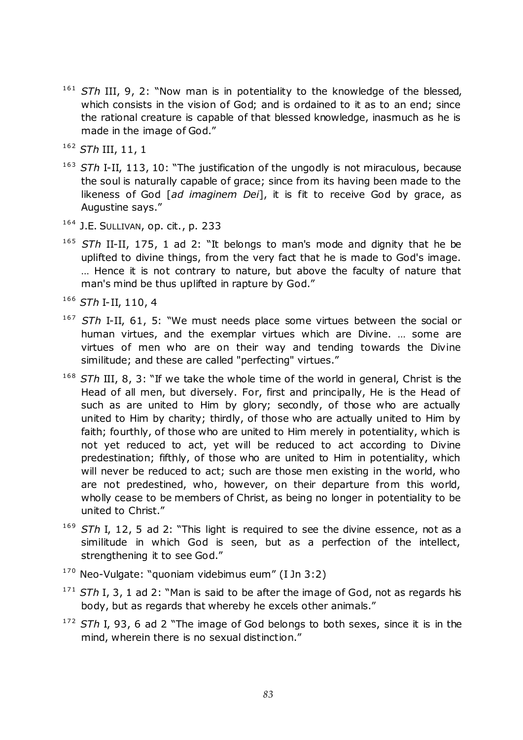[161] *STh* III, 9, 2: "Now man is in potentiality to the knowledge of the blessed, which consists in the vision of God; and is ordained to it as to an end; since the rational creature is capable of that blessed knowledge, inasmuch as he is made in the image of God."

[162] *STh* III, 11, 1

[163] *STh* I-II, 113, 10: "The justification of the ungodly is not miraculous, because the soul is naturally capable of grace; since from its having been made to the likeness of God [*ad imaginem Dei*], it is fit to receive God by grace, as Augustine says."

[164] J.E. SULLIVAN, op. cit., p. 233

[165] *STh* II-II, 175, 1 ad 2: "It belongs to man's mode and dignity that he be uplifted to divine things, from the very fact that he is made to God's image. … Hence it is not contrary to nature, but above the faculty of nature that man's mind be thus uplifted in rapture by God."

[166] *STh* I-II, 110, 4

[167] *STh* I-II, 61, 5: "We must needs place some virtues between the social or human virtues, and the exemplar virtues which are Divine. … some are virtues of men who are on their way and tending towards the Divine similitude; and these are called "perfecting" virtues."

[168] *STh* III, 8, 3: "If we take the whole time of the world in general, Christ is the Head of all men, but diversely. For, first and principally, He is the Head of such as are united to Him by glory; secondly, of those who are actually united to Him by charity; thirdly, of those who are actually united to Him by faith; fourthly, of those who are united to Him merely in potentiality, which is not yet reduced to act, yet will be reduced to act according to Divine predestination; fifthly, of those who are united to Him in potentiality, which will never be reduced to act; such are those men existing in the world, who are not predestined, who, however, on their departure from this world, wholly cease to be members of Christ, as being no longer in potentiality to be united to Christ."

[169] *STh* I, 12, 5 ad 2: "This light is required to see the divine essence, not as a similitude in which God is seen, but as a perfection of the intellect, strengthening it to see God."

[170] Neo-Vulgate: "quoniam videbimus eum" (I Jn 3:2)

[171] *STh* I, 3, 1 ad 2: "Man is said to be after the image of God, not as regards his body, but as regards that whereby he excels other animals."

[172] *STh* I, 93, 6 ad 2 "The image of God belongs to both sexes, since it is in the mind, wherein there is no sexual distinction."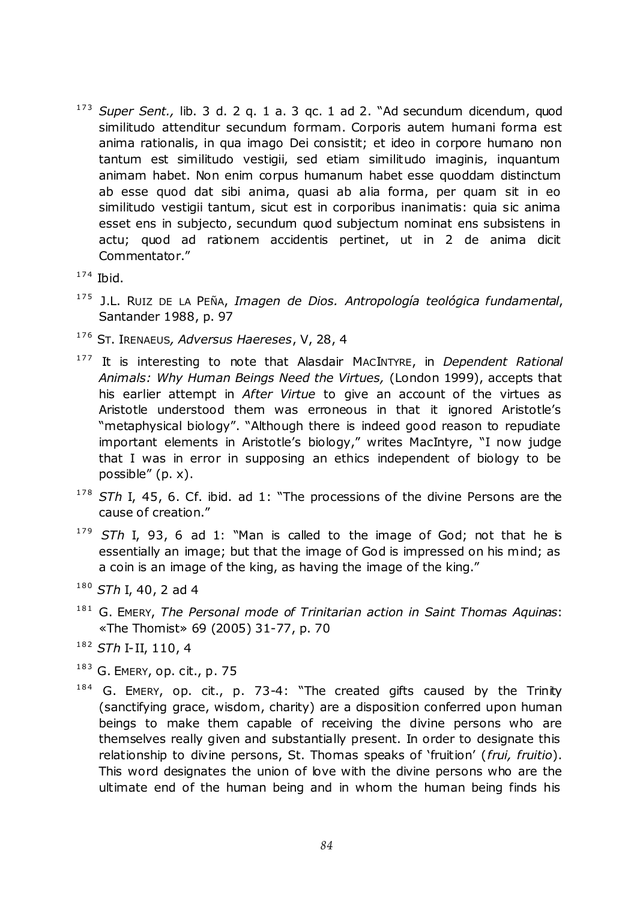[173] *Super Sent.,* lib. 3 d. 2 q. 1 a. 3 qc. 1 ad 2. "Ad secundum dicendum, quod similitudo attenditur secundum formam. Corporis autem humani forma est anima rationalis, in qua imago Dei consistit; et ideo in corpore humano non tantum est similitudo vestigii, sed etiam similitudo imaginis, inquantum animam habet. Non enim corpus humanum habet esse quoddam distinctum ab esse quod dat sibi anima, quasi ab alia forma, per quam sit in eo similitudo vestigii tantum, sicut est in corporibus inanimatis: quia sic anima esset ens in subjecto, secundum quod subjectum nominat ens subsistens in actu; quod ad rationem accidentis pertinet, ut in 2 de anima dicit Commentator."

[174] Ibid.

[175] J.L. RUIZ DE LA PEÑA, *Imagen de Dios. Antropología teológica fundamental*, Santander 1988, p. 97

[176] ST. IRENAEUS*, Adversus Haereses*, V, 28, 4

[177] It is interesting to note that Alasdair MACINTYRE, in *Dependent Rational Animals: Why Human Beings Need the Virtues,* (London 1999), accepts that his earlier attempt in *After Virtue* to give an account of the virtues as Aristotle understood them was erroneous in that it ignored Aristotle's "metaphysical biology". "Although there is indeed good reason to repudiate important elements in Aristotle's biology," writes MacIntyre, "I now judge that I was in error in supposing an ethics independent of biology to be possible" (p. x).

[178] *STh* I, 45, 6. Cf. ibid. ad 1: "The processions of the divine Persons are the cause of creation."

[179] *STh* I, 93, 6 ad 1: "Man is called to the image of God; not that he is essentially an image; but that the image of God is impressed on his mind; as a coin is an image of the king, as having the image of the king."

[180] *STh* I, 40, 2 ad 4

[181] G. EMERY, *The Personal mode of Trinitarian action in Saint Thomas Aquinas*: «The Thomist» 69 (2005) 31-77, p. 70

[182] *STh* I-II, 110, 4

[183] G. EMERY, op. cit., p. 75

[184] G. EMERY, op. cit., p. 73-4: "The created gifts caused by the Trinity (sanctifying grace, wisdom, charity) are a disposition conferred upon human beings to make them capable of receiving the divine persons who are themselves really given and substantially present. In order to designate this relationship to divine persons, St. Thomas speaks of 'fruition' (*frui, fruitio*). This word designates the union of love with the divine persons who are the ultimate end of the human being and in whom the human being finds his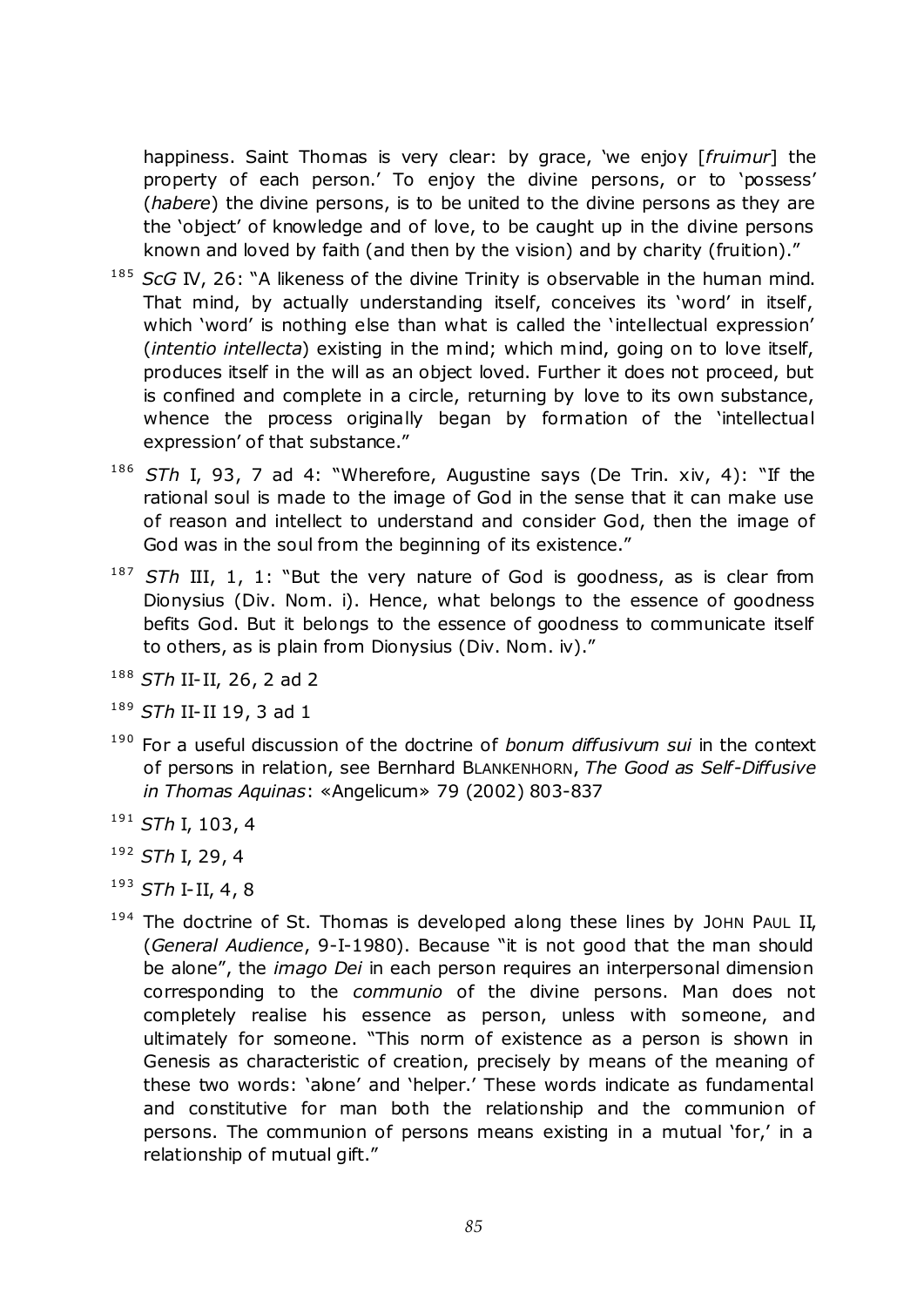happiness. Saint Thomas is very clear: by grace, 'we enjoy [*fruimur*] the property of each person.' To enjoy the divine persons, or to 'possess' (*habere*) the divine persons, is to be united to the divine persons as they are the 'object' of knowledge and of love, to be caught up in the divine persons known and loved by faith (and then by the vision) and by charity (fruition)."

[185] *ScG* IV, 26: "A likeness of the divine Trinity is observable in the human mind. That mind, by actually understanding itself, conceives its 'word' in itself, which 'word' is nothing else than what is called the 'intellectual expression' (*intentio intellecta*) existing in the mind; which mind, going on to love itself, produces itself in the will as an object loved. Further it does not proceed, but is confined and complete in a circle, returning by love to its own substance, whence the process originally began by formation of the 'intellectual expression' of that substance."

[186] *STh* I, 93, 7 ad 4: "Wherefore, Augustine says (De Trin. xiv, 4): "If the rational soul is made to the image of God in the sense that it can make use of reason and intellect to understand and consider God, then the image of God was in the soul from the beginning of its existence."

[187] *STh* III, 1, 1: "But the very nature of God is goodness, as is clear from Dionysius (Div. Nom. i). Hence, what belongs to the essence of goodness befits God. But it belongs to the essence of goodness to communicate itself to others, as is plain from Dionysius (Div. Nom. iv)."

[188] *STh* II-II, 26, 2 ad 2

[189] *STh* II-II 19, 3 ad 1

[190] For a useful discussion of the doctrine of *bonum diffusivum sui* in the context of persons in relation, see Bernhard BLANKENHORN, *The Good as Self-Diffusive in Thomas Aquinas*: «Angelicum» 79 (2002) 803-837

[191] *STh* I, 103, 4

[192] *STh* I, 29, 4

[193] *STh* I-II, 4, 8

[194] The doctrine of St. Thomas is developed along these lines by JOHN PAUL II, (*General Audience*, 9-I-1980). Because "it is not good that the man should be alone", the *imago Dei* in each person requires an interpersonal dimension corresponding to the *communio* of the divine persons. Man does not completely realise his essence as person, unless with someone, and ultimately for someone. "This norm of existence as a person is shown in Genesis as characteristic of creation, precisely by means of the meaning of these two words: 'alone' and 'helper.' These words indicate as fundamental and constitutive for man both the relationship and the communion of persons. The communion of persons means existing in a mutual 'for,' in a relationship of mutual gift."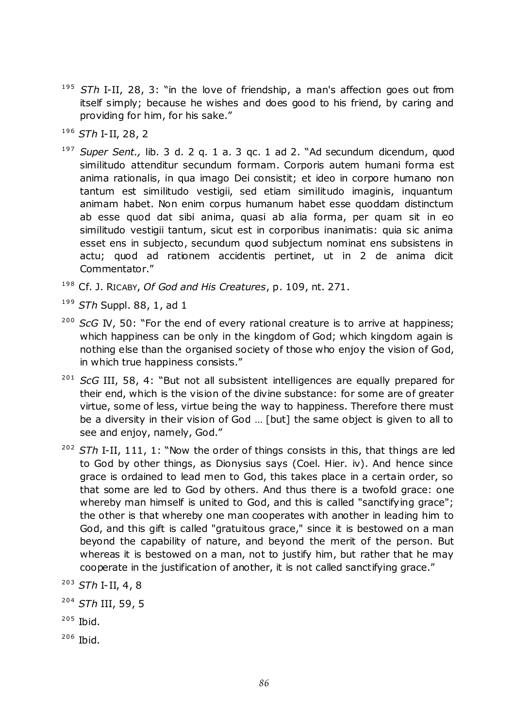[195] *STh* I-II, 28, 3: "in the love of friendship, a man's affection goes out from itself simply; because he wishes and does good to his friend, by caring and providing for him, for his sake."

[196] *STh* I-II, 28, 2

[197] *Super Sent.,* lib. 3 d. 2 q. 1 a. 3 qc. 1 ad 2. "Ad secundum dicendum, quod similitudo attenditur secundum formam. Corporis autem humani forma est anima rationalis, in qua imago Dei consistit; et ideo in corpore humano non tantum est similitudo vestigii, sed etiam similitudo imaginis, inquantum animam habet. Non enim corpus humanum habet esse quoddam distinctum ab esse quod dat sibi anima, quasi ab alia forma, per quam sit in eo similitudo vestigii tantum, sicut est in corporibus inanimatis: quia sic anima esset ens in subjecto, secundum quod subjectum nominat ens subsistens in actu; quod ad rationem accidentis pertinet, ut in 2 de anima dicit Commentator."

[198] Cf. J. RICABY, *Of God and His Creatures*, p. 109, nt. 271.

[199] *STh* Suppl. 88, 1, ad 1

[200] *ScG* IV, 50: "For the end of every rational creature is to arrive at happiness; which happiness can be only in the kingdom of God; which kingdom again is nothing else than the organised society of those who enjoy the vision of God, in which true happiness consists."

[201] *ScG* III, 58, 4: "But not all subsistent intelligences are equally prepared for their end, which is the vision of the divine substance: for some are of greater virtue, some of less, virtue being the way to happiness. Therefore there must be a diversity in their vision of God … [but] the same object is given to all to see and enjoy, namely, God."

[202] *STh* I-II, 111, 1: "Now the order of things consists in this, that things are led to God by other things, as Dionysius says (Coel. Hier. iv). And hence since grace is ordained to lead men to God, this takes place in a certain order, so that some are led to God by others. And thus there is a twofold grace: one whereby man himself is united to God, and this is called "sanctifying grace"; the other is that whereby one man cooperates with another in leading him to God, and this gift is called "gratuitous grace," since it is bestowed on a man beyond the capability of nature, and beyond the merit of the person. But whereas it is bestowed on a man, not to justify him, but rather that he may cooperate in the justification of another, it is not called sanctifying grace."

[203] *STh* I-II, 4, 8

[204] *STh* III, 59, 5

[205] Ibid.

[206] Ibid.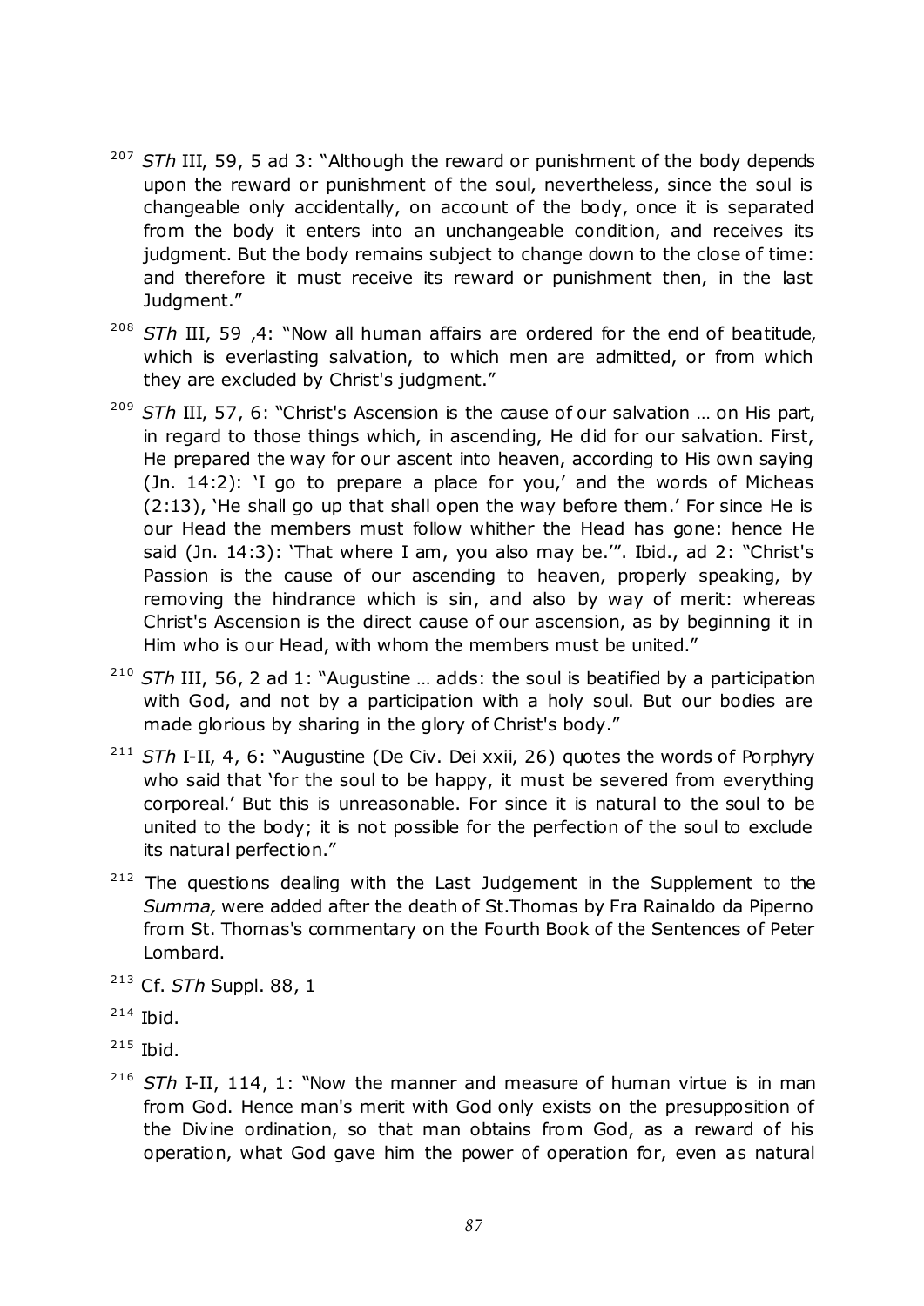[207] *STh* III, 59, 5 ad 3: "Although the reward or punishment of the body depends upon the reward or punishment of the soul, nevertheless, since the soul is changeable only accidentally, on account of the body, once it is separated from the body it enters into an unchangeable condition, and receives its judgment. But the body remains subject to change down to the close of time: and therefore it must receive its reward or punishment then, in the last Judgment."

[208] *STh* III, 59 ,4: "Now all human affairs are ordered for the end of beatitude, which is everlasting salvation, to which men are admitted, or from which they are excluded by Christ's judgment."

[209] *STh* III, 57, 6: "Christ's Ascension is the cause of our salvation … on His part, in regard to those things which, in ascending, He did for our salvation. First, He prepared the way for our ascent into heaven, according to His own saying (Jn. 14:2): 'I go to prepare a place for you,' and the words of Micheas (2:13), 'He shall go up that shall open the way before them.' For since He is our Head the members must follow whither the Head has gone: hence He said (Jn. 14:3): 'That where I am, you also may be.'". Ibid., ad 2: "Christ's Passion is the cause of our ascending to heaven, properly speaking, by removing the hindrance which is sin, and also by way of merit: whereas Christ's Ascension is the direct cause of our ascension, as by beginning it in Him who is our Head, with whom the members must be united."

[210] *STh* III, 56, 2 ad 1: "Augustine … adds: the soul is beatified by a participation with God, and not by a participation with a holy soul. But our bodies are made glorious by sharing in the glory of Christ's body."

[211] *STh* I-II, 4, 6: "Augustine (De Civ. Dei xxii, 26) quotes the words of Porphyry who said that 'for the soul to be happy, it must be severed from everything corporeal.' But this is unreasonable. For since it is natural to the soul to be united to the body; it is not possible for the perfection of the soul to exclude its natural perfection."

[212] The questions dealing with the Last Judgement in the Supplement to the *Summa,* were added after the death of St.Thomas by Fra Rainaldo da Piperno from St. Thomas's commentary on the Fourth Book of the Sentences of Peter Lombard.

[213] Cf. *STh* Suppl. 88, 1

[214] Ibid.

[215] Ibid.

[216] *STh* I-II, 114, 1: "Now the manner and measure of human virtue is in man from God. Hence man's merit with God only exists on the presupposition of the Divine ordination, so that man obtains from God, as a reward of his operation, what God gave him the power of operation for, even as natural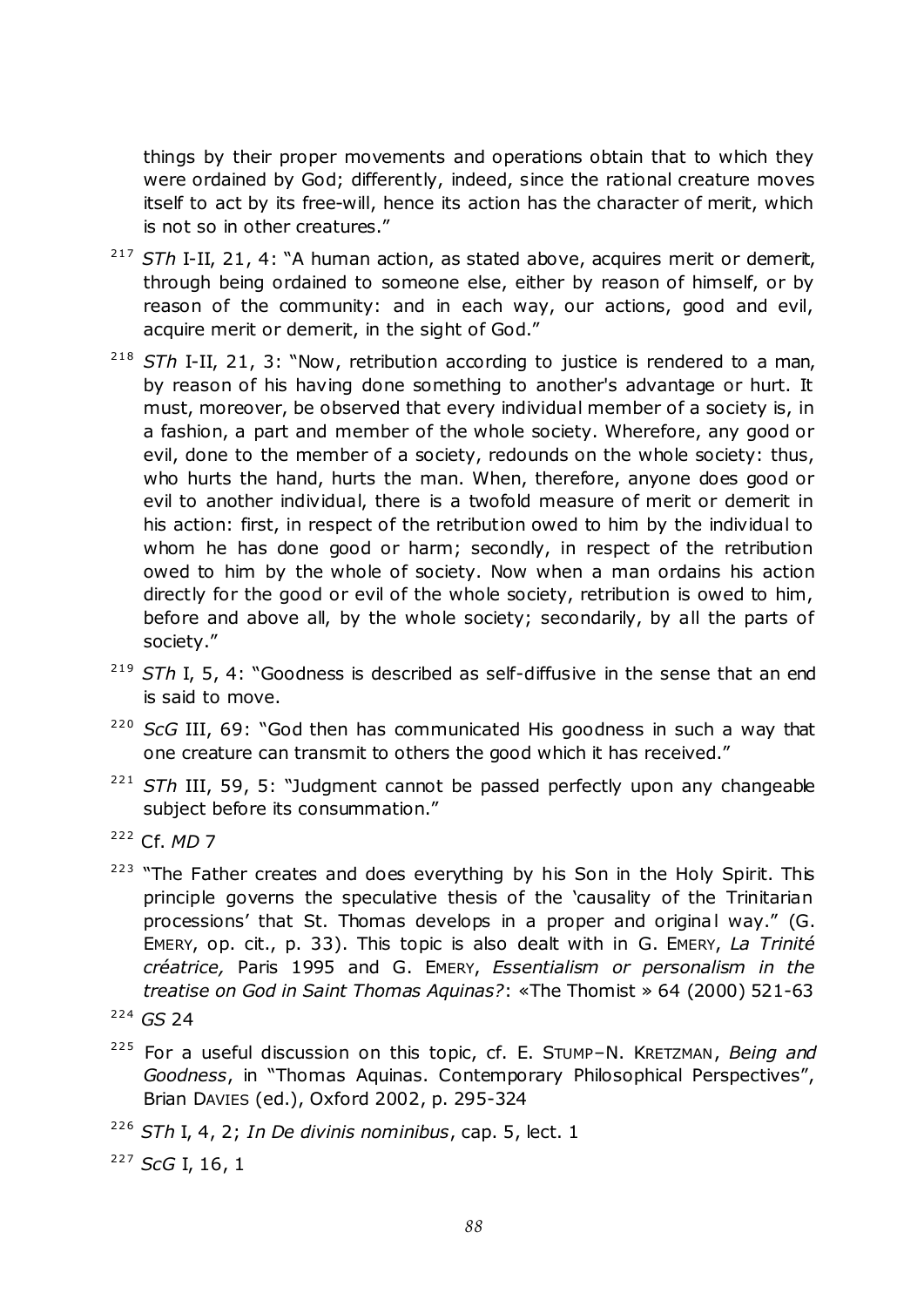things by their proper movements and operations obtain that to which they were ordained by God; differently, indeed, since the rational creature moves itself to act by its free-will, hence its action has the character of merit, which is not so in other creatures."

[217] *STh* I-II, 21, 4: "A human action, as stated above, acquires merit or demerit, through being ordained to someone else, either by reason of himself, or by reason of the community: and in each way, our actions, good and evil, acquire merit or demerit, in the sight of God."

[218] *STh* I-II, 21, 3: "Now, retribution according to justice is rendered to a man, by reason of his having done something to another's advantage or hurt. It must, moreover, be observed that every individual member of a society is, in a fashion, a part and member of the whole society. Wherefore, any good or evil, done to the member of a society, redounds on the whole society: thus, who hurts the hand, hurts the man. When, therefore, anyone does good or evil to another individual, there is a twofold measure of merit or demerit in his action: first, in respect of the retribution owed to him by the individual to whom he has done good or harm; secondly, in respect of the retribution owed to him by the whole of society. Now when a man ordains his action directly for the good or evil of the whole society, retribution is owed to him, before and above all, by the whole society; secondarily, by all the parts of society."

[219] *STh* I, 5, 4: "Goodness is described as self-diffusive in the sense that an end is said to move.

[220] *ScG* III, 69: "God then has communicated His goodness in such a way that one creature can transmit to others the good which it has received."

[221] *STh* III, 59, 5: "Judgment cannot be passed perfectly upon any changeable subject before its consummation."

[222] Cf. *MD* 7

[223] "The Father creates and does everything by his Son in the Holy Spirit. This principle governs the speculative thesis of the 'causality of the Trinitarian processions' that St. Thomas develops in a proper and original way." (G. EMERY, op. cit., p. 33). This topic is also dealt with in G. EMERY, *La Trinité créatrice,* Paris 1995 and G. EMERY, *Essentialism or personalism in the treatise on God in Saint Thomas Aquinas?*: «The Thomist » 64 (2000) 521-63

[224] *GS* 24

[225] For a useful discussion on this topic, cf. E. STUMP–N. KRETZMAN, *Being and Goodness*, in "Thomas Aquinas. Contemporary Philosophical Perspectives", Brian DAVIES (ed.), Oxford 2002, p. 295-324

[226] *STh* I, 4, 2; *In De divinis nominibus*, cap. 5, lect. 1

[227] *ScG* I, 16, 1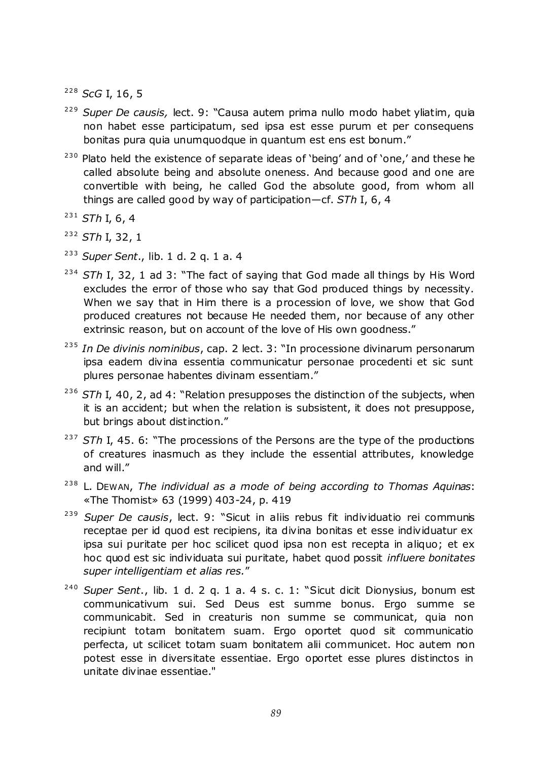[228] *ScG* I, 16, 5

[229] *Super De causis,* lect. 9: "Causa autem prima nullo modo habet yliatim, quia non habet esse participatum, sed ipsa est esse purum et per consequens bonitas pura quia unumquodque in quantum est ens est bonum."

[230] Plato held the existence of separate ideas of 'being' and of 'one,' and these he called absolute being and absolute oneness. And because good and one are convertible with being, he called God the absolute good, from whom all things are called good by way of participation—cf. *STh* I, 6, 4

[231] *STh* I, 6, 4

[232] *STh* I, 32, 1

[233] *Super Sent*., lib. 1 d. 2 q. 1 a. 4

[234] *STh* I, 32, 1 ad 3: "The fact of saying that God made all things by His Word excludes the error of those who say that God produced things by necessity. When we say that in Him there is a procession of love, we show that God produced creatures not because He needed them, nor because of any other extrinsic reason, but on account of the love of His own goodness."

[235] *In De divinis nominibus*, cap. 2 lect. 3: "In processione divinarum personarum ipsa eadem divina essentia communicatur personae procedenti et sic sunt plures personae habentes divinam essentiam."

[236] *STh* I, 40, 2, ad 4: "Relation presupposes the distinction of the subjects, when it is an accident; but when the relation is subsistent, it does not presuppose, but brings about distinction."

[237] *STh* I, 45. 6: "The processions of the Persons are the type of the productions of creatures inasmuch as they include the essential attributes, knowledge and will."

[238] L. DEWAN, *The individual as a mode of being according to Thomas Aquinas*: «The Thomist» 63 (1999) 403-24, p. 419

[239] *Super De causis*, lect. 9: "Sicut in aliis rebus fit individuatio rei communis receptae per id quod est recipiens, ita divina bonitas et esse individuatur ex ipsa sui puritate per hoc scilicet quod ipsa non est recepta in aliquo; et ex hoc quod est sic individuata sui puritate, habet quod possit *influere bonitates super intelligentiam et alias res.*"

[240] *Super Sent*., lib. 1 d. 2 q. 1 a. 4 s. c. 1: "Sicut dicit Dionysius, bonum est communicativum sui. Sed Deus est summe bonus. Ergo summe se communicabit. Sed in creaturis non summe se communicat, quia non recipiunt totam bonitatem suam. Ergo oportet quod sit communicatio perfecta, ut scilicet totam suam bonitatem alii communicet. Hoc autem non potest esse in diversitate essentiae. Ergo oportet esse plures distinctos in unitate divinae essentiae."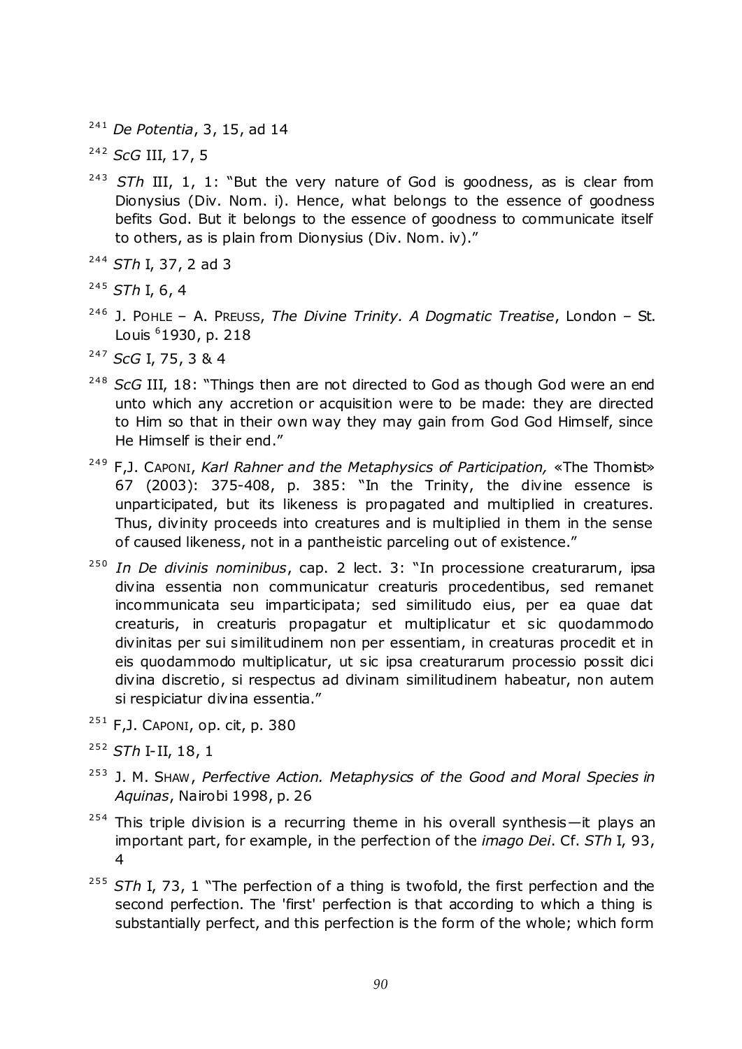[241] *De Potentia*, 3, 15, ad 14

[242] *ScG* III, 17, 5

[243] *STh* III, 1, 1: "But the very nature of God is goodness, as is clear from Dionysius (Div. Nom. i). Hence, what belongs to the essence of goodness befits God. But it belongs to the essence of goodness to communicate itself to others, as is plain from Dionysius (Div. Nom. iv)."

[244] *STh* I, 37, 2 ad 3

[245] *STh* I, 6, 4

[246] J. POHLE – A. PREUSS, *The Divine Trinity. A Dogmatic Treatise*, London – St. Louis [6]1930, p. 218

[247] *ScG* I, 75, 3 & 4

[248] *ScG* III, 18: "Things then are not directed to God as though God were an end unto which any accretion or acquisition were to be made: they are directed to Him so that in their own way they may gain from God God Himself, since He Himself is their end."

[249] F,J. CAPONI, *Karl Rahner and the Metaphysics of Participation,* «The Thomist» 67 (2003): 375-408, p. 385: "In the Trinity, the divine essence is unparticipated, but its likeness is propagated and multiplied in creatures. Thus, divinity proceeds into creatures and is multiplied in them in the sense of caused likeness, not in a pantheistic parceling out of existence."

[250] *In De divinis nominibus*, cap. 2 lect. 3: "In processione creaturarum, ipsa divina essentia non communicatur creaturis procedentibus, sed remanet incommunicata seu imparticipata; sed similitudo eius, per ea quae dat creaturis, in creaturis propagatur et multiplicatur et sic quodammodo divinitas per sui similitudinem non per essentiam, in creaturas procedit et in eis quodammodo multiplicatur, ut sic ipsa creaturarum processio possit dici divina discretio, si respectus ad divinam similitudinem habeatur, non autem si respiciatur divina essentia."

[251] F,J. CAPONI, op. cit, p. 380

[252] *STh* I-II, 18, 1

[253] J. M. SHAW, *Perfective Action. Metaphysics of the Good and Moral Species in Aquinas*, Nairobi 1998, p. 26

[254] This triple division is a recurring theme in his overall synthesis—it plays an important part, for example, in the perfection of the *imago Dei*. Cf. *STh* I, 93, 4

[255] *STh* I, 73, 1 "The perfection of a thing is twofold, the first perfection and the second perfection. The 'first' perfection is that according to which a thing is substantially perfect, and this perfection is the form of the whole; which form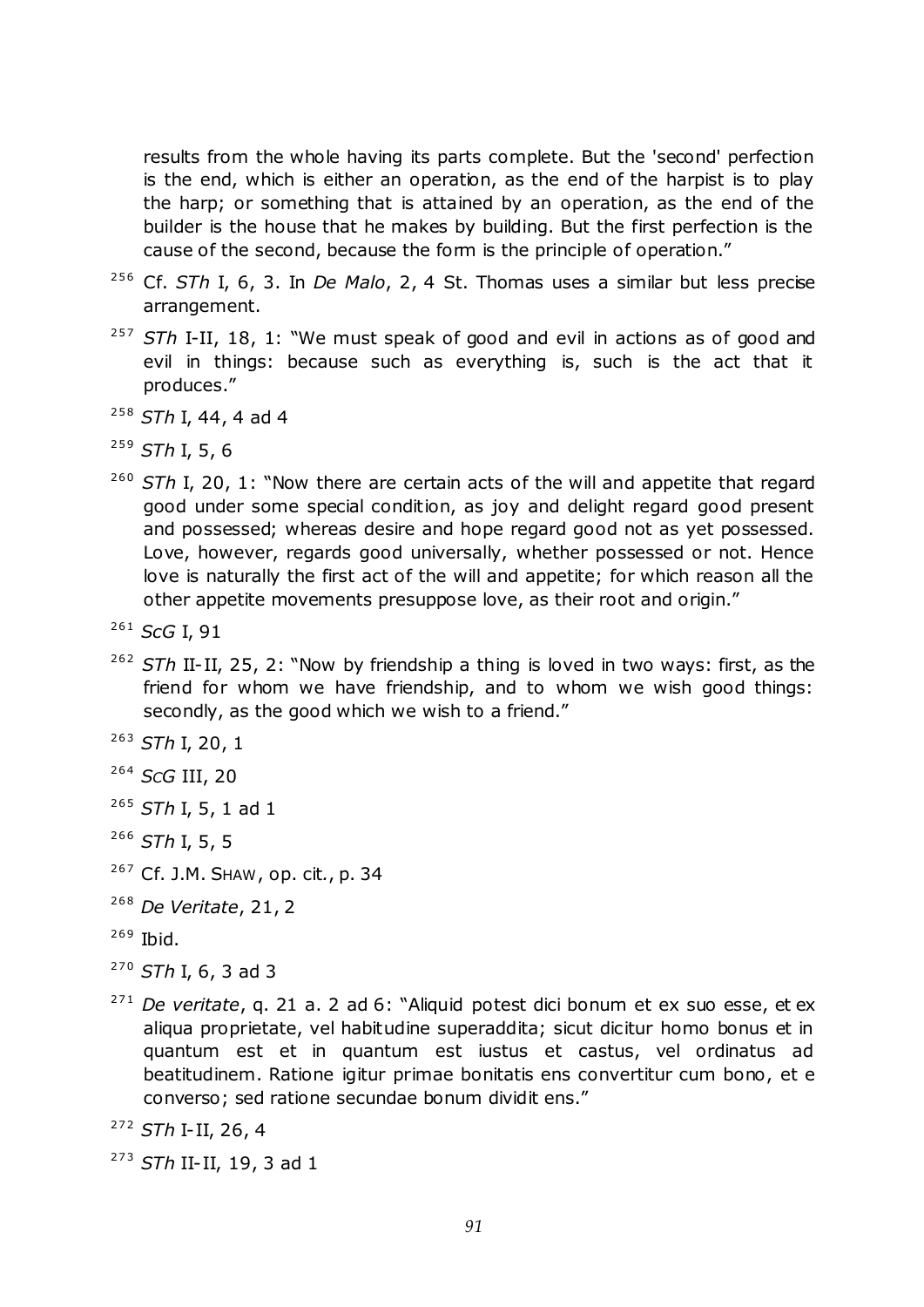results from the whole having its parts complete. But the 'second' perfection is the end, which is either an operation, as the end of the harpist is to play the harp; or something that is attained by an operation, as the end of the builder is the house that he makes by building. But the first perfection is the cause of the second, because the form is the principle of operation."

[256] Cf. *STh* I, 6, 3. In *De Malo*, 2, 4 St. Thomas uses a similar but less precise arrangement.

[257] *STh* I-II, 18, 1: "We must speak of good and evil in actions as of good and evil in things: because such as everything is, such is the act that it produces."

[258] *STh* I, 44, 4 ad 4

[259] *STh* I, 5, 6

[260] *STh* I, 20, 1: "Now there are certain acts of the will and appetite that regard good under some special condition, as joy and delight regard good present and possessed; whereas desire and hope regard good not as yet possessed. Love, however, regards good universally, whether possessed or not. Hence love is naturally the first act of the will and appetite; for which reason all the other appetite movements presuppose love, as their root and origin."

[261] *ScG* I, 91

[262] *STh* II-II, 25, 2: "Now by friendship a thing is loved in two ways: first, as the friend for whom we have friendship, and to whom we wish good things: secondly, as the good which we wish to a friend."

[263] *STh* I, 20, 1

[264] *ScG* III, 20

[265] *STh* I, 5, 1 ad 1

[266] *STh* I, 5, 5

[267] Cf. J.M. SHAW, op. cit., p. 34

[268] *De Veritate*, 21, 2

[269] Ibid.

[270] *STh* I, 6, 3 ad 3

[271] *De veritate*, q. 21 a. 2 ad 6: "Aliquid potest dici bonum et ex suo esse, et ex aliqua proprietate, vel habitudine superaddita; sicut dicitur homo bonus et in quantum est et in quantum est iustus et castus, vel ordinatus ad beatitudinem. Ratione igitur primae bonitatis ens convertitur cum bono, et e converso; sed ratione secundae bonum dividit ens."

[272] *STh* I-II, 26, 4

[273] *STh* II-II, 19, 3 ad 1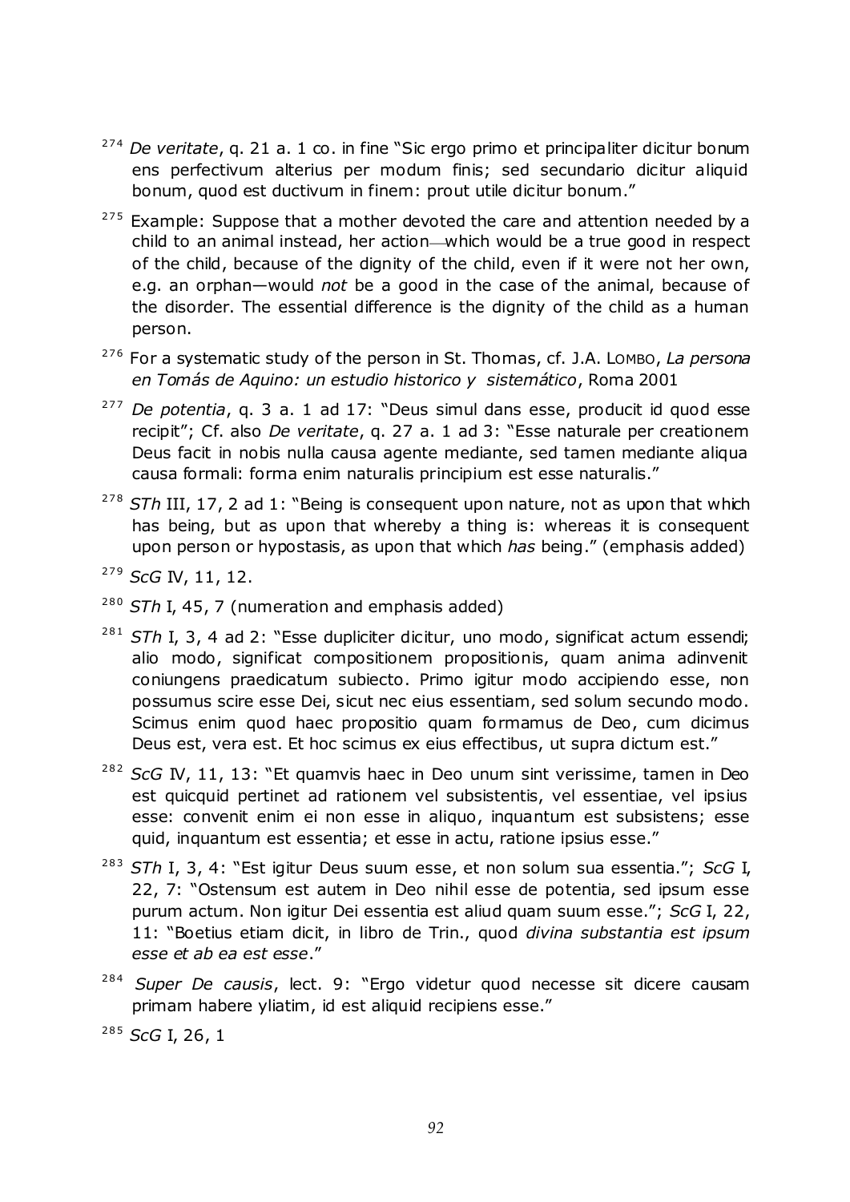[274] *De veritate*, q. 21 a. 1 co. in fine "Sic ergo primo et principaliter dicitur bonum ens perfectivum alterius per modum finis; sed secundario dicitur aliquid bonum, quod est ductivum in finem: prout utile dicitur bonum."

[275] Example: Suppose that a mother devoted the care and attention needed by a child to an animal instead, her action—which would be a true good in respect of the child, because of the dignity of the child, even if it were not her own, e.g. an orphan—would *not* be a good in the case of the animal, because of the disorder. The essential difference is the dignity of the child as a human person.

[276] For a systematic study of the person in St. Thomas, cf. J.A. LOMBO, *La persona en Tomás de Aquino: un estudio historico y sistemático*, Roma 2001

[277] *De potentia*, q. 3 a. 1 ad 17: "Deus simul dans esse, producit id quod esse recipit"; Cf. also *De veritate*, q. 27 a. 1 ad 3: "Esse naturale per creationem Deus facit in nobis nulla causa agente mediante, sed tamen mediante aliqua causa formali: forma enim naturalis principium est esse naturalis."

[278] *STh* III, 17, 2 ad 1: "Being is consequent upon nature, not as upon that which has being, but as upon that whereby a thing is: whereas it is consequent upon person or hypostasis, as upon that which *has* being." (emphasis added)

[279] *ScG* IV, 11, 12.

[280] *STh* I, 45, 7 (numeration and emphasis added)

[281] *STh* I, 3, 4 ad 2: "Esse dupliciter dicitur, uno modo, significat actum essendi; alio modo, significat compositionem propositionis, quam anima adinvenit coniungens praedicatum subiecto. Primo igitur modo accipiendo esse, non possumus scire esse Dei, sicut nec eius essentiam, sed solum secundo modo. Scimus enim quod haec propositio quam formamus de Deo, cum dicimus Deus est, vera est. Et hoc scimus ex eius effectibus, ut supra dictum est."

[282] *ScG* IV, 11, 13: "Et quamvis haec in Deo unum sint verissime, tamen in Deo est quicquid pertinet ad rationem vel subsistentis, vel essentiae, vel ipsius esse: convenit enim ei non esse in aliquo, inquantum est subsistens; esse quid, inquantum est essentia; et esse in actu, ratione ipsius esse."

[283] *STh* I, 3, 4: "Est igitur Deus suum esse, et non solum sua essentia."; *ScG* I, 22, 7: "Ostensum est autem in Deo nihil esse de potentia, sed ipsum esse purum actum. Non igitur Dei essentia est aliud quam suum esse."; *ScG* I, 22, 11: "Boetius etiam dicit, in libro de Trin., quod *divina substantia est ipsum esse et ab ea est esse*."

[284] *Super De causis*, lect. 9: "Ergo videtur quod necesse sit dicere causam primam habere yliatim, id est aliquid recipiens esse."

[285] *ScG* I, 26, 1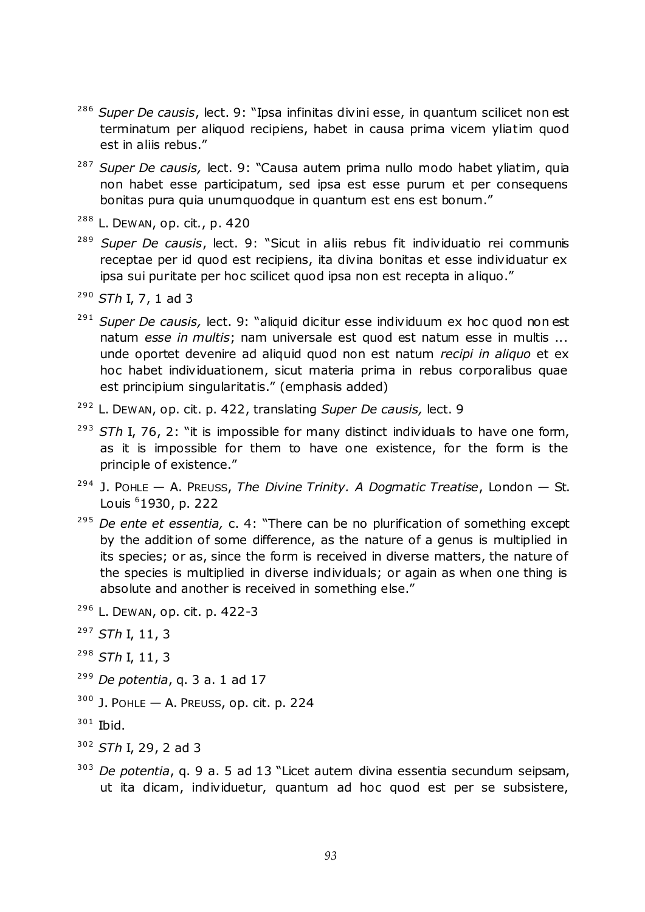[286] *Super De causis*, lect. 9: "Ipsa infinitas divini esse, in quantum scilicet non est terminatum per aliquod recipiens, habet in causa prima vicem yliatim quod est in aliis rebus."

[287] *Super De causis,* lect. 9: "Causa autem prima nullo modo habet yliatim, quia non habet esse participatum, sed ipsa est esse purum et per consequens bonitas pura quia unumquodque in quantum est ens est bonum."

[288] L. DEWAN, op. cit., p. 420

[289] *Super De causis*, lect. 9: "Sicut in aliis rebus fit individuatio rei communis receptae per id quod est recipiens, ita divina bonitas et esse individuatur ex ipsa sui puritate per hoc scilicet quod ipsa non est recepta in aliquo."

[290] *STh* I, 7, 1 ad 3

[291] *Super De causis,* lect. 9: "aliquid dicitur esse individuum ex hoc quod non est natum *esse in multis*; nam universale est quod est natum esse in multis ... unde oportet devenire ad aliquid quod non est natum *recipi in aliquo* et ex hoc habet individuationem, sicut materia prima in rebus corporalibus quae est principium singularitatis." (emphasis added)

[292] L. DEWAN, op. cit. p. 422, translating *Super De causis,* lect. 9

[293] *STh* I, 76, 2: "it is impossible for many distinct individuals to have one form, as it is impossible for them to have one existence, for the form is the principle of existence."

[294] J. POHLE — A. PREUSS, *The Divine Trinity. A Dogmatic Treatise*, London — St. Louis [6]1930, p. 222

[295] *De ente et essentia,* c. 4: "There can be no plurification of something except by the addition of some difference, as the nature of a genus is multiplied in its species; or as, since the form is received in diverse matters, the nature of the species is multiplied in diverse individuals; or again as when one thing is absolute and another is received in something else."

[296] L. DEWAN, op. cit. p. 422-3

[297] *STh* I, 11, 3

[298] *STh* I, 11, 3

[299] *De potentia*, q. 3 a. 1 ad 17

[300] J. POHLE — A. PREUSS, op. cit. p. 224

[301] Ibid.

[302] *STh* I, 29, 2 ad 3

[303] *De potentia*, q. 9 a. 5 ad 13 "Licet autem divina essentia secundum seipsam, ut ita dicam, individuetur, quantum ad hoc quod est per se subsistere,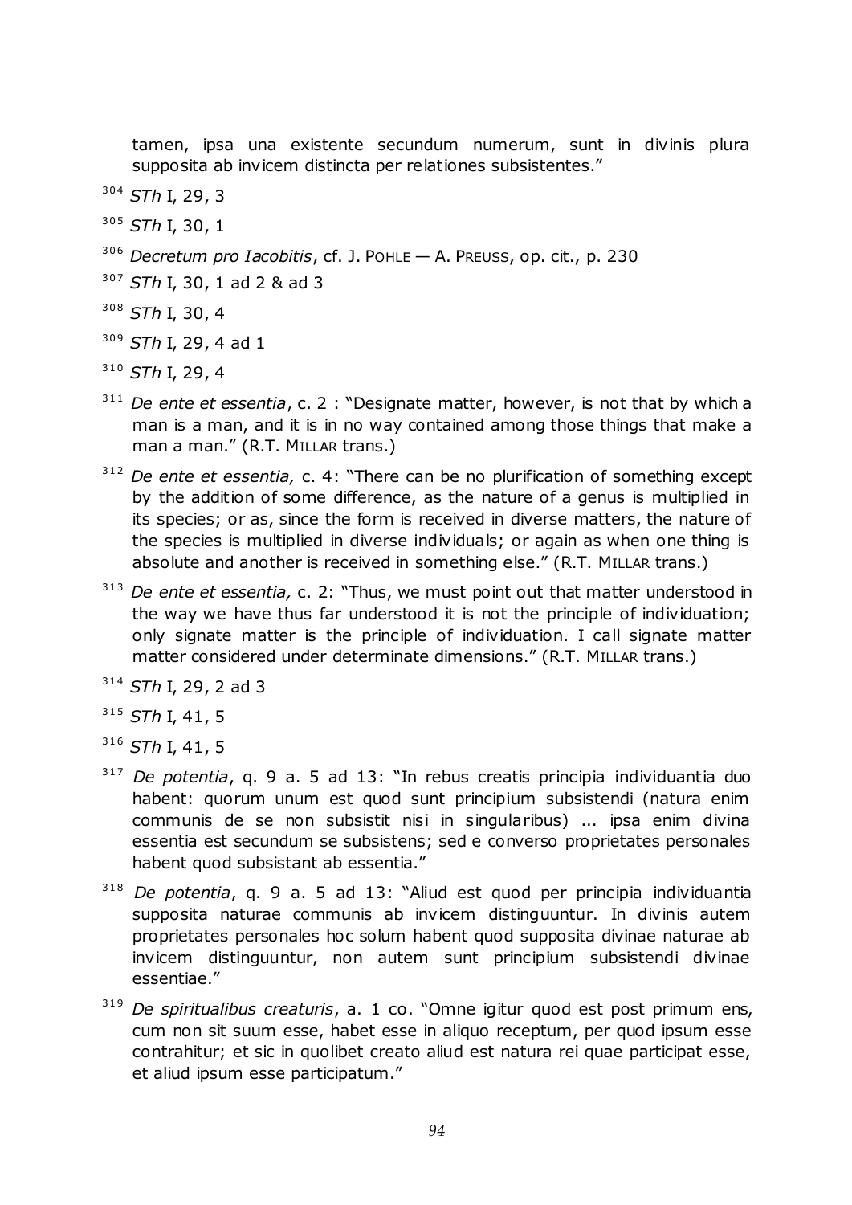tamen, ipsa una existente secundum numerum, sunt in divinis plura supposita ab invicem distincta per relationes subsistentes."

[304] *STh* I, 29, 3

[305] *STh* I, 30, 1

[306] *Decretum pro Iacobitis*, cf. J. POHLE — A. PREUSS, op. cit., p. 230

[307] *STh* I, 30, 1 ad 2 & ad 3

[308] *STh* I, 30, 4

[309] *STh* I, 29, 4 ad 1

[310] *STh* I, 29, 4

[311] *De ente et essentia*, c. 2 : "Designate matter, however, is not that by which a man is a man, and it is in no way contained among those things that make a man a man." (R.T. MILLAR trans.)

[312] *De ente et essentia,* c. 4: "There can be no plurification of something except by the addition of some difference, as the nature of a genus is multiplied in its species; or as, since the form is received in diverse matters, the nature of the species is multiplied in diverse individuals; or again as when one thing is absolute and another is received in something else." (R.T. MILLAR trans.)

[313] *De ente et essentia,* c. 2: "Thus, we must point out that matter understood in the way we have thus far understood it is not the principle of individuation; only signate matter is the principle of individuation. I call signate matter matter considered under determinate dimensions." (R.T. MILLAR trans.)

[314] *STh* I, 29, 2 ad 3

[315] *STh* I, 41, 5

[316] *STh* I, 41, 5

[317] *De potentia*, q. 9 a. 5 ad 13: "In rebus creatis principia individuantia duo habent: quorum unum est quod sunt principium subsistendi (natura enim communis de se non subsistit nisi in singularibus) ... ipsa enim divina essentia est secundum se subsistens; sed e converso proprietates personales habent quod subsistant ab essentia."

[318] *De potentia*, q. 9 a. 5 ad 13: "Aliud est quod per principia individuantia supposita naturae communis ab invicem distinguuntur. In divinis autem proprietates personales hoc solum habent quod supposita divinae naturae ab invicem distinguuntur, non autem sunt principium subsistendi divinae essentiae."

[319] *De spiritualibus creaturis*, a. 1 co. "Omne igitur quod est post primum ens, cum non sit suum esse, habet esse in aliquo receptum, per quod ipsum esse contrahitur; et sic in quolibet creato aliud est natura rei quae participat esse, et aliud ipsum esse participatum."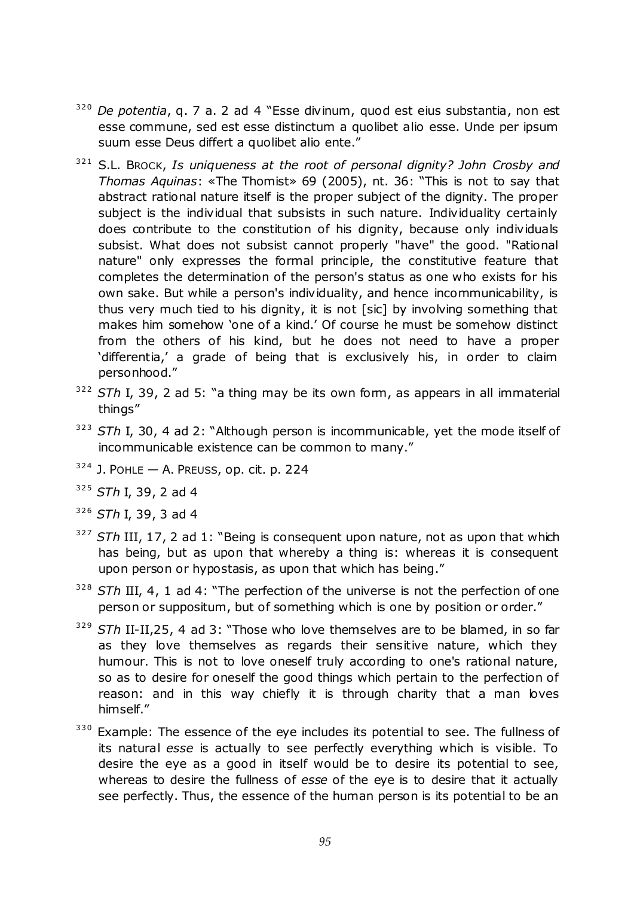[320] *De potentia*, q. 7 a. 2 ad 4 "Esse divinum, quod est eius substantia, non est esse commune, sed est esse distinctum a quolibet alio esse. Unde per ipsum suum esse Deus differt a quolibet alio ente."

[321] S.L. BROCK, *Is uniqueness at the root of personal dignity? John Crosby and Thomas Aquinas*: «The Thomist» 69 (2005), nt. 36: "This is not to say that abstract rational nature itself is the proper subject of the dignity. The proper subject is the individual that subsists in such nature. Individuality certainly does contribute to the constitution of his dignity, because only individuals subsist. What does not subsist cannot properly "have" the good. "Rational nature" only expresses the formal principle, the constitutive feature that completes the determination of the person's status as one who exists for his own sake. But while a person's individuality, and hence incommunicability, is thus very much tied to his dignity, it is not [sic] by involving something that makes him somehow 'one of a kind.' Of course he must be somehow distinct from the others of his kind, but he does not need to have a proper 'differentia,' a grade of being that is exclusively his, in order to claim personhood."

[322] *STh* I, 39, 2 ad 5: "a thing may be its own form, as appears in all immaterial things"

[323] *STh* I, 30, 4 ad 2: "Although person is incommunicable, yet the mode itself of incommunicable existence can be common to many."

[324] J. POHLE — A. PREUSS, op. cit. p. 224

[325] *STh* I, 39, 2 ad 4

[326] *STh* I, 39, 3 ad 4

[327] *STh* III, 17, 2 ad 1: "Being is consequent upon nature, not as upon that which has being, but as upon that whereby a thing is: whereas it is consequent upon person or hypostasis, as upon that which has being."

[328] *STh* III, 4, 1 ad 4: "The perfection of the universe is not the perfection of one person or suppositum, but of something which is one by position or order."

[329] *STh* II-II,25, 4 ad 3: "Those who love themselves are to be blamed, in so far as they love themselves as regards their sensitive nature, which they humour. This is not to love oneself truly according to one's rational nature, so as to desire for oneself the good things which pertain to the perfection of reason: and in this way chiefly it is through charity that a man loves himself."

[330] Example: The essence of the eye includes its potential to see. The fullness of its natural *esse* is actually to see perfectly everything which is visible. To desire the eye as a good in itself would be to desire its potential to see, whereas to desire the fullness of *esse* of the eye is to desire that it actually see perfectly. Thus, the essence of the human person is its potential to be an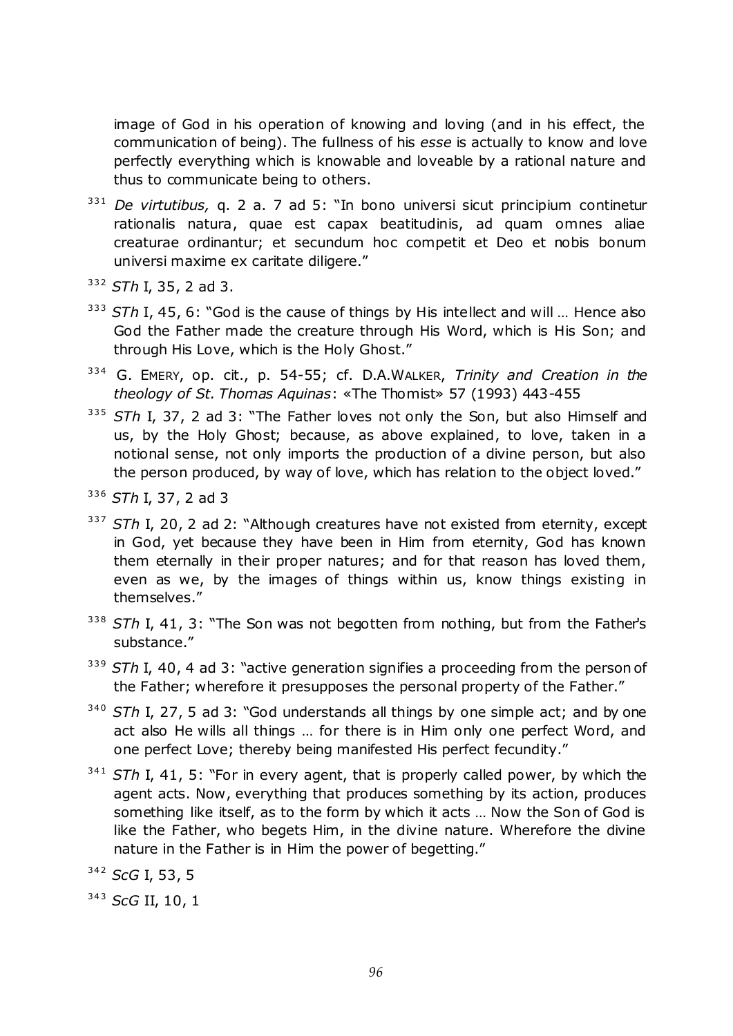image of God in his operation of knowing and loving (and in his effect, the communication of being). The fullness of his *esse* is actually to know and love perfectly everything which is knowable and loveable by a rational nature and thus to communicate being to others.

[331] *De virtutibus,* q. 2 a. 7 ad 5: "In bono universi sicut principium continetur rationalis natura, quae est capax beatitudinis, ad quam omnes aliae creaturae ordinantur; et secundum hoc competit et Deo et nobis bonum universi maxime ex caritate diligere."

[332] *STh* I, 35, 2 ad 3.

[333] *STh* I, 45, 6: "God is the cause of things by His intellect and will … Hence also God the Father made the creature through His Word, which is His Son; and through His Love, which is the Holy Ghost."

[334] G. EMERY, op. cit., p. 54-55; cf. D.A.WALKER, *Trinity and Creation in the theology of St. Thomas Aquinas*: «The Thomist» 57 (1993) 443-455

[335] *STh* I, 37, 2 ad 3: "The Father loves not only the Son, but also Himself and us, by the Holy Ghost; because, as above explained, to love, taken in a notional sense, not only imports the production of a divine person, but also the person produced, by way of love, which has relation to the object loved."

[336] *STh* I, 37, 2 ad 3

[337] *STh* I, 20, 2 ad 2: "Although creatures have not existed from eternity, except in God, yet because they have been in Him from eternity, God has known them eternally in their proper natures; and for that reason has loved them, even as we, by the images of things within us, know things existing in themselves."

[338] *STh* I, 41, 3: "The Son was not begotten from nothing, but from the Father's substance."

[339] *STh* I, 40, 4 ad 3: "active generation signifies a proceeding from the person of the Father; wherefore it presupposes the personal property of the Father."

[340] *STh* I, 27, 5 ad 3: "God understands all things by one simple act; and by one act also He wills all things … for there is in Him only one perfect Word, and one perfect Love; thereby being manifested His perfect fecundity."

[341] *STh* I, 41, 5: "For in every agent, that is properly called power, by which the agent acts. Now, everything that produces something by its action, produces something like itself, as to the form by which it acts … Now the Son of God is like the Father, who begets Him, in the divine nature. Wherefore the divine nature in the Father is in Him the power of begetting."

[342] *ScG* I, 53, 5

[343] *ScG* II, 10, 1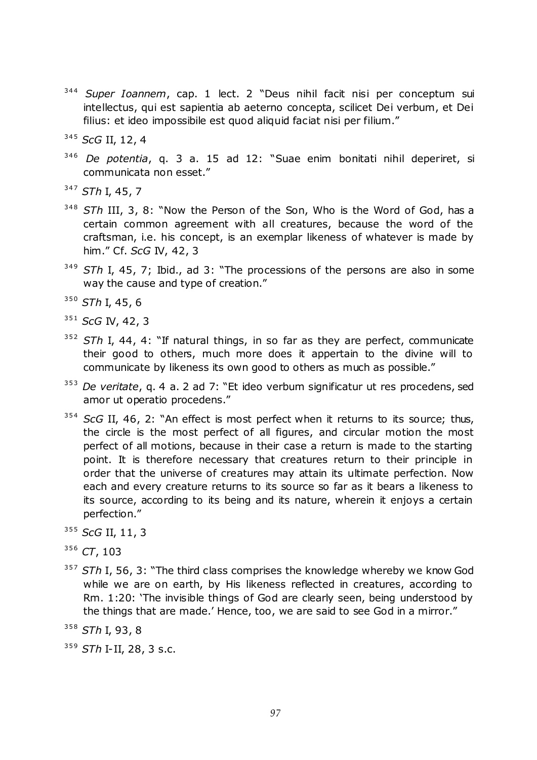[344] *Super Ioannem*, cap. 1 lect. 2 "Deus nihil facit nisi per conceptum sui intellectus, qui est sapientia ab aeterno concepta, scilicet Dei verbum, et Dei filius: et ideo impossibile est quod aliquid faciat nisi per filium."

[345] *ScG* II, 12, 4

[346] *De potentia*, q. 3 a. 15 ad 12: "Suae enim bonitati nihil deperiret, si communicata non esset."

[347] *STh* I, 45, 7

[348] *STh* III, 3, 8: "Now the Person of the Son, Who is the Word of God, has a certain common agreement with all creatures, because the word of the craftsman, i.e. his concept, is an exemplar likeness of whatever is made by him." Cf. *ScG* IV, 42, 3

[349] *STh* I, 45, 7; Ibid., ad 3: "The processions of the persons are also in some way the cause and type of creation."

[350] *STh* I, 45, 6

[351] *ScG* IV, 42, 3

[352] *STh* I, 44, 4: "If natural things, in so far as they are perfect, communicate their good to others, much more does it appertain to the divine will to communicate by likeness its own good to others as much as possible."

[353] *De veritate*, q. 4 a. 2 ad 7: "Et ideo verbum significatur ut res procedens, sed amor ut operatio procedens."

[354] *ScG* II, 46, 2: "An effect is most perfect when it returns to its source; thus, the circle is the most perfect of all figures, and circular motion the most perfect of all motions, because in their case a return is made to the starting point. It is therefore necessary that creatures return to their principle in order that the universe of creatures may attain its ultimate perfection. Now each and every creature returns to its source so far as it bears a likeness to its source, according to its being and its nature, wherein it enjoys a certain perfection."

[355] *ScG* II, 11, 3

[356] *CT*, 103

[357] *STh* I, 56, 3: "The third class comprises the knowledge whereby we know God while we are on earth, by His likeness reflected in creatures, according to Rm. 1:20: 'The invisible things of God are clearly seen, being understood by the things that are made.' Hence, too, we are said to see God in a mirror."

[358] *STh* I, 93, 8

[359] *STh* I-II, 28, 3 s.c.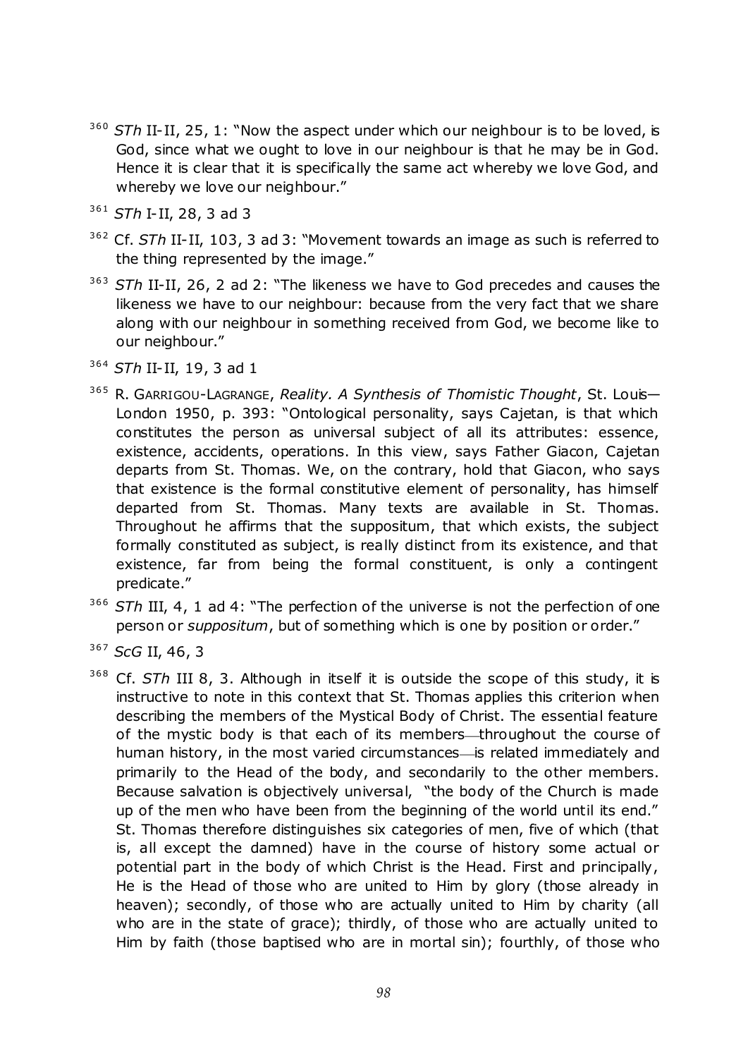[360] *STh* II-II, 25, 1: "Now the aspect under which our neighbour is to be loved, is God, since what we ought to love in our neighbour is that he may be in God. Hence it is clear that it is specifically the same act whereby we love God, and whereby we love our neighbour."

[361] *STh* I-II, 28, 3 ad 3

[362] Cf. *STh* II-II, 103, 3 ad 3: "Movement towards an image as such is referred to the thing represented by the image."

[363] *STh* II-II, 26, 2 ad 2: "The likeness we have to God precedes and causes the likeness we have to our neighbour: because from the very fact that we share along with our neighbour in something received from God, we become like to our neighbour."

[364] *STh* II-II, 19, 3 ad 1

[365] R. GARRIGOU-LAGRANGE, *Reality. A Synthesis of Thomistic Thought*, St. Louis—London 1950, p. 393: "Ontological personality, says Cajetan, is that which constitutes the person as universal subject of all its attributes: essence, existence, accidents, operations. In this view, says Father Giacon, Cajetan departs from St. Thomas. We, on the contrary, hold that Giacon, who says that existence is the formal constitutive element of personality, has himself departed from St. Thomas. Many texts are available in St. Thomas. Throughout he affirms that the suppositum, that which exists, the subject formally constituted as subject, is really distinct from its existence, and that existence, far from being the formal constituent, is only a contingent predicate."

[366] *STh* III, 4, 1 ad 4: "The perfection of the universe is not the perfection of one person or *suppositum*, but of something which is one by position or order."

[367] *ScG* II, 46, 3

[368] Cf. *STh* III 8, 3. Although in itself it is outside the scope of this study, it is instructive to note in this context that St. Thomas applies this criterion when describing the members of the Mystical Body of Christ. The essential feature of the mystic body is that each of its members—throughout the course of human history, in the most varied circumstances—is related immediately and primarily to the Head of the body, and secondarily to the other members. Because salvation is objectively universal, "the body of the Church is made up of the men who have been from the beginning of the world until its end." St. Thomas therefore distinguishes six categories of men, five of which (that is, all except the damned) have in the course of history some actual or potential part in the body of which Christ is the Head. First and principally, He is the Head of those who are united to Him by glory (those already in heaven); secondly, of those who are actually united to Him by charity (all who are in the state of grace); thirdly, of those who are actually united to Him by faith (those baptised who are in mortal sin); fourthly, of those who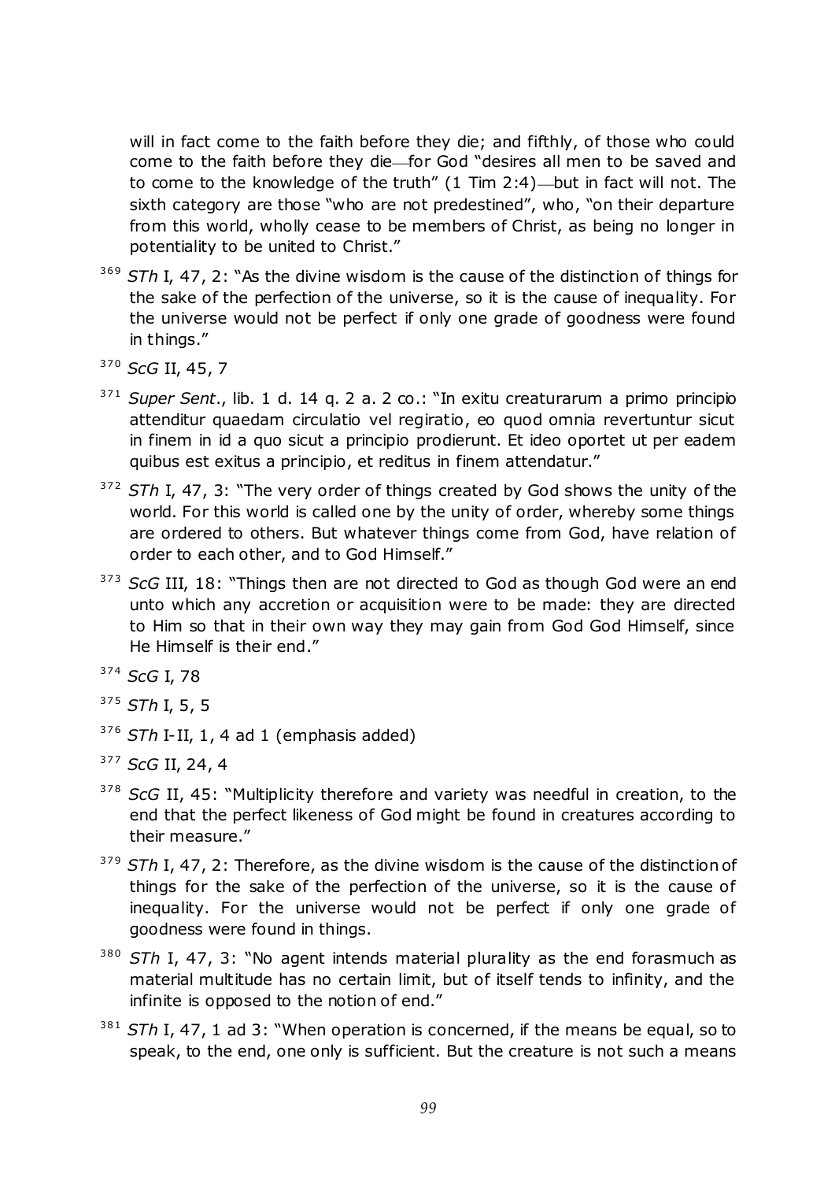will in fact come to the faith before they die; and fifthly, of those who could come to the faith before they die—for God "desires all men to be saved and to come to the knowledge of the truth" (1 Tim 2:4)—but in fact will not. The sixth category are those "who are not predestined", who, "on their departure from this world, wholly cease to be members of Christ, as being no longer in potentiality to be united to Christ."

[369] *STh* I, 47, 2: "As the divine wisdom is the cause of the distinction of things for the sake of the perfection of the universe, so it is the cause of inequality. For the universe would not be perfect if only one grade of goodness were found in things."

[370] *ScG* II, 45, 7

[371] *Super Sent*., lib. 1 d. 14 q. 2 a. 2 co.: "In exitu creaturarum a primo principio attenditur quaedam circulatio vel regiratio, eo quod omnia revertuntur sicut in finem in id a quo sicut a principio prodierunt. Et ideo oportet ut per eadem quibus est exitus a principio, et reditus in finem attendatur."

[372] *STh* I, 47, 3: "The very order of things created by God shows the unity of the world. For this world is called one by the unity of order, whereby some things are ordered to others. But whatever things come from God, have relation of order to each other, and to God Himself."

[373] *ScG* III, 18: "Things then are not directed to God as though God were an end unto which any accretion or acquisition were to be made: they are directed to Him so that in their own way they may gain from God God Himself, since He Himself is their end."

[374] *ScG* I, 78

[375] *STh* I, 5, 5

[376] *STh* I-II, 1, 4 ad 1 (emphasis added)

[377] *ScG* II, 24, 4

[378] *ScG* II, 45: "Multiplicity therefore and variety was needful in creation, to the end that the perfect likeness of God might be found in creatures according to their measure."

[379] *STh* I, 47, 2: Therefore, as the divine wisdom is the cause of the distinction of things for the sake of the perfection of the universe, so it is the cause of inequality. For the universe would not be perfect if only one grade of goodness were found in things.

[380] *STh* I, 47, 3: "No agent intends material plurality as the end forasmuch as material multitude has no certain limit, but of itself tends to infinity, and the infinite is opposed to the notion of end."

[381] *STh* I, 47, 1 ad 3: "When operation is concerned, if the means be equal, so to speak, to the end, one only is sufficient. But the creature is not such a means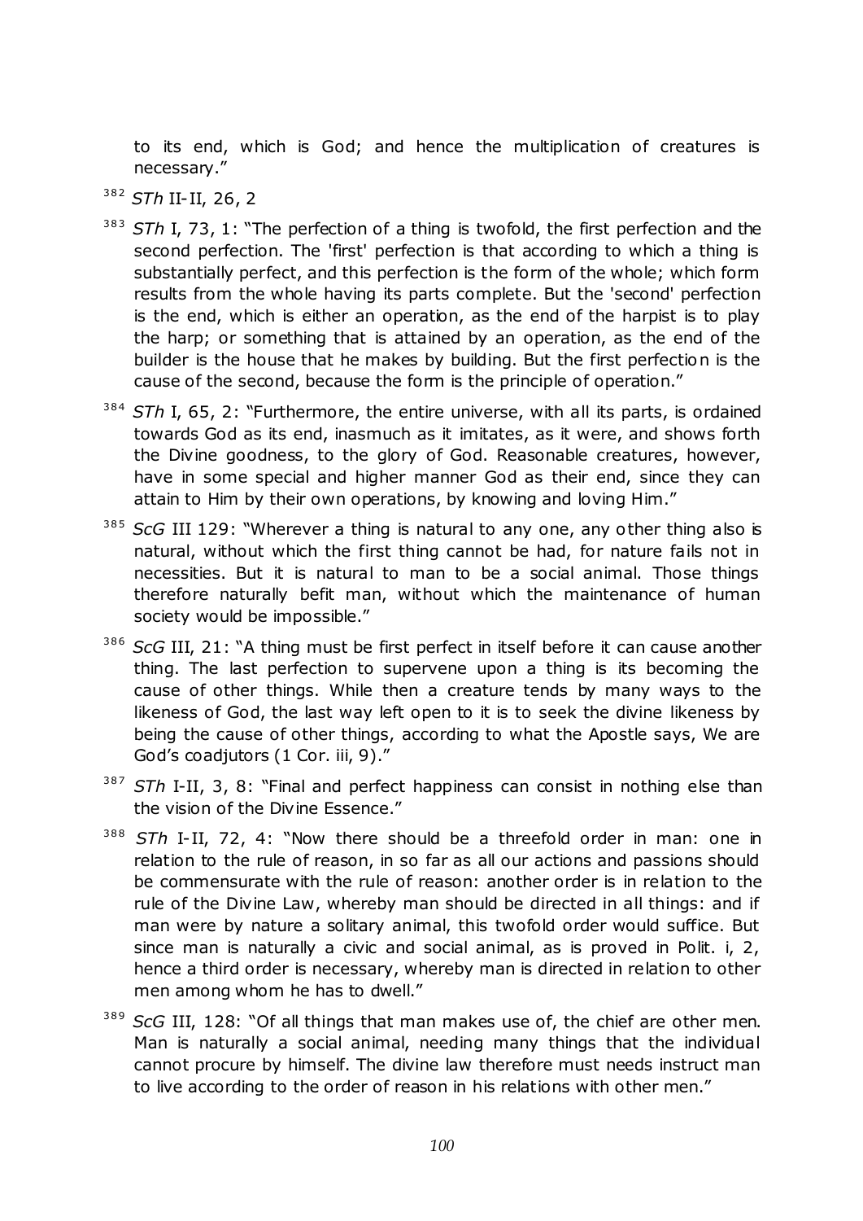to its end, which is God; and hence the multiplication of creatures is necessary."

[382] *STh* II-II, 26, 2

[383] *STh* I, 73, 1: "The perfection of a thing is twofold, the first perfection and the second perfection. The 'first' perfection is that according to which a thing is substantially perfect, and this perfection is the form of the whole; which form results from the whole having its parts complete. But the 'second' perfection is the end, which is either an operation, as the end of the harpist is to play the harp; or something that is attained by an operation, as the end of the builder is the house that he makes by building. But the first perfection is the cause of the second, because the form is the principle of operation."

[384] *STh* I, 65, 2: "Furthermore, the entire universe, with all its parts, is ordained towards God as its end, inasmuch as it imitates, as it were, and shows forth the Divine goodness, to the glory of God. Reasonable creatures, however, have in some special and higher manner God as their end, since they can attain to Him by their own operations, by knowing and loving Him."

[385] *ScG* III 129: "Wherever a thing is natural to any one, any other thing also is natural, without which the first thing cannot be had, for nature fails not in necessities. But it is natural to man to be a social animal. Those things therefore naturally befit man, without which the maintenance of human society would be impossible."

[386] *ScG* III, 21: "A thing must be first perfect in itself before it can cause another thing. The last perfection to supervene upon a thing is its becoming the cause of other things. While then a creature tends by many ways to the likeness of God, the last way left open to it is to seek the divine likeness by being the cause of other things, according to what the Apostle says, We are God's coadjutors (1 Cor. iii, 9)."

[387] *STh* I-II, 3, 8: "Final and perfect happiness can consist in nothing else than the vision of the Divine Essence."

[388] *STh* I-II, 72, 4: "Now there should be a threefold order in man: one in relation to the rule of reason, in so far as all our actions and passions should be commensurate with the rule of reason: another order is in relation to the rule of the Divine Law, whereby man should be directed in all things: and if man were by nature a solitary animal, this twofold order would suffice. But since man is naturally a civic and social animal, as is proved in Polit. i, 2, hence a third order is necessary, whereby man is directed in relation to other men among whom he has to dwell."

[389] *ScG* III, 128: "Of all things that man makes use of, the chief are other men. Man is naturally a social animal, needing many things that the individual cannot procure by himself. The divine law therefore must needs instruct man to live according to the order of reason in his relations with other men."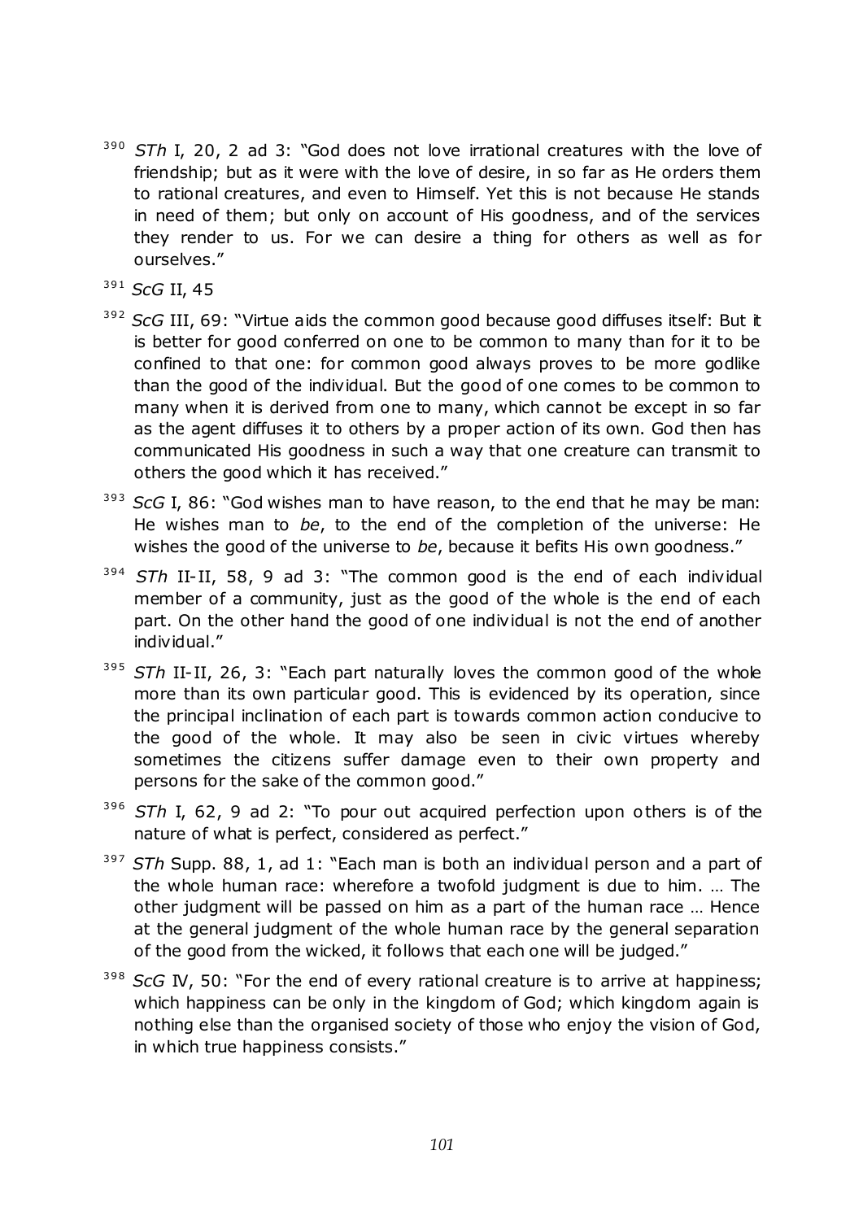[390] *STh* I, 20, 2 ad 3: "God does not love irrational creatures with the love of friendship; but as it were with the love of desire, in so far as He orders them to rational creatures, and even to Himself. Yet this is not because He stands in need of them; but only on account of His goodness, and of the services they render to us. For we can desire a thing for others as well as for ourselves."

[391] *ScG* II, 45

[392] *ScG* III, 69: "Virtue aids the common good because good diffuses itself: But it is better for good conferred on one to be common to many than for it to be confined to that one: for common good always proves to be more godlike than the good of the individual. But the good of one comes to be common to many when it is derived from one to many, which cannot be except in so far as the agent diffuses it to others by a proper action of its own. God then has communicated His goodness in such a way that one creature can transmit to others the good which it has received."

[393] *ScG* I, 86: "God wishes man to have reason, to the end that he may be man: He wishes man to *be*, to the end of the completion of the universe: He wishes the good of the universe to *be*, because it befits His own goodness."

[394] *STh* II-II, 58, 9 ad 3: "The common good is the end of each individual member of a community, just as the good of the whole is the end of each part. On the other hand the good of one individual is not the end of another individual."

[395] *STh* II-II, 26, 3: "Each part naturally loves the common good of the whole more than its own particular good. This is evidenced by its operation, since the principal inclination of each part is towards common action conducive to the good of the whole. It may also be seen in civic virtues whereby sometimes the citizens suffer damage even to their own property and persons for the sake of the common good."

[396] *STh* I, 62, 9 ad 2: "To pour out acquired perfection upon others is of the nature of what is perfect, considered as perfect."

[397] *STh* Supp. 88, 1, ad 1: "Each man is both an individual person and a part of the whole human race: wherefore a twofold judgment is due to him. … The other judgment will be passed on him as a part of the human race … Hence at the general judgment of the whole human race by the general separation of the good from the wicked, it follows that each one will be judged."

[398] *ScG* IV, 50: "For the end of every rational creature is to arrive at happiness; which happiness can be only in the kingdom of God; which kingdom again is nothing else than the organised society of those who enjoy the vision of God, in which true happiness consists."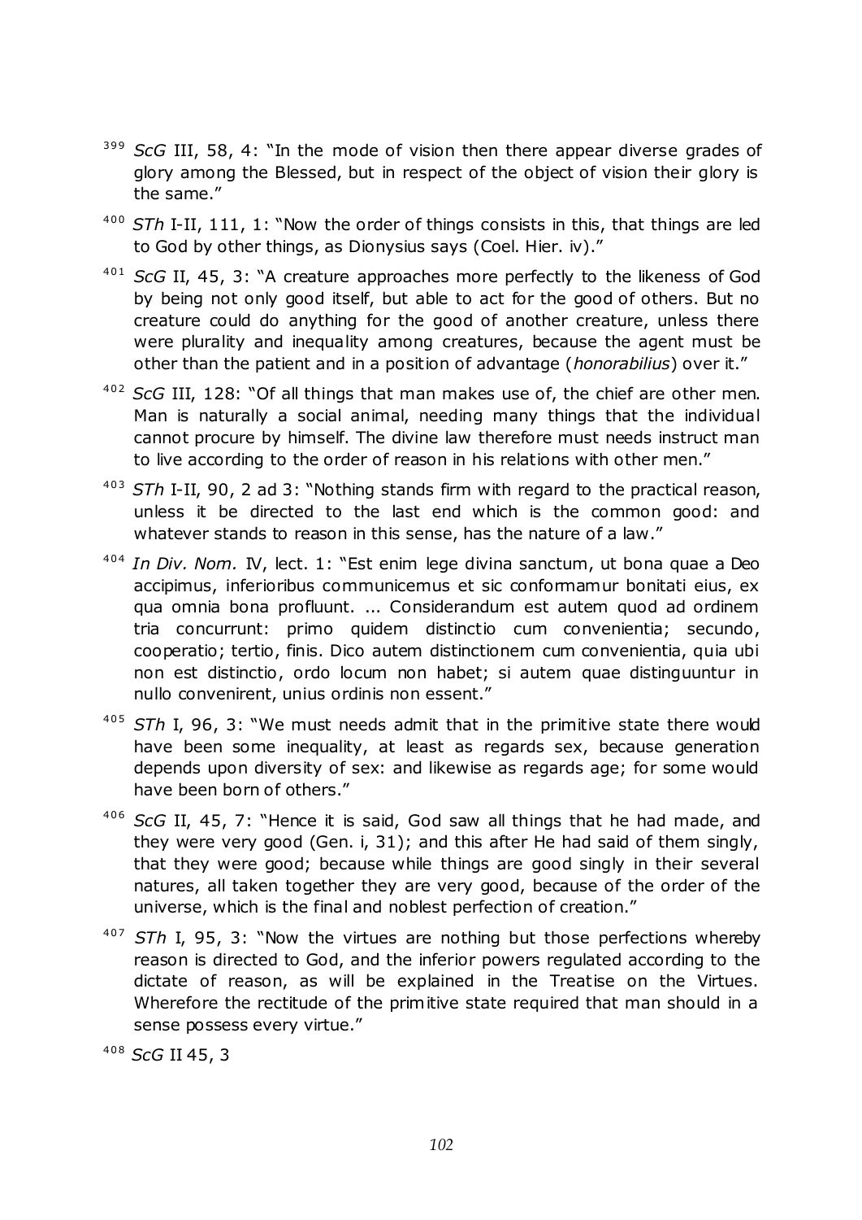[399] *ScG* III, 58, 4: "In the mode of vision then there appear diverse grades of glory among the Blessed, but in respect of the object of vision their glory is the same."

[400] *STh* I-II, 111, 1: "Now the order of things consists in this, that things are led to God by other things, as Dionysius says (Coel. Hier. iv)."

[401] *ScG* II, 45, 3: "A creature approaches more perfectly to the likeness of God by being not only good itself, but able to act for the good of others. But no creature could do anything for the good of another creature, unless there were plurality and inequality among creatures, because the agent must be other than the patient and in a position of advantage (*honorabilius*) over it."

[402] *ScG* III, 128: "Of all things that man makes use of, the chief are other men. Man is naturally a social animal, needing many things that the individual cannot procure by himself. The divine law therefore must needs instruct man to live according to the order of reason in his relations with other men."

[403] *STh* I-II, 90, 2 ad 3: "Nothing stands firm with regard to the practical reason, unless it be directed to the last end which is the common good: and whatever stands to reason in this sense, has the nature of a law."

[404] *In Div. Nom.* IV, lect. 1: "Est enim lege divina sanctum, ut bona quae a Deo accipimus, inferioribus communicemus et sic conformamur bonitati eius, ex qua omnia bona profluunt. ... Considerandum est autem quod ad ordinem tria concurrunt: primo quidem distinctio cum convenientia; secundo, cooperatio; tertio, finis. Dico autem distinctionem cum convenientia, quia ubi non est distinctio, ordo locum non habet; si autem quae distinguuntur in nullo convenirent, unius ordinis non essent."

[405] *STh* I, 96, 3: "We must needs admit that in the primitive state there would have been some inequality, at least as regards sex, because generation depends upon diversity of sex: and likewise as regards age; for some would have been born of others."

[406] *ScG* II, 45, 7: "Hence it is said, God saw all things that he had made, and they were very good (Gen. i, 31); and this after He had said of them singly, that they were good; because while things are good singly in their several natures, all taken together they are very good, because of the order of the universe, which is the final and noblest perfection of creation."

[407] *STh* I, 95, 3: "Now the virtues are nothing but those perfections whereby reason is directed to God, and the inferior powers regulated according to the dictate of reason, as will be explained in the Treatise on the Virtues. Wherefore the rectitude of the primitive state required that man should in a sense possess every virtue."

[408] *ScG* II 45, 3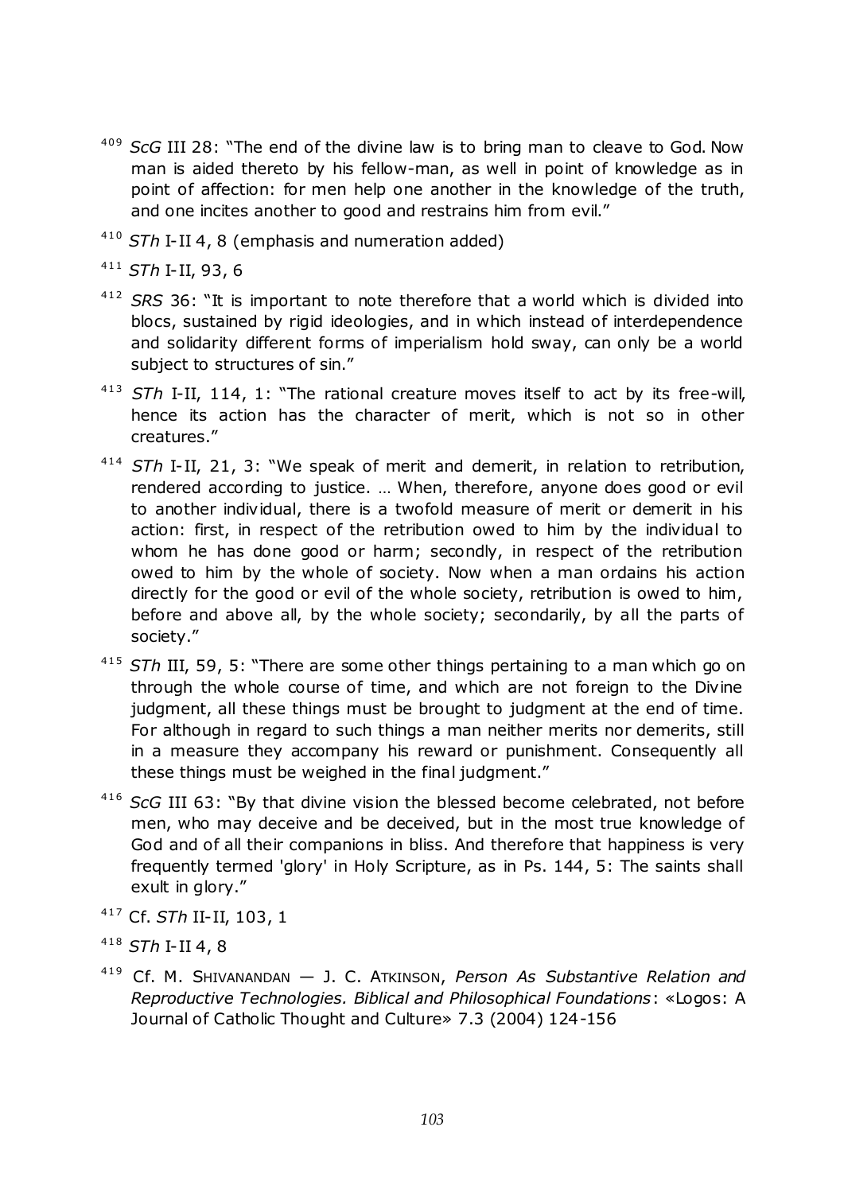[409] *ScG* III 28: "The end of the divine law is to bring man to cleave to God. Now man is aided thereto by his fellow-man, as well in point of knowledge as in point of affection: for men help one another in the knowledge of the truth, and one incites another to good and restrains him from evil."

[410] *STh* I-II 4, 8 (emphasis and numeration added)

[411] *STh* I-II, 93, 6

[412] *SRS* 36: "It is important to note therefore that a world which is divided into blocs, sustained by rigid ideologies, and in which instead of interdependence and solidarity different forms of imperialism hold sway, can only be a world subject to structures of sin."

[413] *STh* I-II, 114, 1: "The rational creature moves itself to act by its free-will, hence its action has the character of merit, which is not so in other creatures."

[414] *STh* I-II, 21, 3: "We speak of merit and demerit, in relation to retribution, rendered according to justice. … When, therefore, anyone does good or evil to another individual, there is a twofold measure of merit or demerit in his action: first, in respect of the retribution owed to him by the individual to whom he has done good or harm; secondly, in respect of the retribution owed to him by the whole of society. Now when a man ordains his action directly for the good or evil of the whole society, retribution is owed to him, before and above all, by the whole society; secondarily, by all the parts of society."

[415] *STh* III, 59, 5: "There are some other things pertaining to a man which go on through the whole course of time, and which are not foreign to the Divine judgment, all these things must be brought to judgment at the end of time. For although in regard to such things a man neither merits nor demerits, still in a measure they accompany his reward or punishment. Consequently all these things must be weighed in the final judgment."

[416] *ScG* III 63: "By that divine vision the blessed become celebrated, not before men, who may deceive and be deceived, but in the most true knowledge of God and of all their companions in bliss. And therefore that happiness is very frequently termed 'glory' in Holy Scripture, as in Ps. 144, 5: The saints shall exult in glory."

[417] Cf. *STh* II-II, 103, 1

[418] *STh* I-II 4, 8

[419] Cf. M. Shivanandan — J. C. Atkinson, *Person As Substantive Relation and Reproductive Technologies. Biblical and Philosophical Foundations*: «Logos: A Journal of Catholic Thought and Culture» 7.3 (2004) 124-156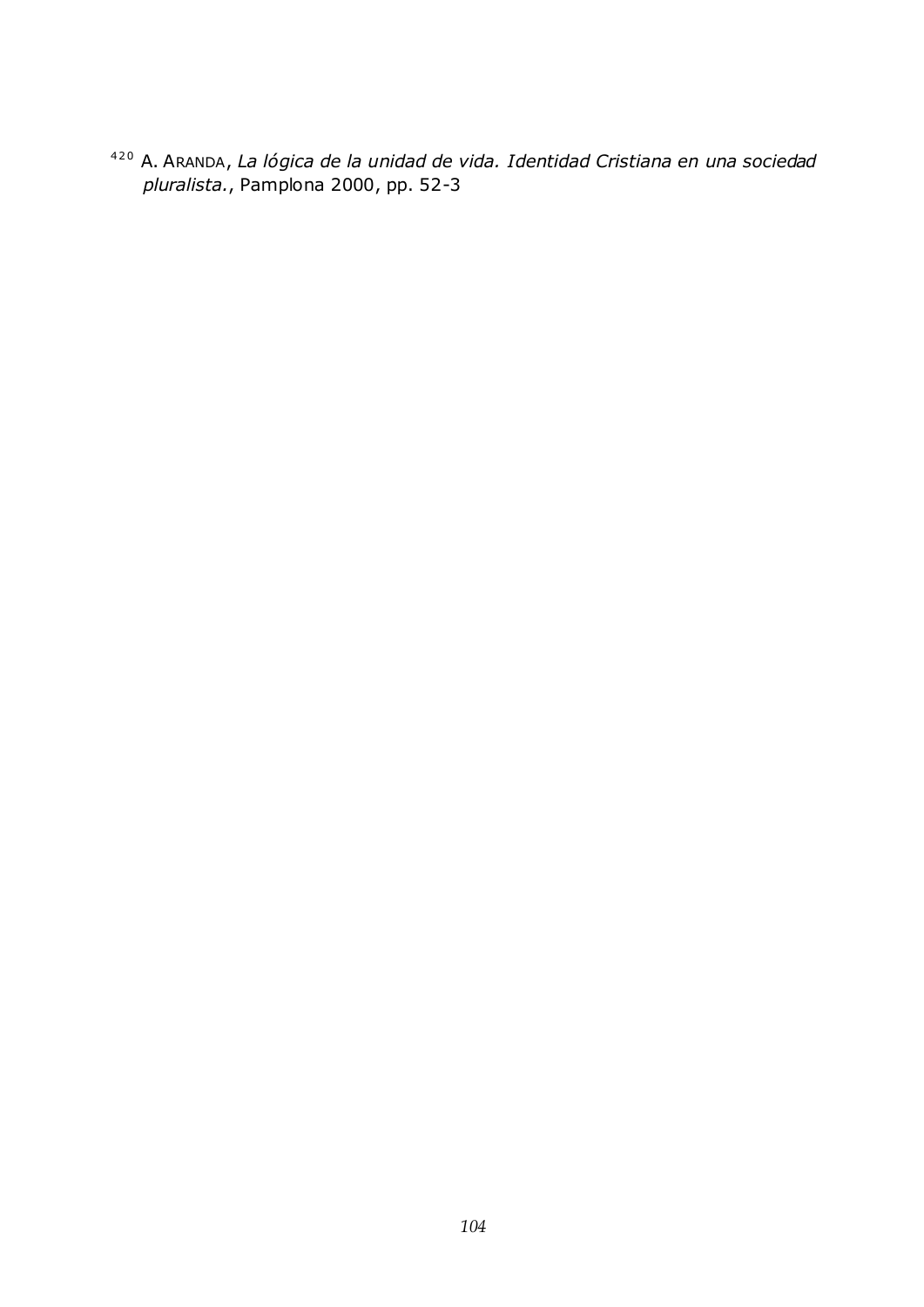[420] A. ARANDA, *La lógica de la unidad de vida. Identidad Cristiana en una sociedad pluralista.*, Pamplona 2000, pp. 52-3